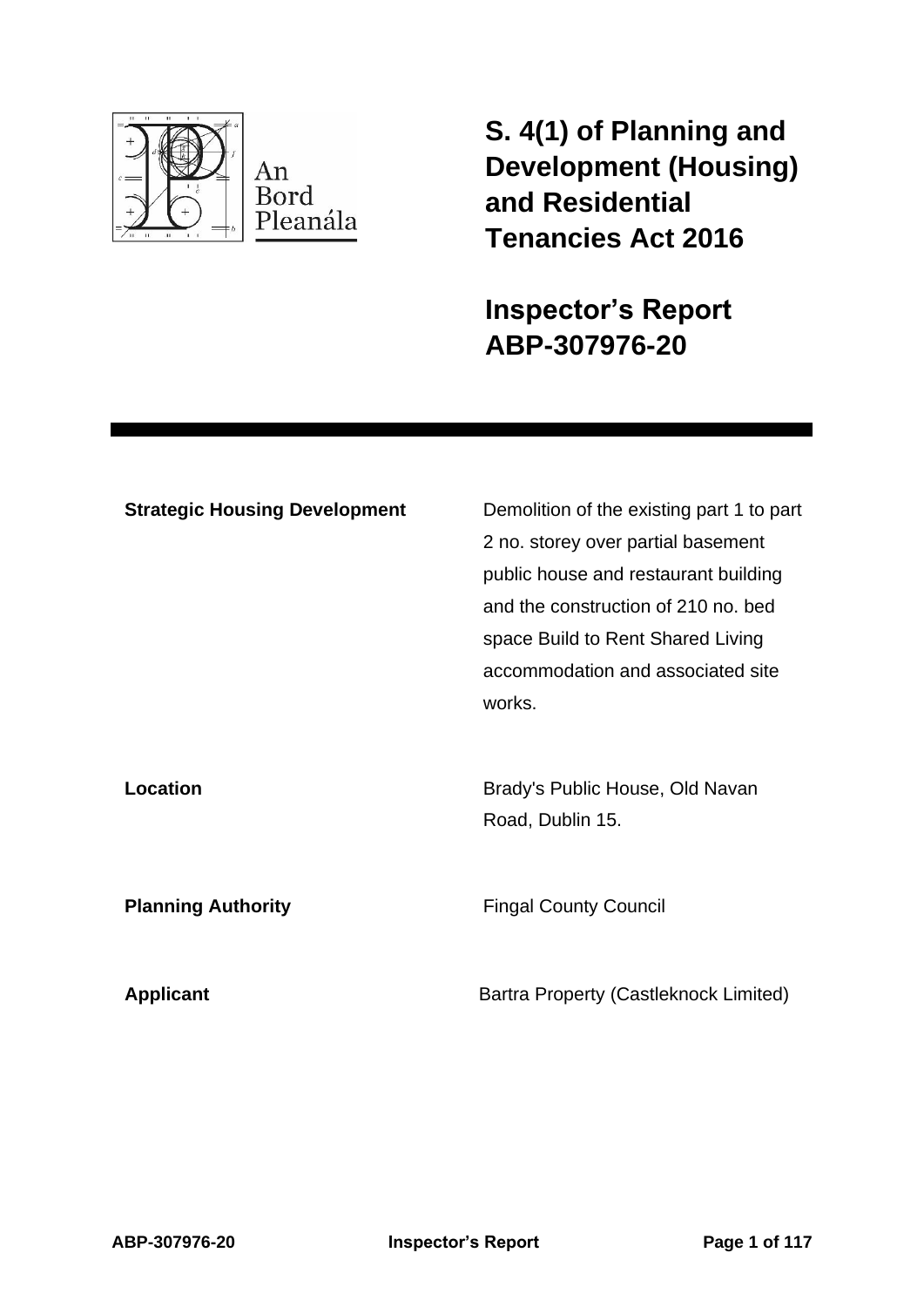An Bord Pleanála

# S. 4(1) of Planning and Development (Housing) and Residential Tenancies Act 2016

# Inspector's Report ABP-307976-20

| | |
|---|---|
| **Strategic Housing Development** | Demolition of the existing part 1 to part 2 no. storey over partial basement public house and restaurant building and the construction of 210 no. bed space Build to Rent Shared Living accommodation and associated site works. |
| **Location** | Brady's Public House, Old Navan Road, Dublin 15. |
| **Planning Authority** | Fingal County Council |
| **Applicant** | Bartra Property (Castleknock Limited) |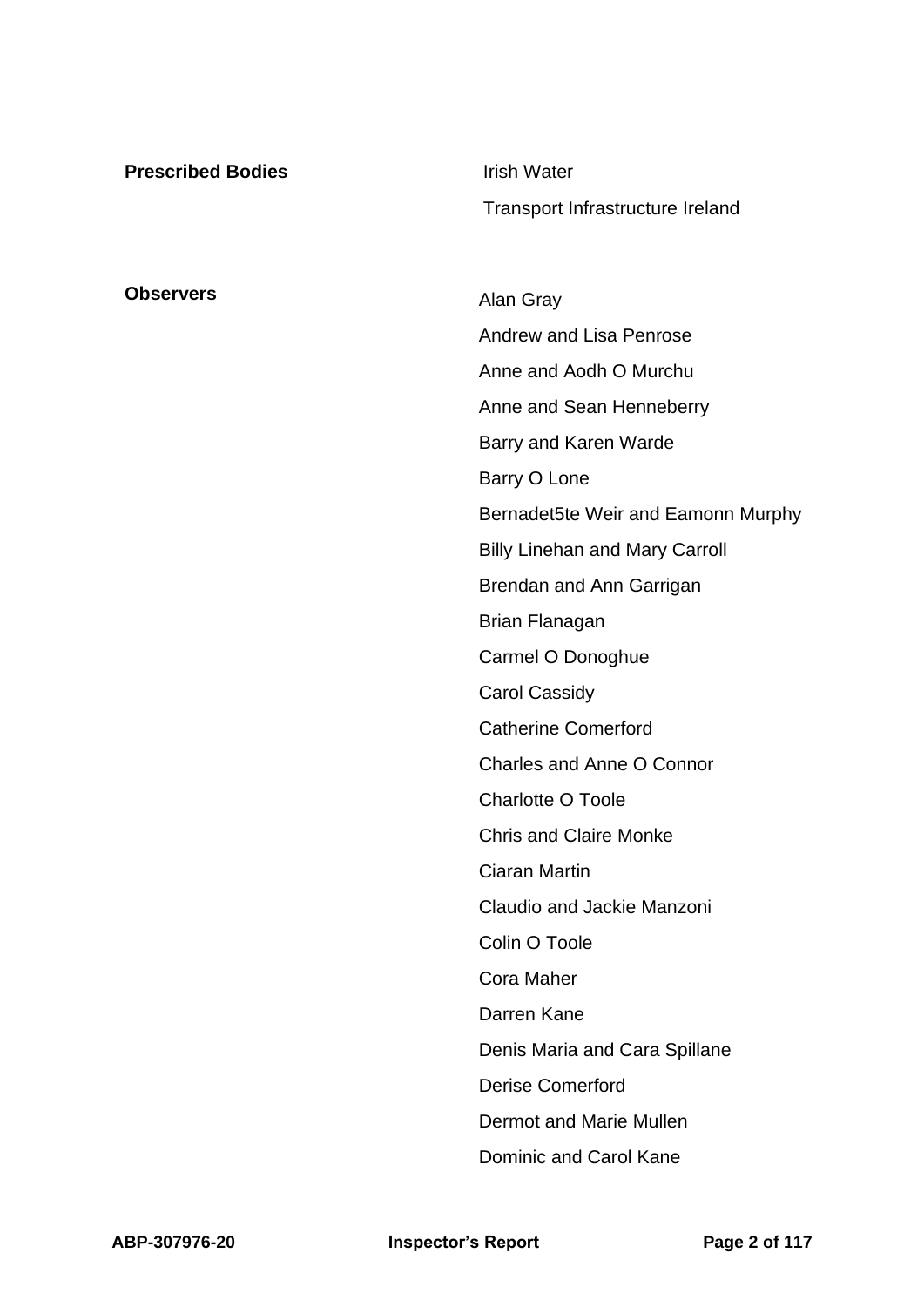| | |
|---|---|
| **Prescribed Bodies** | Irish Water |
| | Transport Infrastructure Ireland |
| | |
| **Observers** | Alan Gray |
| | Andrew and Lisa Penrose |
| | Anne and Aodh O Murchu |
| | Anne and Sean Henneberry |
| | Barry and Karen Warde |
| | Barry O Lone |
| | Bernadet5te Weir and Eamonn Murphy |
| | Billy Linehan and Mary Carroll |
| | Brendan and Ann Garrigan |
| | Brian Flanagan |
| | Carmel O Donoghue |
| | Carol Cassidy |
| | Catherine Comerford |
| | Charles and Anne O Connor |
| | Charlotte O Toole |
| | Chris and Claire Monke |
| | Ciaran Martin |
| | Claudio and Jackie Manzoni |
| | Colin O Toole |
| | Cora Maher |
| | Darren Kane |
| | Denis Maria and Cara Spillane |
| | Derise Comerford |
| | Dermot and Marie Mullen |
| | Dominic and Carol Kane |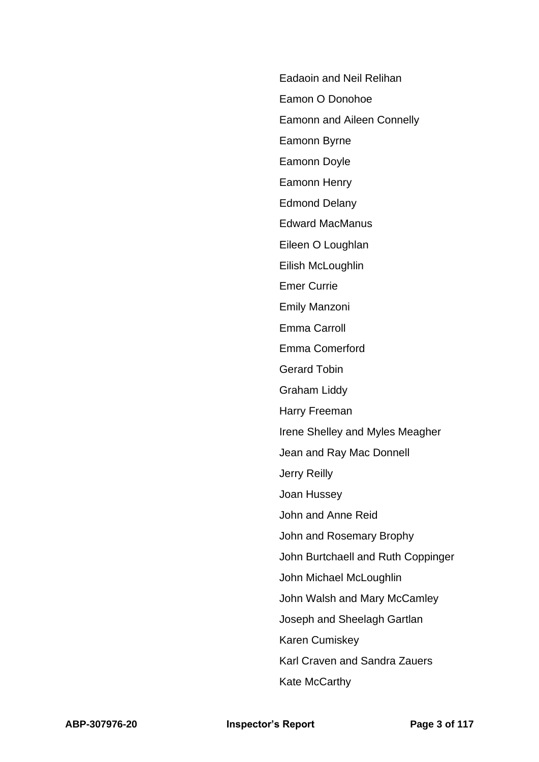Eadaoin and Neil Relihan

Eamon O Donohoe

Eamonn and Aileen Connelly

Eamonn Byrne

Eamonn Doyle

Eamonn Henry

Edmond Delany

Edward MacManus

Eileen O Loughlan

Eilish McLoughlin

Emer Currie

Emily Manzoni

Emma Carroll

Emma Comerford

Gerard Tobin

Graham Liddy

Harry Freeman

Irene Shelley and Myles Meagher

Jean and Ray Mac Donnell

Jerry Reilly

Joan Hussey

John and Anne Reid

John and Rosemary Brophy

John Burtchaell and Ruth Coppinger

John Michael McLoughlin

John Walsh and Mary McCamley

Joseph and Sheelagh Gartlan

Karen Cumiskey

Karl Craven and Sandra Zauers

Kate McCarthy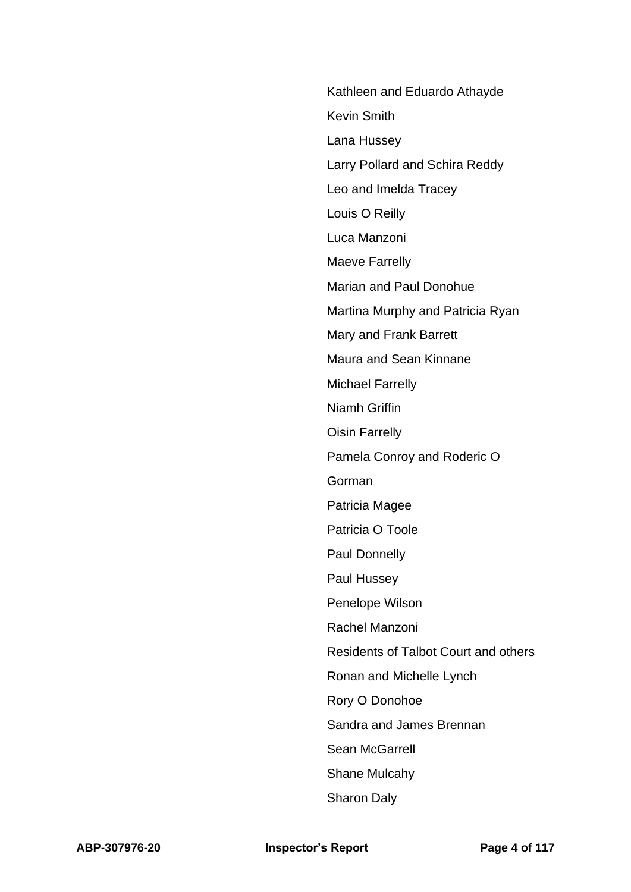Kathleen and Eduardo Athayde

Kevin Smith

Lana Hussey

Larry Pollard and Schira Reddy

Leo and Imelda Tracey

Louis O Reilly

Luca Manzoni

Maeve Farrelly

Marian and Paul Donohue

Martina Murphy and Patricia Ryan

Mary and Frank Barrett

Maura and Sean Kinnane

Michael Farrelly

Niamh Griffin

Oisin Farrelly

Pamela Conroy and Roderic O Gorman

Patricia Magee

Patricia O Toole

Paul Donnelly

Paul Hussey

Penelope Wilson

Rachel Manzoni

Residents of Talbot Court and others

Ronan and Michelle Lynch

Rory O Donohoe

Sandra and James Brennan

Sean McGarrell

Shane Mulcahy

Sharon Daly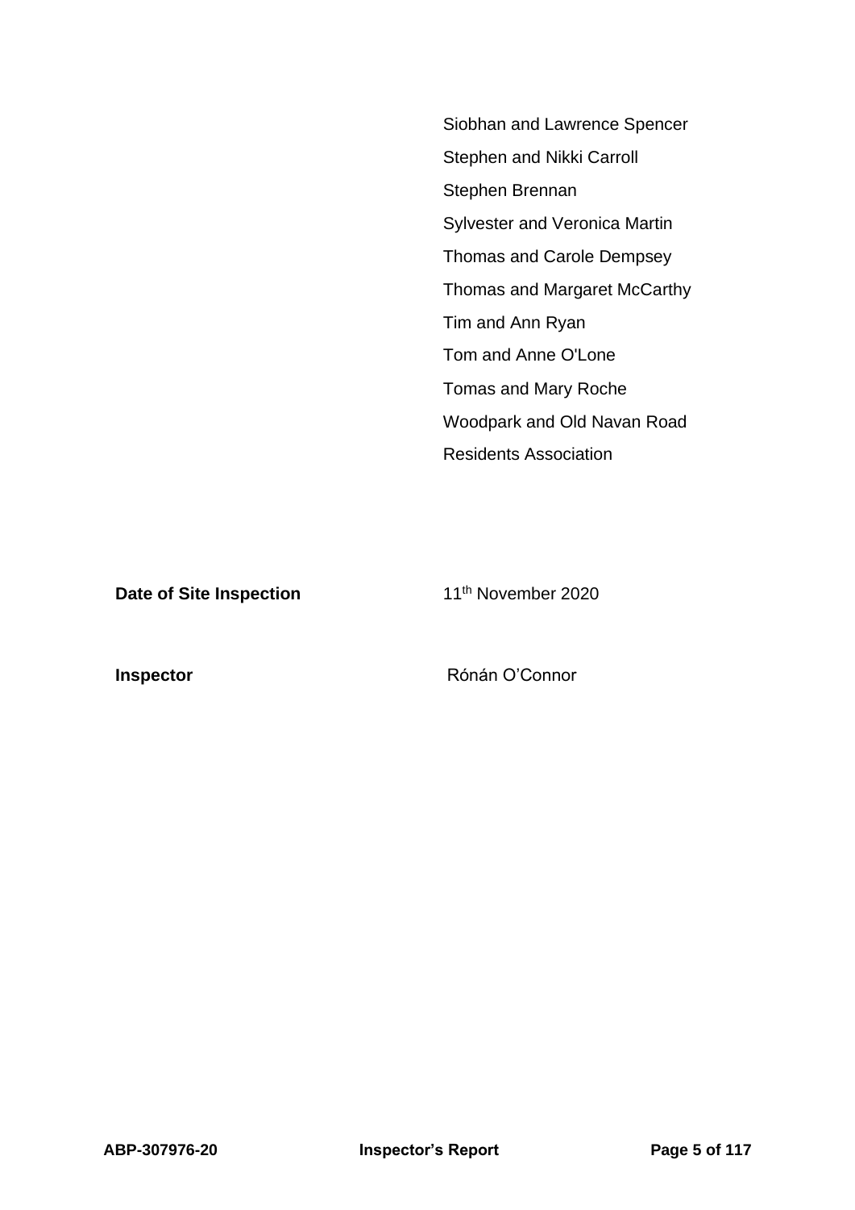| | |
|---|---|
| | Siobhan and Lawrence Spencer |
| | Stephen and Nikki Carroll |
| | Stephen Brennan |
| | Sylvester and Veronica Martin |
| | Thomas and Carole Dempsey |
| | Thomas and Margaret McCarthy |
| | Tim and Ann Ryan |
| | Tom and Anne O'Lone |
| | Tomas and Mary Roche |
| | Woodpark and Old Navan Road Residents Association |
| **Date of Site Inspection** | 11th November 2020 |
| **Inspector** | Rónán O'Connor |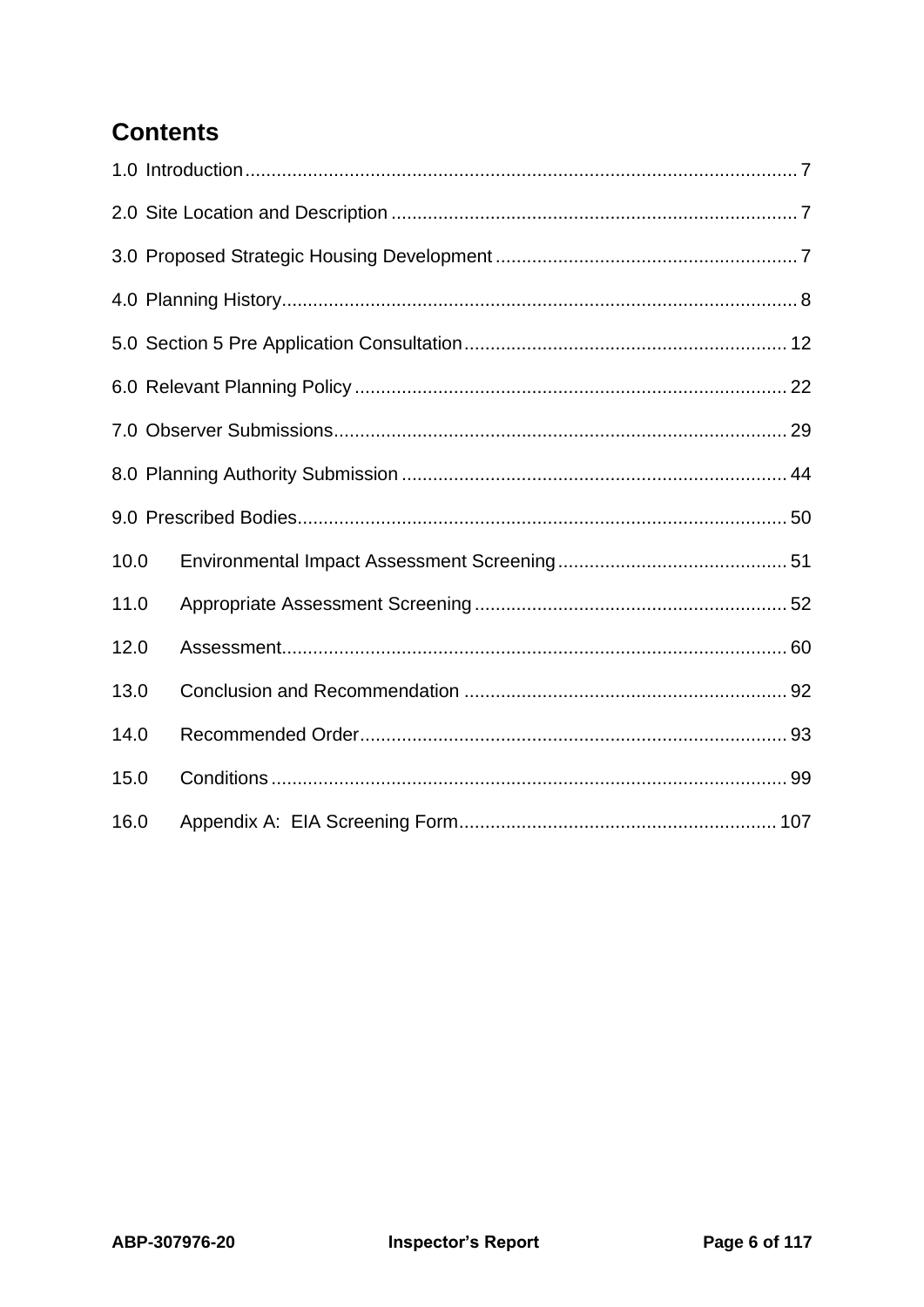## Contents

1.0 Introduction ........................................................................................................ 7

2.0 Site Location and Description ............................................................................. 7

3.0 Proposed Strategic Housing Development ......................................................... 7

4.0 Planning History.................................................................................................. 8

5.0 Section 5 Pre Application Consultation ............................................................. 12

6.0 Relevant Planning Policy .................................................................................. 22

7.0 Observer Submissions ...................................................................................... 29

8.0 Planning Authority Submission ......................................................................... 44

9.0 Prescribed Bodies ............................................................................................. 50

10.0 Environmental Impact Assessment Screening ............................................ 51

11.0 Appropriate Assessment Screening ............................................................ 52

12.0 Assessment ................................................................................................. 60

13.0 Conclusion and Recommendation .............................................................. 92

14.0 Recommended Order .................................................................................. 93

15.0 Conditions ................................................................................................... 99

16.0 Appendix A: EIA Screening Form ............................................................. 107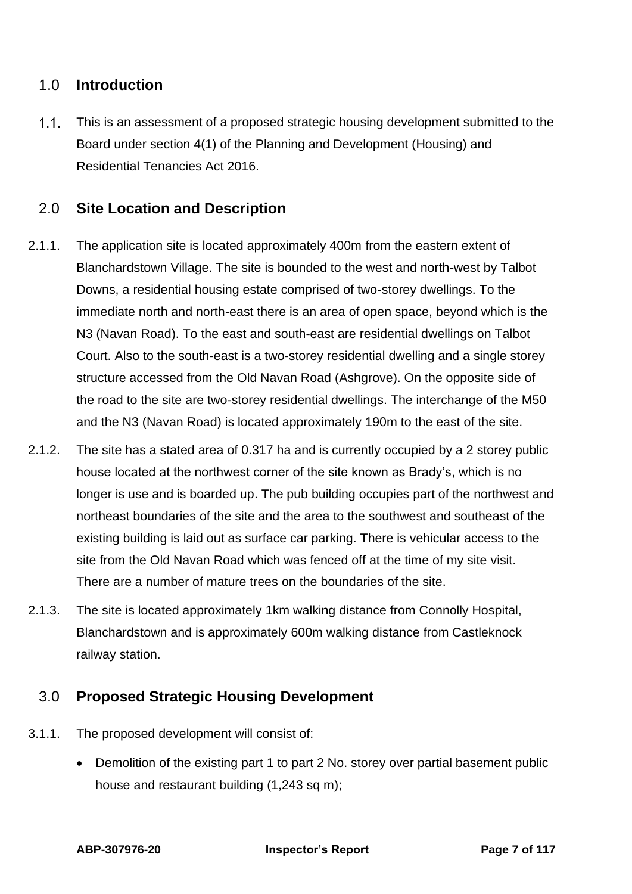## 1.0 Introduction

1.1. This is an assessment of a proposed strategic housing development submitted to the Board under section 4(1) of the Planning and Development (Housing) and Residential Tenancies Act 2016.

## 2.0 Site Location and Description

2.1.1. The application site is located approximately 400m from the eastern extent of Blanchardstown Village. The site is bounded to the west and north-west by Talbot Downs, a residential housing estate comprised of two-storey dwellings. To the immediate north and north-east there is an area of open space, beyond which is the N3 (Navan Road). To the east and south-east are residential dwellings on Talbot Court. Also to the south-east is a two-storey residential dwelling and a single storey structure accessed from the Old Navan Road (Ashgrove). On the opposite side of the road to the site are two-storey residential dwellings. The interchange of the M50 and the N3 (Navan Road) is located approximately 190m to the east of the site.

2.1.2. The site has a stated area of 0.317 ha and is currently occupied by a 2 storey public house located at the northwest corner of the site known as Brady's, which is no longer is use and is boarded up. The pub building occupies part of the northwest and northeast boundaries of the site and the area to the southwest and southeast of the existing building is laid out as surface car parking. There is vehicular access to the site from the Old Navan Road which was fenced off at the time of my site visit. There are a number of mature trees on the boundaries of the site.

2.1.3. The site is located approximately 1km walking distance from Connolly Hospital, Blanchardstown and is approximately 600m walking distance from Castleknock railway station.

## 3.0 Proposed Strategic Housing Development

3.1.1. The proposed development will consist of:

- Demolition of the existing part 1 to part 2 No. storey over partial basement public house and restaurant building (1,243 sq m);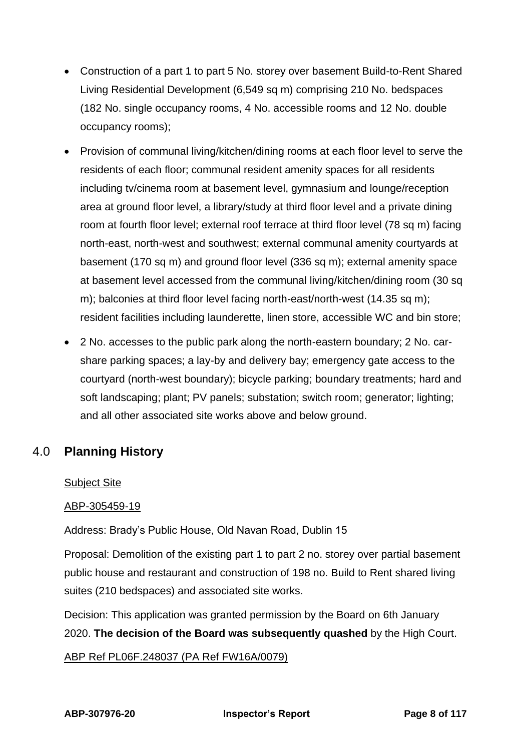- Construction of a part 1 to part 5 No. storey over basement Build-to-Rent Shared Living Residential Development (6,549 sq m) comprising 210 No. bedspaces (182 No. single occupancy rooms, 4 No. accessible rooms and 12 No. double occupancy rooms);
- Provision of communal living/kitchen/dining rooms at each floor level to serve the residents of each floor; communal resident amenity spaces for all residents including tv/cinema room at basement level, gymnasium and lounge/reception area at ground floor level, a library/study at third floor level and a private dining room at fourth floor level; external roof terrace at third floor level (78 sq m) facing north-east, north-west and southwest; external communal amenity courtyards at basement (170 sq m) and ground floor level (336 sq m); external amenity space at basement level accessed from the communal living/kitchen/dining room (30 sq m); balconies at third floor level facing north-east/north-west (14.35 sq m); resident facilities including launderette, linen store, accessible WC and bin store;
- 2 No. accesses to the public park along the north-eastern boundary; 2 No. car-share parking spaces; a lay-by and delivery bay; emergency gate access to the courtyard (north-west boundary); bicycle parking; boundary treatments; hard and soft landscaping; plant; PV panels; substation; switch room; generator; lighting; and all other associated site works above and below ground.

## 4.0 Planning History

Subject Site

ABP-305459-19

Address: Brady's Public House, Old Navan Road, Dublin 15

Proposal: Demolition of the existing part 1 to part 2 no. storey over partial basement public house and restaurant and construction of 198 no. Build to Rent shared living suites (210 bedspaces) and associated site works.

Decision: This application was granted permission by the Board on 6th January 2020. **The decision of the Board was subsequently quashed** by the High Court.

ABP Ref PL06F.248037 (PA Ref FW16A/0079)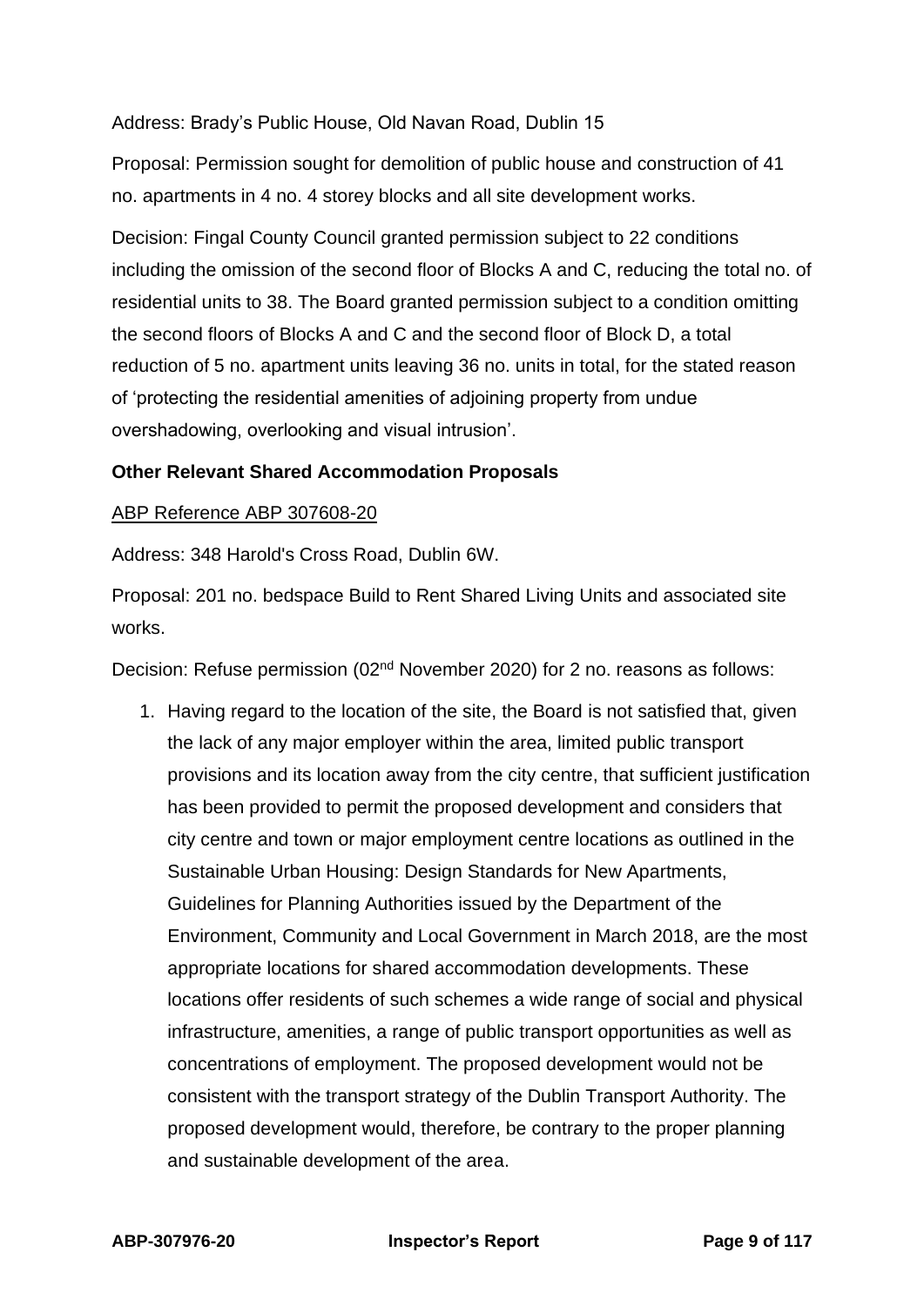Address: Brady's Public House, Old Navan Road, Dublin 15

Proposal: Permission sought for demolition of public house and construction of 41 no. apartments in 4 no. 4 storey blocks and all site development works.

Decision: Fingal County Council granted permission subject to 22 conditions including the omission of the second floor of Blocks A and C, reducing the total no. of residential units to 38. The Board granted permission subject to a condition omitting the second floors of Blocks A and C and the second floor of Block D, a total reduction of 5 no. apartment units leaving 36 no. units in total, for the stated reason of 'protecting the residential amenities of adjoining property from undue overshadowing, overlooking and visual intrusion'.

**Other Relevant Shared Accommodation Proposals**

ABP Reference ABP 307608-20

Address: 348 Harold's Cross Road, Dublin 6W.

Proposal: 201 no. bedspace Build to Rent Shared Living Units and associated site works.

Decision: Refuse permission (02nd November 2020) for 2 no. reasons as follows:

1. Having regard to the location of the site, the Board is not satisfied that, given the lack of any major employer within the area, limited public transport provisions and its location away from the city centre, that sufficient justification has been provided to permit the proposed development and considers that city centre and town or major employment centre locations as outlined in the Sustainable Urban Housing: Design Standards for New Apartments, Guidelines for Planning Authorities issued by the Department of the Environment, Community and Local Government in March 2018, are the most appropriate locations for shared accommodation developments. These locations offer residents of such schemes a wide range of social and physical infrastructure, amenities, a range of public transport opportunities as well as concentrations of employment. The proposed development would not be consistent with the transport strategy of the Dublin Transport Authority. The proposed development would, therefore, be contrary to the proper planning and sustainable development of the area.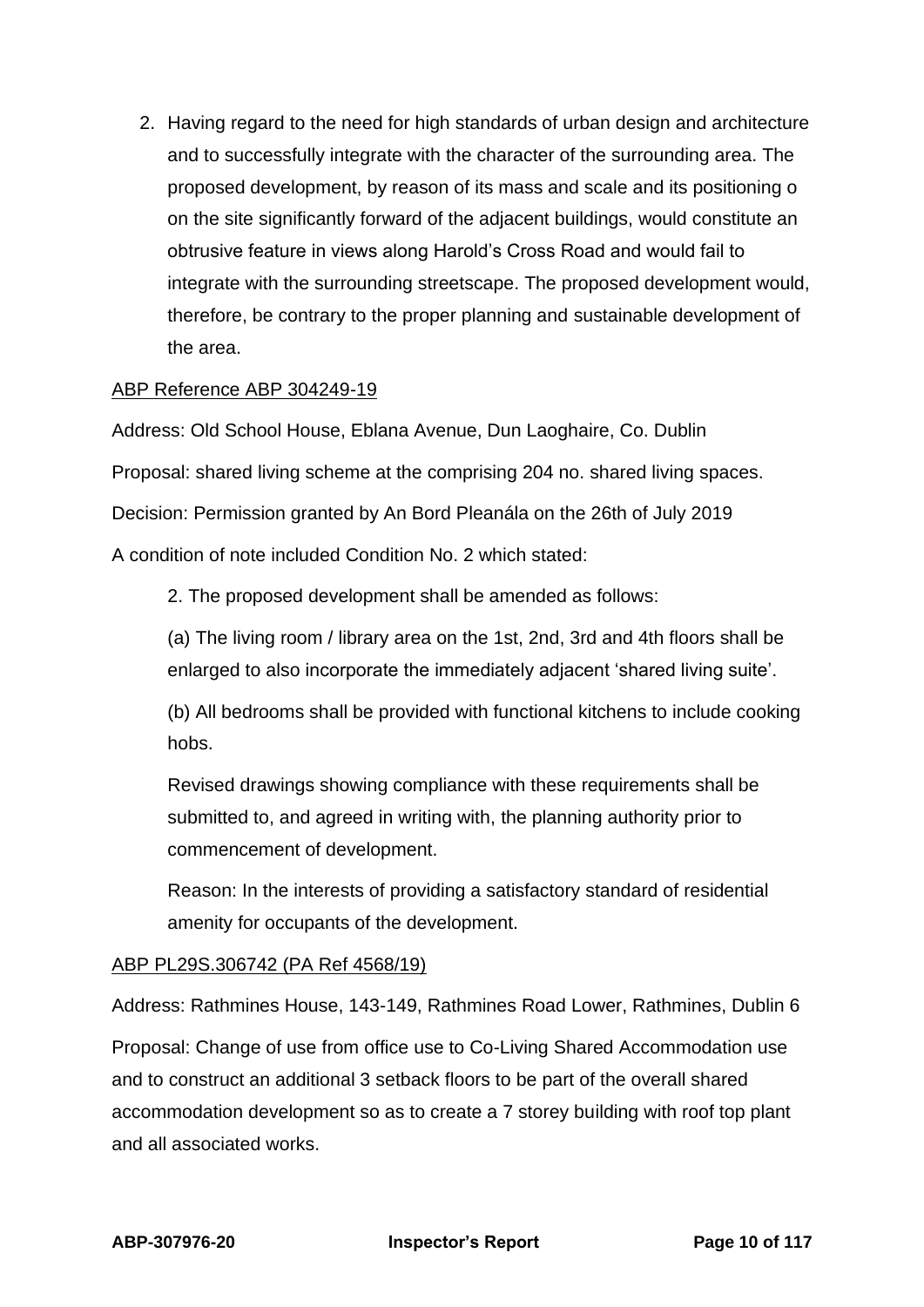2. Having regard to the need for high standards of urban design and architecture and to successfully integrate with the character of the surrounding area. The proposed development, by reason of its mass and scale and its positioning o on the site significantly forward of the adjacent buildings, would constitute an obtrusive feature in views along Harold's Cross Road and would fail to integrate with the surrounding streetscape. The proposed development would, therefore, be contrary to the proper planning and sustainable development of the area.

<u>ABP Reference ABP 304249-19</u>

Address: Old School House, Eblana Avenue, Dun Laoghaire, Co. Dublin

Proposal: shared living scheme at the comprising 204 no. shared living spaces.

Decision: Permission granted by An Bord Pleanála on the 26th of July 2019

A condition of note included Condition No. 2 which stated:

> 2. The proposed development shall be amended as follows:
>
> (a) The living room / library area on the 1st, 2nd, 3rd and 4th floors shall be enlarged to also incorporate the immediately adjacent 'shared living suite'.
>
> (b) All bedrooms shall be provided with functional kitchens to include cooking hobs.
>
> Revised drawings showing compliance with these requirements shall be submitted to, and agreed in writing with, the planning authority prior to commencement of development.
>
> Reason: In the interests of providing a satisfactory standard of residential amenity for occupants of the development.

<u>ABP PL29S.306742 (PA Ref 4568/19)</u>

Address: Rathmines House, 143-149, Rathmines Road Lower, Rathmines, Dublin 6

Proposal: Change of use from office use to Co-Living Shared Accommodation use and to construct an additional 3 setback floors to be part of the overall shared accommodation development so as to create a 7 storey building with roof top plant and all associated works.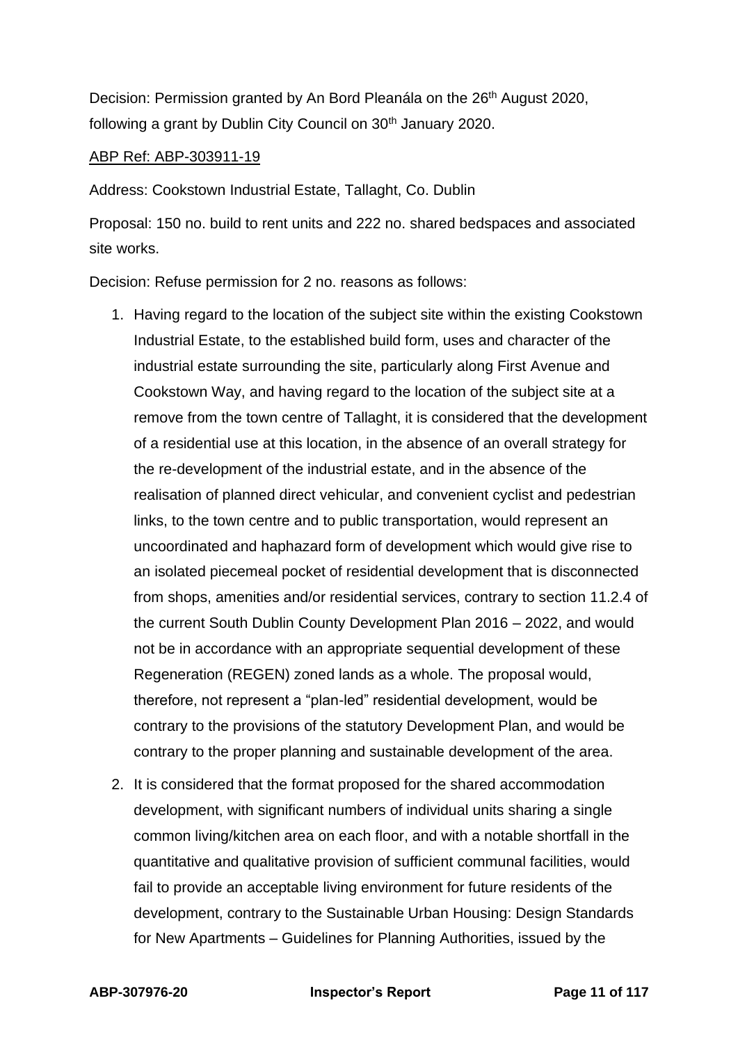Decision: Permission granted by An Bord Pleanála on the 26th August 2020, following a grant by Dublin City Council on 30th January 2020.

ABP Ref: ABP-303911-19

Address: Cookstown Industrial Estate, Tallaght, Co. Dublin

Proposal: 150 no. build to rent units and 222 no. shared bedspaces and associated site works.

Decision: Refuse permission for 2 no. reasons as follows:

1. Having regard to the location of the subject site within the existing Cookstown Industrial Estate, to the established build form, uses and character of the industrial estate surrounding the site, particularly along First Avenue and Cookstown Way, and having regard to the location of the subject site at a remove from the town centre of Tallaght, it is considered that the development of a residential use at this location, in the absence of an overall strategy for the re-development of the industrial estate, and in the absence of the realisation of planned direct vehicular, and convenient cyclist and pedestrian links, to the town centre and to public transportation, would represent an uncoordinated and haphazard form of development which would give rise to an isolated piecemeal pocket of residential development that is disconnected from shops, amenities and/or residential services, contrary to section 11.2.4 of the current South Dublin County Development Plan 2016 – 2022, and would not be in accordance with an appropriate sequential development of these Regeneration (REGEN) zoned lands as a whole. The proposal would, therefore, not represent a "plan-led" residential development, would be contrary to the provisions of the statutory Development Plan, and would be contrary to the proper planning and sustainable development of the area.
2. It is considered that the format proposed for the shared accommodation development, with significant numbers of individual units sharing a single common living/kitchen area on each floor, and with a notable shortfall in the quantitative and qualitative provision of sufficient communal facilities, would fail to provide an acceptable living environment for future residents of the development, contrary to the Sustainable Urban Housing: Design Standards for New Apartments – Guidelines for Planning Authorities, issued by the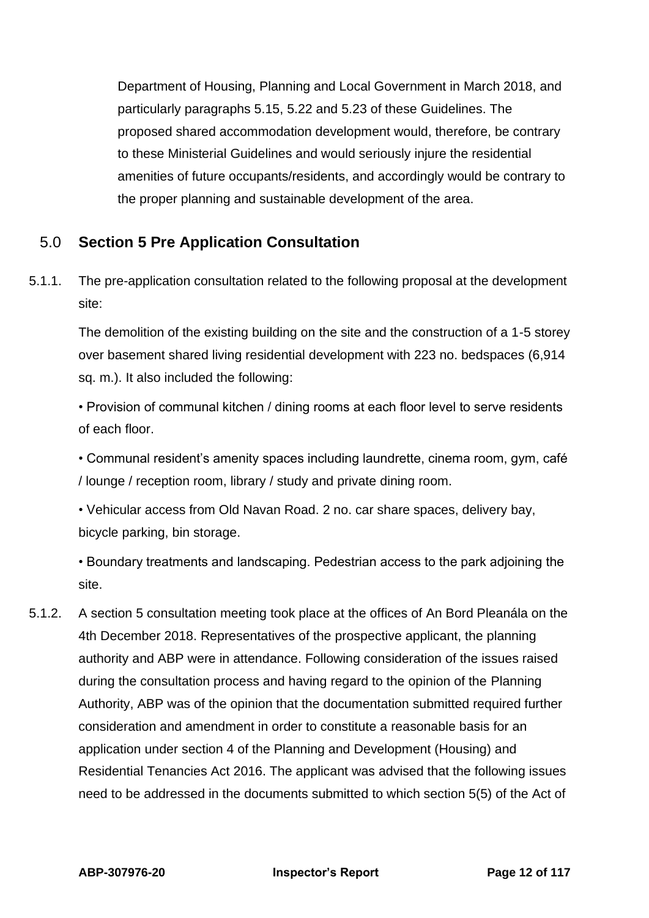Department of Housing, Planning and Local Government in March 2018, and particularly paragraphs 5.15, 5.22 and 5.23 of these Guidelines. The proposed shared accommodation development would, therefore, be contrary to these Ministerial Guidelines and would seriously injure the residential amenities of future occupants/residents, and accordingly would be contrary to the proper planning and sustainable development of the area.

## 5.0 Section 5 Pre Application Consultation

5.1.1. The pre-application consultation related to the following proposal at the development site:

The demolition of the existing building on the site and the construction of a 1-5 storey over basement shared living residential development with 223 no. bedspaces (6,914 sq. m.). It also included the following:

- Provision of communal kitchen / dining rooms at each floor level to serve residents of each floor.
- Communal resident's amenity spaces including laundrette, cinema room, gym, café / lounge / reception room, library / study and private dining room.
- Vehicular access from Old Navan Road. 2 no. car share spaces, delivery bay, bicycle parking, bin storage.
- Boundary treatments and landscaping. Pedestrian access to the park adjoining the site.

5.1.2. A section 5 consultation meeting took place at the offices of An Bord Pleanála on the 4th December 2018. Representatives of the prospective applicant, the planning authority and ABP were in attendance. Following consideration of the issues raised during the consultation process and having regard to the opinion of the Planning Authority, ABP was of the opinion that the documentation submitted required further consideration and amendment in order to constitute a reasonable basis for an application under section 4 of the Planning and Development (Housing) and Residential Tenancies Act 2016. The applicant was advised that the following issues need to be addressed in the documents submitted to which section 5(5) of the Act of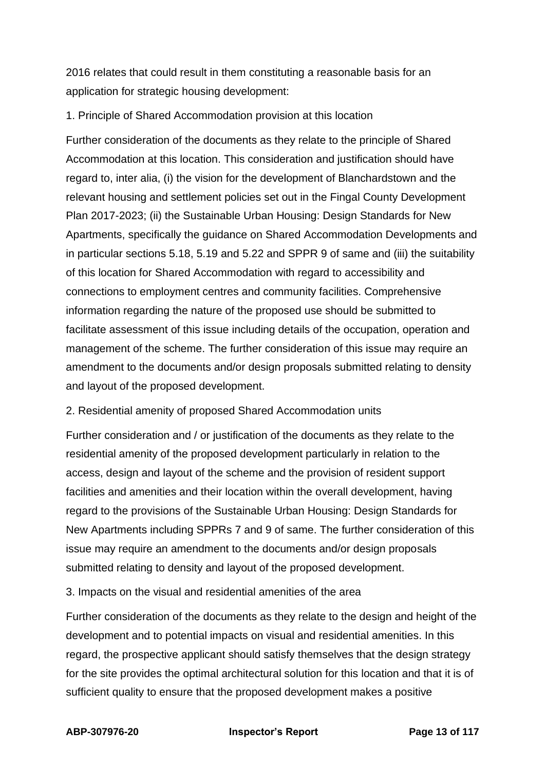2016 relates that could result in them constituting a reasonable basis for an application for strategic housing development:

1. Principle of Shared Accommodation provision at this location

Further consideration of the documents as they relate to the principle of Shared Accommodation at this location. This consideration and justification should have regard to, inter alia, (i) the vision for the development of Blanchardstown and the relevant housing and settlement policies set out in the Fingal County Development Plan 2017-2023; (ii) the Sustainable Urban Housing: Design Standards for New Apartments, specifically the guidance on Shared Accommodation Developments and in particular sections 5.18, 5.19 and 5.22 and SPPR 9 of same and (iii) the suitability of this location for Shared Accommodation with regard to accessibility and connections to employment centres and community facilities. Comprehensive information regarding the nature of the proposed use should be submitted to facilitate assessment of this issue including details of the occupation, operation and management of the scheme. The further consideration of this issue may require an amendment to the documents and/or design proposals submitted relating to density and layout of the proposed development.

2. Residential amenity of proposed Shared Accommodation units

Further consideration and / or justification of the documents as they relate to the residential amenity of the proposed development particularly in relation to the access, design and layout of the scheme and the provision of resident support facilities and amenities and their location within the overall development, having regard to the provisions of the Sustainable Urban Housing: Design Standards for New Apartments including SPPRs 7 and 9 of same. The further consideration of this issue may require an amendment to the documents and/or design proposals submitted relating to density and layout of the proposed development.

3. Impacts on the visual and residential amenities of the area

Further consideration of the documents as they relate to the design and height of the development and to potential impacts on visual and residential amenities. In this regard, the prospective applicant should satisfy themselves that the design strategy for the site provides the optimal architectural solution for this location and that it is of sufficient quality to ensure that the proposed development makes a positive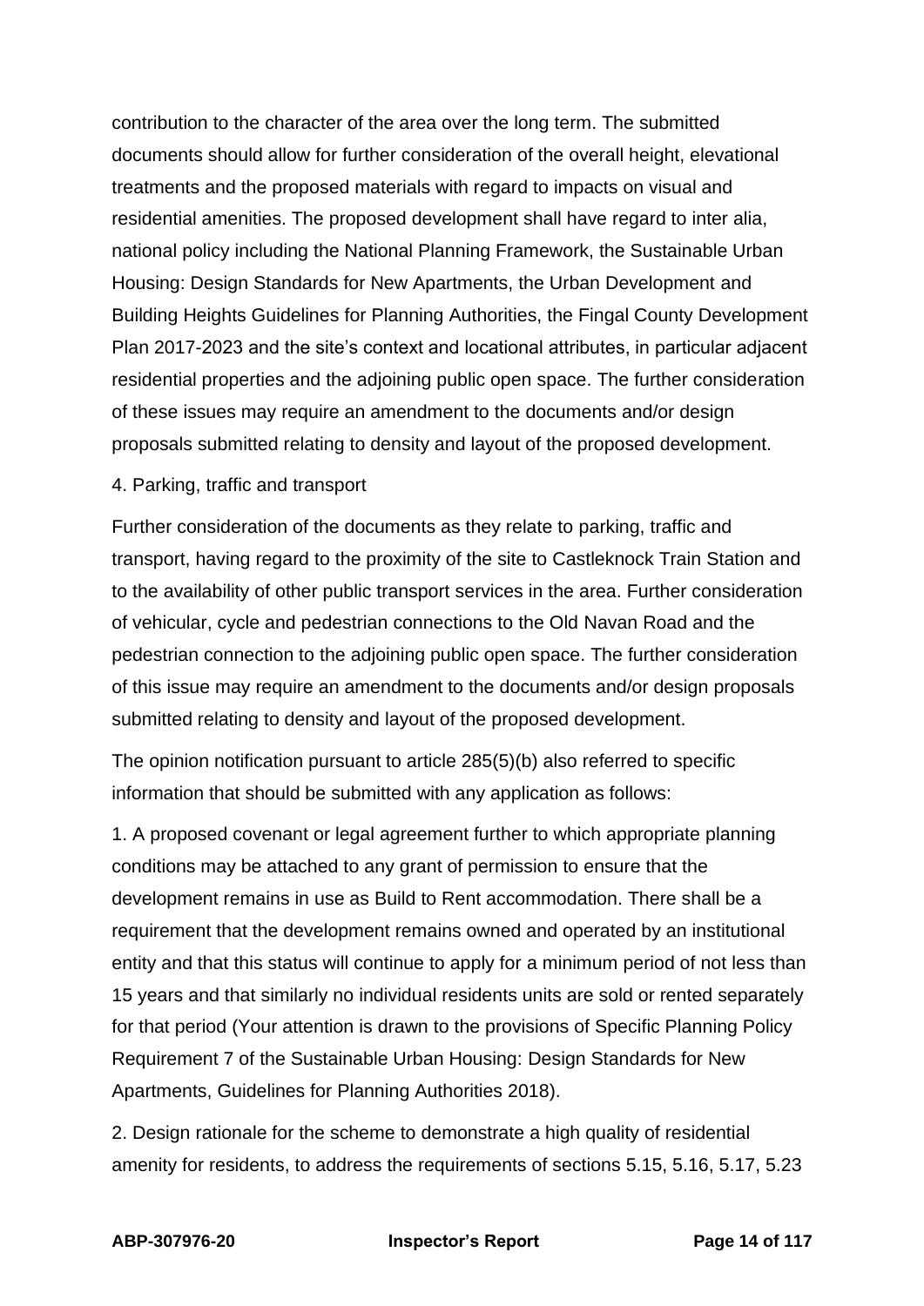contribution to the character of the area over the long term. The submitted documents should allow for further consideration of the overall height, elevational treatments and the proposed materials with regard to impacts on visual and residential amenities. The proposed development shall have regard to inter alia, national policy including the National Planning Framework, the Sustainable Urban Housing: Design Standards for New Apartments, the Urban Development and Building Heights Guidelines for Planning Authorities, the Fingal County Development Plan 2017-2023 and the site's context and locational attributes, in particular adjacent residential properties and the adjoining public open space. The further consideration of these issues may require an amendment to the documents and/or design proposals submitted relating to density and layout of the proposed development.

4. Parking, traffic and transport

Further consideration of the documents as they relate to parking, traffic and transport, having regard to the proximity of the site to Castleknock Train Station and to the availability of other public transport services in the area. Further consideration of vehicular, cycle and pedestrian connections to the Old Navan Road and the pedestrian connection to the adjoining public open space. The further consideration of this issue may require an amendment to the documents and/or design proposals submitted relating to density and layout of the proposed development.

The opinion notification pursuant to article 285(5)(b) also referred to specific information that should be submitted with any application as follows:

1. A proposed covenant or legal agreement further to which appropriate planning conditions may be attached to any grant of permission to ensure that the development remains in use as Build to Rent accommodation. There shall be a requirement that the development remains owned and operated by an institutional entity and that this status will continue to apply for a minimum period of not less than 15 years and that similarly no individual residents units are sold or rented separately for that period (Your attention is drawn to the provisions of Specific Planning Policy Requirement 7 of the Sustainable Urban Housing: Design Standards for New Apartments, Guidelines for Planning Authorities 2018).

2. Design rationale for the scheme to demonstrate a high quality of residential amenity for residents, to address the requirements of sections 5.15, 5.16, 5.17, 5.23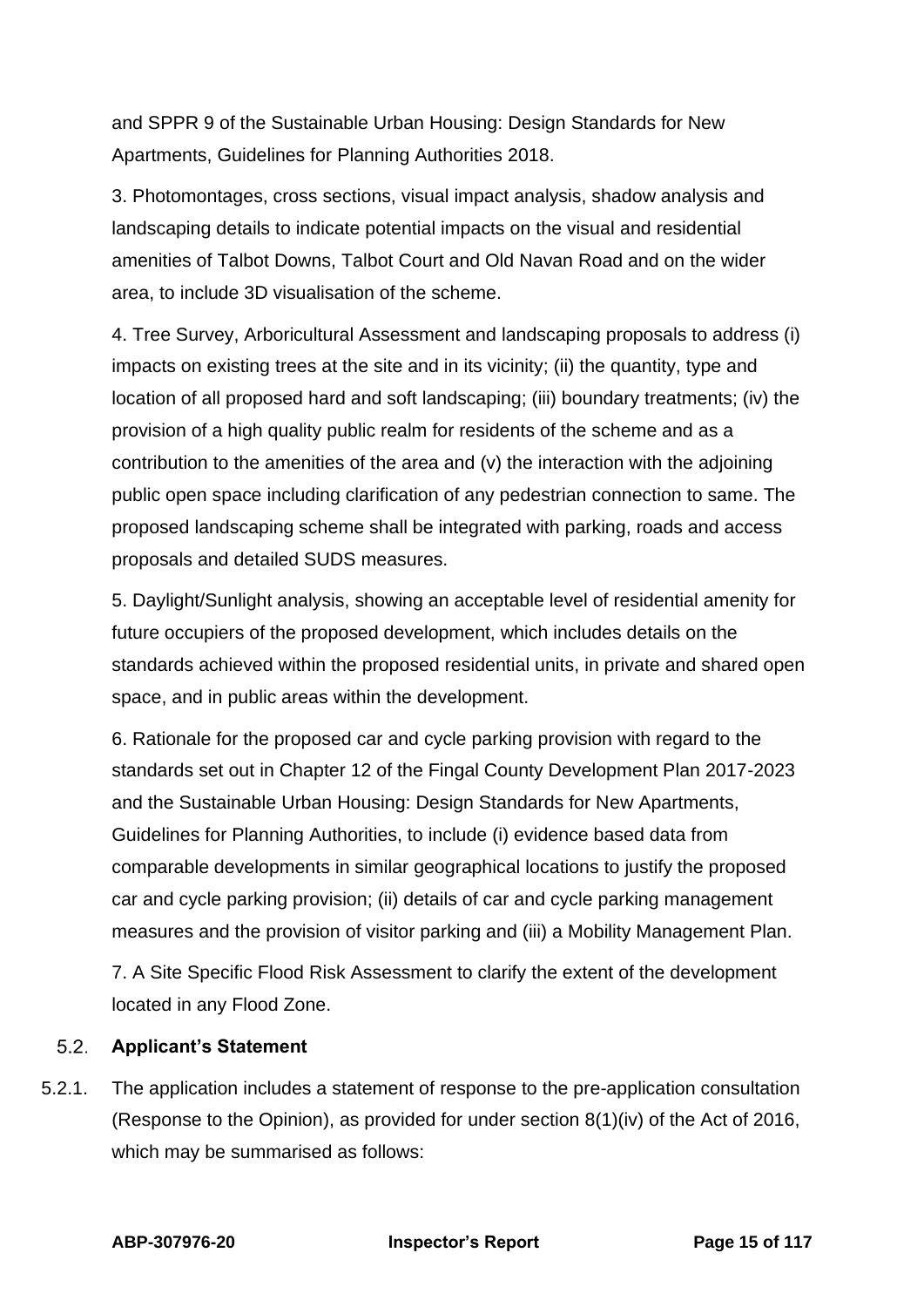and SPPR 9 of the Sustainable Urban Housing: Design Standards for New Apartments, Guidelines for Planning Authorities 2018.

3. Photomontages, cross sections, visual impact analysis, shadow analysis and landscaping details to indicate potential impacts on the visual and residential amenities of Talbot Downs, Talbot Court and Old Navan Road and on the wider area, to include 3D visualisation of the scheme.

4. Tree Survey, Arboricultural Assessment and landscaping proposals to address (i) impacts on existing trees at the site and in its vicinity; (ii) the quantity, type and location of all proposed hard and soft landscaping; (iii) boundary treatments; (iv) the provision of a high quality public realm for residents of the scheme and as a contribution to the amenities of the area and (v) the interaction with the adjoining public open space including clarification of any pedestrian connection to same. The proposed landscaping scheme shall be integrated with parking, roads and access proposals and detailed SUDS measures.

5. Daylight/Sunlight analysis, showing an acceptable level of residential amenity for future occupiers of the proposed development, which includes details on the standards achieved within the proposed residential units, in private and shared open space, and in public areas within the development.

6. Rationale for the proposed car and cycle parking provision with regard to the standards set out in Chapter 12 of the Fingal County Development Plan 2017-2023 and the Sustainable Urban Housing: Design Standards for New Apartments, Guidelines for Planning Authorities, to include (i) evidence based data from comparable developments in similar geographical locations to justify the proposed car and cycle parking provision; (ii) details of car and cycle parking management measures and the provision of visitor parking and (iii) a Mobility Management Plan.

7. A Site Specific Flood Risk Assessment to clarify the extent of the development located in any Flood Zone.

### 5.2. Applicant's Statement

5.2.1. The application includes a statement of response to the pre-application consultation (Response to the Opinion), as provided for under section 8(1)(iv) of the Act of 2016, which may be summarised as follows: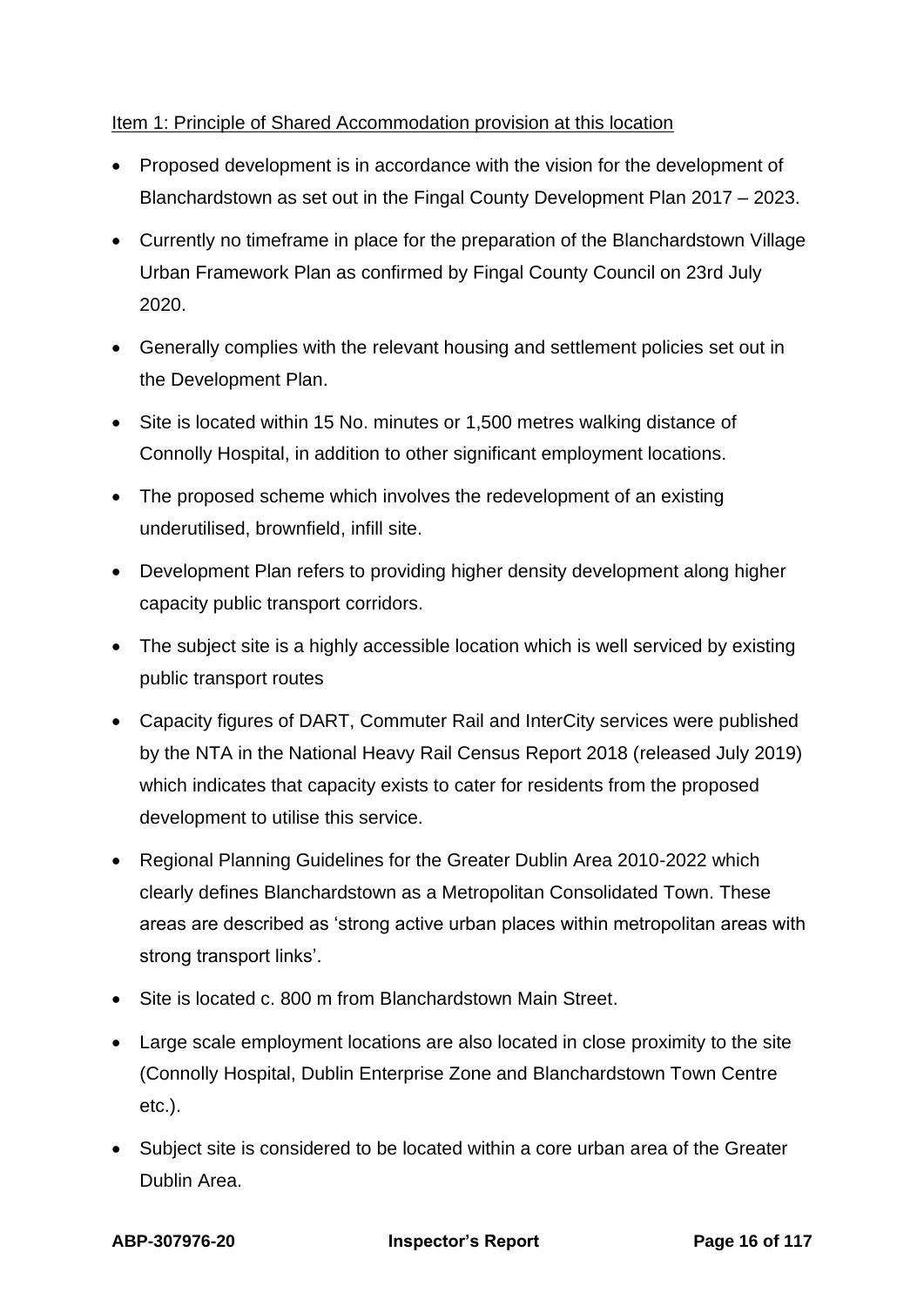<u>Item 1: Principle of Shared Accommodation provision at this location</u>

- Proposed development is in accordance with the vision for the development of Blanchardstown as set out in the Fingal County Development Plan 2017 – 2023.
- Currently no timeframe in place for the preparation of the Blanchardstown Village Urban Framework Plan as confirmed by Fingal County Council on 23rd July 2020.
- Generally complies with the relevant housing and settlement policies set out in the Development Plan.
- Site is located within 15 No. minutes or 1,500 metres walking distance of Connolly Hospital, in addition to other significant employment locations.
- The proposed scheme which involves the redevelopment of an existing underutilised, brownfield, infill site.
- Development Plan refers to providing higher density development along higher capacity public transport corridors.
- The subject site is a highly accessible location which is well serviced by existing public transport routes
- Capacity figures of DART, Commuter Rail and InterCity services were published by the NTA in the National Heavy Rail Census Report 2018 (released July 2019) which indicates that capacity exists to cater for residents from the proposed development to utilise this service.
- Regional Planning Guidelines for the Greater Dublin Area 2010-2022 which clearly defines Blanchardstown as a Metropolitan Consolidated Town. These areas are described as 'strong active urban places within metropolitan areas with strong transport links'.
- Site is located c. 800 m from Blanchardstown Main Street.
- Large scale employment locations are also located in close proximity to the site (Connolly Hospital, Dublin Enterprise Zone and Blanchardstown Town Centre etc.).
- Subject site is considered to be located within a core urban area of the Greater Dublin Area.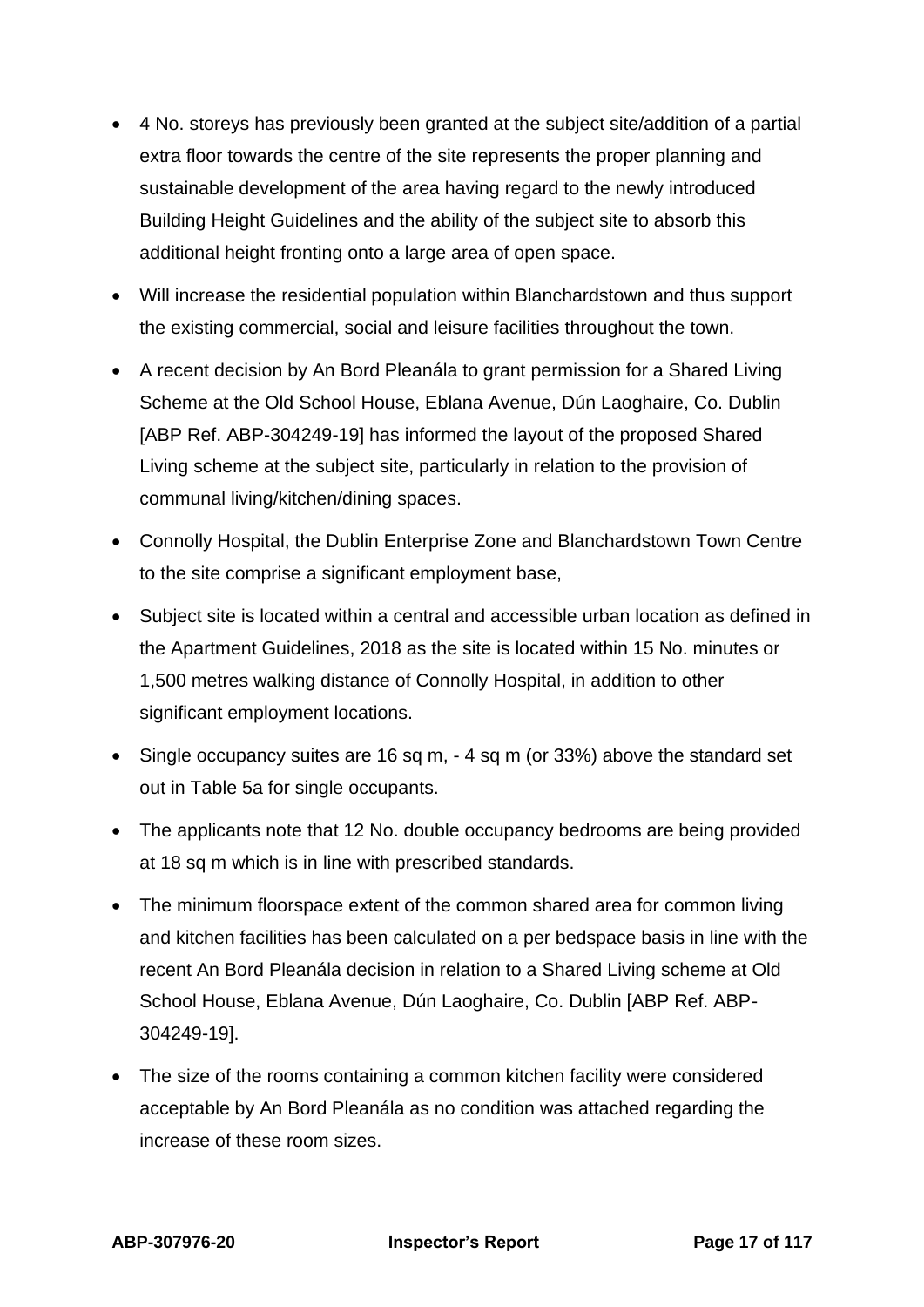- 4 No. storeys has previously been granted at the subject site/addition of a partial extra floor towards the centre of the site represents the proper planning and sustainable development of the area having regard to the newly introduced Building Height Guidelines and the ability of the subject site to absorb this additional height fronting onto a large area of open space.
- Will increase the residential population within Blanchardstown and thus support the existing commercial, social and leisure facilities throughout the town.
- A recent decision by An Bord Pleanála to grant permission for a Shared Living Scheme at the Old School House, Eblana Avenue, Dún Laoghaire, Co. Dublin [ABP Ref. ABP-304249-19] has informed the layout of the proposed Shared Living scheme at the subject site, particularly in relation to the provision of communal living/kitchen/dining spaces.
- Connolly Hospital, the Dublin Enterprise Zone and Blanchardstown Town Centre to the site comprise a significant employment base,
- Subject site is located within a central and accessible urban location as defined in the Apartment Guidelines, 2018 as the site is located within 15 No. minutes or 1,500 metres walking distance of Connolly Hospital, in addition to other significant employment locations.
- Single occupancy suites are 16 sq m, - 4 sq m (or 33%) above the standard set out in Table 5a for single occupants.
- The applicants note that 12 No. double occupancy bedrooms are being provided at 18 sq m which is in line with prescribed standards.
- The minimum floorspace extent of the common shared area for common living and kitchen facilities has been calculated on a per bedspace basis in line with the recent An Bord Pleanála decision in relation to a Shared Living scheme at Old School House, Eblana Avenue, Dún Laoghaire, Co. Dublin [ABP Ref. ABP-304249-19].
- The size of the rooms containing a common kitchen facility were considered acceptable by An Bord Pleanála as no condition was attached regarding the increase of these room sizes.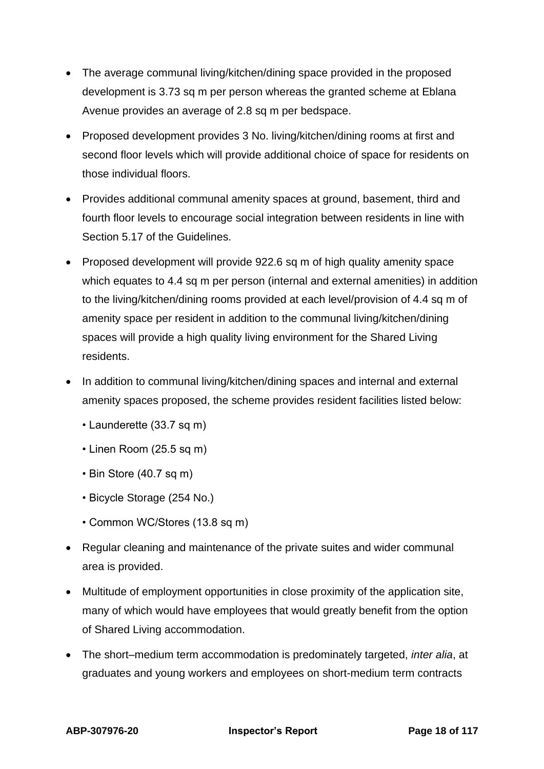- The average communal living/kitchen/dining space provided in the proposed development is 3.73 sq m per person whereas the granted scheme at Eblana Avenue provides an average of 2.8 sq m per bedspace.
- Proposed development provides 3 No. living/kitchen/dining rooms at first and second floor levels which will provide additional choice of space for residents on those individual floors.
- Provides additional communal amenity spaces at ground, basement, third and fourth floor levels to encourage social integration between residents in line with Section 5.17 of the Guidelines.
- Proposed development will provide 922.6 sq m of high quality amenity space which equates to 4.4 sq m per person (internal and external amenities) in addition to the living/kitchen/dining rooms provided at each level/provision of 4.4 sq m of amenity space per resident in addition to the communal living/kitchen/dining spaces will provide a high quality living environment for the Shared Living residents.
- In addition to communal living/kitchen/dining spaces and internal and external amenity spaces proposed, the scheme provides resident facilities listed below:
  - Launderette (33.7 sq m)
  - Linen Room (25.5 sq m)
  - Bin Store (40.7 sq m)
  - Bicycle Storage (254 No.)
  - Common WC/Stores (13.8 sq m)
- Regular cleaning and maintenance of the private suites and wider communal area is provided.
- Multitude of employment opportunities in close proximity of the application site, many of which would have employees that would greatly benefit from the option of Shared Living accommodation.
- The short–medium term accommodation is predominately targeted, *inter alia*, at graduates and young workers and employees on short-medium term contracts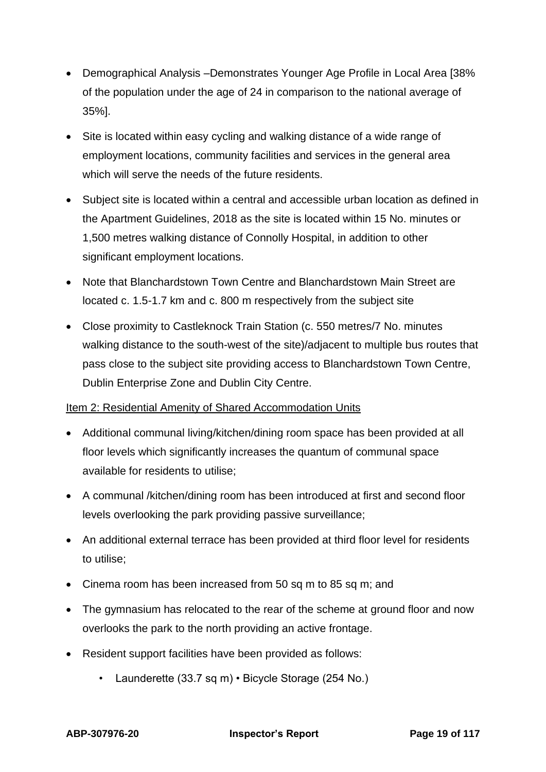- Demographical Analysis –Demonstrates Younger Age Profile in Local Area [38% of the population under the age of 24 in comparison to the national average of 35%].
- Site is located within easy cycling and walking distance of a wide range of employment locations, community facilities and services in the general area which will serve the needs of the future residents.
- Subject site is located within a central and accessible urban location as defined in the Apartment Guidelines, 2018 as the site is located within 15 No. minutes or 1,500 metres walking distance of Connolly Hospital, in addition to other significant employment locations.
- Note that Blanchardstown Town Centre and Blanchardstown Main Street are located c. 1.5-1.7 km and c. 800 m respectively from the subject site
- Close proximity to Castleknock Train Station (c. 550 metres/7 No. minutes walking distance to the south-west of the site)/adjacent to multiple bus routes that pass close to the subject site providing access to Blanchardstown Town Centre, Dublin Enterprise Zone and Dublin City Centre.

Item 2: Residential Amenity of Shared Accommodation Units

- Additional communal living/kitchen/dining room space has been provided at all floor levels which significantly increases the quantum of communal space available for residents to utilise;
- A communal /kitchen/dining room has been introduced at first and second floor levels overlooking the park providing passive surveillance;
- An additional external terrace has been provided at third floor level for residents to utilise;
- Cinema room has been increased from 50 sq m to 85 sq m; and
- The gymnasium has relocated to the rear of the scheme at ground floor and now overlooks the park to the north providing an active frontage.
- Resident support facilities have been provided as follows:
  - Launderette (33.7 sq m) • Bicycle Storage (254 No.)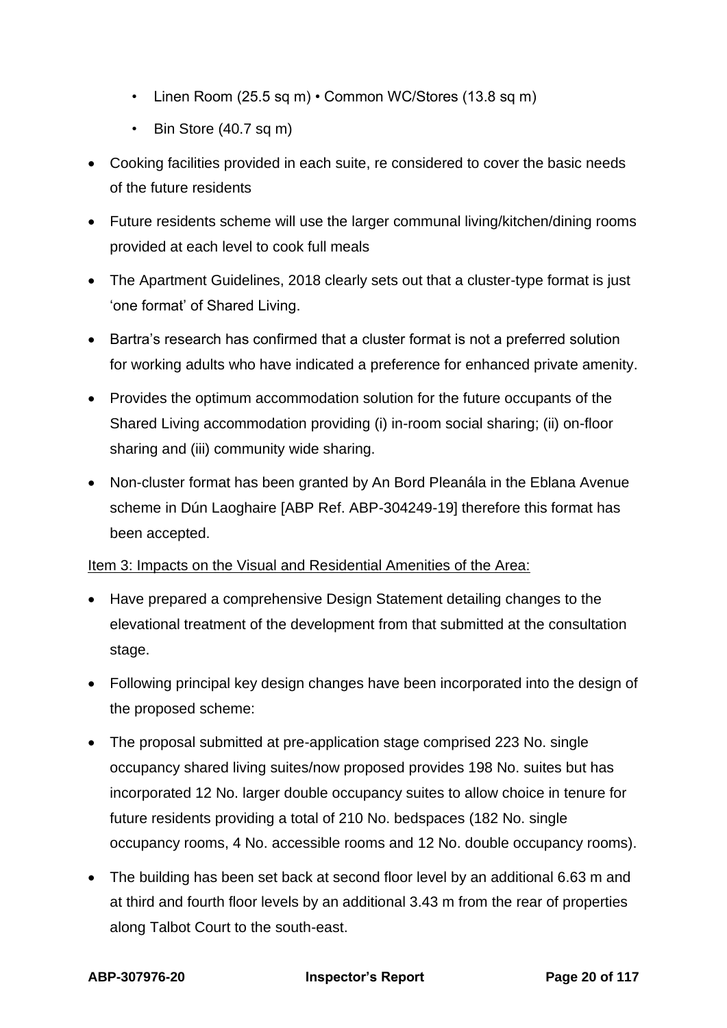- Linen Room (25.5 sq m) • Common WC/Stores (13.8 sq m)
- Bin Store (40.7 sq m)

- Cooking facilities provided in each suite, re considered to cover the basic needs of the future residents
- Future residents scheme will use the larger communal living/kitchen/dining rooms provided at each level to cook full meals
- The Apartment Guidelines, 2018 clearly sets out that a cluster-type format is just 'one format' of Shared Living.
- Bartra's research has confirmed that a cluster format is not a preferred solution for working adults who have indicated a preference for enhanced private amenity.
- Provides the optimum accommodation solution for the future occupants of the Shared Living accommodation providing (i) in-room social sharing; (ii) on-floor sharing and (iii) community wide sharing.
- Non-cluster format has been granted by An Bord Pleanála in the Eblana Avenue scheme in Dún Laoghaire [ABP Ref. ABP-304249-19] therefore this format has been accepted.

Item 3: Impacts on the Visual and Residential Amenities of the Area:

- Have prepared a comprehensive Design Statement detailing changes to the elevational treatment of the development from that submitted at the consultation stage.
- Following principal key design changes have been incorporated into the design of the proposed scheme:
- The proposal submitted at pre-application stage comprised 223 No. single occupancy shared living suites/now proposed provides 198 No. suites but has incorporated 12 No. larger double occupancy suites to allow choice in tenure for future residents providing a total of 210 No. bedspaces (182 No. single occupancy rooms, 4 No. accessible rooms and 12 No. double occupancy rooms).
- The building has been set back at second floor level by an additional 6.63 m and at third and fourth floor levels by an additional 3.43 m from the rear of properties along Talbot Court to the south-east.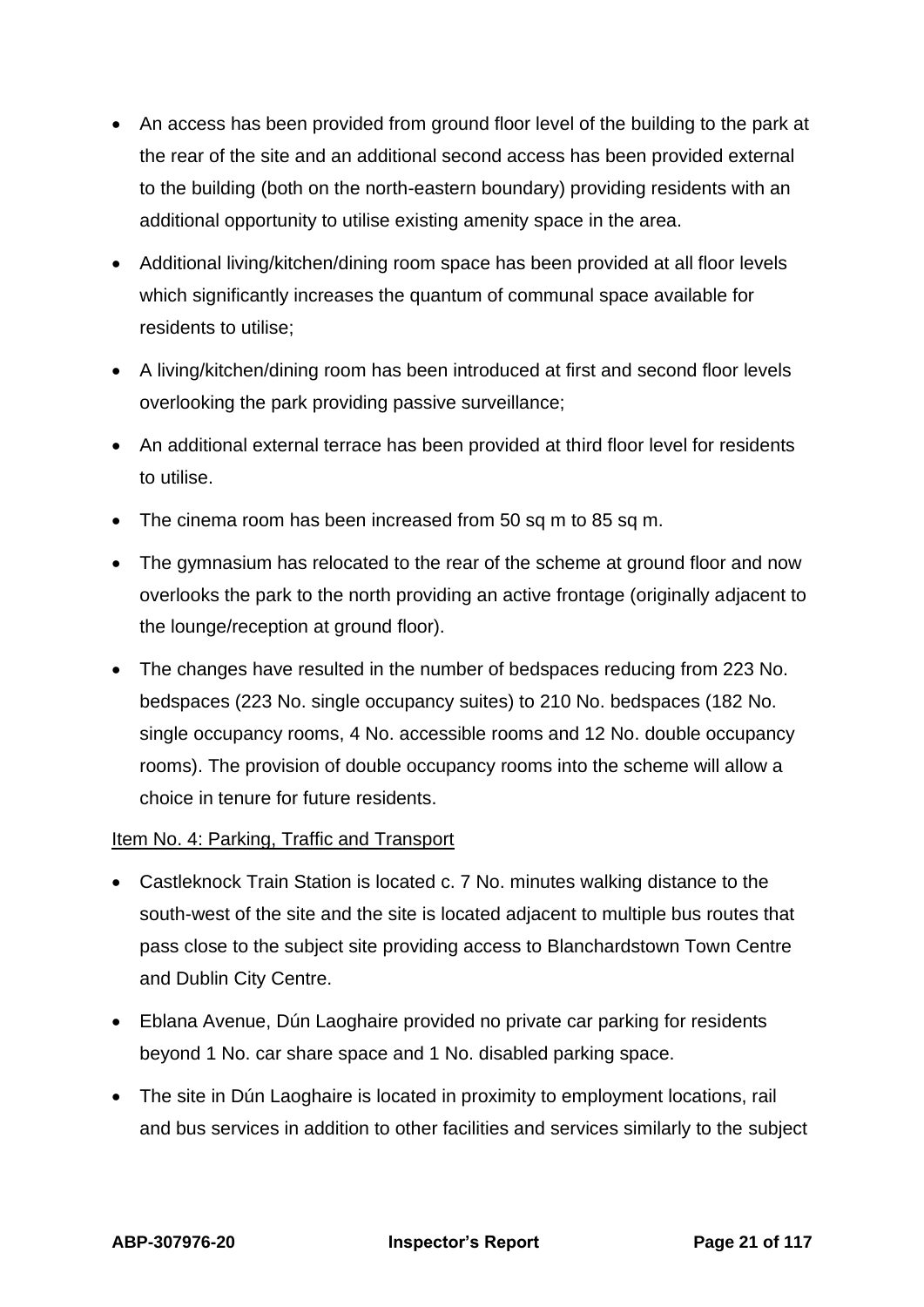- An access has been provided from ground floor level of the building to the park at the rear of the site and an additional second access has been provided external to the building (both on the north-eastern boundary) providing residents with an additional opportunity to utilise existing amenity space in the area.
- Additional living/kitchen/dining room space has been provided at all floor levels which significantly increases the quantum of communal space available for residents to utilise;
- A living/kitchen/dining room has been introduced at first and second floor levels overlooking the park providing passive surveillance;
- An additional external terrace has been provided at third floor level for residents to utilise.
- The cinema room has been increased from 50 sq m to 85 sq m.
- The gymnasium has relocated to the rear of the scheme at ground floor and now overlooks the park to the north providing an active frontage (originally adjacent to the lounge/reception at ground floor).
- The changes have resulted in the number of bedspaces reducing from 223 No. bedspaces (223 No. single occupancy suites) to 210 No. bedspaces (182 No. single occupancy rooms, 4 No. accessible rooms and 12 No. double occupancy rooms). The provision of double occupancy rooms into the scheme will allow a choice in tenure for future residents.

<u>Item No. 4: Parking, Traffic and Transport</u>

- Castleknock Train Station is located c. 7 No. minutes walking distance to the south-west of the site and the site is located adjacent to multiple bus routes that pass close to the subject site providing access to Blanchardstown Town Centre and Dublin City Centre.
- Eblana Avenue, Dún Laoghaire provided no private car parking for residents beyond 1 No. car share space and 1 No. disabled parking space.
- The site in Dún Laoghaire is located in proximity to employment locations, rail and bus services in addition to other facilities and services similarly to the subject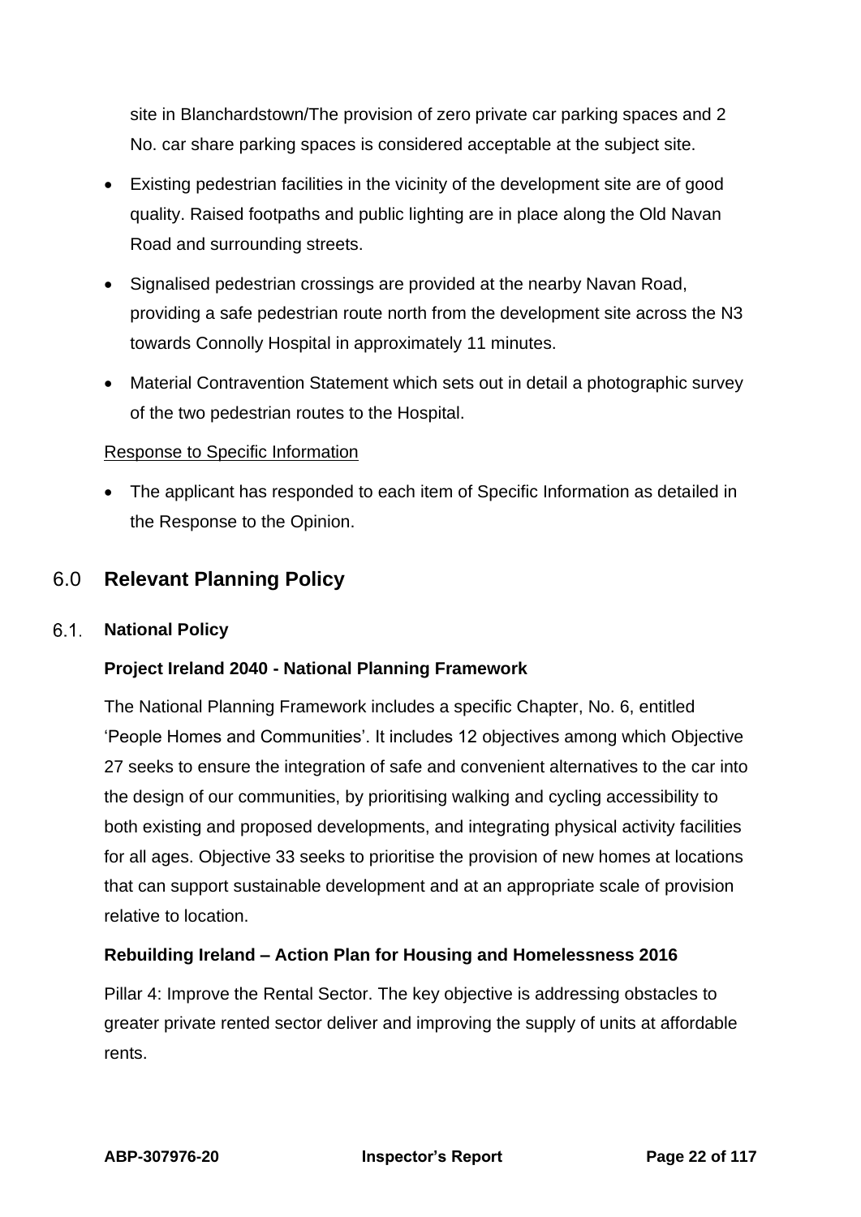site in Blanchardstown/The provision of zero private car parking spaces and 2 No. car share parking spaces is considered acceptable at the subject site.

- Existing pedestrian facilities in the vicinity of the development site are of good quality. Raised footpaths and public lighting are in place along the Old Navan Road and surrounding streets.
- Signalised pedestrian crossings are provided at the nearby Navan Road, providing a safe pedestrian route north from the development site across the N3 towards Connolly Hospital in approximately 11 minutes.
- Material Contravention Statement which sets out in detail a photographic survey of the two pedestrian routes to the Hospital.

Response to Specific Information

- The applicant has responded to each item of Specific Information as detailed in the Response to the Opinion.

## 6.0 Relevant Planning Policy

### 6.1. National Policy

**Project Ireland 2040 - National Planning Framework**

The National Planning Framework includes a specific Chapter, No. 6, entitled 'People Homes and Communities'. It includes 12 objectives among which Objective 27 seeks to ensure the integration of safe and convenient alternatives to the car into the design of our communities, by prioritising walking and cycling accessibility to both existing and proposed developments, and integrating physical activity facilities for all ages. Objective 33 seeks to prioritise the provision of new homes at locations that can support sustainable development and at an appropriate scale of provision relative to location.

**Rebuilding Ireland – Action Plan for Housing and Homelessness 2016**

Pillar 4: Improve the Rental Sector. The key objective is addressing obstacles to greater private rented sector deliver and improving the supply of units at affordable rents.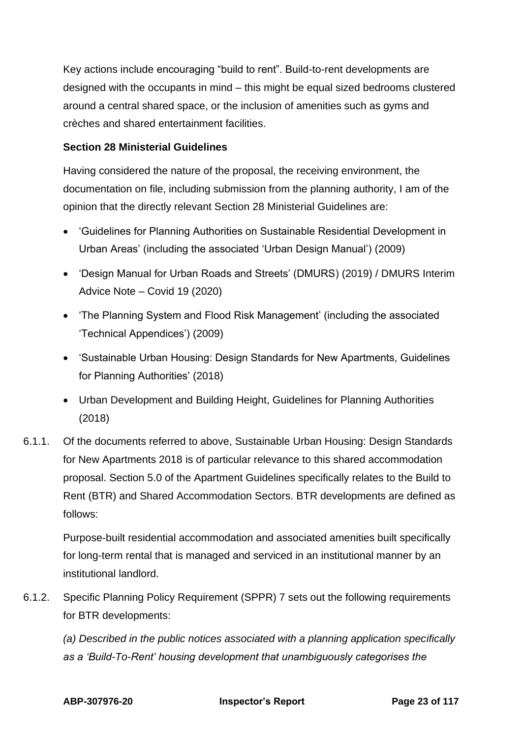Key actions include encouraging "build to rent". Build-to-rent developments are designed with the occupants in mind – this might be equal sized bedrooms clustered around a central shared space, or the inclusion of amenities such as gyms and crèches and shared entertainment facilities.

**Section 28 Ministerial Guidelines**

Having considered the nature of the proposal, the receiving environment, the documentation on file, including submission from the planning authority, I am of the opinion that the directly relevant Section 28 Ministerial Guidelines are:

- 'Guidelines for Planning Authorities on Sustainable Residential Development in Urban Areas' (including the associated 'Urban Design Manual') (2009)
- 'Design Manual for Urban Roads and Streets' (DMURS) (2019) / DMURS Interim Advice Note – Covid 19 (2020)
- 'The Planning System and Flood Risk Management' (including the associated 'Technical Appendices') (2009)
- 'Sustainable Urban Housing: Design Standards for New Apartments, Guidelines for Planning Authorities' (2018)
- Urban Development and Building Height, Guidelines for Planning Authorities (2018)

6.1.1. Of the documents referred to above, Sustainable Urban Housing: Design Standards for New Apartments 2018 is of particular relevance to this shared accommodation proposal. Section 5.0 of the Apartment Guidelines specifically relates to the Build to Rent (BTR) and Shared Accommodation Sectors. BTR developments are defined as follows:

Purpose-built residential accommodation and associated amenities built specifically for long-term rental that is managed and serviced in an institutional manner by an institutional landlord.

6.1.2. Specific Planning Policy Requirement (SPPR) 7 sets out the following requirements for BTR developments:

*(a) Described in the public notices associated with a planning application specifically as a 'Build-To-Rent' housing development that unambiguously categorises the*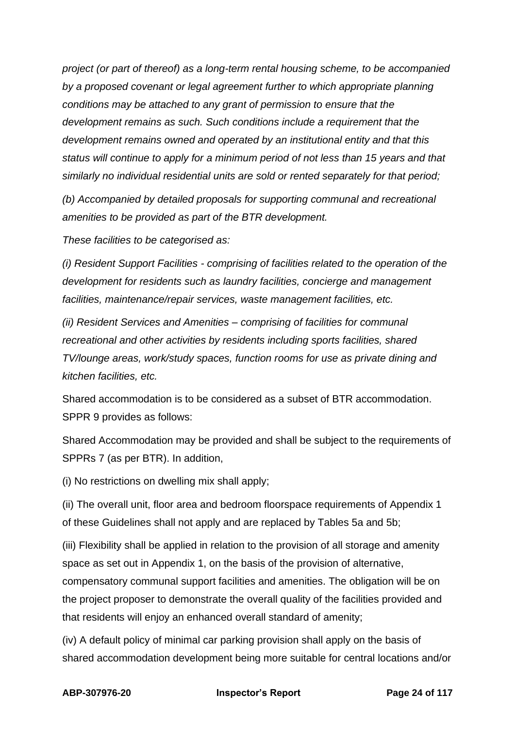*project (or part of thereof) as a long-term rental housing scheme, to be accompanied by a proposed covenant or legal agreement further to which appropriate planning conditions may be attached to any grant of permission to ensure that the development remains as such. Such conditions include a requirement that the development remains owned and operated by an institutional entity and that this status will continue to apply for a minimum period of not less than 15 years and that similarly no individual residential units are sold or rented separately for that period;*

*(b) Accompanied by detailed proposals for supporting communal and recreational amenities to be provided as part of the BTR development.*

*These facilities to be categorised as:*

*(i) Resident Support Facilities - comprising of facilities related to the operation of the development for residents such as laundry facilities, concierge and management facilities, maintenance/repair services, waste management facilities, etc.*

*(ii) Resident Services and Amenities – comprising of facilities for communal recreational and other activities by residents including sports facilities, shared TV/lounge areas, work/study spaces, function rooms for use as private dining and kitchen facilities, etc.*

Shared accommodation is to be considered as a subset of BTR accommodation. SPPR 9 provides as follows:

Shared Accommodation may be provided and shall be subject to the requirements of SPPRs 7 (as per BTR). In addition,

(i) No restrictions on dwelling mix shall apply;

(ii) The overall unit, floor area and bedroom floorspace requirements of Appendix 1 of these Guidelines shall not apply and are replaced by Tables 5a and 5b;

(iii) Flexibility shall be applied in relation to the provision of all storage and amenity space as set out in Appendix 1, on the basis of the provision of alternative, compensatory communal support facilities and amenities. The obligation will be on the project proposer to demonstrate the overall quality of the facilities provided and that residents will enjoy an enhanced overall standard of amenity;

(iv) A default policy of minimal car parking provision shall apply on the basis of shared accommodation development being more suitable for central locations and/or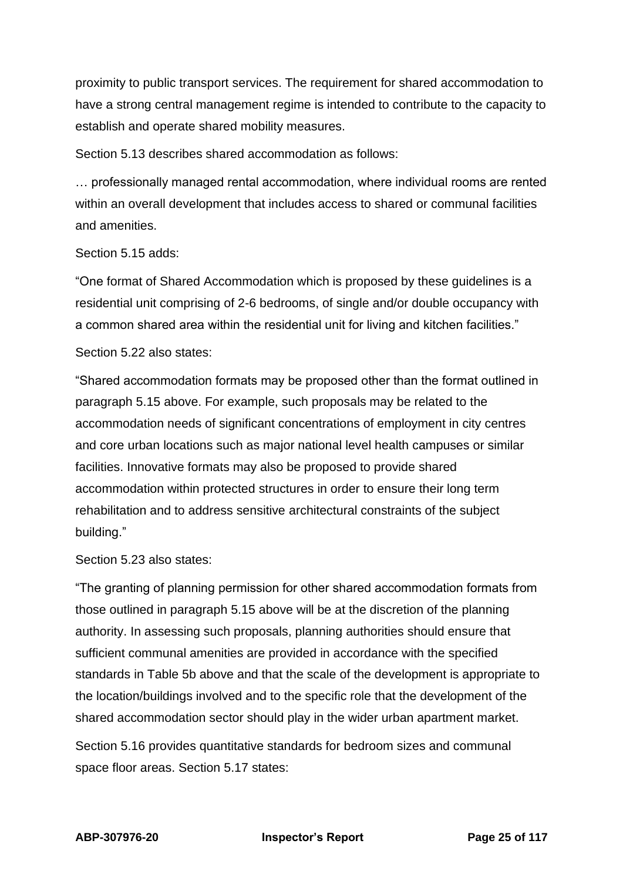proximity to public transport services. The requirement for shared accommodation to have a strong central management regime is intended to contribute to the capacity to establish and operate shared mobility measures.

Section 5.13 describes shared accommodation as follows:

… professionally managed rental accommodation, where individual rooms are rented within an overall development that includes access to shared or communal facilities and amenities.

Section 5.15 adds:

"One format of Shared Accommodation which is proposed by these guidelines is a residential unit comprising of 2-6 bedrooms, of single and/or double occupancy with a common shared area within the residential unit for living and kitchen facilities."

Section 5.22 also states:

"Shared accommodation formats may be proposed other than the format outlined in paragraph 5.15 above. For example, such proposals may be related to the accommodation needs of significant concentrations of employment in city centres and core urban locations such as major national level health campuses or similar facilities. Innovative formats may also be proposed to provide shared accommodation within protected structures in order to ensure their long term rehabilitation and to address sensitive architectural constraints of the subject building."

Section 5.23 also states:

"The granting of planning permission for other shared accommodation formats from those outlined in paragraph 5.15 above will be at the discretion of the planning authority. In assessing such proposals, planning authorities should ensure that sufficient communal amenities are provided in accordance with the specified standards in Table 5b above and that the scale of the development is appropriate to the location/buildings involved and to the specific role that the development of the shared accommodation sector should play in the wider urban apartment market.

Section 5.16 provides quantitative standards for bedroom sizes and communal space floor areas. Section 5.17 states: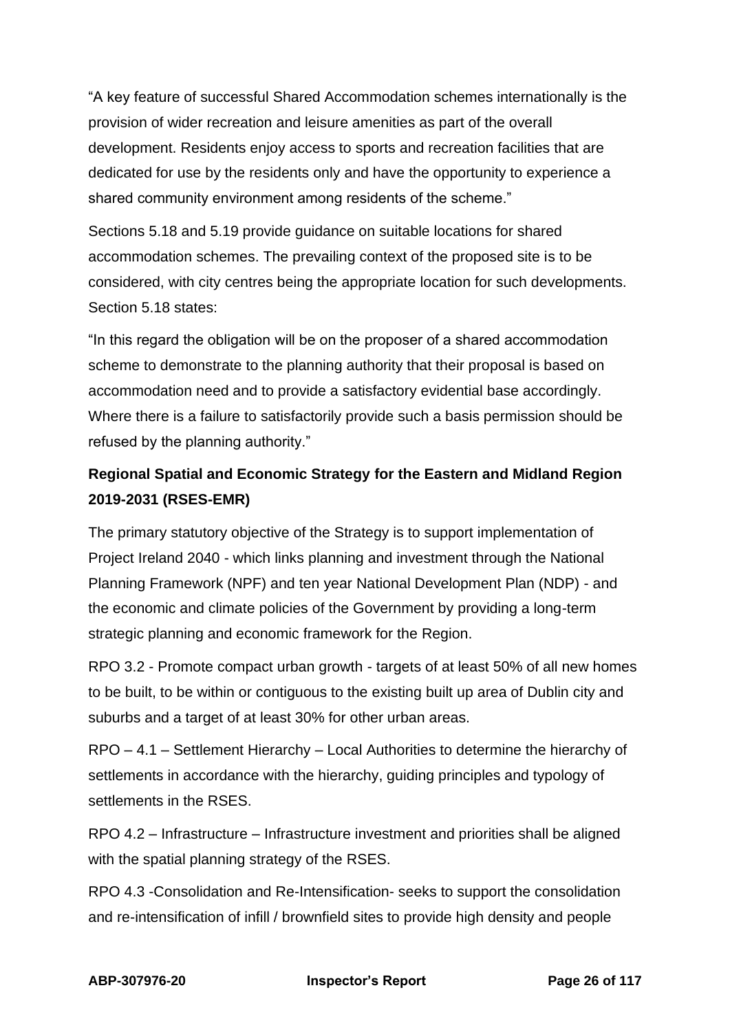"A key feature of successful Shared Accommodation schemes internationally is the provision of wider recreation and leisure amenities as part of the overall development. Residents enjoy access to sports and recreation facilities that are dedicated for use by the residents only and have the opportunity to experience a shared community environment among residents of the scheme."

Sections 5.18 and 5.19 provide guidance on suitable locations for shared accommodation schemes. The prevailing context of the proposed site is to be considered, with city centres being the appropriate location for such developments. Section 5.18 states:

"In this regard the obligation will be on the proposer of a shared accommodation scheme to demonstrate to the planning authority that their proposal is based on accommodation need and to provide a satisfactory evidential base accordingly. Where there is a failure to satisfactorily provide such a basis permission should be refused by the planning authority."

**Regional Spatial and Economic Strategy for the Eastern and Midland Region 2019-2031 (RSES-EMR)**

The primary statutory objective of the Strategy is to support implementation of Project Ireland 2040 - which links planning and investment through the National Planning Framework (NPF) and ten year National Development Plan (NDP) - and the economic and climate policies of the Government by providing a long-term strategic planning and economic framework for the Region.

RPO 3.2 - Promote compact urban growth - targets of at least 50% of all new homes to be built, to be within or contiguous to the existing built up area of Dublin city and suburbs and a target of at least 30% for other urban areas.

RPO – 4.1 – Settlement Hierarchy – Local Authorities to determine the hierarchy of settlements in accordance with the hierarchy, guiding principles and typology of settlements in the RSES.

RPO 4.2 – Infrastructure – Infrastructure investment and priorities shall be aligned with the spatial planning strategy of the RSES.

RPO 4.3 -Consolidation and Re-Intensification- seeks to support the consolidation and re-intensification of infill / brownfield sites to provide high density and people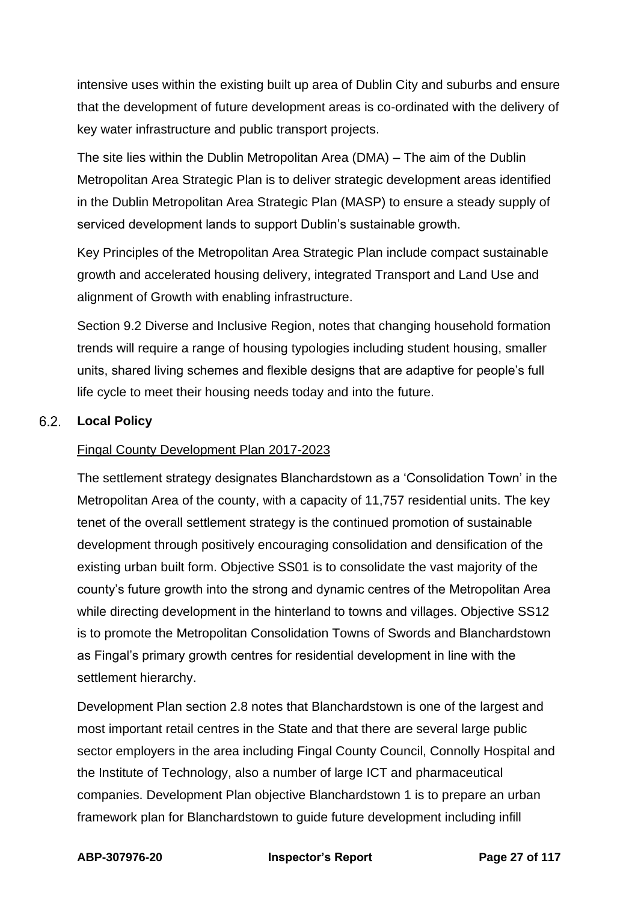intensive uses within the existing built up area of Dublin City and suburbs and ensure that the development of future development areas is co-ordinated with the delivery of key water infrastructure and public transport projects.

The site lies within the Dublin Metropolitan Area (DMA) – The aim of the Dublin Metropolitan Area Strategic Plan is to deliver strategic development areas identified in the Dublin Metropolitan Area Strategic Plan (MASP) to ensure a steady supply of serviced development lands to support Dublin's sustainable growth.

Key Principles of the Metropolitan Area Strategic Plan include compact sustainable growth and accelerated housing delivery, integrated Transport and Land Use and alignment of Growth with enabling infrastructure.

Section 9.2 Diverse and Inclusive Region, notes that changing household formation trends will require a range of housing typologies including student housing, smaller units, shared living schemes and flexible designs that are adaptive for people's full life cycle to meet their housing needs today and into the future.

## 6.2. Local Policy

Fingal County Development Plan 2017-2023

The settlement strategy designates Blanchardstown as a 'Consolidation Town' in the Metropolitan Area of the county, with a capacity of 11,757 residential units. The key tenet of the overall settlement strategy is the continued promotion of sustainable development through positively encouraging consolidation and densification of the existing urban built form. Objective SS01 is to consolidate the vast majority of the county's future growth into the strong and dynamic centres of the Metropolitan Area while directing development in the hinterland to towns and villages. Objective SS12 is to promote the Metropolitan Consolidation Towns of Swords and Blanchardstown as Fingal's primary growth centres for residential development in line with the settlement hierarchy.

Development Plan section 2.8 notes that Blanchardstown is one of the largest and most important retail centres in the State and that there are several large public sector employers in the area including Fingal County Council, Connolly Hospital and the Institute of Technology, also a number of large ICT and pharmaceutical companies. Development Plan objective Blanchardstown 1 is to prepare an urban framework plan for Blanchardstown to guide future development including infill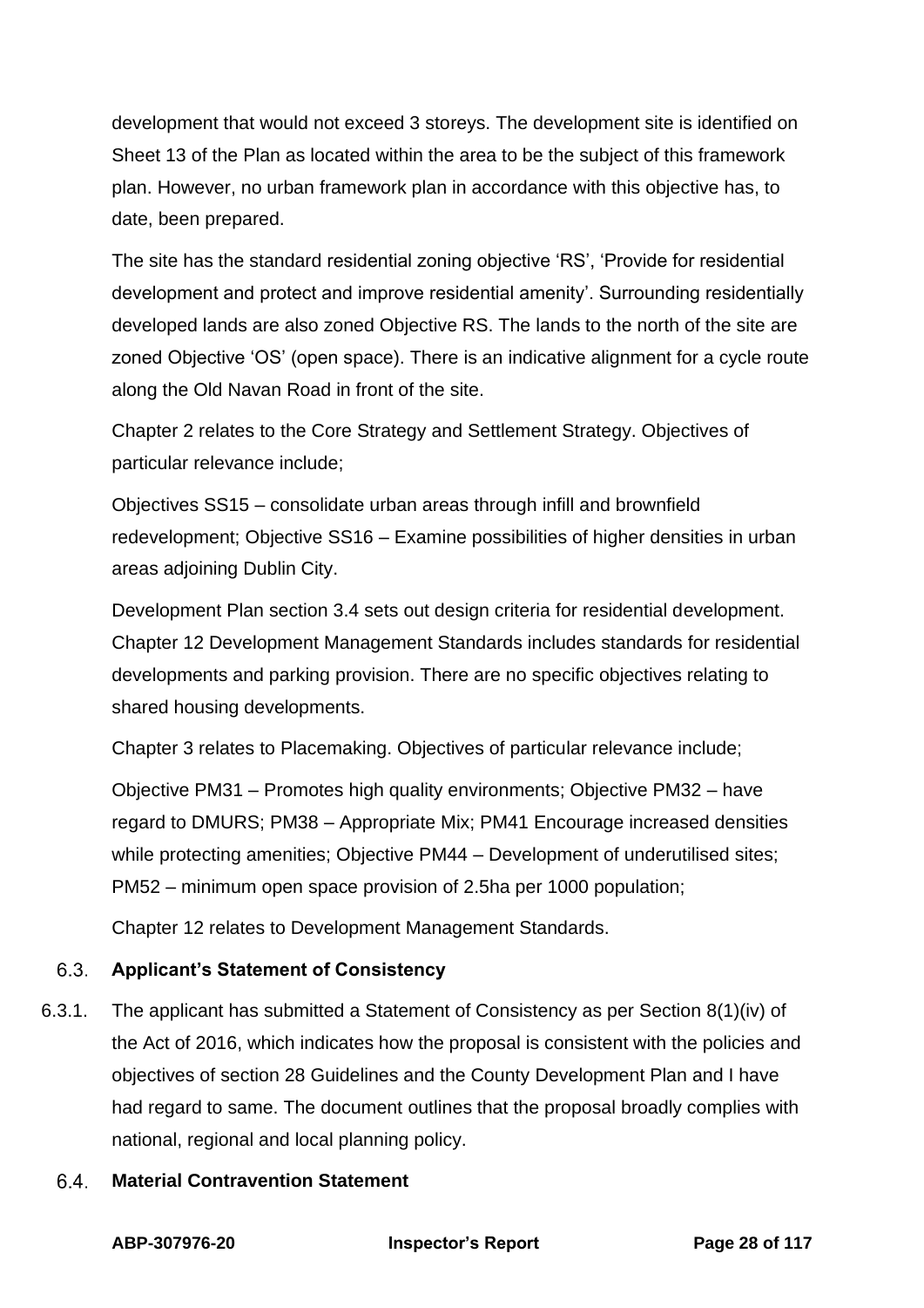development that would not exceed 3 storeys. The development site is identified on Sheet 13 of the Plan as located within the area to be the subject of this framework plan. However, no urban framework plan in accordance with this objective has, to date, been prepared.

The site has the standard residential zoning objective 'RS', 'Provide for residential development and protect and improve residential amenity'. Surrounding residentially developed lands are also zoned Objective RS. The lands to the north of the site are zoned Objective 'OS' (open space). There is an indicative alignment for a cycle route along the Old Navan Road in front of the site.

Chapter 2 relates to the Core Strategy and Settlement Strategy. Objectives of particular relevance include;

Objectives SS15 – consolidate urban areas through infill and brownfield redevelopment; Objective SS16 – Examine possibilities of higher densities in urban areas adjoining Dublin City.

Development Plan section 3.4 sets out design criteria for residential development. Chapter 12 Development Management Standards includes standards for residential developments and parking provision. There are no specific objectives relating to shared housing developments.

Chapter 3 relates to Placemaking. Objectives of particular relevance include;

Objective PM31 – Promotes high quality environments; Objective PM32 – have regard to DMURS; PM38 – Appropriate Mix; PM41 Encourage increased densities while protecting amenities; Objective PM44 – Development of underutilised sites; PM52 – minimum open space provision of 2.5ha per 1000 population;

Chapter 12 relates to Development Management Standards.

## 6.3. Applicant's Statement of Consistency

6.3.1. The applicant has submitted a Statement of Consistency as per Section 8(1)(iv) of the Act of 2016, which indicates how the proposal is consistent with the policies and objectives of section 28 Guidelines and the County Development Plan and I have had regard to same. The document outlines that the proposal broadly complies with national, regional and local planning policy.

## 6.4. Material Contravention Statement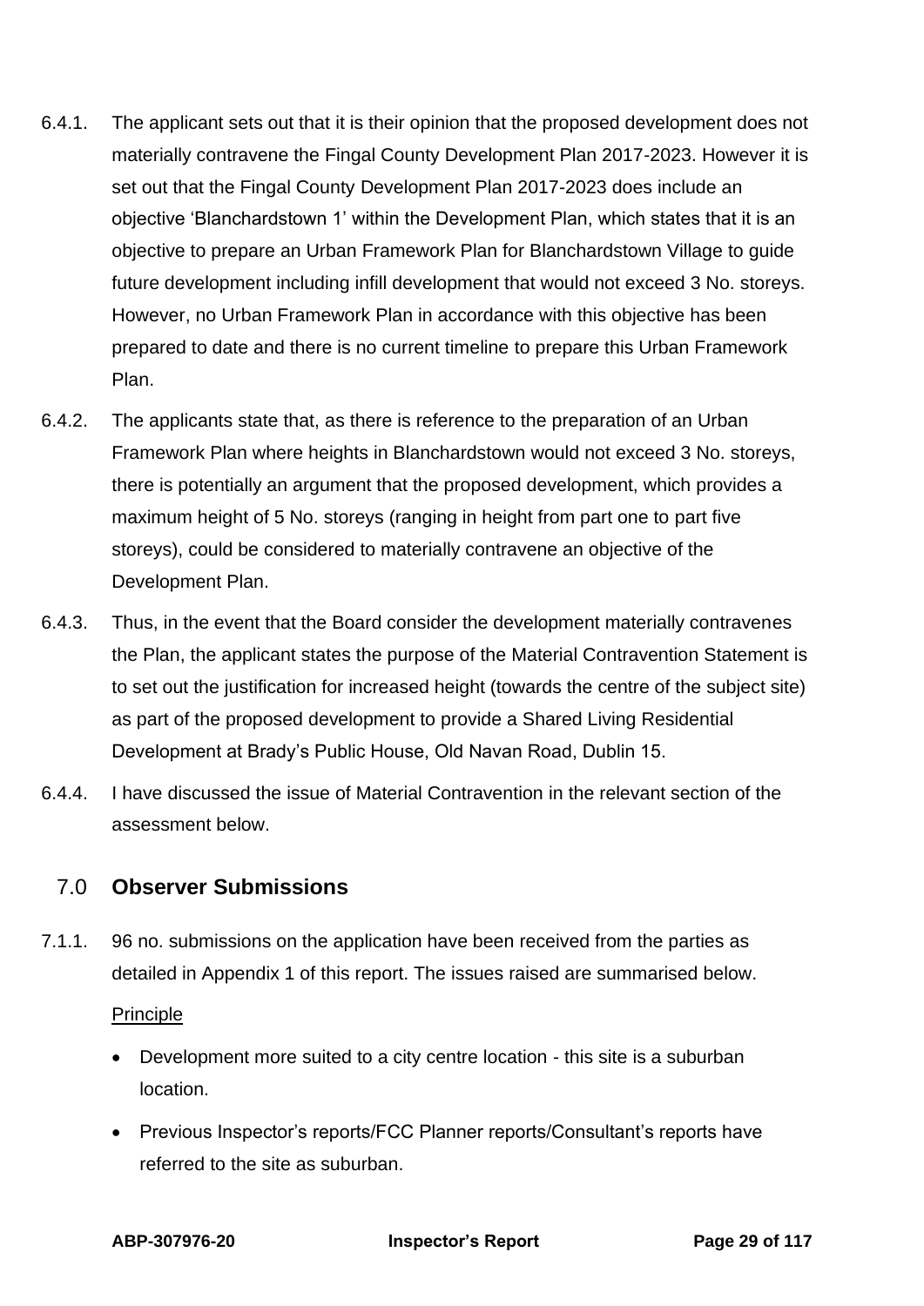6.4.1. The applicant sets out that it is their opinion that the proposed development does not materially contravene the Fingal County Development Plan 2017-2023. However it is set out that the Fingal County Development Plan 2017-2023 does include an objective 'Blanchardstown 1' within the Development Plan, which states that it is an objective to prepare an Urban Framework Plan for Blanchardstown Village to guide future development including infill development that would not exceed 3 No. storeys. However, no Urban Framework Plan in accordance with this objective has been prepared to date and there is no current timeline to prepare this Urban Framework Plan.

6.4.2. The applicants state that, as there is reference to the preparation of an Urban Framework Plan where heights in Blanchardstown would not exceed 3 No. storeys, there is potentially an argument that the proposed development, which provides a maximum height of 5 No. storeys (ranging in height from part one to part five storeys), could be considered to materially contravene an objective of the Development Plan.

6.4.3. Thus, in the event that the Board consider the development materially contravenes the Plan, the applicant states the purpose of the Material Contravention Statement is to set out the justification for increased height (towards the centre of the subject site) as part of the proposed development to provide a Shared Living Residential Development at Brady's Public House, Old Navan Road, Dublin 15.

6.4.4. I have discussed the issue of Material Contravention in the relevant section of the assessment below.

## 7.0 Observer Submissions

7.1.1. 96 no. submissions on the application have been received from the parties as detailed in Appendix 1 of this report. The issues raised are summarised below.

<u>Principle</u>

- Development more suited to a city centre location - this site is a suburban location.
- Previous Inspector's reports/FCC Planner reports/Consultant's reports have referred to the site as suburban.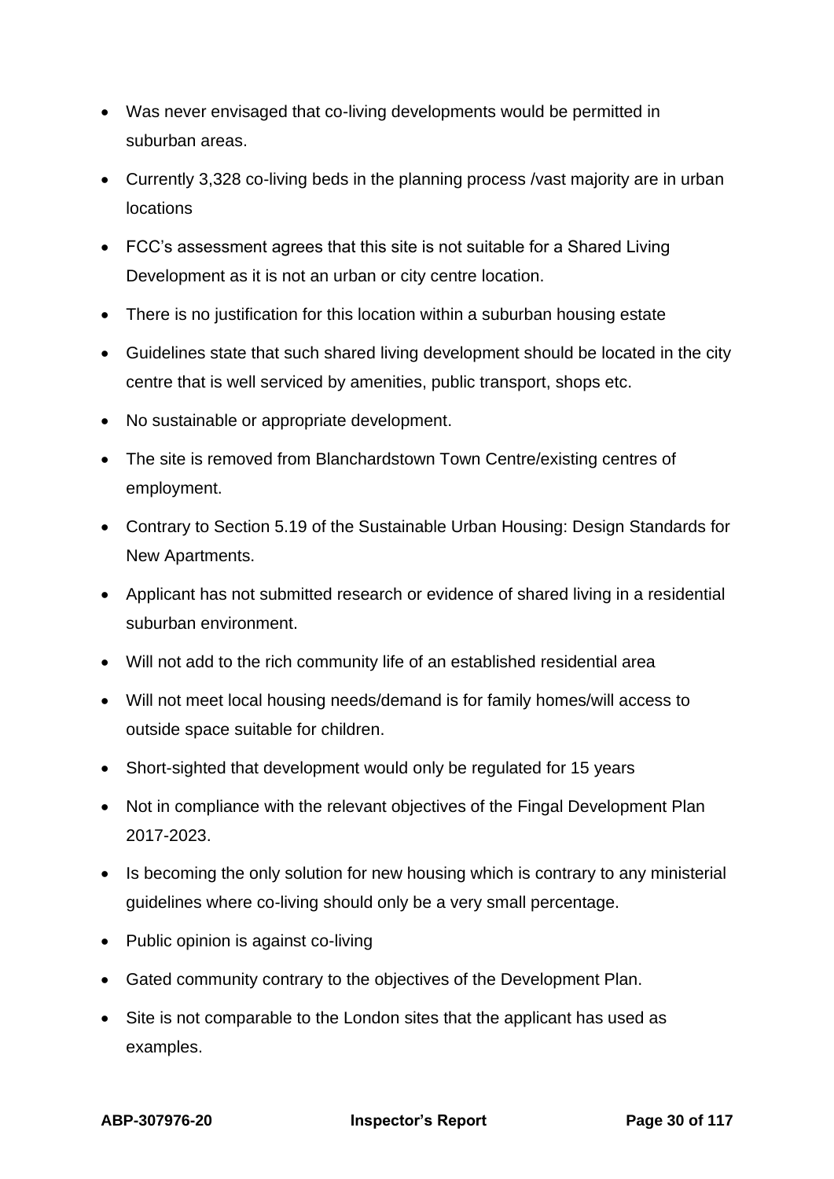- Was never envisaged that co-living developments would be permitted in suburban areas.
- Currently 3,328 co-living beds in the planning process /vast majority are in urban locations
- FCC's assessment agrees that this site is not suitable for a Shared Living Development as it is not an urban or city centre location.
- There is no justification for this location within a suburban housing estate
- Guidelines state that such shared living development should be located in the city centre that is well serviced by amenities, public transport, shops etc.
- No sustainable or appropriate development.
- The site is removed from Blanchardstown Town Centre/existing centres of employment.
- Contrary to Section 5.19 of the Sustainable Urban Housing: Design Standards for New Apartments.
- Applicant has not submitted research or evidence of shared living in a residential suburban environment.
- Will not add to the rich community life of an established residential area
- Will not meet local housing needs/demand is for family homes/will access to outside space suitable for children.
- Short-sighted that development would only be regulated for 15 years
- Not in compliance with the relevant objectives of the Fingal Development Plan 2017-2023.
- Is becoming the only solution for new housing which is contrary to any ministerial guidelines where co-living should only be a very small percentage.
- Public opinion is against co-living
- Gated community contrary to the objectives of the Development Plan.
- Site is not comparable to the London sites that the applicant has used as examples.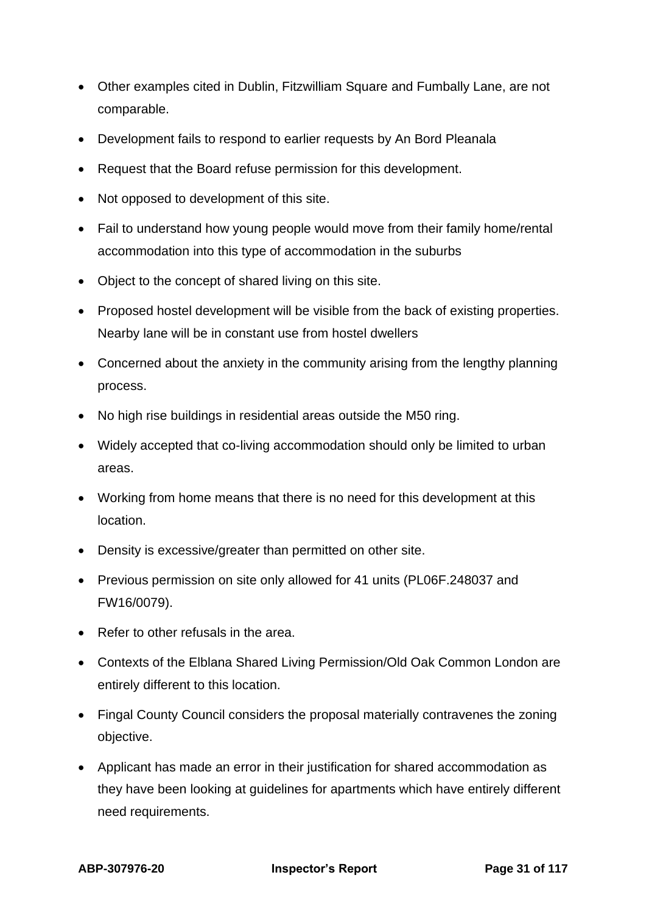- Other examples cited in Dublin, Fitzwilliam Square and Fumbally Lane, are not comparable.
- Development fails to respond to earlier requests by An Bord Pleanala
- Request that the Board refuse permission for this development.
- Not opposed to development of this site.
- Fail to understand how young people would move from their family home/rental accommodation into this type of accommodation in the suburbs
- Object to the concept of shared living on this site.
- Proposed hostel development will be visible from the back of existing properties. Nearby lane will be in constant use from hostel dwellers
- Concerned about the anxiety in the community arising from the lengthy planning process.
- No high rise buildings in residential areas outside the M50 ring.
- Widely accepted that co-living accommodation should only be limited to urban areas.
- Working from home means that there is no need for this development at this location.
- Density is excessive/greater than permitted on other site.
- Previous permission on site only allowed for 41 units (PL06F.248037 and FW16/0079).
- Refer to other refusals in the area.
- Contexts of the Elblana Shared Living Permission/Old Oak Common London are entirely different to this location.
- Fingal County Council considers the proposal materially contravenes the zoning objective.
- Applicant has made an error in their justification for shared accommodation as they have been looking at guidelines for apartments which have entirely different need requirements.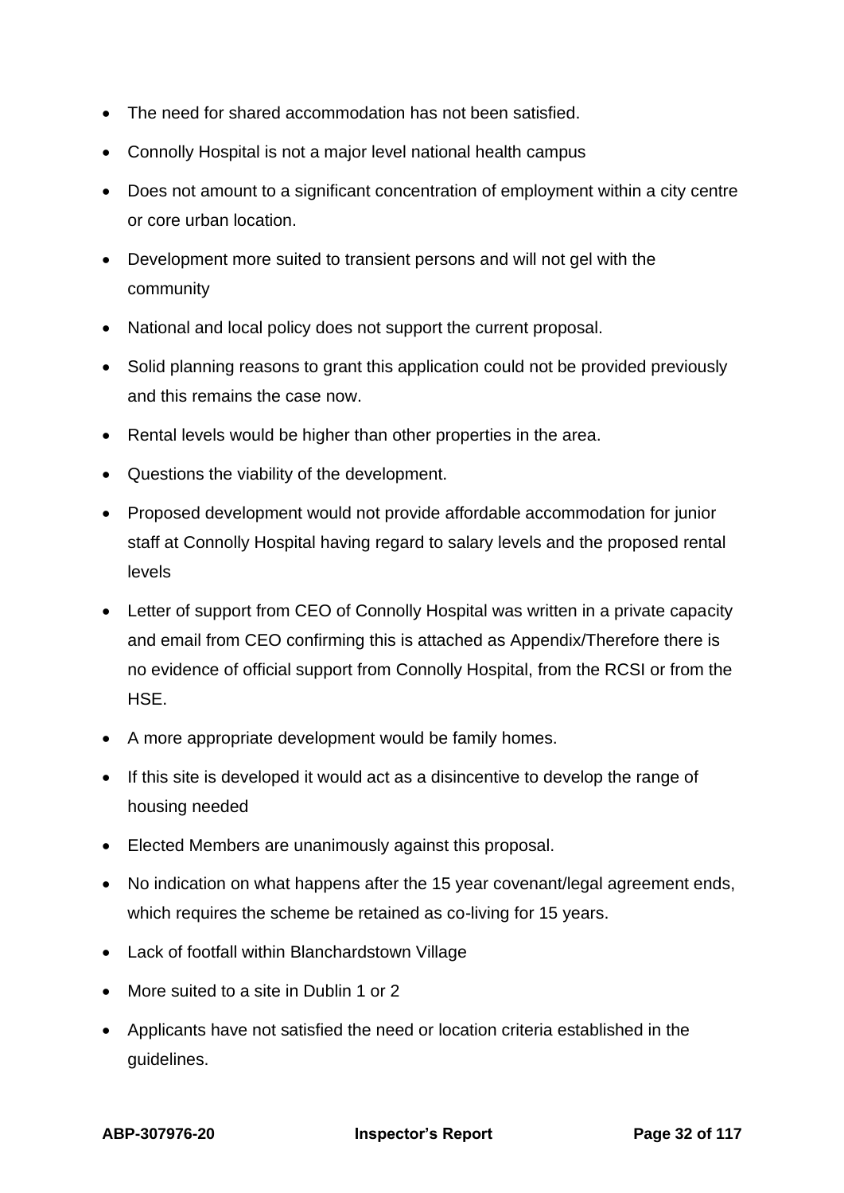- The need for shared accommodation has not been satisfied.
- Connolly Hospital is not a major level national health campus
- Does not amount to a significant concentration of employment within a city centre or core urban location.
- Development more suited to transient persons and will not gel with the community
- National and local policy does not support the current proposal.
- Solid planning reasons to grant this application could not be provided previously and this remains the case now.
- Rental levels would be higher than other properties in the area.
- Questions the viability of the development.
- Proposed development would not provide affordable accommodation for junior staff at Connolly Hospital having regard to salary levels and the proposed rental levels
- Letter of support from CEO of Connolly Hospital was written in a private capacity and email from CEO confirming this is attached as Appendix/Therefore there is no evidence of official support from Connolly Hospital, from the RCSI or from the HSE.
- A more appropriate development would be family homes.
- If this site is developed it would act as a disincentive to develop the range of housing needed
- Elected Members are unanimously against this proposal.
- No indication on what happens after the 15 year covenant/legal agreement ends, which requires the scheme be retained as co-living for 15 years.
- Lack of footfall within Blanchardstown Village
- More suited to a site in Dublin 1 or 2
- Applicants have not satisfied the need or location criteria established in the guidelines.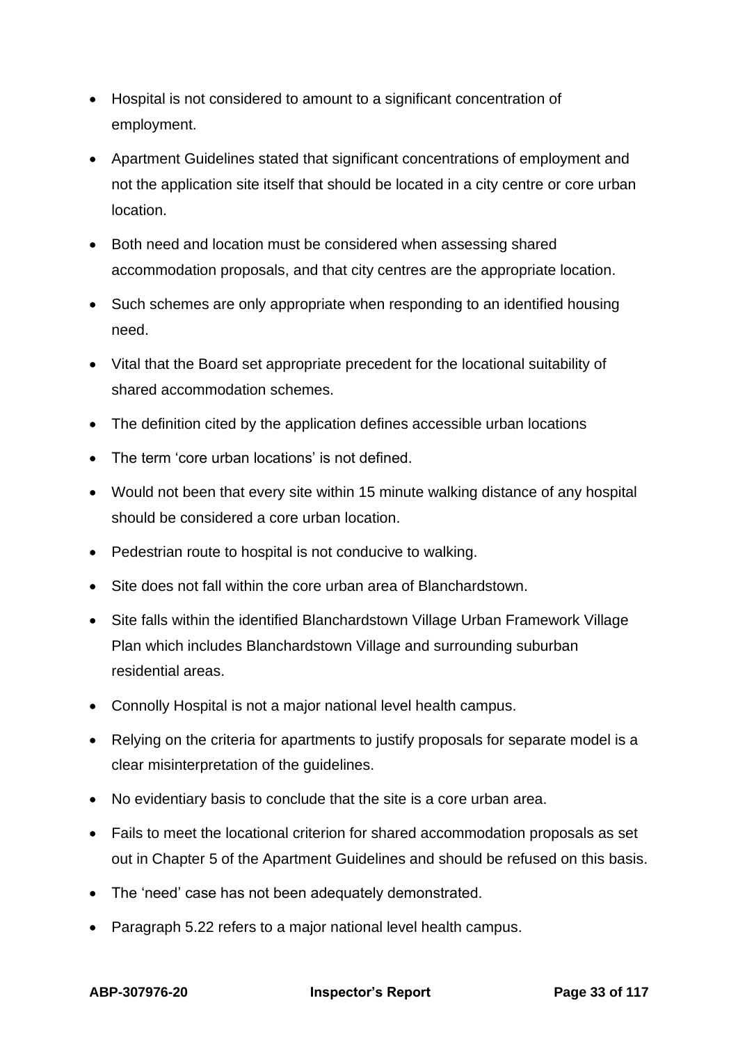- Hospital is not considered to amount to a significant concentration of employment.
- Apartment Guidelines stated that significant concentrations of employment and not the application site itself that should be located in a city centre or core urban location.
- Both need and location must be considered when assessing shared accommodation proposals, and that city centres are the appropriate location.
- Such schemes are only appropriate when responding to an identified housing need.
- Vital that the Board set appropriate precedent for the locational suitability of shared accommodation schemes.
- The definition cited by the application defines accessible urban locations
- The term 'core urban locations' is not defined.
- Would not been that every site within 15 minute walking distance of any hospital should be considered a core urban location.
- Pedestrian route to hospital is not conducive to walking.
- Site does not fall within the core urban area of Blanchardstown.
- Site falls within the identified Blanchardstown Village Urban Framework Village Plan which includes Blanchardstown Village and surrounding suburban residential areas.
- Connolly Hospital is not a major national level health campus.
- Relying on the criteria for apartments to justify proposals for separate model is a clear misinterpretation of the guidelines.
- No evidentiary basis to conclude that the site is a core urban area.
- Fails to meet the locational criterion for shared accommodation proposals as set out in Chapter 5 of the Apartment Guidelines and should be refused on this basis.
- The 'need' case has not been adequately demonstrated.
- Paragraph 5.22 refers to a major national level health campus.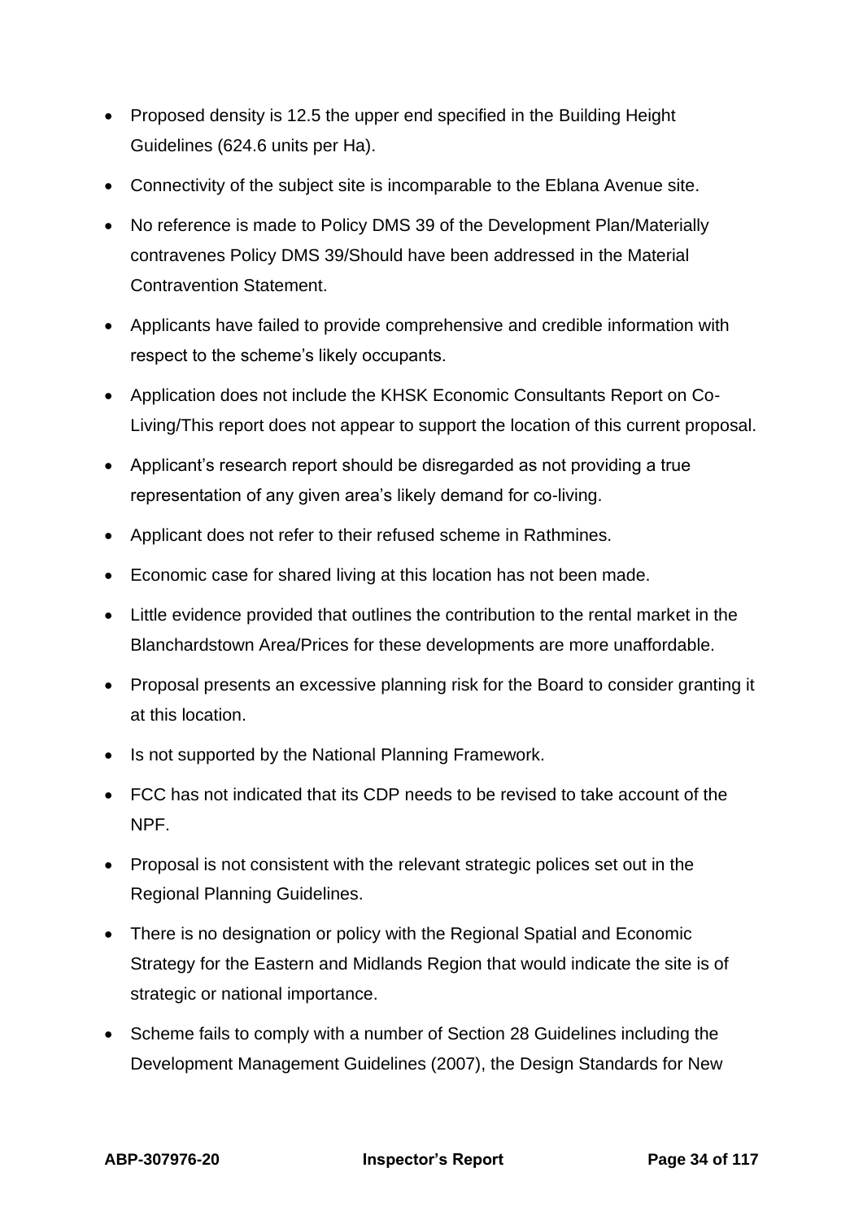- Proposed density is 12.5 the upper end specified in the Building Height Guidelines (624.6 units per Ha).
- Connectivity of the subject site is incomparable to the Eblana Avenue site.
- No reference is made to Policy DMS 39 of the Development Plan/Materially contravenes Policy DMS 39/Should have been addressed in the Material Contravention Statement.
- Applicants have failed to provide comprehensive and credible information with respect to the scheme's likely occupants.
- Application does not include the KHSK Economic Consultants Report on Co-Living/This report does not appear to support the location of this current proposal.
- Applicant's research report should be disregarded as not providing a true representation of any given area's likely demand for co-living.
- Applicant does not refer to their refused scheme in Rathmines.
- Economic case for shared living at this location has not been made.
- Little evidence provided that outlines the contribution to the rental market in the Blanchardstown Area/Prices for these developments are more unaffordable.
- Proposal presents an excessive planning risk for the Board to consider granting it at this location.
- Is not supported by the National Planning Framework.
- FCC has not indicated that its CDP needs to be revised to take account of the NPF.
- Proposal is not consistent with the relevant strategic polices set out in the Regional Planning Guidelines.
- There is no designation or policy with the Regional Spatial and Economic Strategy for the Eastern and Midlands Region that would indicate the site is of strategic or national importance.
- Scheme fails to comply with a number of Section 28 Guidelines including the Development Management Guidelines (2007), the Design Standards for New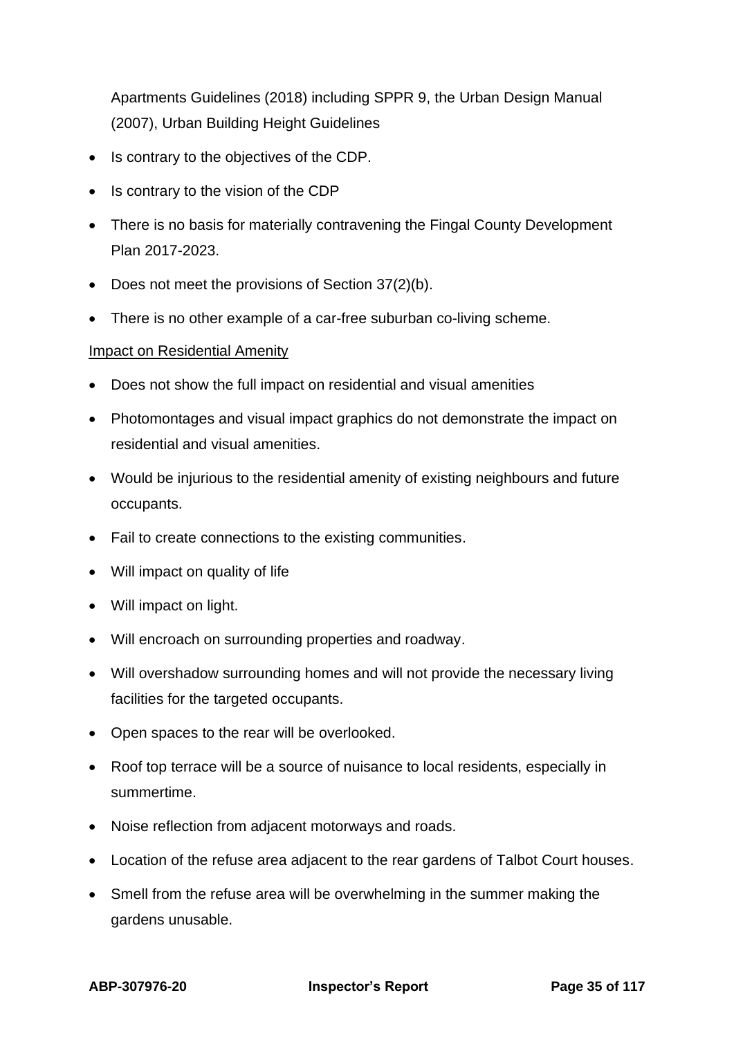Apartments Guidelines (2018) including SPPR 9, the Urban Design Manual (2007), Urban Building Height Guidelines

- Is contrary to the objectives of the CDP.
- Is contrary to the vision of the CDP
- There is no basis for materially contravening the Fingal County Development Plan 2017-2023.
- Does not meet the provisions of Section 37(2)(b).
- There is no other example of a car-free suburban co-living scheme.

<u>Impact on Residential Amenity</u>

- Does not show the full impact on residential and visual amenities
- Photomontages and visual impact graphics do not demonstrate the impact on residential and visual amenities.
- Would be injurious to the residential amenity of existing neighbours and future occupants.
- Fail to create connections to the existing communities.
- Will impact on quality of life
- Will impact on light.
- Will encroach on surrounding properties and roadway.
- Will overshadow surrounding homes and will not provide the necessary living facilities for the targeted occupants.
- Open spaces to the rear will be overlooked.
- Roof top terrace will be a source of nuisance to local residents, especially in summertime.
- Noise reflection from adjacent motorways and roads.
- Location of the refuse area adjacent to the rear gardens of Talbot Court houses.
- Smell from the refuse area will be overwhelming in the summer making the gardens unusable.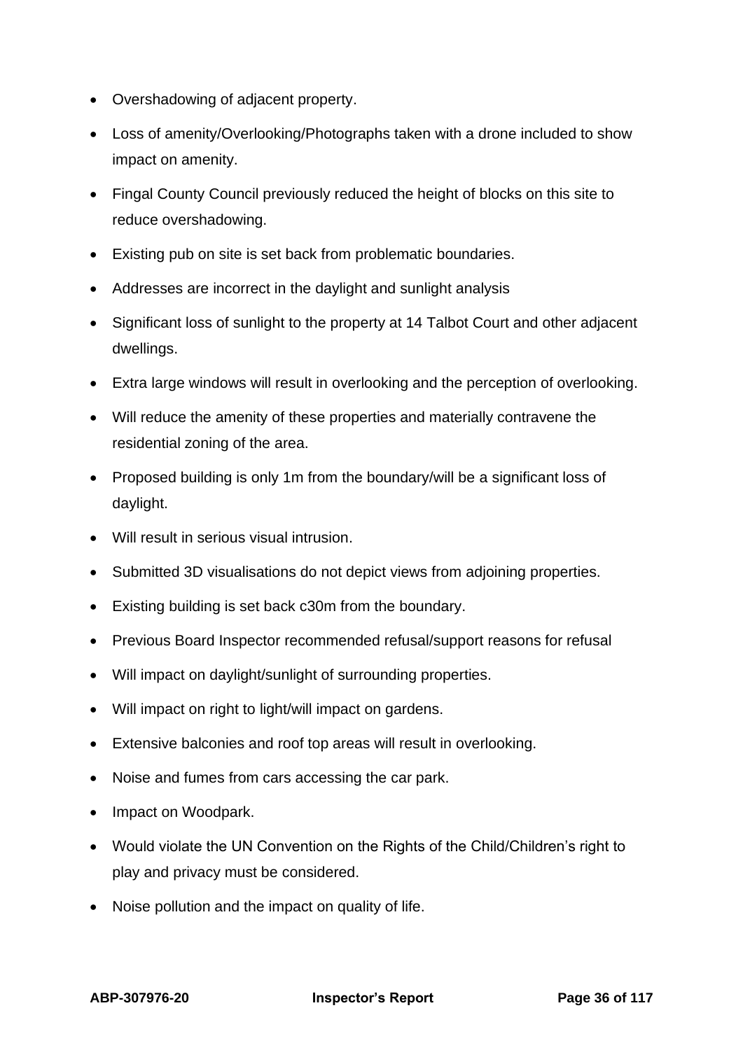- Overshadowing of adjacent property.
- Loss of amenity/Overlooking/Photographs taken with a drone included to show impact on amenity.
- Fingal County Council previously reduced the height of blocks on this site to reduce overshadowing.
- Existing pub on site is set back from problematic boundaries.
- Addresses are incorrect in the daylight and sunlight analysis
- Significant loss of sunlight to the property at 14 Talbot Court and other adjacent dwellings.
- Extra large windows will result in overlooking and the perception of overlooking.
- Will reduce the amenity of these properties and materially contravene the residential zoning of the area.
- Proposed building is only 1m from the boundary/will be a significant loss of daylight.
- Will result in serious visual intrusion.
- Submitted 3D visualisations do not depict views from adjoining properties.
- Existing building is set back c30m from the boundary.
- Previous Board Inspector recommended refusal/support reasons for refusal
- Will impact on daylight/sunlight of surrounding properties.
- Will impact on right to light/will impact on gardens.
- Extensive balconies and roof top areas will result in overlooking.
- Noise and fumes from cars accessing the car park.
- Impact on Woodpark.
- Would violate the UN Convention on the Rights of the Child/Children's right to play and privacy must be considered.
- Noise pollution and the impact on quality of life.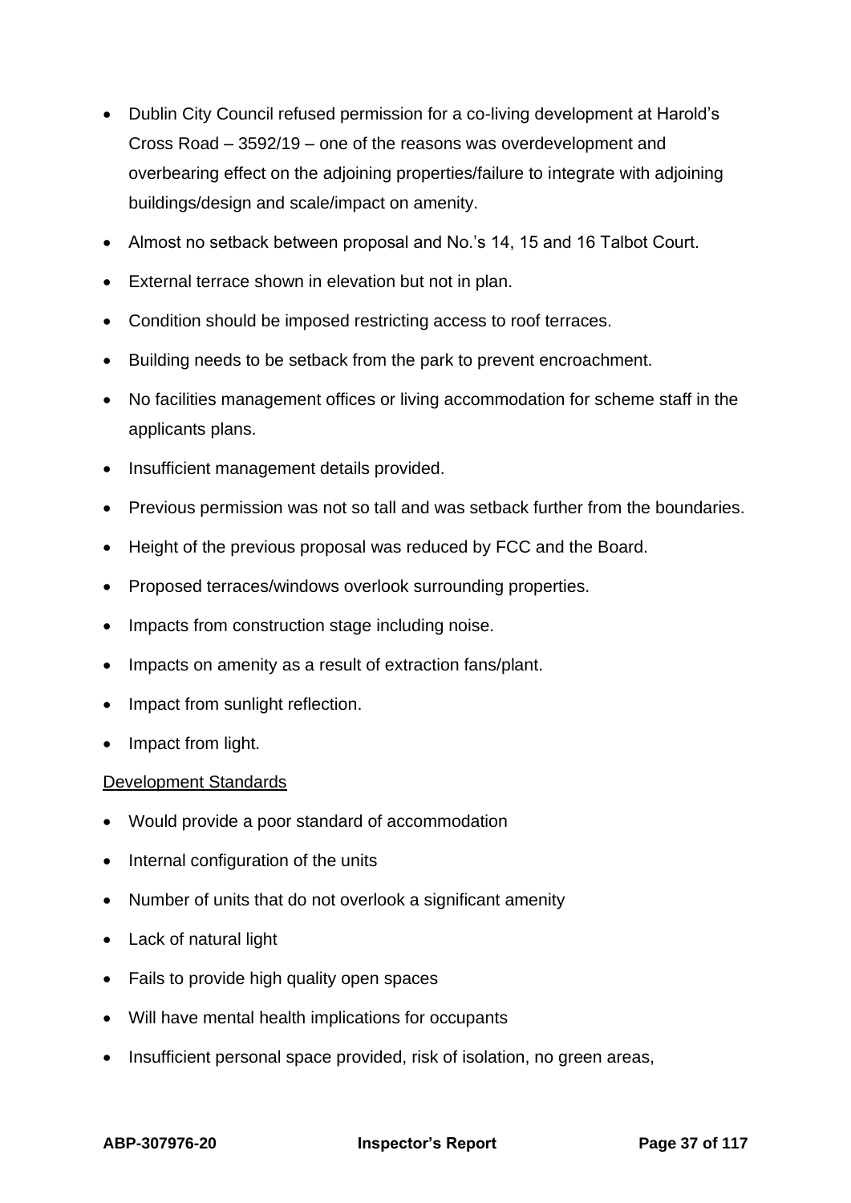- Dublin City Council refused permission for a co-living development at Harold's Cross Road – 3592/19 – one of the reasons was overdevelopment and overbearing effect on the adjoining properties/failure to integrate with adjoining buildings/design and scale/impact on amenity.
- Almost no setback between proposal and No.'s 14, 15 and 16 Talbot Court.
- External terrace shown in elevation but not in plan.
- Condition should be imposed restricting access to roof terraces.
- Building needs to be setback from the park to prevent encroachment.
- No facilities management offices or living accommodation for scheme staff in the applicants plans.
- Insufficient management details provided.
- Previous permission was not so tall and was setback further from the boundaries.
- Height of the previous proposal was reduced by FCC and the Board.
- Proposed terraces/windows overlook surrounding properties.
- Impacts from construction stage including noise.
- Impacts on amenity as a result of extraction fans/plant.
- Impact from sunlight reflection.
- Impact from light.

<u>Development Standards</u>

- Would provide a poor standard of accommodation
- Internal configuration of the units
- Number of units that do not overlook a significant amenity
- Lack of natural light
- Fails to provide high quality open spaces
- Will have mental health implications for occupants
- Insufficient personal space provided, risk of isolation, no green areas,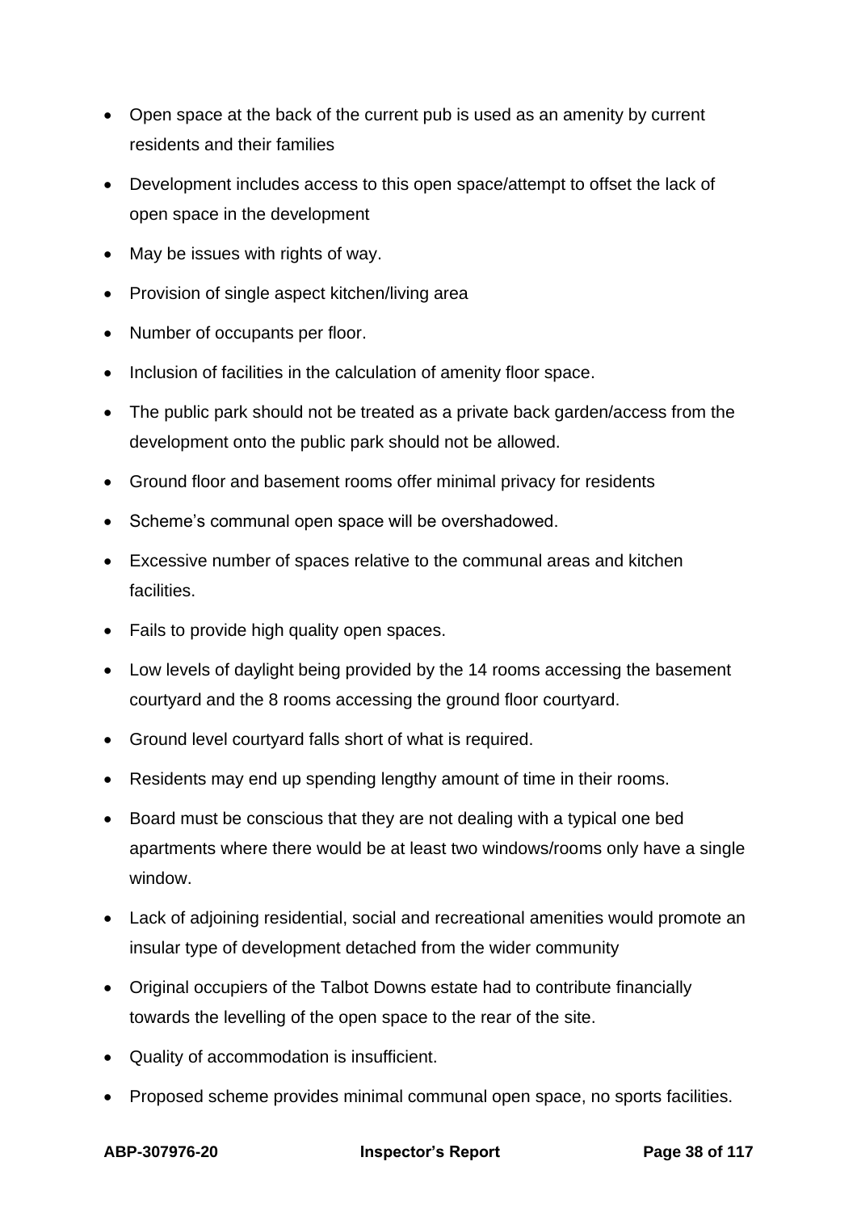- Open space at the back of the current pub is used as an amenity by current residents and their families
- Development includes access to this open space/attempt to offset the lack of open space in the development
- May be issues with rights of way.
- Provision of single aspect kitchen/living area
- Number of occupants per floor.
- Inclusion of facilities in the calculation of amenity floor space.
- The public park should not be treated as a private back garden/access from the development onto the public park should not be allowed.
- Ground floor and basement rooms offer minimal privacy for residents
- Scheme's communal open space will be overshadowed.
- Excessive number of spaces relative to the communal areas and kitchen facilities.
- Fails to provide high quality open spaces.
- Low levels of daylight being provided by the 14 rooms accessing the basement courtyard and the 8 rooms accessing the ground floor courtyard.
- Ground level courtyard falls short of what is required.
- Residents may end up spending lengthy amount of time in their rooms.
- Board must be conscious that they are not dealing with a typical one bed apartments where there would be at least two windows/rooms only have a single window.
- Lack of adjoining residential, social and recreational amenities would promote an insular type of development detached from the wider community
- Original occupiers of the Talbot Downs estate had to contribute financially towards the levelling of the open space to the rear of the site.
- Quality of accommodation is insufficient.
- Proposed scheme provides minimal communal open space, no sports facilities.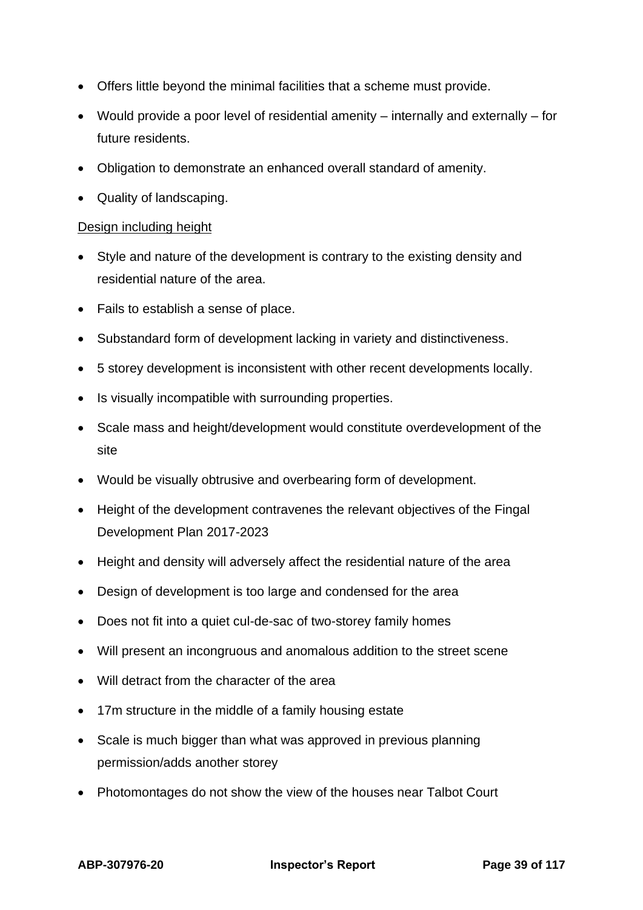- Offers little beyond the minimal facilities that a scheme must provide.
- Would provide a poor level of residential amenity – internally and externally – for future residents.
- Obligation to demonstrate an enhanced overall standard of amenity.
- Quality of landscaping.

<u>Design including height</u>

- Style and nature of the development is contrary to the existing density and residential nature of the area.
- Fails to establish a sense of place.
- Substandard form of development lacking in variety and distinctiveness.
- 5 storey development is inconsistent with other recent developments locally.
- Is visually incompatible with surrounding properties.
- Scale mass and height/development would constitute overdevelopment of the site
- Would be visually obtrusive and overbearing form of development.
- Height of the development contravenes the relevant objectives of the Fingal Development Plan 2017-2023
- Height and density will adversely affect the residential nature of the area
- Design of development is too large and condensed for the area
- Does not fit into a quiet cul-de-sac of two-storey family homes
- Will present an incongruous and anomalous addition to the street scene
- Will detract from the character of the area
- 17m structure in the middle of a family housing estate
- Scale is much bigger than what was approved in previous planning permission/adds another storey
- Photomontages do not show the view of the houses near Talbot Court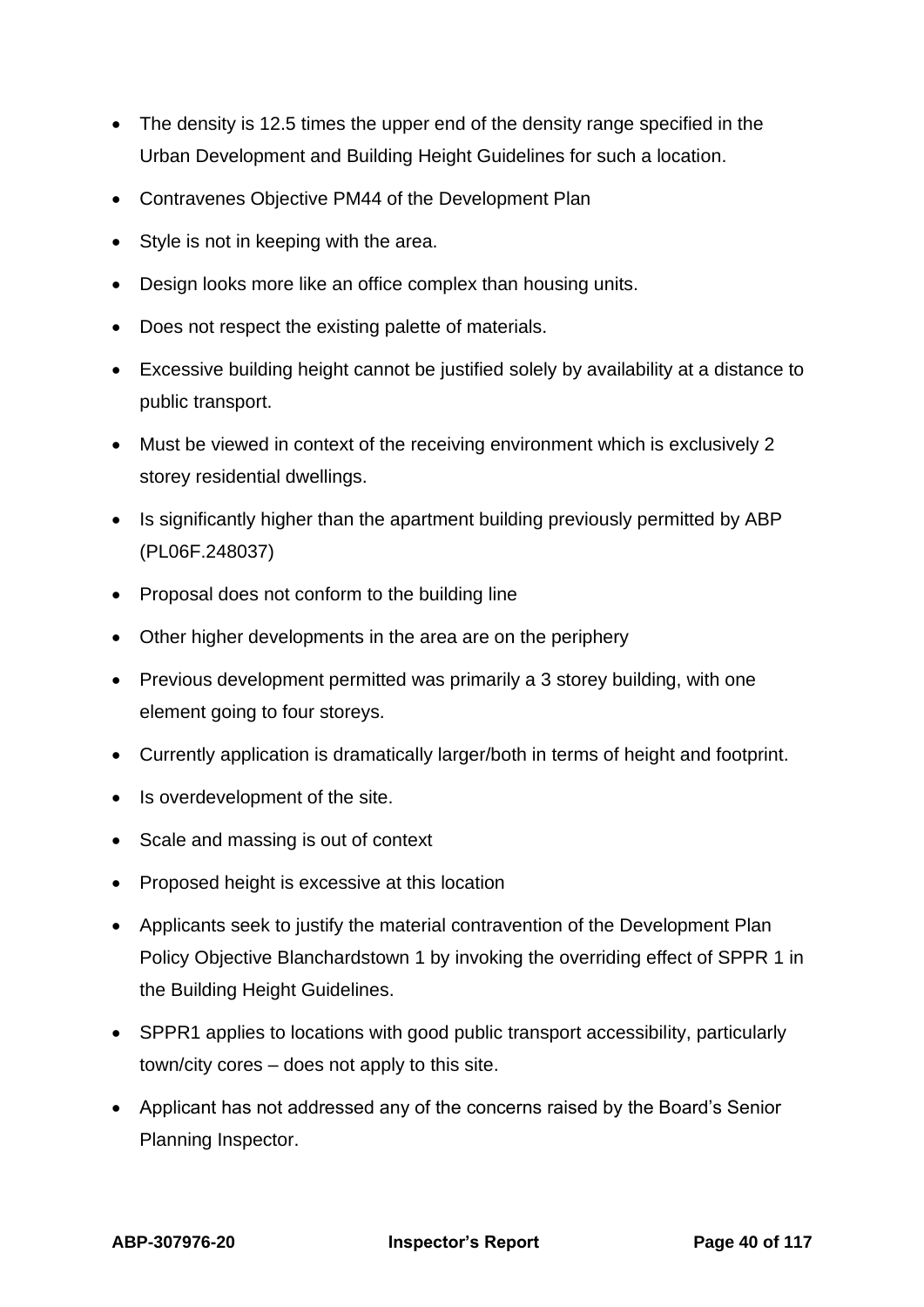- The density is 12.5 times the upper end of the density range specified in the Urban Development and Building Height Guidelines for such a location.
- Contravenes Objective PM44 of the Development Plan
- Style is not in keeping with the area.
- Design looks more like an office complex than housing units.
- Does not respect the existing palette of materials.
- Excessive building height cannot be justified solely by availability at a distance to public transport.
- Must be viewed in context of the receiving environment which is exclusively 2 storey residential dwellings.
- Is significantly higher than the apartment building previously permitted by ABP (PL06F.248037)
- Proposal does not conform to the building line
- Other higher developments in the area are on the periphery
- Previous development permitted was primarily a 3 storey building, with one element going to four storeys.
- Currently application is dramatically larger/both in terms of height and footprint.
- Is overdevelopment of the site.
- Scale and massing is out of context
- Proposed height is excessive at this location
- Applicants seek to justify the material contravention of the Development Plan Policy Objective Blanchardstown 1 by invoking the overriding effect of SPPR 1 in the Building Height Guidelines.
- SPPR1 applies to locations with good public transport accessibility, particularly town/city cores – does not apply to this site.
- Applicant has not addressed any of the concerns raised by the Board's Senior Planning Inspector.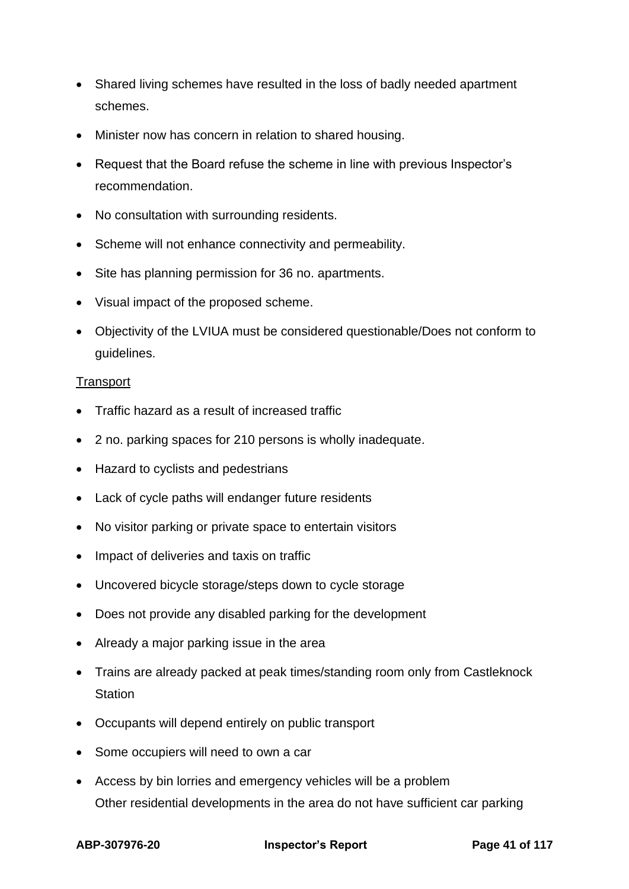- Shared living schemes have resulted in the loss of badly needed apartment schemes.
- Minister now has concern in relation to shared housing.
- Request that the Board refuse the scheme in line with previous Inspector's recommendation.
- No consultation with surrounding residents.
- Scheme will not enhance connectivity and permeability.
- Site has planning permission for 36 no. apartments.
- Visual impact of the proposed scheme.
- Objectivity of the LVIUA must be considered questionable/Does not conform to guidelines.

<u>Transport</u>

- Traffic hazard as a result of increased traffic
- 2 no. parking spaces for 210 persons is wholly inadequate.
- Hazard to cyclists and pedestrians
- Lack of cycle paths will endanger future residents
- No visitor parking or private space to entertain visitors
- Impact of deliveries and taxis on traffic
- Uncovered bicycle storage/steps down to cycle storage
- Does not provide any disabled parking for the development
- Already a major parking issue in the area
- Trains are already packed at peak times/standing room only from Castleknock Station
- Occupants will depend entirely on public transport
- Some occupiers will need to own a car
- Access by bin lorries and emergency vehicles will be a problem
  Other residential developments in the area do not have sufficient car parking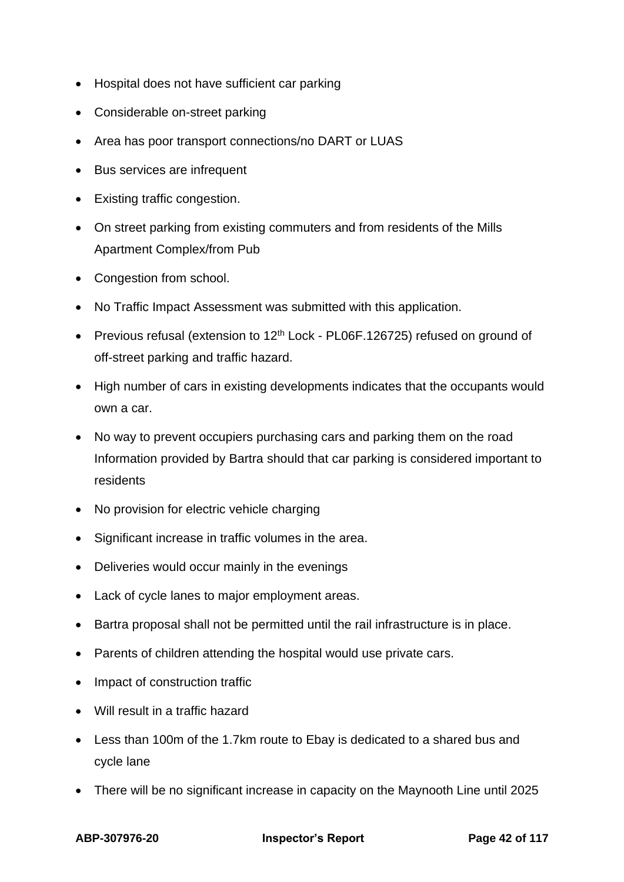- Hospital does not have sufficient car parking
- Considerable on-street parking
- Area has poor transport connections/no DART or LUAS
- Bus services are infrequent
- Existing traffic congestion.
- On street parking from existing commuters and from residents of the Mills Apartment Complex/from Pub
- Congestion from school.
- No Traffic Impact Assessment was submitted with this application.
- Previous refusal (extension to 12th Lock - PL06F.126725) refused on ground of off-street parking and traffic hazard.
- High number of cars in existing developments indicates that the occupants would own a car.
- No way to prevent occupiers purchasing cars and parking them on the road Information provided by Bartra should that car parking is considered important to residents
- No provision for electric vehicle charging
- Significant increase in traffic volumes in the area.
- Deliveries would occur mainly in the evenings
- Lack of cycle lanes to major employment areas.
- Bartra proposal shall not be permitted until the rail infrastructure is in place.
- Parents of children attending the hospital would use private cars.
- Impact of construction traffic
- Will result in a traffic hazard
- Less than 100m of the 1.7km route to Ebay is dedicated to a shared bus and cycle lane
- There will be no significant increase in capacity on the Maynooth Line until 2025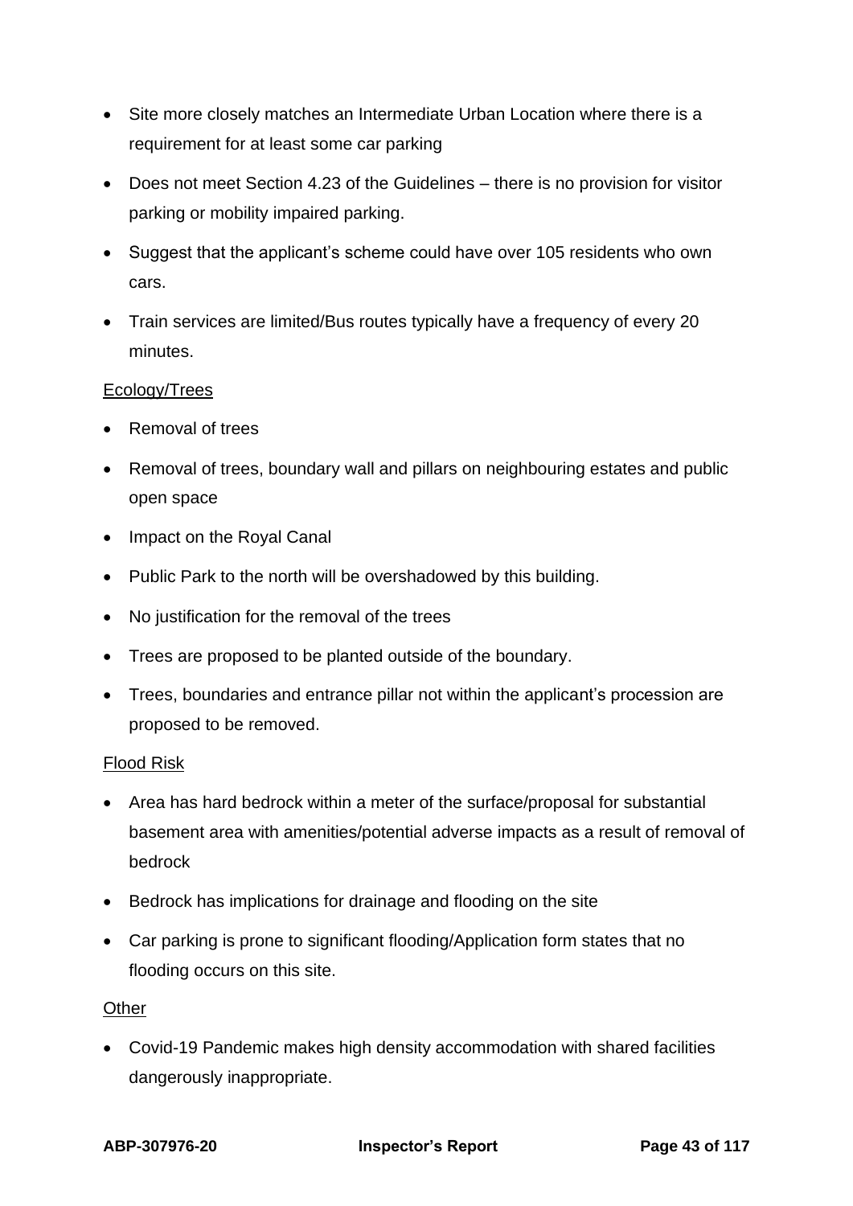- Site more closely matches an Intermediate Urban Location where there is a requirement for at least some car parking
- Does not meet Section 4.23 of the Guidelines – there is no provision for visitor parking or mobility impaired parking.
- Suggest that the applicant's scheme could have over 105 residents who own cars.
- Train services are limited/Bus routes typically have a frequency of every 20 minutes.

<u>Ecology/Trees</u>

- Removal of trees
- Removal of trees, boundary wall and pillars on neighbouring estates and public open space
- Impact on the Royal Canal
- Public Park to the north will be overshadowed by this building.
- No justification for the removal of the trees
- Trees are proposed to be planted outside of the boundary.
- Trees, boundaries and entrance pillar not within the applicant's procession are proposed to be removed.

<u>Flood Risk</u>

- Area has hard bedrock within a meter of the surface/proposal for substantial basement area with amenities/potential adverse impacts as a result of removal of bedrock
- Bedrock has implications for drainage and flooding on the site
- Car parking is prone to significant flooding/Application form states that no flooding occurs on this site.

<u>Other</u>

- Covid-19 Pandemic makes high density accommodation with shared facilities dangerously inappropriate.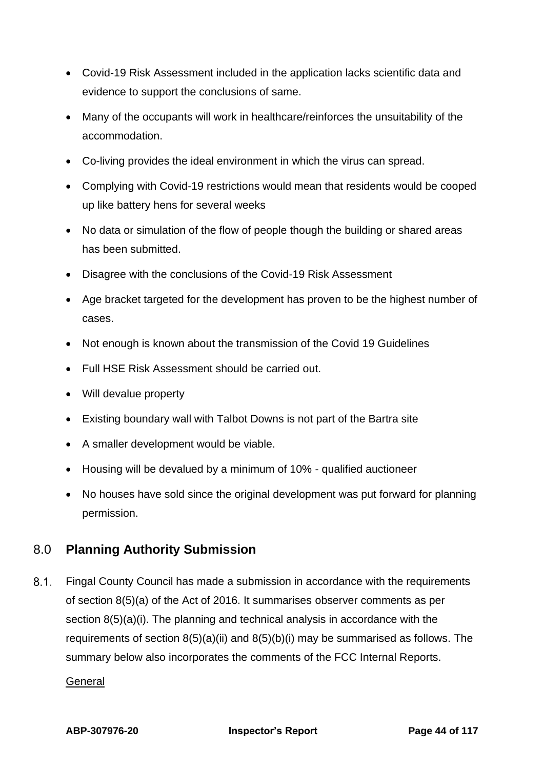- Covid-19 Risk Assessment included in the application lacks scientific data and evidence to support the conclusions of same.
- Many of the occupants will work in healthcare/reinforces the unsuitability of the accommodation.
- Co-living provides the ideal environment in which the virus can spread.
- Complying with Covid-19 restrictions would mean that residents would be cooped up like battery hens for several weeks
- No data or simulation of the flow of people though the building or shared areas has been submitted.
- Disagree with the conclusions of the Covid-19 Risk Assessment
- Age bracket targeted for the development has proven to be the highest number of cases.
- Not enough is known about the transmission of the Covid 19 Guidelines
- Full HSE Risk Assessment should be carried out.
- Will devalue property
- Existing boundary wall with Talbot Downs is not part of the Bartra site
- A smaller development would be viable.
- Housing will be devalued by a minimum of 10% - qualified auctioneer
- No houses have sold since the original development was put forward for planning permission.

## 8.0 Planning Authority Submission

8.1. Fingal County Council has made a submission in accordance with the requirements of section 8(5)(a) of the Act of 2016. It summarises observer comments as per section 8(5)(a)(i). The planning and technical analysis in accordance with the requirements of section 8(5)(a)(ii) and 8(5)(b)(i) may be summarised as follows. The summary below also incorporates the comments of the FCC Internal Reports.

General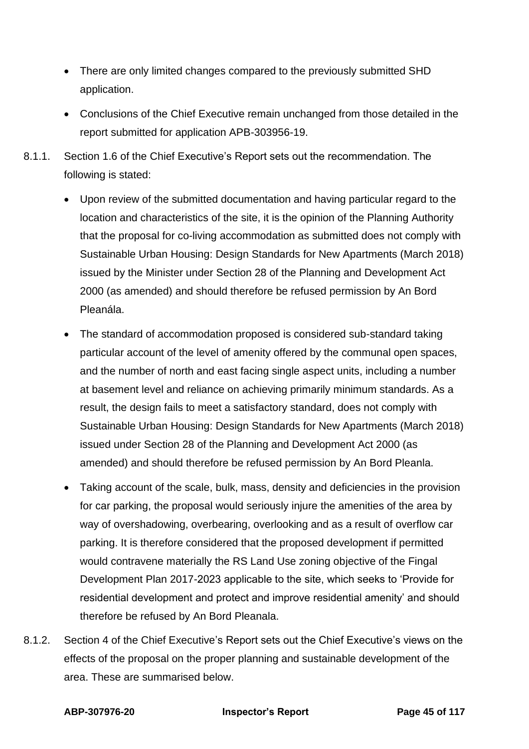- There are only limited changes compared to the previously submitted SHD application.
- Conclusions of the Chief Executive remain unchanged from those detailed in the report submitted for application APB-303956-19.

8.1.1. Section 1.6 of the Chief Executive's Report sets out the recommendation. The following is stated:

- Upon review of the submitted documentation and having particular regard to the location and characteristics of the site, it is the opinion of the Planning Authority that the proposal for co-living accommodation as submitted does not comply with Sustainable Urban Housing: Design Standards for New Apartments (March 2018) issued by the Minister under Section 28 of the Planning and Development Act 2000 (as amended) and should therefore be refused permission by An Bord Pleanála.
- The standard of accommodation proposed is considered sub-standard taking particular account of the level of amenity offered by the communal open spaces, and the number of north and east facing single aspect units, including a number at basement level and reliance on achieving primarily minimum standards. As a result, the design fails to meet a satisfactory standard, does not comply with Sustainable Urban Housing: Design Standards for New Apartments (March 2018) issued under Section 28 of the Planning and Development Act 2000 (as amended) and should therefore be refused permission by An Bord Pleanla.
- Taking account of the scale, bulk, mass, density and deficiencies in the provision for car parking, the proposal would seriously injure the amenities of the area by way of overshadowing, overbearing, overlooking and as a result of overflow car parking. It is therefore considered that the proposed development if permitted would contravene materially the RS Land Use zoning objective of the Fingal Development Plan 2017-2023 applicable to the site, which seeks to 'Provide for residential development and protect and improve residential amenity' and should therefore be refused by An Bord Pleanala.

8.1.2. Section 4 of the Chief Executive's Report sets out the Chief Executive's views on the effects of the proposal on the proper planning and sustainable development of the area. These are summarised below.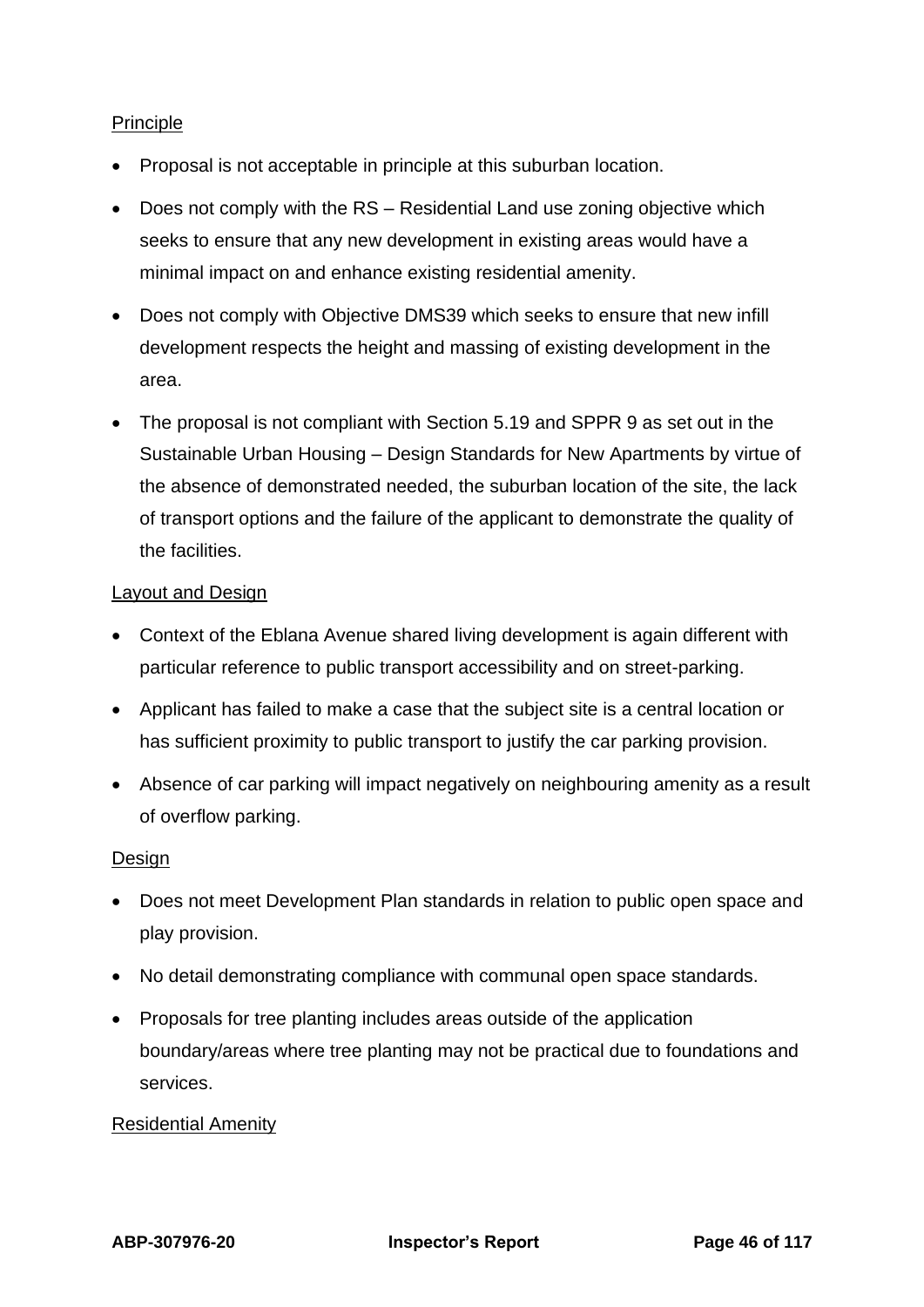Principle

- Proposal is not acceptable in principle at this suburban location.
- Does not comply with the RS – Residential Land use zoning objective which seeks to ensure that any new development in existing areas would have a minimal impact on and enhance existing residential amenity.
- Does not comply with Objective DMS39 which seeks to ensure that new infill development respects the height and massing of existing development in the area.
- The proposal is not compliant with Section 5.19 and SPPR 9 as set out in the Sustainable Urban Housing – Design Standards for New Apartments by virtue of the absence of demonstrated needed, the suburban location of the site, the lack of transport options and the failure of the applicant to demonstrate the quality of the facilities.

Layout and Design

- Context of the Eblana Avenue shared living development is again different with particular reference to public transport accessibility and on street-parking.
- Applicant has failed to make a case that the subject site is a central location or has sufficient proximity to public transport to justify the car parking provision.
- Absence of car parking will impact negatively on neighbouring amenity as a result of overflow parking.

Design

- Does not meet Development Plan standards in relation to public open space and play provision.
- No detail demonstrating compliance with communal open space standards.
- Proposals for tree planting includes areas outside of the application boundary/areas where tree planting may not be practical due to foundations and services.

Residential Amenity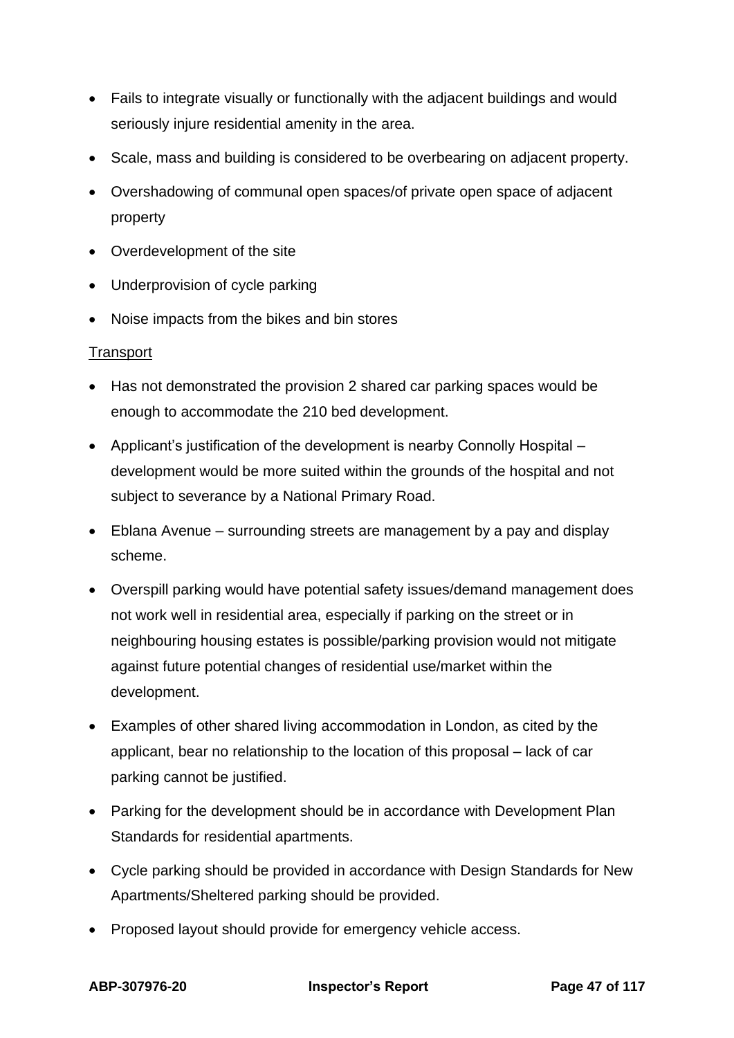- Fails to integrate visually or functionally with the adjacent buildings and would seriously injure residential amenity in the area.
- Scale, mass and building is considered to be overbearing on adjacent property.
- Overshadowing of communal open spaces/of private open space of adjacent property
- Overdevelopment of the site
- Underprovision of cycle parking
- Noise impacts from the bikes and bin stores

<u>Transport</u>

- Has not demonstrated the provision 2 shared car parking spaces would be enough to accommodate the 210 bed development.
- Applicant's justification of the development is nearby Connolly Hospital – development would be more suited within the grounds of the hospital and not subject to severance by a National Primary Road.
- Eblana Avenue – surrounding streets are management by a pay and display scheme.
- Overspill parking would have potential safety issues/demand management does not work well in residential area, especially if parking on the street or in neighbouring housing estates is possible/parking provision would not mitigate against future potential changes of residential use/market within the development.
- Examples of other shared living accommodation in London, as cited by the applicant, bear no relationship to the location of this proposal – lack of car parking cannot be justified.
- Parking for the development should be in accordance with Development Plan Standards for residential apartments.
- Cycle parking should be provided in accordance with Design Standards for New Apartments/Sheltered parking should be provided.
- Proposed layout should provide for emergency vehicle access.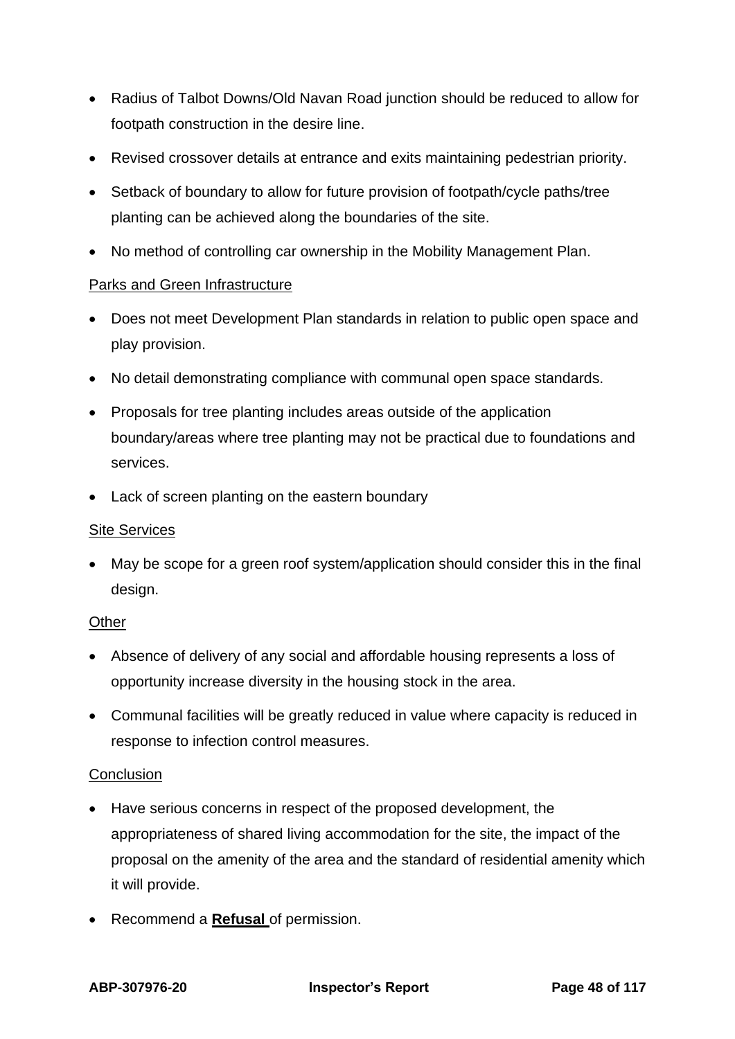- Radius of Talbot Downs/Old Navan Road junction should be reduced to allow for footpath construction in the desire line.
- Revised crossover details at entrance and exits maintaining pedestrian priority.
- Setback of boundary to allow for future provision of footpath/cycle paths/tree planting can be achieved along the boundaries of the site.
- No method of controlling car ownership in the Mobility Management Plan.

Parks and Green Infrastructure

- Does not meet Development Plan standards in relation to public open space and play provision.
- No detail demonstrating compliance with communal open space standards.
- Proposals for tree planting includes areas outside of the application boundary/areas where tree planting may not be practical due to foundations and services.
- Lack of screen planting on the eastern boundary

Site Services

- May be scope for a green roof system/application should consider this in the final design.

Other

- Absence of delivery of any social and affordable housing represents a loss of opportunity increase diversity in the housing stock in the area.
- Communal facilities will be greatly reduced in value where capacity is reduced in response to infection control measures.

Conclusion

- Have serious concerns in respect of the proposed development, the appropriateness of shared living accommodation for the site, the impact of the proposal on the amenity of the area and the standard of residential amenity which it will provide.
- Recommend a **Refusal** of permission.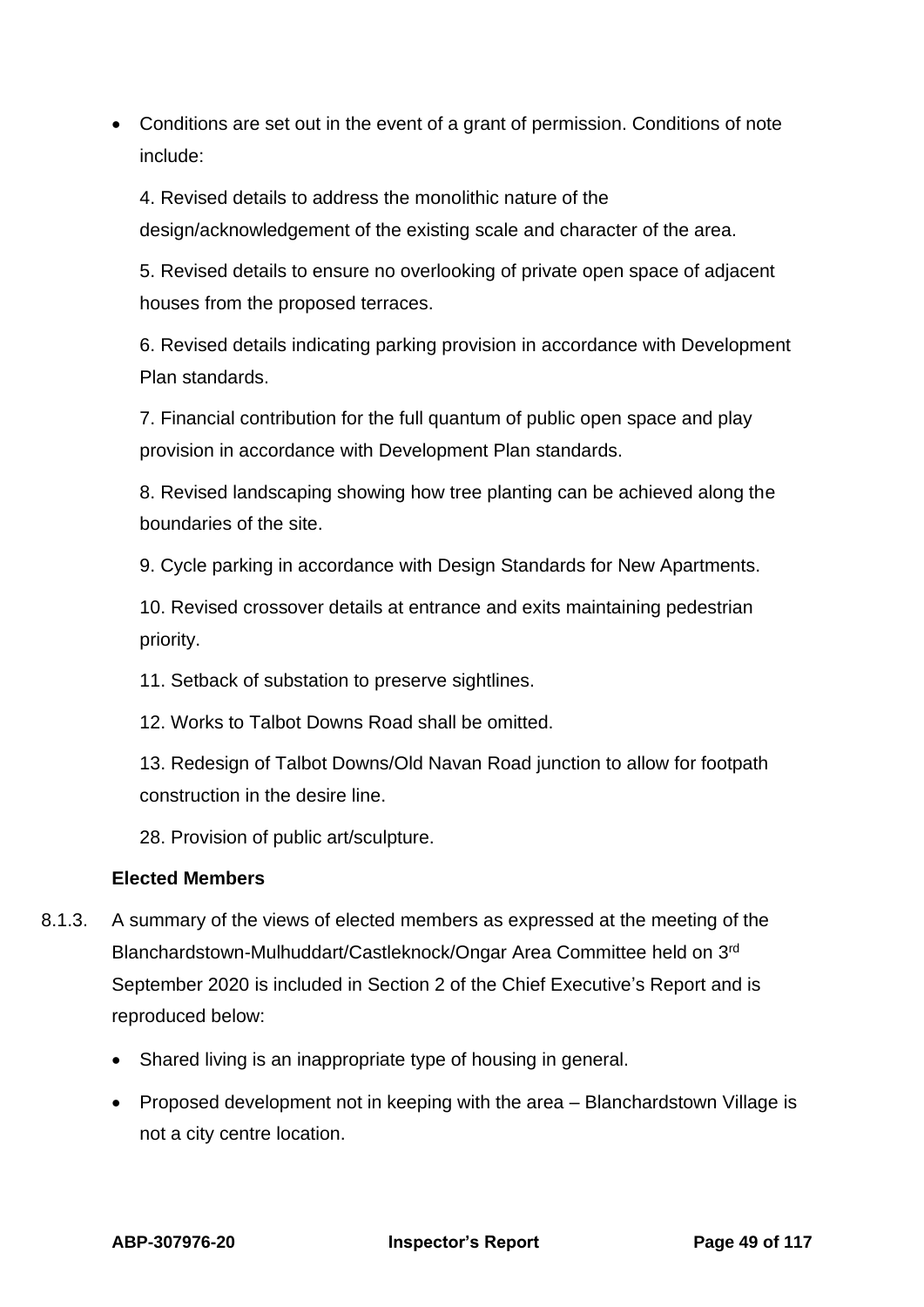- Conditions are set out in the event of a grant of permission. Conditions of note include:

  4. Revised details to address the monolithic nature of the design/acknowledgement of the existing scale and character of the area.

  5. Revised details to ensure no overlooking of private open space of adjacent houses from the proposed terraces.

  6. Revised details indicating parking provision in accordance with Development Plan standards.

  7. Financial contribution for the full quantum of public open space and play provision in accordance with Development Plan standards.

  8. Revised landscaping showing how tree planting can be achieved along the boundaries of the site.

  9. Cycle parking in accordance with Design Standards for New Apartments.

  10. Revised crossover details at entrance and exits maintaining pedestrian priority.

  11. Setback of substation to preserve sightlines.

  12. Works to Talbot Downs Road shall be omitted.

  13. Redesign of Talbot Downs/Old Navan Road junction to allow for footpath construction in the desire line.

  28. Provision of public art/sculpture.

**Elected Members**

8.1.3. A summary of the views of elected members as expressed at the meeting of the Blanchardstown-Mulhuddart/Castleknock/Ongar Area Committee held on 3rd September 2020 is included in Section 2 of the Chief Executive's Report and is reproduced below:

- Shared living is an inappropriate type of housing in general.
- Proposed development not in keeping with the area – Blanchardstown Village is not a city centre location.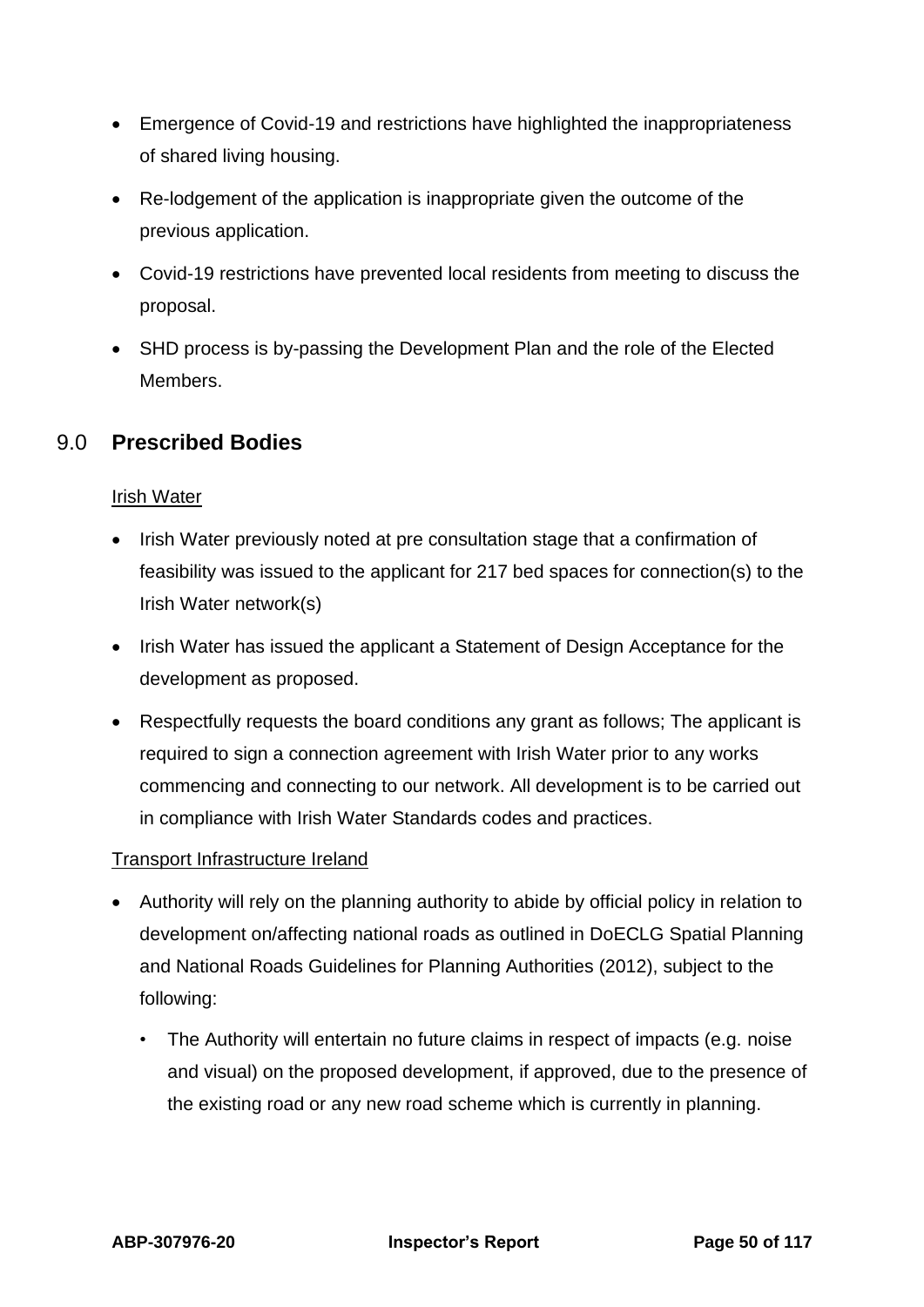- Emergence of Covid-19 and restrictions have highlighted the inappropriateness of shared living housing.
- Re-lodgement of the application is inappropriate given the outcome of the previous application.
- Covid-19 restrictions have prevented local residents from meeting to discuss the proposal.
- SHD process is by-passing the Development Plan and the role of the Elected Members.

## 9.0 **Prescribed Bodies**

Irish Water

- Irish Water previously noted at pre consultation stage that a confirmation of feasibility was issued to the applicant for 217 bed spaces for connection(s) to the Irish Water network(s)
- Irish Water has issued the applicant a Statement of Design Acceptance for the development as proposed.
- Respectfully requests the board conditions any grant as follows; The applicant is required to sign a connection agreement with Irish Water prior to any works commencing and connecting to our network. All development is to be carried out in compliance with Irish Water Standards codes and practices.

Transport Infrastructure Ireland

- Authority will rely on the planning authority to abide by official policy in relation to development on/affecting national roads as outlined in DoECLG Spatial Planning and National Roads Guidelines for Planning Authorities (2012), subject to the following:
    - The Authority will entertain no future claims in respect of impacts (e.g. noise and visual) on the proposed development, if approved, due to the presence of the existing road or any new road scheme which is currently in planning.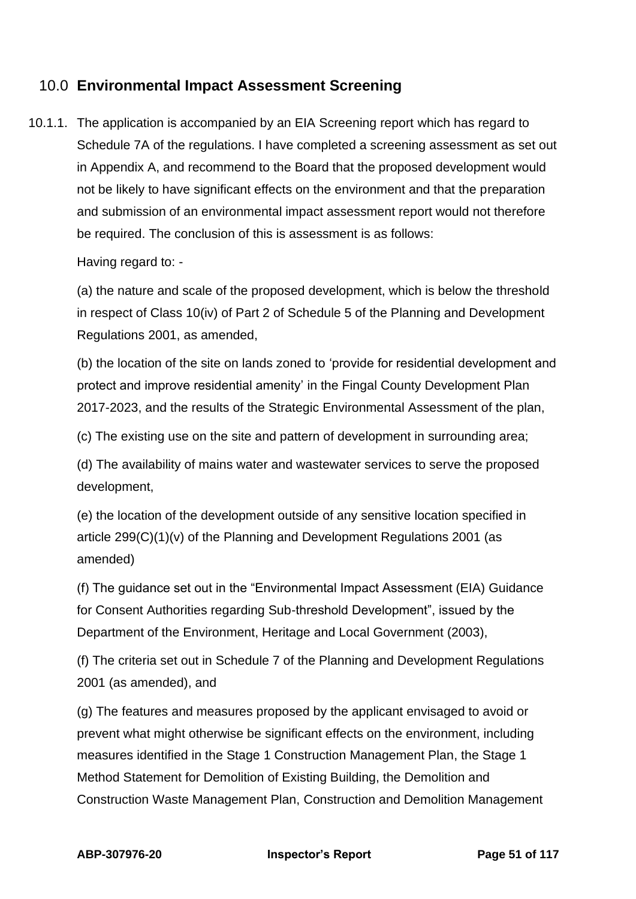## 10.0 Environmental Impact Assessment Screening

10.1.1. The application is accompanied by an EIA Screening report which has regard to Schedule 7A of the regulations. I have completed a screening assessment as set out in Appendix A, and recommend to the Board that the proposed development would not be likely to have significant effects on the environment and that the preparation and submission of an environmental impact assessment report would not therefore be required. The conclusion of this is assessment is as follows:

Having regard to: -

(a) the nature and scale of the proposed development, which is below the threshold in respect of Class 10(iv) of Part 2 of Schedule 5 of the Planning and Development Regulations 2001, as amended,

(b) the location of the site on lands zoned to 'provide for residential development and protect and improve residential amenity' in the Fingal County Development Plan 2017-2023, and the results of the Strategic Environmental Assessment of the plan,

(c) The existing use on the site and pattern of development in surrounding area;

(d) The availability of mains water and wastewater services to serve the proposed development,

(e) the location of the development outside of any sensitive location specified in article 299(C)(1)(v) of the Planning and Development Regulations 2001 (as amended)

(f) The guidance set out in the "Environmental Impact Assessment (EIA) Guidance for Consent Authorities regarding Sub-threshold Development", issued by the Department of the Environment, Heritage and Local Government (2003),

(f) The criteria set out in Schedule 7 of the Planning and Development Regulations 2001 (as amended), and

(g) The features and measures proposed by the applicant envisaged to avoid or prevent what might otherwise be significant effects on the environment, including measures identified in the Stage 1 Construction Management Plan, the Stage 1 Method Statement for Demolition of Existing Building, the Demolition and Construction Waste Management Plan, Construction and Demolition Management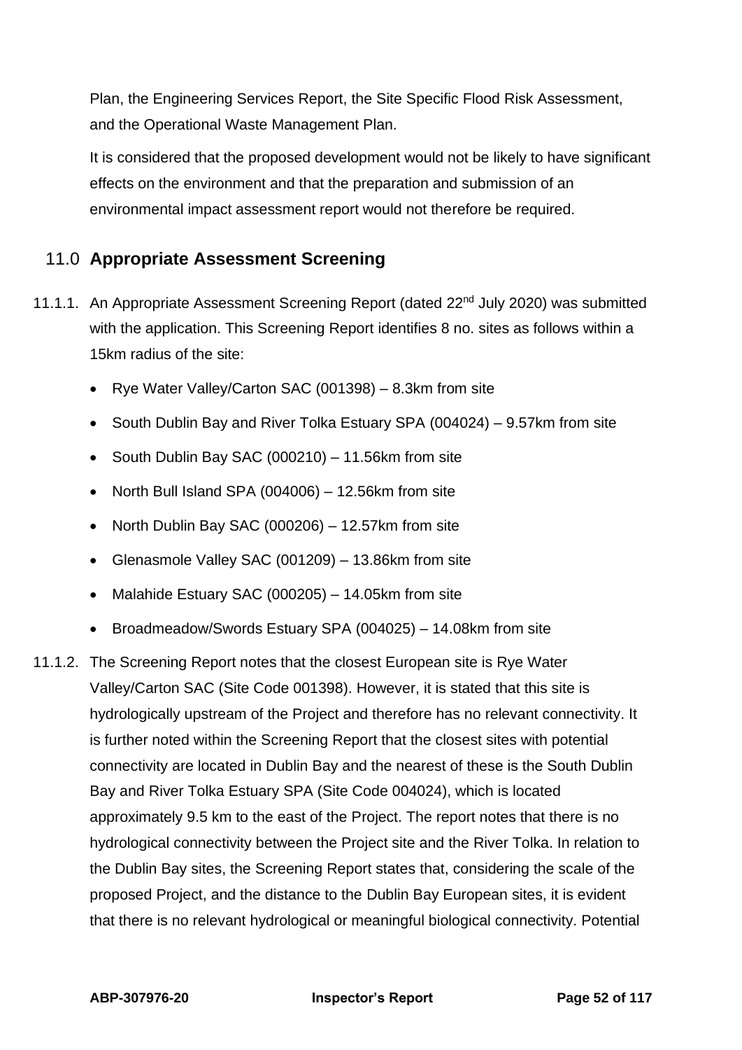Plan, the Engineering Services Report, the Site Specific Flood Risk Assessment, and the Operational Waste Management Plan.

It is considered that the proposed development would not be likely to have significant effects on the environment and that the preparation and submission of an environmental impact assessment report would not therefore be required.

## 11.0 Appropriate Assessment Screening

11.1.1. An Appropriate Assessment Screening Report (dated 22nd July 2020) was submitted with the application. This Screening Report identifies 8 no. sites as follows within a 15km radius of the site:

- Rye Water Valley/Carton SAC (001398) – 8.3km from site
- South Dublin Bay and River Tolka Estuary SPA (004024) – 9.57km from site
- South Dublin Bay SAC (000210) – 11.56km from site
- North Bull Island SPA (004006) – 12.56km from site
- North Dublin Bay SAC (000206) – 12.57km from site
- Glenasmole Valley SAC (001209) – 13.86km from site
- Malahide Estuary SAC (000205) – 14.05km from site
- Broadmeadow/Swords Estuary SPA (004025) – 14.08km from site

11.1.2. The Screening Report notes that the closest European site is Rye Water Valley/Carton SAC (Site Code 001398). However, it is stated that this site is hydrologically upstream of the Project and therefore has no relevant connectivity. It is further noted within the Screening Report that the closest sites with potential connectivity are located in Dublin Bay and the nearest of these is the South Dublin Bay and River Tolka Estuary SPA (Site Code 004024), which is located approximately 9.5 km to the east of the Project. The report notes that there is no hydrological connectivity between the Project site and the River Tolka. In relation to the Dublin Bay sites, the Screening Report states that, considering the scale of the proposed Project, and the distance to the Dublin Bay European sites, it is evident that there is no relevant hydrological or meaningful biological connectivity. Potential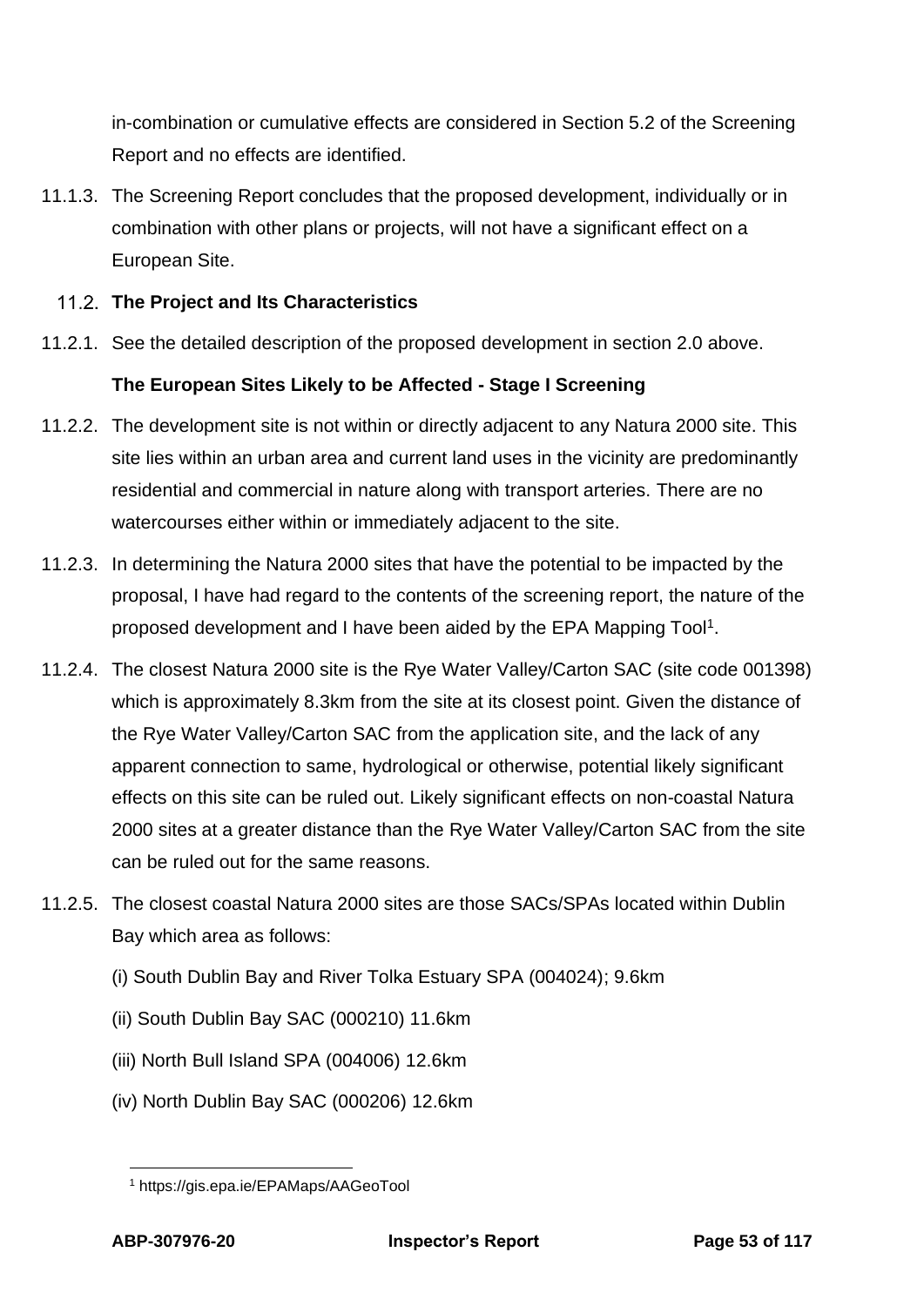in-combination or cumulative effects are considered in Section 5.2 of the Screening Report and no effects are identified.

11.1.3. The Screening Report concludes that the proposed development, individually or in combination with other plans or projects, will not have a significant effect on a European Site.

### 11.2. The Project and Its Characteristics

11.2.1. See the detailed description of the proposed development in section 2.0 above.

**The European Sites Likely to be Affected - Stage I Screening**

11.2.2. The development site is not within or directly adjacent to any Natura 2000 site. This site lies within an urban area and current land uses in the vicinity are predominantly residential and commercial in nature along with transport arteries. There are no watercourses either within or immediately adjacent to the site.

11.2.3. In determining the Natura 2000 sites that have the potential to be impacted by the proposal, I have had regard to the contents of the screening report, the nature of the proposed development and I have been aided by the EPA Mapping Tool[1].

11.2.4. The closest Natura 2000 site is the Rye Water Valley/Carton SAC (site code 001398) which is approximately 8.3km from the site at its closest point. Given the distance of the Rye Water Valley/Carton SAC from the application site, and the lack of any apparent connection to same, hydrological or otherwise, potential likely significant effects on this site can be ruled out. Likely significant effects on non-coastal Natura 2000 sites at a greater distance than the Rye Water Valley/Carton SAC from the site can be ruled out for the same reasons.

11.2.5. The closest coastal Natura 2000 sites are those SACs/SPAs located within Dublin Bay which area as follows:

(i) South Dublin Bay and River Tolka Estuary SPA (004024); 9.6km

(ii) South Dublin Bay SAC (000210) 11.6km

(iii) North Bull Island SPA (004006) 12.6km

(iv) North Dublin Bay SAC (000206) 12.6km

---

[1] https://gis.epa.ie/EPAMaps/AAGeoTool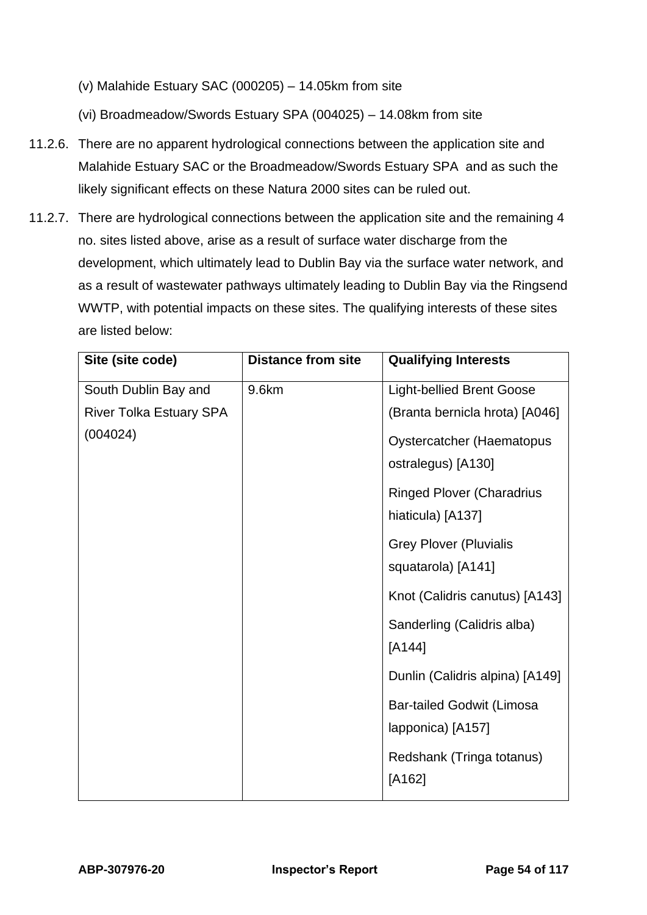(v) Malahide Estuary SAC (000205) – 14.05km from site

(vi) Broadmeadow/Swords Estuary SPA (004025) – 14.08km from site

11.2.6. There are no apparent hydrological connections between the application site and Malahide Estuary SAC or the Broadmeadow/Swords Estuary SPA and as such the likely significant effects on these Natura 2000 sites can be ruled out.

11.2.7. There are hydrological connections between the application site and the remaining 4 no. sites listed above, arise as a result of surface water discharge from the development, which ultimately lead to Dublin Bay via the surface water network, and as a result of wastewater pathways ultimately leading to Dublin Bay via the Ringsend WWTP, with potential impacts on these sites. The qualifying interests of these sites are listed below:

| Site (site code) | Distance from site | Qualifying Interests |
|---|---|---|
| South Dublin Bay and River Tolka Estuary SPA (004024) | 9.6km | Light-bellied Brent Goose (Branta bernicla hrota) [A046]<br>Oystercatcher (Haematopus ostralegus) [A130]<br>Ringed Plover (Charadrius hiaticula) [A137]<br>Grey Plover (Pluvialis squatarola) [A141]<br>Knot (Calidris canutus) [A143]<br>Sanderling (Calidris alba) [A144]<br>Dunlin (Calidris alpina) [A149]<br>Bar-tailed Godwit (Limosa lapponica) [A157]<br>Redshank (Tringa totanus) [A162] |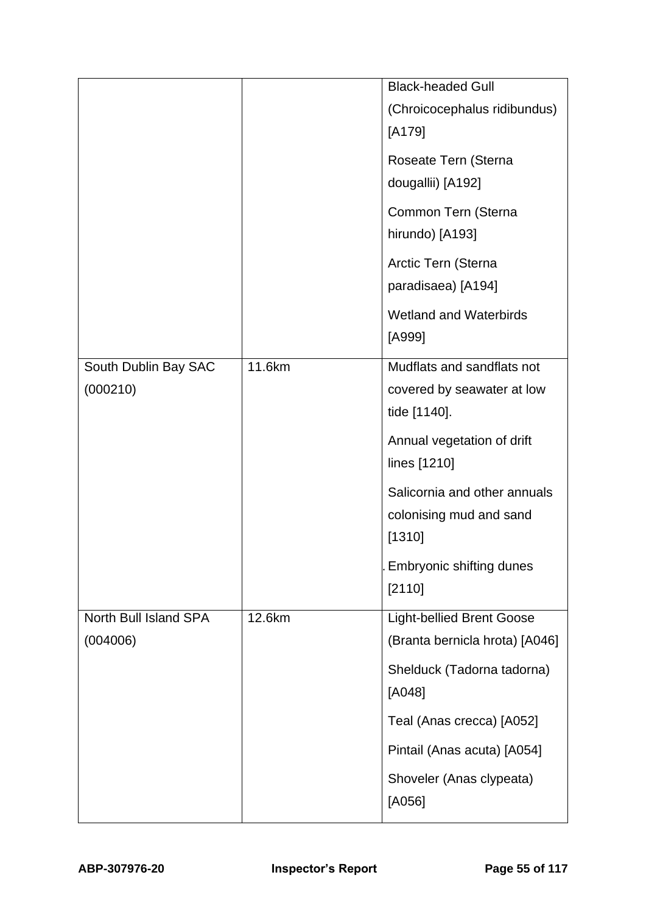| | | |
|---|---|---|
| | | Black-headed Gull (Chroicocephalus ridibundus) [A179]<br><br>Roseate Tern (Sterna dougallii) [A192]<br><br>Common Tern (Sterna hirundo) [A193]<br><br>Arctic Tern (Sterna paradisaea) [A194]<br><br>Wetland and Waterbirds [A999] |
| South Dublin Bay SAC (000210) | 11.6km | Mudflats and sandflats not covered by seawater at low tide [1140].<br><br>Annual vegetation of drift lines [1210]<br><br>Salicornia and other annuals colonising mud and sand [1310]<br><br>. Embryonic shifting dunes [2110] |
| North Bull Island SPA (004006) | 12.6km | Light-bellied Brent Goose (Branta bernicla hrota) [A046]<br><br>Shelduck (Tadorna tadorna) [A048]<br><br>Teal (Anas crecca) [A052]<br><br>Pintail (Anas acuta) [A054]<br><br>Shoveler (Anas clypeata) [A056] |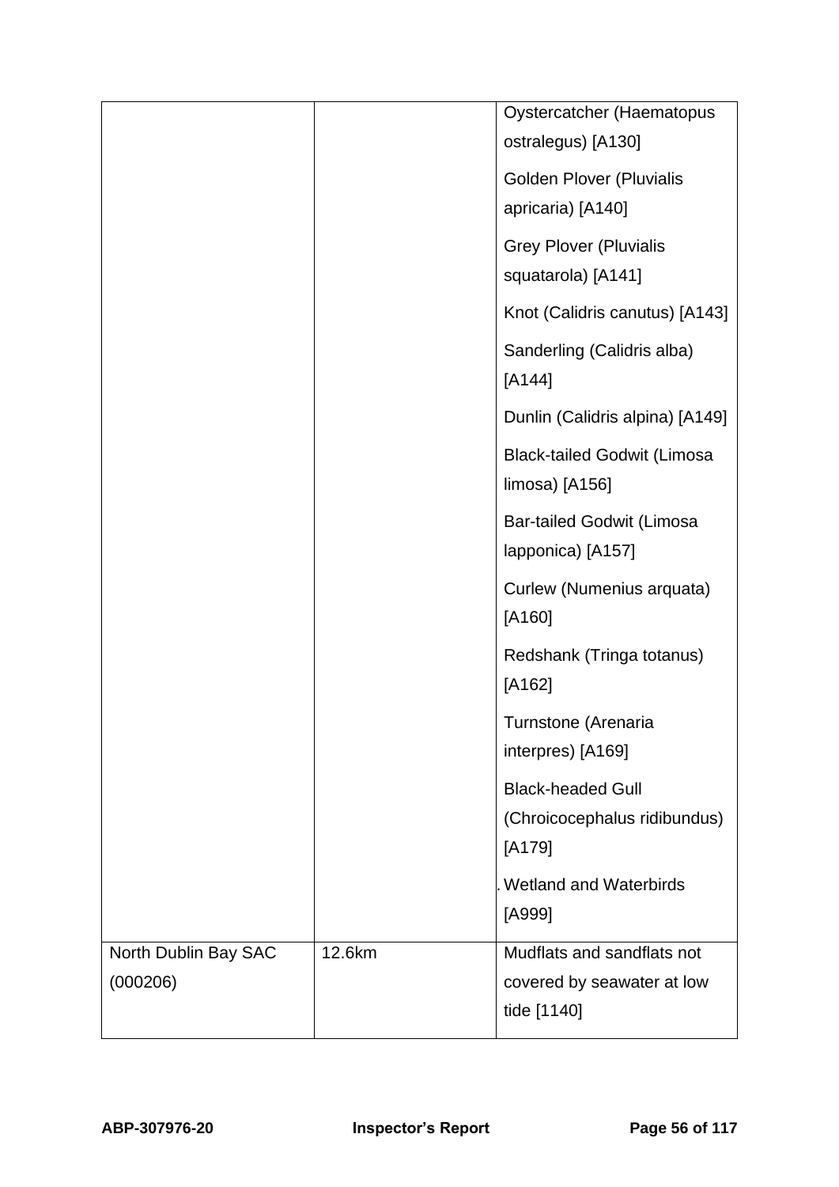| | | |
|---|---|---|
| | | Oystercatcher (Haematopus ostralegus) [A130]<br><br>Golden Plover (Pluvialis apricaria) [A140]<br><br>Grey Plover (Pluvialis squatarola) [A141]<br><br>Knot (Calidris canutus) [A143]<br><br>Sanderling (Calidris alba) [A144]<br><br>Dunlin (Calidris alpina) [A149]<br><br>Black-tailed Godwit (Limosa limosa) [A156]<br><br>Bar-tailed Godwit (Limosa lapponica) [A157]<br><br>Curlew (Numenius arquata) [A160]<br><br>Redshank (Tringa totanus) [A162]<br><br>Turnstone (Arenaria interpres) [A169]<br><br>Black-headed Gull (Chroicocephalus ridibundus) [A179]<br><br>. Wetland and Waterbirds [A999] |
| North Dublin Bay SAC (000206) | 12.6km | Mudflats and sandflats not covered by seawater at low tide [1140] |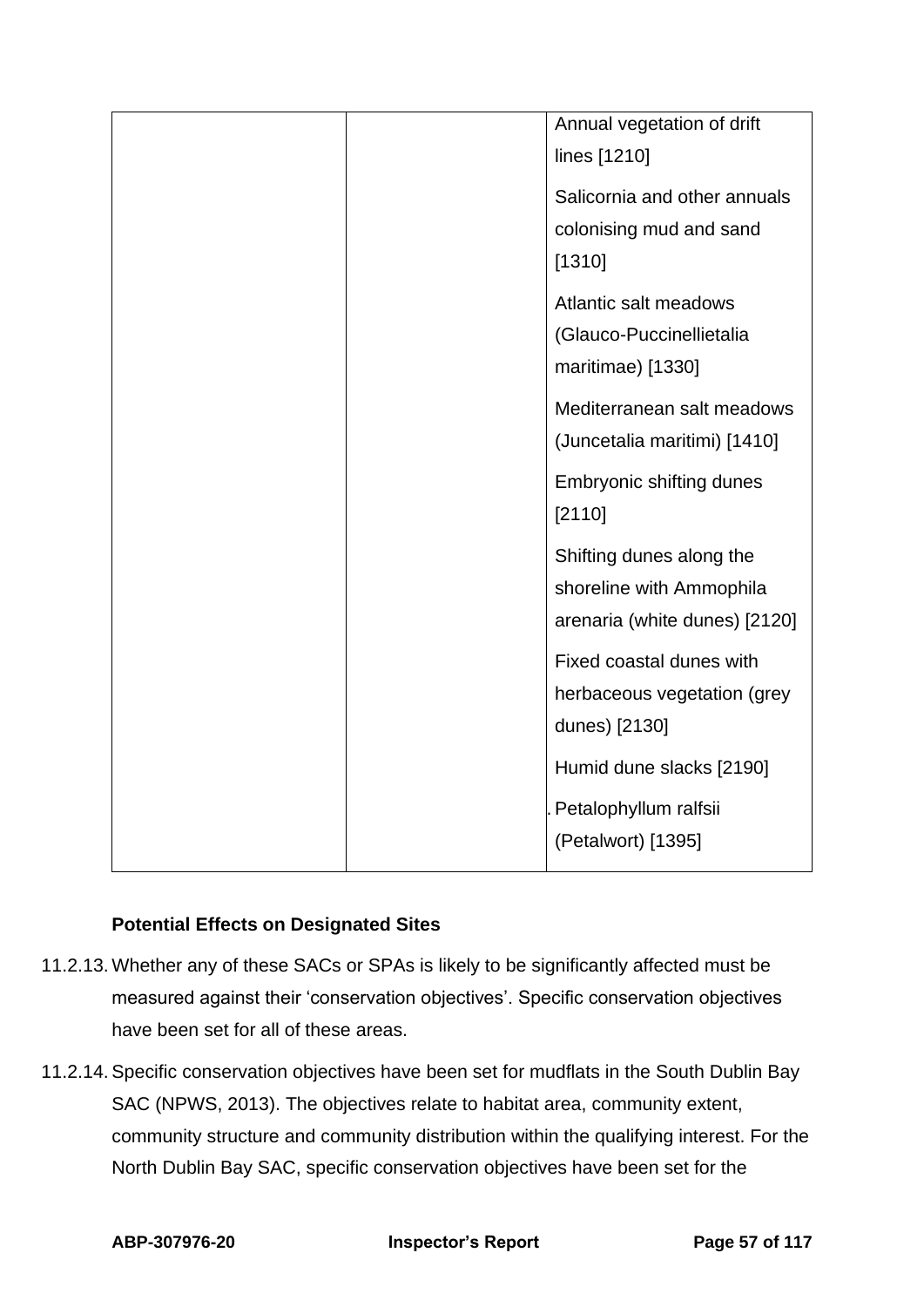| | | |
|---|---|---|
| | | Annual vegetation of drift lines [1210]<br><br>Salicornia and other annuals colonising mud and sand [1310]<br><br>Atlantic salt meadows (Glauco-Puccinellietalia maritimae) [1330]<br><br>Mediterranean salt meadows (Juncetalia maritimi) [1410]<br><br>Embryonic shifting dunes [2110]<br><br>Shifting dunes along the shoreline with Ammophila arenaria (white dunes) [2120]<br><br>Fixed coastal dunes with herbaceous vegetation (grey dunes) [2130]<br><br>Humid dune slacks [2190]<br><br>. Petalophyllum ralfsii (Petalwort) [1395] |

**Potential Effects on Designated Sites**

11.2.13. Whether any of these SACs or SPAs is likely to be significantly affected must be measured against their 'conservation objectives'. Specific conservation objectives have been set for all of these areas.

11.2.14. Specific conservation objectives have been set for mudflats in the South Dublin Bay SAC (NPWS, 2013). The objectives relate to habitat area, community extent, community structure and community distribution within the qualifying interest. For the North Dublin Bay SAC, specific conservation objectives have been set for the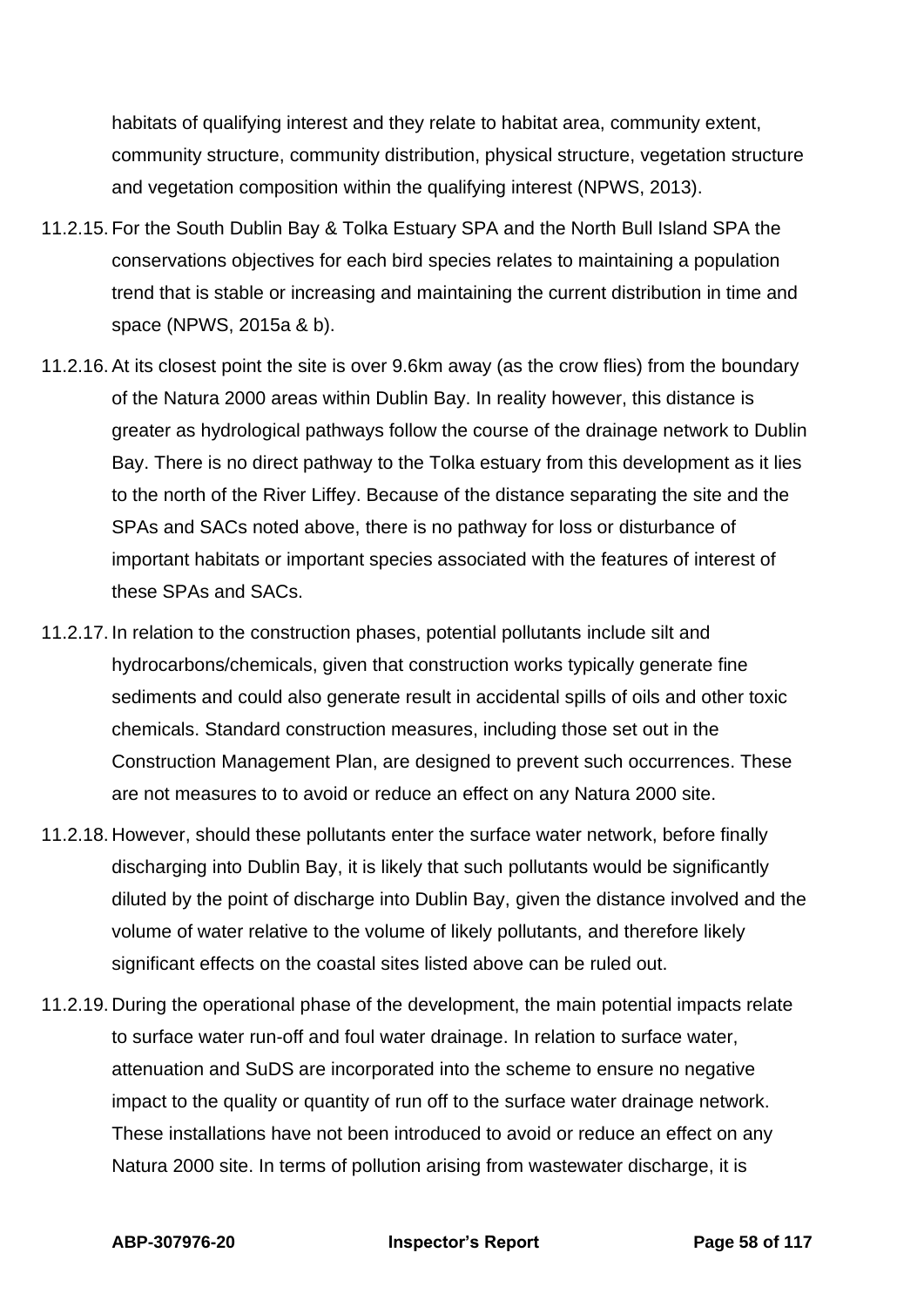habitats of qualifying interest and they relate to habitat area, community extent, community structure, community distribution, physical structure, vegetation structure and vegetation composition within the qualifying interest (NPWS, 2013).

11.2.15. For the South Dublin Bay & Tolka Estuary SPA and the North Bull Island SPA the conservations objectives for each bird species relates to maintaining a population trend that is stable or increasing and maintaining the current distribution in time and space (NPWS, 2015a & b).

11.2.16. At its closest point the site is over 9.6km away (as the crow flies) from the boundary of the Natura 2000 areas within Dublin Bay. In reality however, this distance is greater as hydrological pathways follow the course of the drainage network to Dublin Bay. There is no direct pathway to the Tolka estuary from this development as it lies to the north of the River Liffey. Because of the distance separating the site and the SPAs and SACs noted above, there is no pathway for loss or disturbance of important habitats or important species associated with the features of interest of these SPAs and SACs.

11.2.17. In relation to the construction phases, potential pollutants include silt and hydrocarbons/chemicals, given that construction works typically generate fine sediments and could also generate result in accidental spills of oils and other toxic chemicals. Standard construction measures, including those set out in the Construction Management Plan, are designed to prevent such occurrences. These are not measures to to avoid or reduce an effect on any Natura 2000 site.

11.2.18. However, should these pollutants enter the surface water network, before finally discharging into Dublin Bay, it is likely that such pollutants would be significantly diluted by the point of discharge into Dublin Bay, given the distance involved and the volume of water relative to the volume of likely pollutants, and therefore likely significant effects on the coastal sites listed above can be ruled out.

11.2.19. During the operational phase of the development, the main potential impacts relate to surface water run-off and foul water drainage. In relation to surface water, attenuation and SuDS are incorporated into the scheme to ensure no negative impact to the quality or quantity of run off to the surface water drainage network. These installations have not been introduced to avoid or reduce an effect on any Natura 2000 site. In terms of pollution arising from wastewater discharge, it is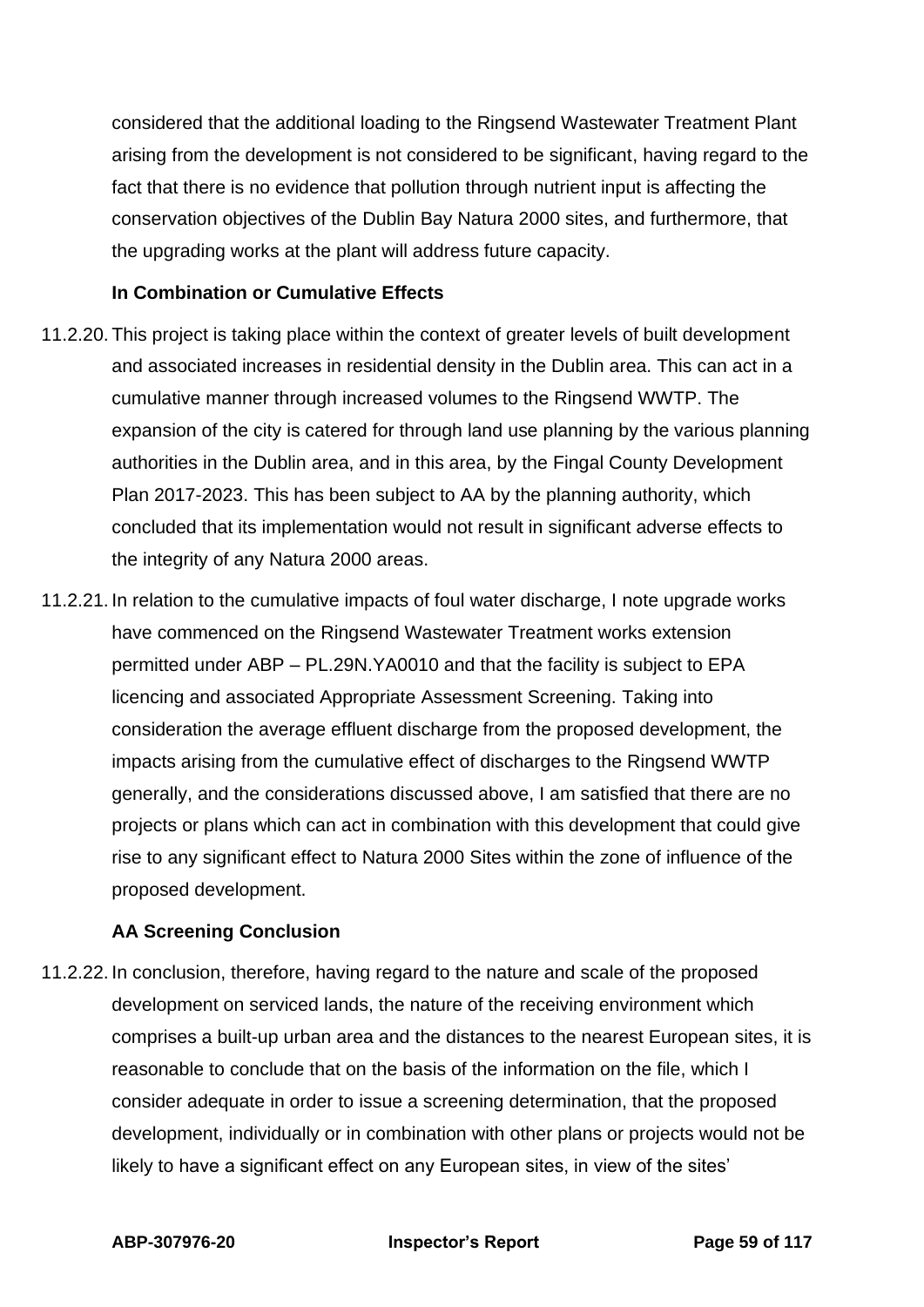considered that the additional loading to the Ringsend Wastewater Treatment Plant arising from the development is not considered to be significant, having regard to the fact that there is no evidence that pollution through nutrient input is affecting the conservation objectives of the Dublin Bay Natura 2000 sites, and furthermore, that the upgrading works at the plant will address future capacity.

**In Combination or Cumulative Effects**

11.2.20. This project is taking place within the context of greater levels of built development and associated increases in residential density in the Dublin area. This can act in a cumulative manner through increased volumes to the Ringsend WWTP. The expansion of the city is catered for through land use planning by the various planning authorities in the Dublin area, and in this area, by the Fingal County Development Plan 2017-2023. This has been subject to AA by the planning authority, which concluded that its implementation would not result in significant adverse effects to the integrity of any Natura 2000 areas.

11.2.21. In relation to the cumulative impacts of foul water discharge, I note upgrade works have commenced on the Ringsend Wastewater Treatment works extension permitted under ABP – PL.29N.YA0010 and that the facility is subject to EPA licencing and associated Appropriate Assessment Screening. Taking into consideration the average effluent discharge from the proposed development, the impacts arising from the cumulative effect of discharges to the Ringsend WWTP generally, and the considerations discussed above, I am satisfied that there are no projects or plans which can act in combination with this development that could give rise to any significant effect to Natura 2000 Sites within the zone of influence of the proposed development.

**AA Screening Conclusion**

11.2.22. In conclusion, therefore, having regard to the nature and scale of the proposed development on serviced lands, the nature of the receiving environment which comprises a built-up urban area and the distances to the nearest European sites, it is reasonable to conclude that on the basis of the information on the file, which I consider adequate in order to issue a screening determination, that the proposed development, individually or in combination with other plans or projects would not be likely to have a significant effect on any European sites, in view of the sites'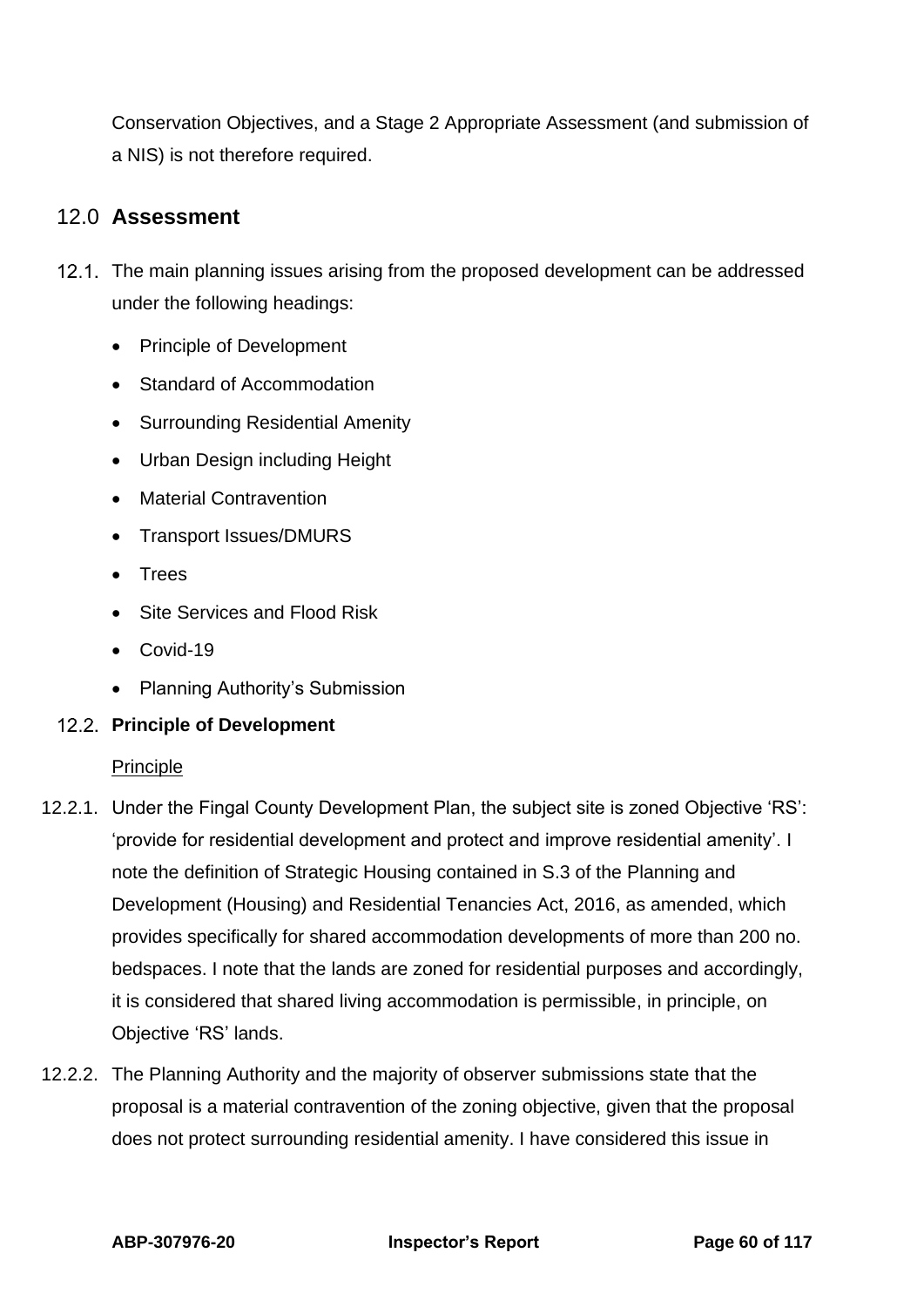Conservation Objectives, and a Stage 2 Appropriate Assessment (and submission of a NIS) is not therefore required.

## 12.0 Assessment

12.1. The main planning issues arising from the proposed development can be addressed under the following headings:

- Principle of Development
- Standard of Accommodation
- Surrounding Residential Amenity
- Urban Design including Height
- Material Contravention
- Transport Issues/DMURS
- Trees
- Site Services and Flood Risk
- Covid-19
- Planning Authority's Submission

### 12.2. Principle of Development

Principle

12.2.1. Under the Fingal County Development Plan, the subject site is zoned Objective 'RS': 'provide for residential development and protect and improve residential amenity'. I note the definition of Strategic Housing contained in S.3 of the Planning and Development (Housing) and Residential Tenancies Act, 2016, as amended, which provides specifically for shared accommodation developments of more than 200 no. bedspaces. I note that the lands are zoned for residential purposes and accordingly, it is considered that shared living accommodation is permissible, in principle, on Objective 'RS' lands.

12.2.2. The Planning Authority and the majority of observer submissions state that the proposal is a material contravention of the zoning objective, given that the proposal does not protect surrounding residential amenity. I have considered this issue in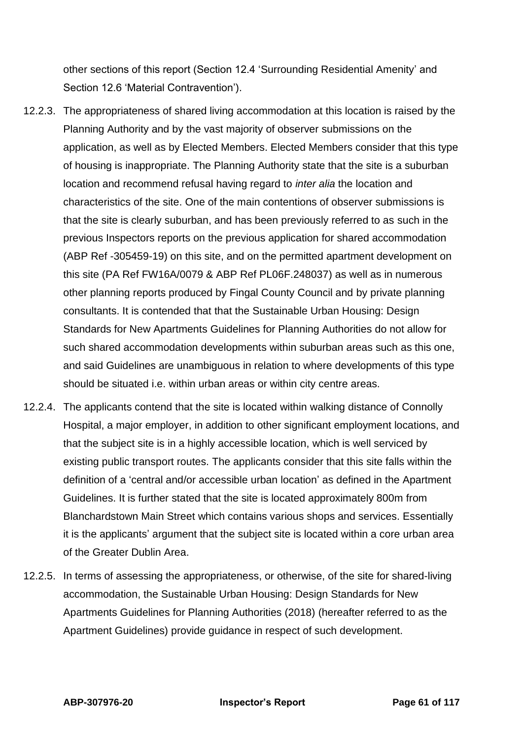other sections of this report (Section 12.4 'Surrounding Residential Amenity' and Section 12.6 'Material Contravention').

12.2.3. The appropriateness of shared living accommodation at this location is raised by the Planning Authority and by the vast majority of observer submissions on the application, as well as by Elected Members. Elected Members consider that this type of housing is inappropriate. The Planning Authority state that the site is a suburban location and recommend refusal having regard to *inter alia* the location and characteristics of the site. One of the main contentions of observer submissions is that the site is clearly suburban, and has been previously referred to as such in the previous Inspectors reports on the previous application for shared accommodation (ABP Ref -305459-19) on this site, and on the permitted apartment development on this site (PA Ref FW16A/0079 & ABP Ref PL06F.248037) as well as in numerous other planning reports produced by Fingal County Council and by private planning consultants. It is contended that that the Sustainable Urban Housing: Design Standards for New Apartments Guidelines for Planning Authorities do not allow for such shared accommodation developments within suburban areas such as this one, and said Guidelines are unambiguous in relation to where developments of this type should be situated i.e. within urban areas or within city centre areas.

12.2.4. The applicants contend that the site is located within walking distance of Connolly Hospital, a major employer, in addition to other significant employment locations, and that the subject site is in a highly accessible location, which is well serviced by existing public transport routes. The applicants consider that this site falls within the definition of a 'central and/or accessible urban location' as defined in the Apartment Guidelines. It is further stated that the site is located approximately 800m from Blanchardstown Main Street which contains various shops and services. Essentially it is the applicants' argument that the subject site is located within a core urban area of the Greater Dublin Area.

12.2.5. In terms of assessing the appropriateness, or otherwise, of the site for shared-living accommodation, the Sustainable Urban Housing: Design Standards for New Apartments Guidelines for Planning Authorities (2018) (hereafter referred to as the Apartment Guidelines) provide guidance in respect of such development.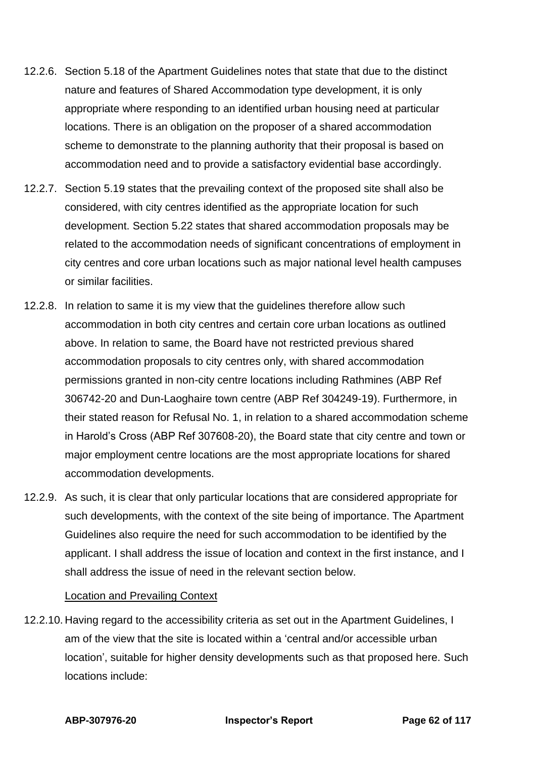12.2.6. Section 5.18 of the Apartment Guidelines notes that state that due to the distinct nature and features of Shared Accommodation type development, it is only appropriate where responding to an identified urban housing need at particular locations. There is an obligation on the proposer of a shared accommodation scheme to demonstrate to the planning authority that their proposal is based on accommodation need and to provide a satisfactory evidential base accordingly.

12.2.7. Section 5.19 states that the prevailing context of the proposed site shall also be considered, with city centres identified as the appropriate location for such development. Section 5.22 states that shared accommodation proposals may be related to the accommodation needs of significant concentrations of employment in city centres and core urban locations such as major national level health campuses or similar facilities.

12.2.8. In relation to same it is my view that the guidelines therefore allow such accommodation in both city centres and certain core urban locations as outlined above. In relation to same, the Board have not restricted previous shared accommodation proposals to city centres only, with shared accommodation permissions granted in non-city centre locations including Rathmines (ABP Ref 306742-20 and Dun-Laoghaire town centre (ABP Ref 304249-19). Furthermore, in their stated reason for Refusal No. 1, in relation to a shared accommodation scheme in Harold's Cross (ABP Ref 307608-20), the Board state that city centre and town or major employment centre locations are the most appropriate locations for shared accommodation developments.

12.2.9. As such, it is clear that only particular locations that are considered appropriate for such developments, with the context of the site being of importance. The Apartment Guidelines also require the need for such accommodation to be identified by the applicant. I shall address the issue of location and context in the first instance, and I shall address the issue of need in the relevant section below.

Location and Prevailing Context

12.2.10. Having regard to the accessibility criteria as set out in the Apartment Guidelines, I am of the view that the site is located within a 'central and/or accessible urban location', suitable for higher density developments such as that proposed here. Such locations include: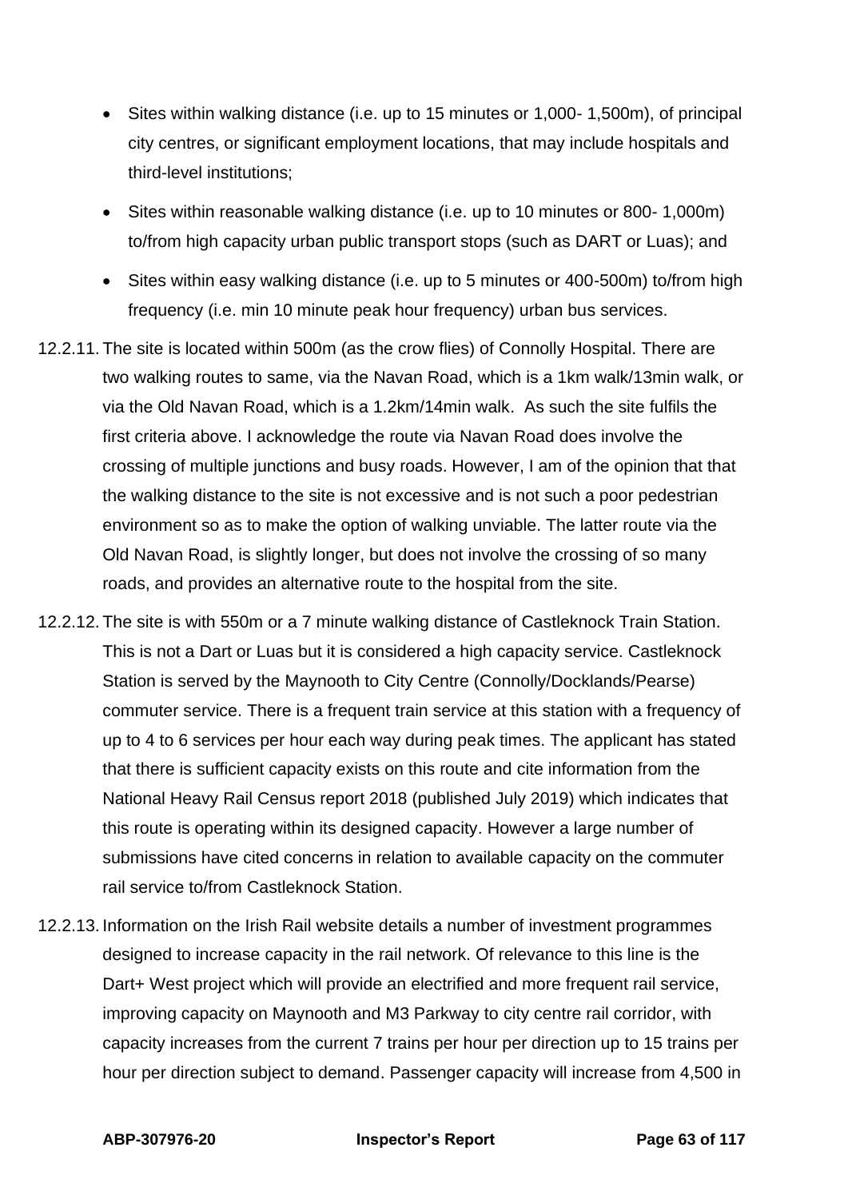- Sites within walking distance (i.e. up to 15 minutes or 1,000- 1,500m), of principal city centres, or significant employment locations, that may include hospitals and third-level institutions;
- Sites within reasonable walking distance (i.e. up to 10 minutes or 800- 1,000m) to/from high capacity urban public transport stops (such as DART or Luas); and
- Sites within easy walking distance (i.e. up to 5 minutes or 400-500m) to/from high frequency (i.e. min 10 minute peak hour frequency) urban bus services.

12.2.11. The site is located within 500m (as the crow flies) of Connolly Hospital. There are two walking routes to same, via the Navan Road, which is a 1km walk/13min walk, or via the Old Navan Road, which is a 1.2km/14min walk. As such the site fulfils the first criteria above. I acknowledge the route via Navan Road does involve the crossing of multiple junctions and busy roads. However, I am of the opinion that that the walking distance to the site is not excessive and is not such a poor pedestrian environment so as to make the option of walking unviable. The latter route via the Old Navan Road, is slightly longer, but does not involve the crossing of so many roads, and provides an alternative route to the hospital from the site.

12.2.12. The site is with 550m or a 7 minute walking distance of Castleknock Train Station. This is not a Dart or Luas but it is considered a high capacity service. Castleknock Station is served by the Maynooth to City Centre (Connolly/Docklands/Pearse) commuter service. There is a frequent train service at this station with a frequency of up to 4 to 6 services per hour each way during peak times. The applicant has stated that there is sufficient capacity exists on this route and cite information from the National Heavy Rail Census report 2018 (published July 2019) which indicates that this route is operating within its designed capacity. However a large number of submissions have cited concerns in relation to available capacity on the commuter rail service to/from Castleknock Station.

12.2.13. Information on the Irish Rail website details a number of investment programmes designed to increase capacity in the rail network. Of relevance to this line is the Dart+ West project which will provide an electrified and more frequent rail service, improving capacity on Maynooth and M3 Parkway to city centre rail corridor, with capacity increases from the current 7 trains per hour per direction up to 15 trains per hour per direction subject to demand. Passenger capacity will increase from 4,500 in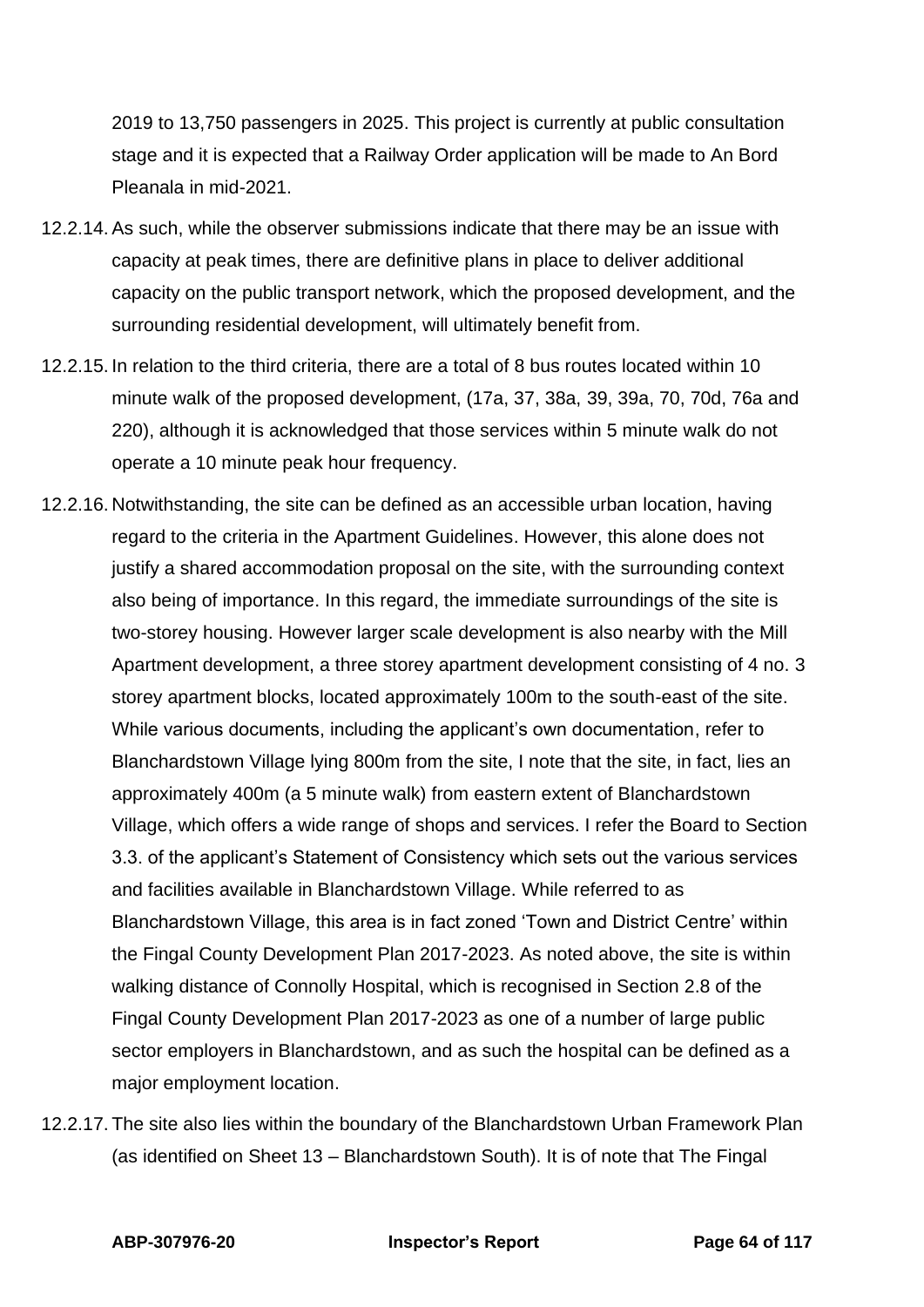2019 to 13,750 passengers in 2025. This project is currently at public consultation stage and it is expected that a Railway Order application will be made to An Bord Pleanala in mid-2021.

12.2.14. As such, while the observer submissions indicate that there may be an issue with capacity at peak times, there are definitive plans in place to deliver additional capacity on the public transport network, which the proposed development, and the surrounding residential development, will ultimately benefit from.

12.2.15. In relation to the third criteria, there are a total of 8 bus routes located within 10 minute walk of the proposed development, (17a, 37, 38a, 39, 39a, 70, 70d, 76a and 220), although it is acknowledged that those services within 5 minute walk do not operate a 10 minute peak hour frequency.

12.2.16. Notwithstanding, the site can be defined as an accessible urban location, having regard to the criteria in the Apartment Guidelines. However, this alone does not justify a shared accommodation proposal on the site, with the surrounding context also being of importance. In this regard, the immediate surroundings of the site is two-storey housing. However larger scale development is also nearby with the Mill Apartment development, a three storey apartment development consisting of 4 no. 3 storey apartment blocks, located approximately 100m to the south-east of the site. While various documents, including the applicant's own documentation, refer to Blanchardstown Village lying 800m from the site, I note that the site, in fact, lies an approximately 400m (a 5 minute walk) from eastern extent of Blanchardstown Village, which offers a wide range of shops and services. I refer the Board to Section 3.3. of the applicant's Statement of Consistency which sets out the various services and facilities available in Blanchardstown Village. While referred to as Blanchardstown Village, this area is in fact zoned 'Town and District Centre' within the Fingal County Development Plan 2017-2023. As noted above, the site is within walking distance of Connolly Hospital, which is recognised in Section 2.8 of the Fingal County Development Plan 2017-2023 as one of a number of large public sector employers in Blanchardstown, and as such the hospital can be defined as a major employment location.

12.2.17. The site also lies within the boundary of the Blanchardstown Urban Framework Plan (as identified on Sheet 13 – Blanchardstown South). It is of note that The Fingal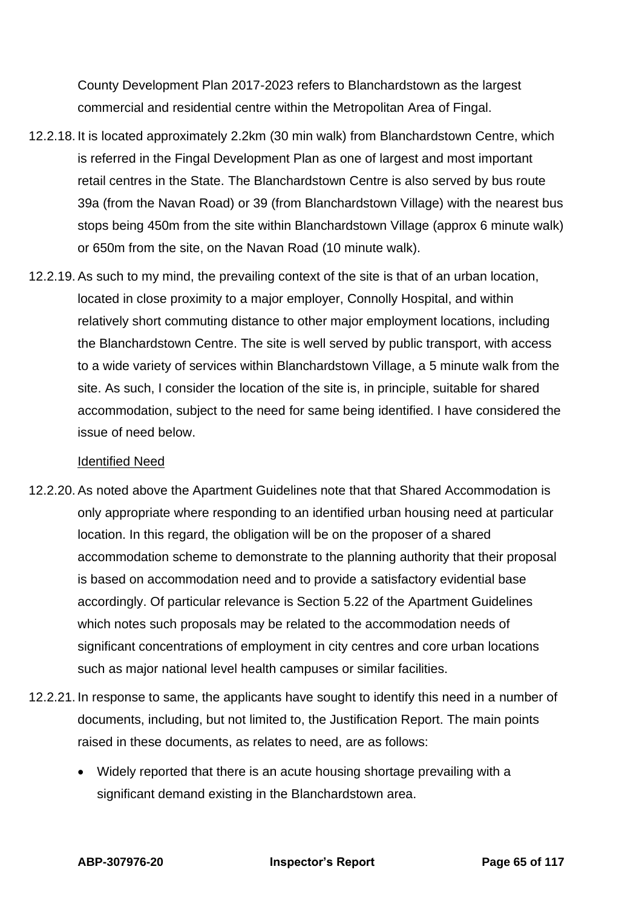County Development Plan 2017-2023 refers to Blanchardstown as the largest commercial and residential centre within the Metropolitan Area of Fingal.

12.2.18. It is located approximately 2.2km (30 min walk) from Blanchardstown Centre, which is referred in the Fingal Development Plan as one of largest and most important retail centres in the State. The Blanchardstown Centre is also served by bus route 39a (from the Navan Road) or 39 (from Blanchardstown Village) with the nearest bus stops being 450m from the site within Blanchardstown Village (approx 6 minute walk) or 650m from the site, on the Navan Road (10 minute walk).

12.2.19. As such to my mind, the prevailing context of the site is that of an urban location, located in close proximity to a major employer, Connolly Hospital, and within relatively short commuting distance to other major employment locations, including the Blanchardstown Centre. The site is well served by public transport, with access to a wide variety of services within Blanchardstown Village, a 5 minute walk from the site. As such, I consider the location of the site is, in principle, suitable for shared accommodation, subject to the need for same being identified. I have considered the issue of need below.

<u>Identified Need</u>

12.2.20. As noted above the Apartment Guidelines note that that Shared Accommodation is only appropriate where responding to an identified urban housing need at particular location. In this regard, the obligation will be on the proposer of a shared accommodation scheme to demonstrate to the planning authority that their proposal is based on accommodation need and to provide a satisfactory evidential base accordingly. Of particular relevance is Section 5.22 of the Apartment Guidelines which notes such proposals may be related to the accommodation needs of significant concentrations of employment in city centres and core urban locations such as major national level health campuses or similar facilities.

12.2.21. In response to same, the applicants have sought to identify this need in a number of documents, including, but not limited to, the Justification Report. The main points raised in these documents, as relates to need, are as follows:

- Widely reported that there is an acute housing shortage prevailing with a significant demand existing in the Blanchardstown area.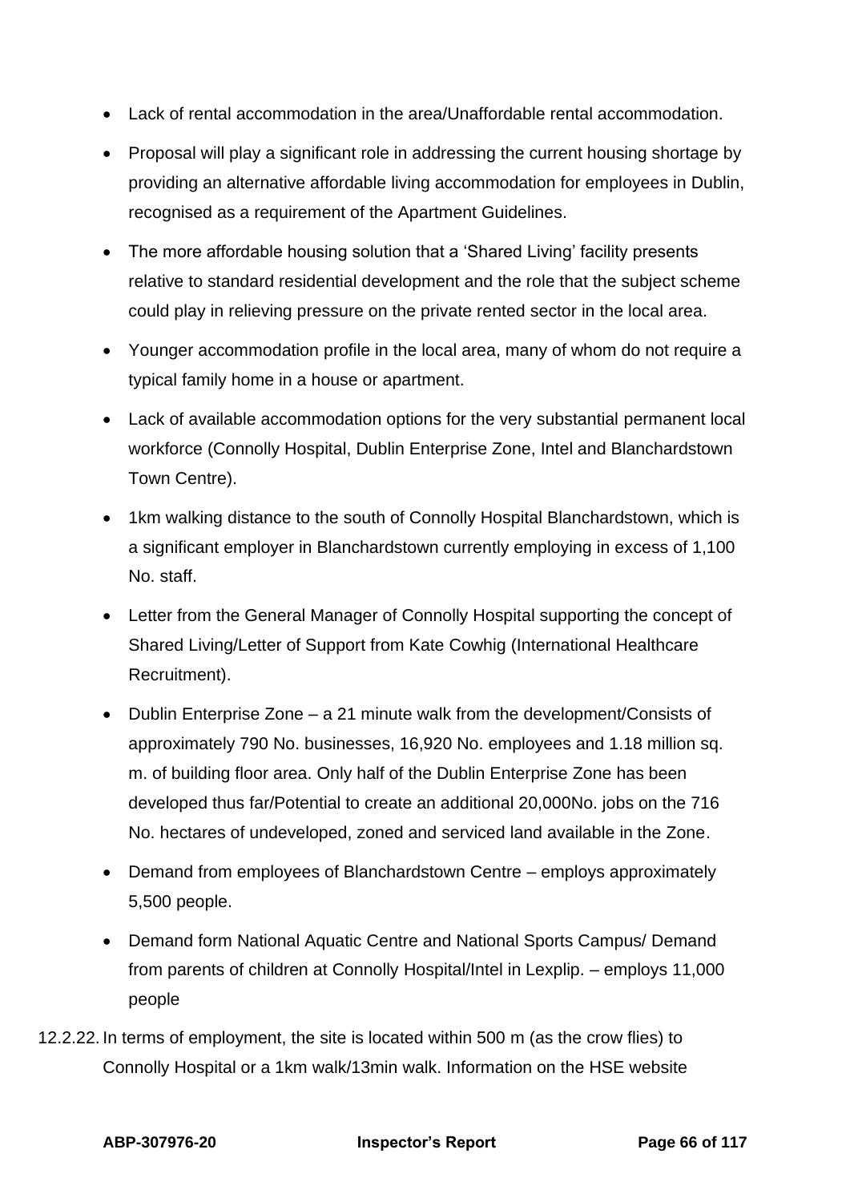- Lack of rental accommodation in the area/Unaffordable rental accommodation.
- Proposal will play a significant role in addressing the current housing shortage by providing an alternative affordable living accommodation for employees in Dublin, recognised as a requirement of the Apartment Guidelines.
- The more affordable housing solution that a 'Shared Living' facility presents relative to standard residential development and the role that the subject scheme could play in relieving pressure on the private rented sector in the local area.
- Younger accommodation profile in the local area, many of whom do not require a typical family home in a house or apartment.
- Lack of available accommodation options for the very substantial permanent local workforce (Connolly Hospital, Dublin Enterprise Zone, Intel and Blanchardstown Town Centre).
- 1km walking distance to the south of Connolly Hospital Blanchardstown, which is a significant employer in Blanchardstown currently employing in excess of 1,100 No. staff.
- Letter from the General Manager of Connolly Hospital supporting the concept of Shared Living/Letter of Support from Kate Cowhig (International Healthcare Recruitment).
- Dublin Enterprise Zone – a 21 minute walk from the development/Consists of approximately 790 No. businesses, 16,920 No. employees and 1.18 million sq. m. of building floor area. Only half of the Dublin Enterprise Zone has been developed thus far/Potential to create an additional 20,000No. jobs on the 716 No. hectares of undeveloped, zoned and serviced land available in the Zone.
- Demand from employees of Blanchardstown Centre – employs approximately 5,500 people.
- Demand form National Aquatic Centre and National Sports Campus/ Demand from parents of children at Connolly Hospital/Intel in Lexplip. – employs 11,000 people

12.2.22. In terms of employment, the site is located within 500 m (as the crow flies) to Connolly Hospital or a 1km walk/13min walk. Information on the HSE website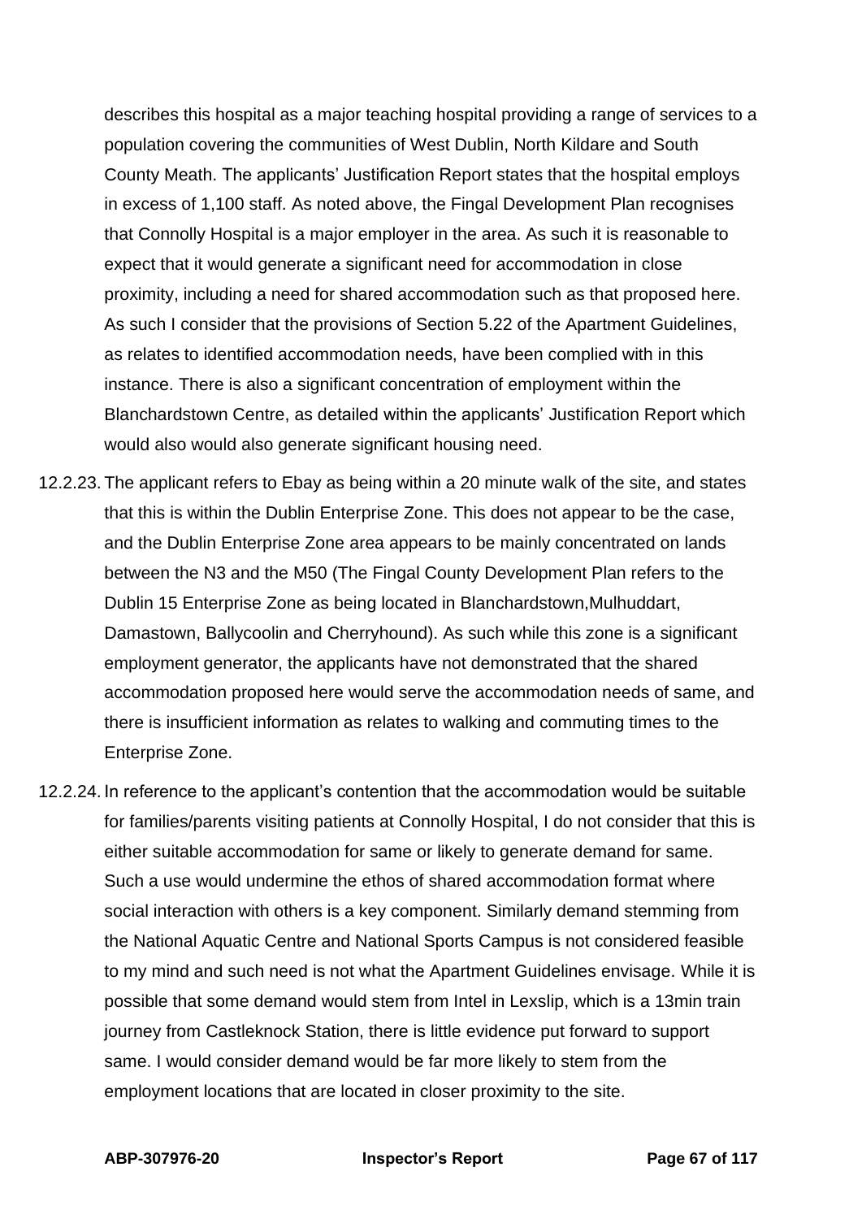describes this hospital as a major teaching hospital providing a range of services to a population covering the communities of West Dublin, North Kildare and South County Meath. The applicants' Justification Report states that the hospital employs in excess of 1,100 staff. As noted above, the Fingal Development Plan recognises that Connolly Hospital is a major employer in the area. As such it is reasonable to expect that it would generate a significant need for accommodation in close proximity, including a need for shared accommodation such as that proposed here. As such I consider that the provisions of Section 5.22 of the Apartment Guidelines, as relates to identified accommodation needs, have been complied with in this instance. There is also a significant concentration of employment within the Blanchardstown Centre, as detailed within the applicants' Justification Report which would also would also generate significant housing need.

12.2.23. The applicant refers to Ebay as being within a 20 minute walk of the site, and states that this is within the Dublin Enterprise Zone. This does not appear to be the case, and the Dublin Enterprise Zone area appears to be mainly concentrated on lands between the N3 and the M50 (The Fingal County Development Plan refers to the Dublin 15 Enterprise Zone as being located in Blanchardstown,Mulhuddart, Damastown, Ballycoolin and Cherryhound). As such while this zone is a significant employment generator, the applicants have not demonstrated that the shared accommodation proposed here would serve the accommodation needs of same, and there is insufficient information as relates to walking and commuting times to the Enterprise Zone.

12.2.24. In reference to the applicant's contention that the accommodation would be suitable for families/parents visiting patients at Connolly Hospital, I do not consider that this is either suitable accommodation for same or likely to generate demand for same. Such a use would undermine the ethos of shared accommodation format where social interaction with others is a key component. Similarly demand stemming from the National Aquatic Centre and National Sports Campus is not considered feasible to my mind and such need is not what the Apartment Guidelines envisage. While it is possible that some demand would stem from Intel in Lexslip, which is a 13min train journey from Castleknock Station, there is little evidence put forward to support same. I would consider demand would be far more likely to stem from the employment locations that are located in closer proximity to the site.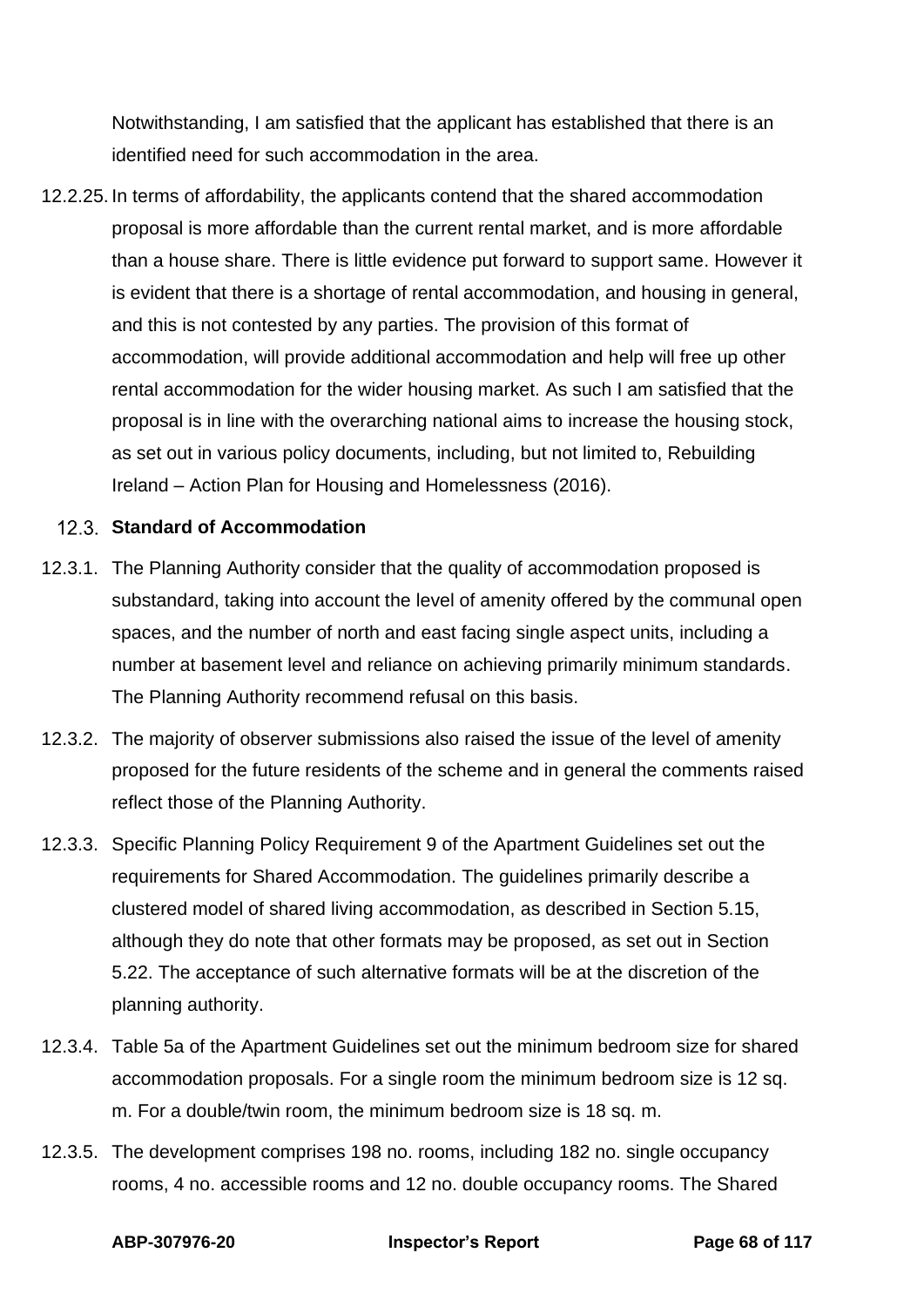Notwithstanding, I am satisfied that the applicant has established that there is an identified need for such accommodation in the area.

12.2.25. In terms of affordability, the applicants contend that the shared accommodation proposal is more affordable than the current rental market, and is more affordable than a house share. There is little evidence put forward to support same. However it is evident that there is a shortage of rental accommodation, and housing in general, and this is not contested by any parties. The provision of this format of accommodation, will provide additional accommodation and help will free up other rental accommodation for the wider housing market. As such I am satisfied that the proposal is in line with the overarching national aims to increase the housing stock, as set out in various policy documents, including, but not limited to, Rebuilding Ireland – Action Plan for Housing and Homelessness (2016).

## 12.3. Standard of Accommodation

12.3.1. The Planning Authority consider that the quality of accommodation proposed is substandard, taking into account the level of amenity offered by the communal open spaces, and the number of north and east facing single aspect units, including a number at basement level and reliance on achieving primarily minimum standards. The Planning Authority recommend refusal on this basis.

12.3.2. The majority of observer submissions also raised the issue of the level of amenity proposed for the future residents of the scheme and in general the comments raised reflect those of the Planning Authority.

12.3.3. Specific Planning Policy Requirement 9 of the Apartment Guidelines set out the requirements for Shared Accommodation. The guidelines primarily describe a clustered model of shared living accommodation, as described in Section 5.15, although they do note that other formats may be proposed, as set out in Section 5.22. The acceptance of such alternative formats will be at the discretion of the planning authority.

12.3.4. Table 5a of the Apartment Guidelines set out the minimum bedroom size for shared accommodation proposals. For a single room the minimum bedroom size is 12 sq. m. For a double/twin room, the minimum bedroom size is 18 sq. m.

12.3.5. The development comprises 198 no. rooms, including 182 no. single occupancy rooms, 4 no. accessible rooms and 12 no. double occupancy rooms. The Shared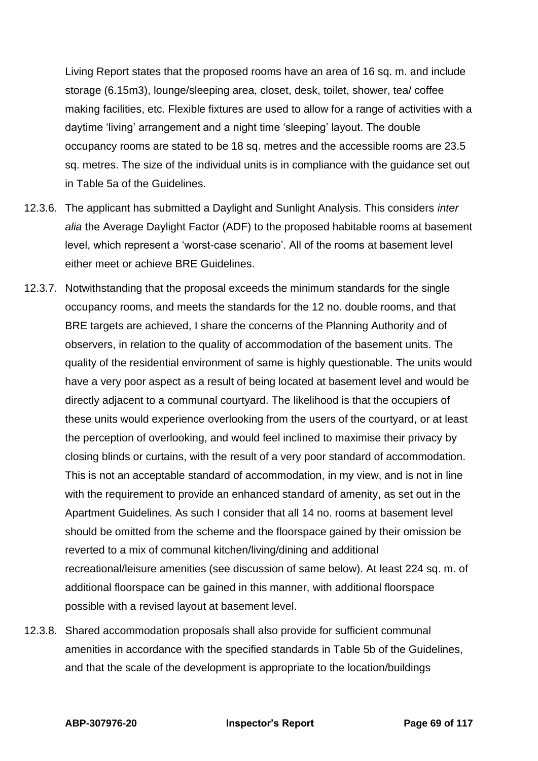Living Report states that the proposed rooms have an area of 16 sq. m. and include storage (6.15m3), lounge/sleeping area, closet, desk, toilet, shower, tea/ coffee making facilities, etc. Flexible fixtures are used to allow for a range of activities with a daytime 'living' arrangement and a night time 'sleeping' layout. The double occupancy rooms are stated to be 18 sq. metres and the accessible rooms are 23.5 sq. metres. The size of the individual units is in compliance with the guidance set out in Table 5a of the Guidelines.

12.3.6. The applicant has submitted a Daylight and Sunlight Analysis. This considers *inter alia* the Average Daylight Factor (ADF) to the proposed habitable rooms at basement level, which represent a 'worst-case scenario'. All of the rooms at basement level either meet or achieve BRE Guidelines.

12.3.7. Notwithstanding that the proposal exceeds the minimum standards for the single occupancy rooms, and meets the standards for the 12 no. double rooms, and that BRE targets are achieved, I share the concerns of the Planning Authority and of observers, in relation to the quality of accommodation of the basement units. The quality of the residential environment of same is highly questionable. The units would have a very poor aspect as a result of being located at basement level and would be directly adjacent to a communal courtyard. The likelihood is that the occupiers of these units would experience overlooking from the users of the courtyard, or at least the perception of overlooking, and would feel inclined to maximise their privacy by closing blinds or curtains, with the result of a very poor standard of accommodation. This is not an acceptable standard of accommodation, in my view, and is not in line with the requirement to provide an enhanced standard of amenity, as set out in the Apartment Guidelines. As such I consider that all 14 no. rooms at basement level should be omitted from the scheme and the floorspace gained by their omission be reverted to a mix of communal kitchen/living/dining and additional recreational/leisure amenities (see discussion of same below). At least 224 sq. m. of additional floorspace can be gained in this manner, with additional floorspace possible with a revised layout at basement level.

12.3.8. Shared accommodation proposals shall also provide for sufficient communal amenities in accordance with the specified standards in Table 5b of the Guidelines, and that the scale of the development is appropriate to the location/buildings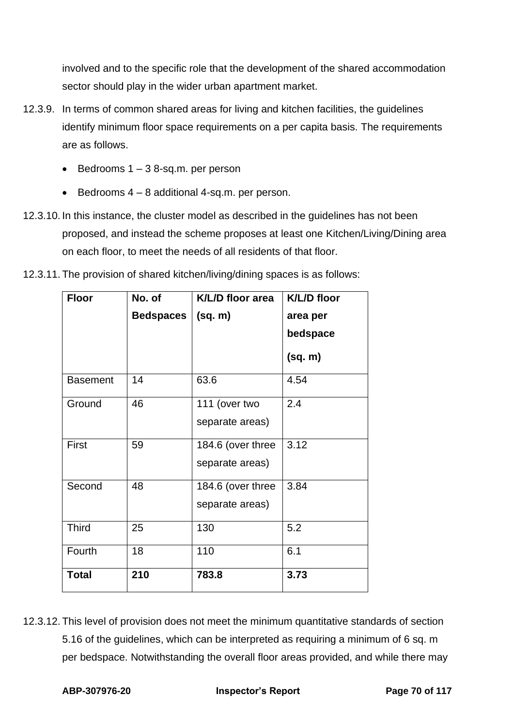involved and to the specific role that the development of the shared accommodation sector should play in the wider urban apartment market.

12.3.9. In terms of common shared areas for living and kitchen facilities, the guidelines identify minimum floor space requirements on a per capita basis. The requirements are as follows.

- Bedrooms 1 – 3 8-sq.m. per person
- Bedrooms 4 – 8 additional 4-sq.m. per person.

12.3.10. In this instance, the cluster model as described in the guidelines has not been proposed, and instead the scheme proposes at least one Kitchen/Living/Dining area on each floor, to meet the needs of all residents of that floor.

12.3.11. The provision of shared kitchen/living/dining spaces is as follows:

| Floor | No. of Bedspaces | K/L/D floor area (sq. m) | K/L/D floor area per bedspace (sq. m) |
|---|---|---|---|
| Basement | 14 | 63.6 | 4.54 |
| Ground | 46 | 111 (over two separate areas) | 2.4 |
| First | 59 | 184.6 (over three separate areas) | 3.12 |
| Second | 48 | 184.6 (over three separate areas) | 3.84 |
| Third | 25 | 130 | 5.2 |
| Fourth | 18 | 110 | 6.1 |
| **Total** | **210** | **783.8** | **3.73** |

12.3.12. This level of provision does not meet the minimum quantitative standards of section 5.16 of the guidelines, which can be interpreted as requiring a minimum of 6 sq. m per bedspace. Notwithstanding the overall floor areas provided, and while there may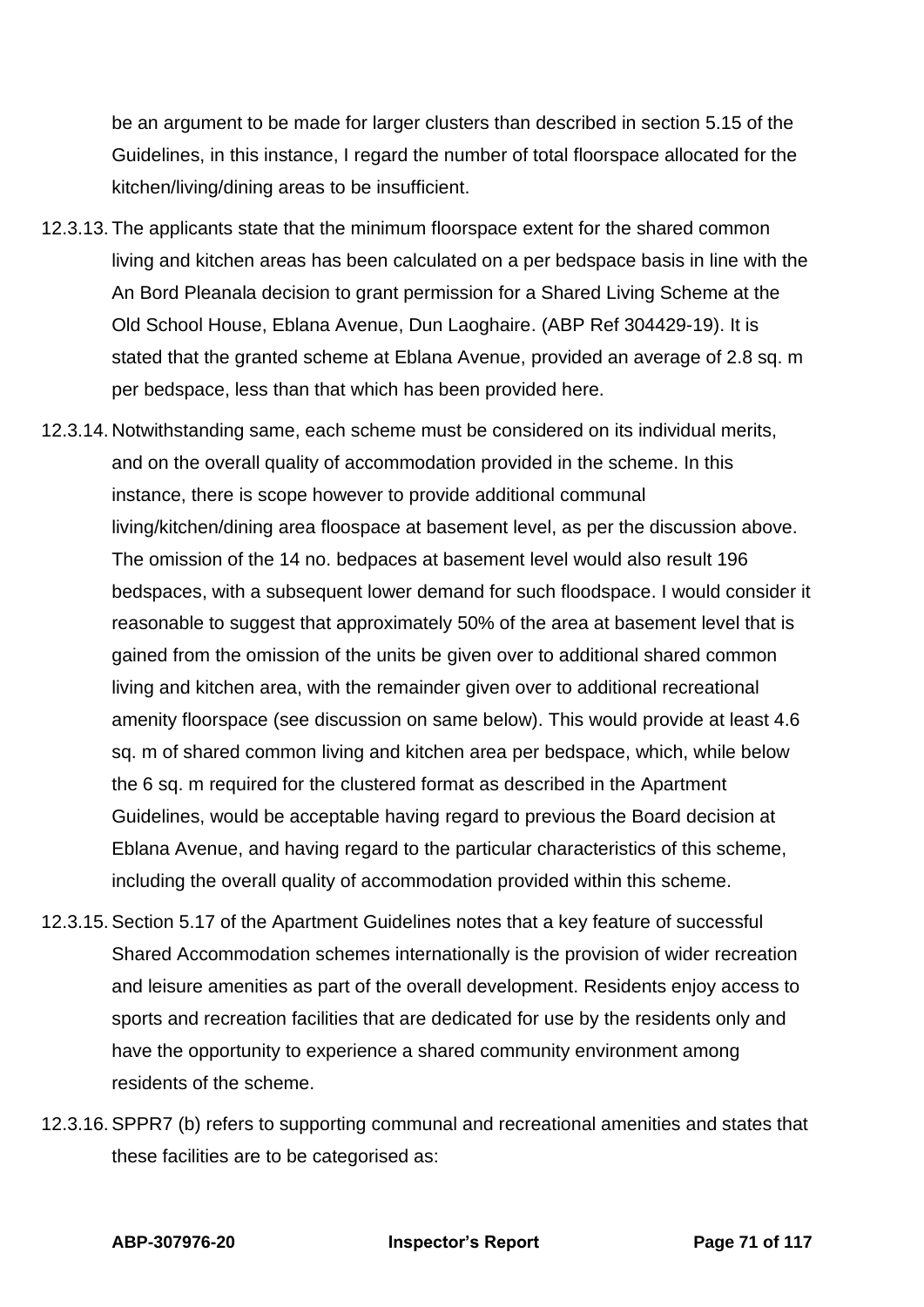be an argument to be made for larger clusters than described in section 5.15 of the Guidelines, in this instance, I regard the number of total floorspace allocated for the kitchen/living/dining areas to be insufficient.

12.3.13. The applicants state that the minimum floorspace extent for the shared common living and kitchen areas has been calculated on a per bedspace basis in line with the An Bord Pleanala decision to grant permission for a Shared Living Scheme at the Old School House, Eblana Avenue, Dun Laoghaire. (ABP Ref 304429-19). It is stated that the granted scheme at Eblana Avenue, provided an average of 2.8 sq. m per bedspace, less than that which has been provided here.

12.3.14. Notwithstanding same, each scheme must be considered on its individual merits, and on the overall quality of accommodation provided in the scheme. In this instance, there is scope however to provide additional communal living/kitchen/dining area floospace at basement level, as per the discussion above. The omission of the 14 no. bedpaces at basement level would also result 196 bedspaces, with a subsequent lower demand for such floodspace. I would consider it reasonable to suggest that approximately 50% of the area at basement level that is gained from the omission of the units be given over to additional shared common living and kitchen area, with the remainder given over to additional recreational amenity floorspace (see discussion on same below). This would provide at least 4.6 sq. m of shared common living and kitchen area per bedspace, which, while below the 6 sq. m required for the clustered format as described in the Apartment Guidelines, would be acceptable having regard to previous the Board decision at Eblana Avenue, and having regard to the particular characteristics of this scheme, including the overall quality of accommodation provided within this scheme.

12.3.15. Section 5.17 of the Apartment Guidelines notes that a key feature of successful Shared Accommodation schemes internationally is the provision of wider recreation and leisure amenities as part of the overall development. Residents enjoy access to sports and recreation facilities that are dedicated for use by the residents only and have the opportunity to experience a shared community environment among residents of the scheme.

12.3.16. SPPR7 (b) refers to supporting communal and recreational amenities and states that these facilities are to be categorised as: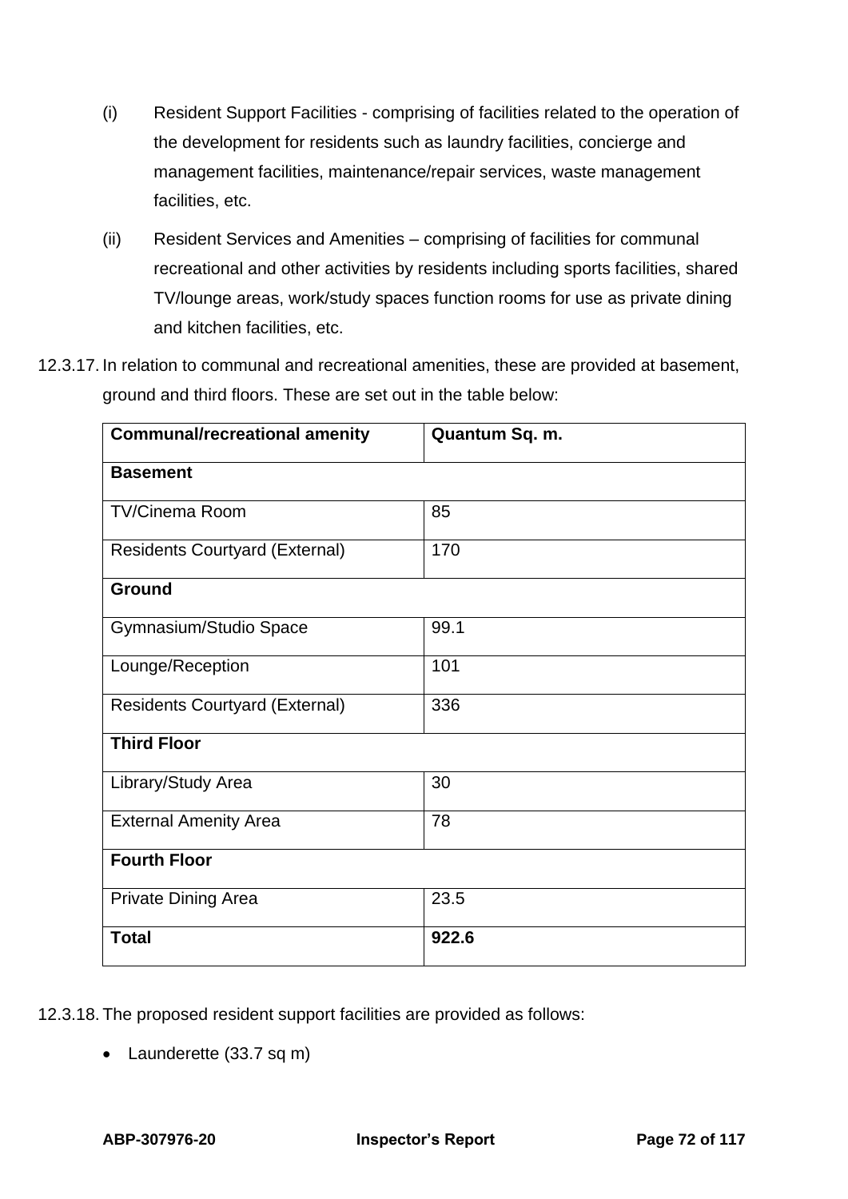(i) Resident Support Facilities - comprising of facilities related to the operation of the development for residents such as laundry facilities, concierge and management facilities, maintenance/repair services, waste management facilities, etc.

(ii) Resident Services and Amenities – comprising of facilities for communal recreational and other activities by residents including sports facilities, shared TV/lounge areas, work/study spaces function rooms for use as private dining and kitchen facilities, etc.

12.3.17. In relation to communal and recreational amenities, these are provided at basement, ground and third floors. These are set out in the table below:

| **Communal/recreational amenity** | **Quantum Sq. m.** |
|---|---|
| **Basement** | |
| TV/Cinema Room | 85 |
| Residents Courtyard (External) | 170 |
| **Ground** | |
| Gymnasium/Studio Space | 99.1 |
| Lounge/Reception | 101 |
| Residents Courtyard (External) | 336 |
| **Third Floor** | |
| Library/Study Area | 30 |
| External Amenity Area | 78 |
| **Fourth Floor** | |
| Private Dining Area | 23.5 |
| **Total** | **922.6** |

12.3.18. The proposed resident support facilities are provided as follows:

- Launderette (33.7 sq m)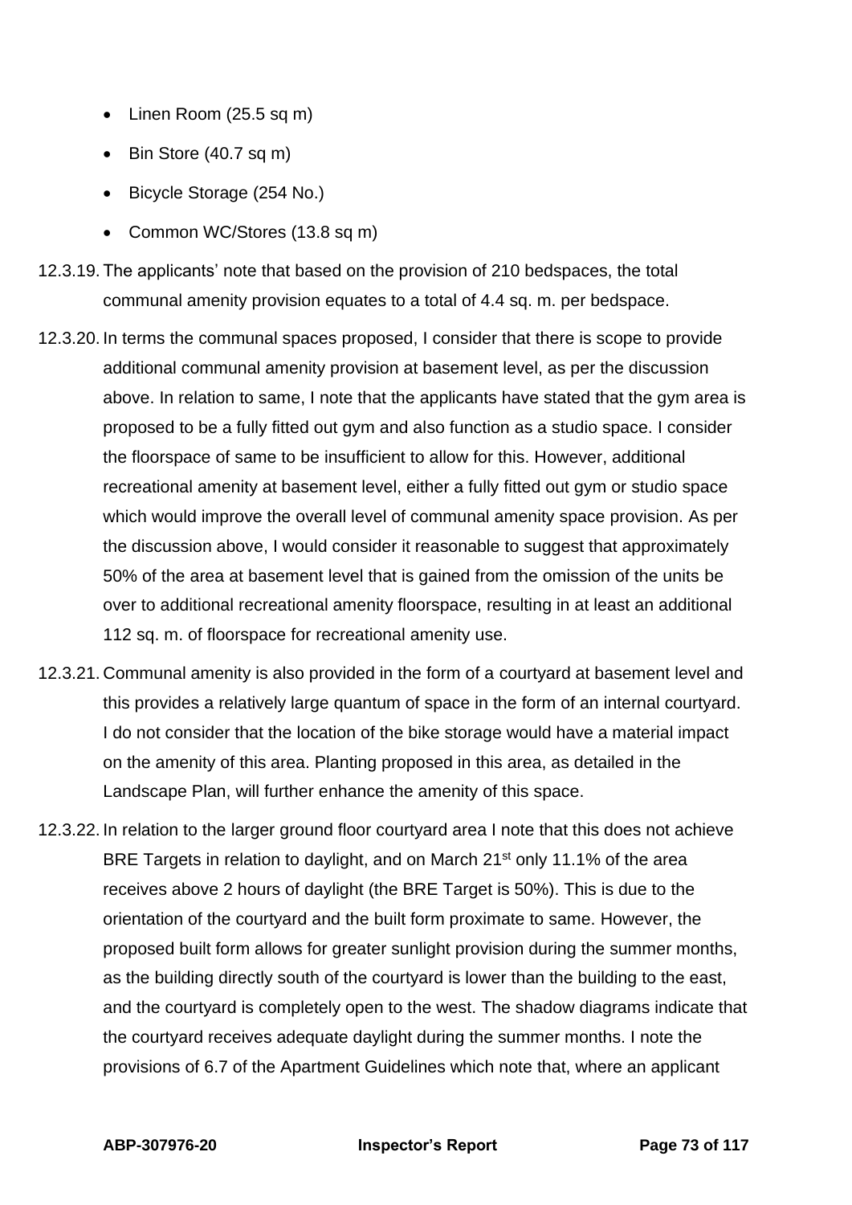- Linen Room (25.5 sq m)
- Bin Store (40.7 sq m)
- Bicycle Storage (254 No.)
- Common WC/Stores (13.8 sq m)

12.3.19. The applicants' note that based on the provision of 210 bedspaces, the total communal amenity provision equates to a total of 4.4 sq. m. per bedspace.

12.3.20. In terms the communal spaces proposed, I consider that there is scope to provide additional communal amenity provision at basement level, as per the discussion above. In relation to same, I note that the applicants have stated that the gym area is proposed to be a fully fitted out gym and also function as a studio space. I consider the floorspace of same to be insufficient to allow for this. However, additional recreational amenity at basement level, either a fully fitted out gym or studio space which would improve the overall level of communal amenity space provision. As per the discussion above, I would consider it reasonable to suggest that approximately 50% of the area at basement level that is gained from the omission of the units be over to additional recreational amenity floorspace, resulting in at least an additional 112 sq. m. of floorspace for recreational amenity use.

12.3.21. Communal amenity is also provided in the form of a courtyard at basement level and this provides a relatively large quantum of space in the form of an internal courtyard. I do not consider that the location of the bike storage would have a material impact on the amenity of this area. Planting proposed in this area, as detailed in the Landscape Plan, will further enhance the amenity of this space.

12.3.22. In relation to the larger ground floor courtyard area I note that this does not achieve BRE Targets in relation to daylight, and on March 21st only 11.1% of the area receives above 2 hours of daylight (the BRE Target is 50%). This is due to the orientation of the courtyard and the built form proximate to same. However, the proposed built form allows for greater sunlight provision during the summer months, as the building directly south of the courtyard is lower than the building to the east, and the courtyard is completely open to the west. The shadow diagrams indicate that the courtyard receives adequate daylight during the summer months. I note the provisions of 6.7 of the Apartment Guidelines which note that, where an applicant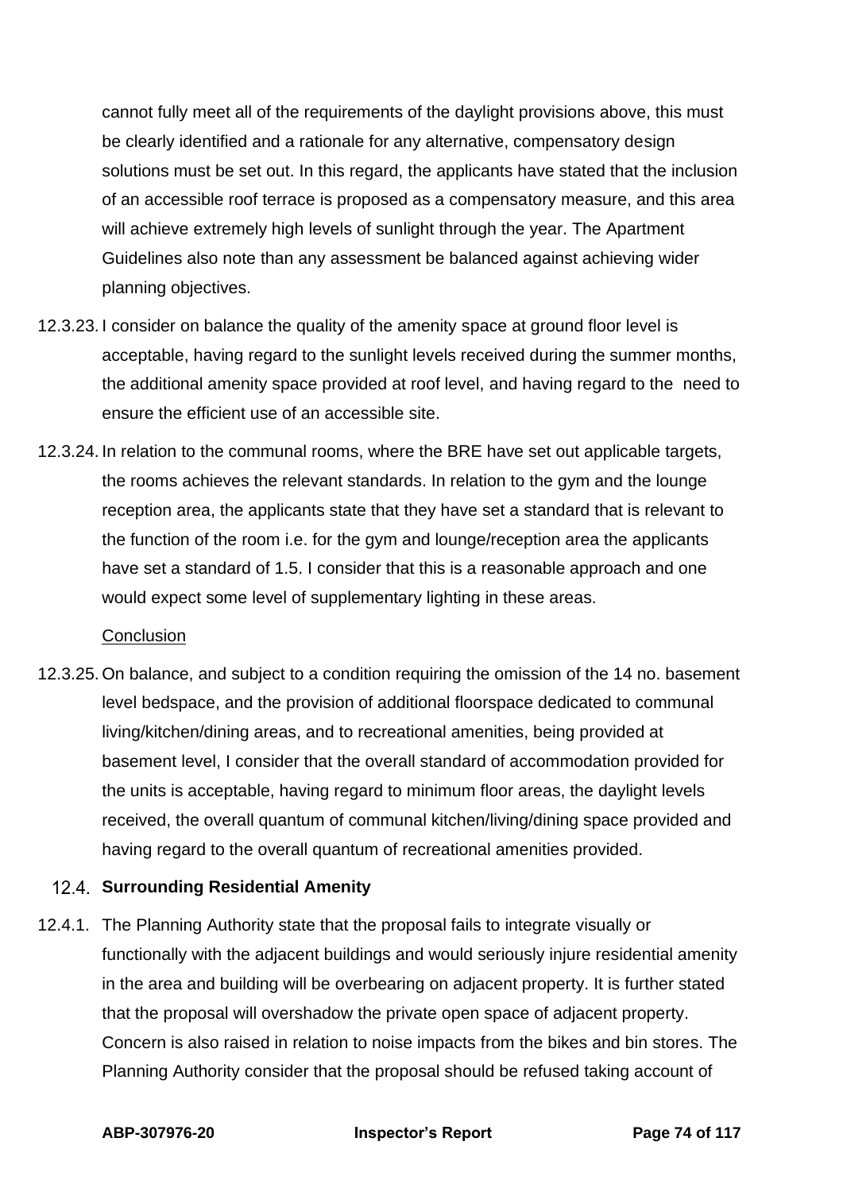cannot fully meet all of the requirements of the daylight provisions above, this must be clearly identified and a rationale for any alternative, compensatory design solutions must be set out. In this regard, the applicants have stated that the inclusion of an accessible roof terrace is proposed as a compensatory measure, and this area will achieve extremely high levels of sunlight through the year. The Apartment Guidelines also note than any assessment be balanced against achieving wider planning objectives.

12.3.23. I consider on balance the quality of the amenity space at ground floor level is acceptable, having regard to the sunlight levels received during the summer months, the additional amenity space provided at roof level, and having regard to the need to ensure the efficient use of an accessible site.

12.3.24. In relation to the communal rooms, where the BRE have set out applicable targets, the rooms achieves the relevant standards. In relation to the gym and the lounge reception area, the applicants state that they have set a standard that is relevant to the function of the room i.e. for the gym and lounge/reception area the applicants have set a standard of 1.5. I consider that this is a reasonable approach and one would expect some level of supplementary lighting in these areas.

Conclusion

12.3.25. On balance, and subject to a condition requiring the omission of the 14 no. basement level bedspace, and the provision of additional floorspace dedicated to communal living/kitchen/dining areas, and to recreational amenities, being provided at basement level, I consider that the overall standard of accommodation provided for the units is acceptable, having regard to minimum floor areas, the daylight levels received, the overall quantum of communal kitchen/living/dining space provided and having regard to the overall quantum of recreational amenities provided.

## 12.4. Surrounding Residential Amenity

12.4.1. The Planning Authority state that the proposal fails to integrate visually or functionally with the adjacent buildings and would seriously injure residential amenity in the area and building will be overbearing on adjacent property. It is further stated that the proposal will overshadow the private open space of adjacent property. Concern is also raised in relation to noise impacts from the bikes and bin stores. The Planning Authority consider that the proposal should be refused taking account of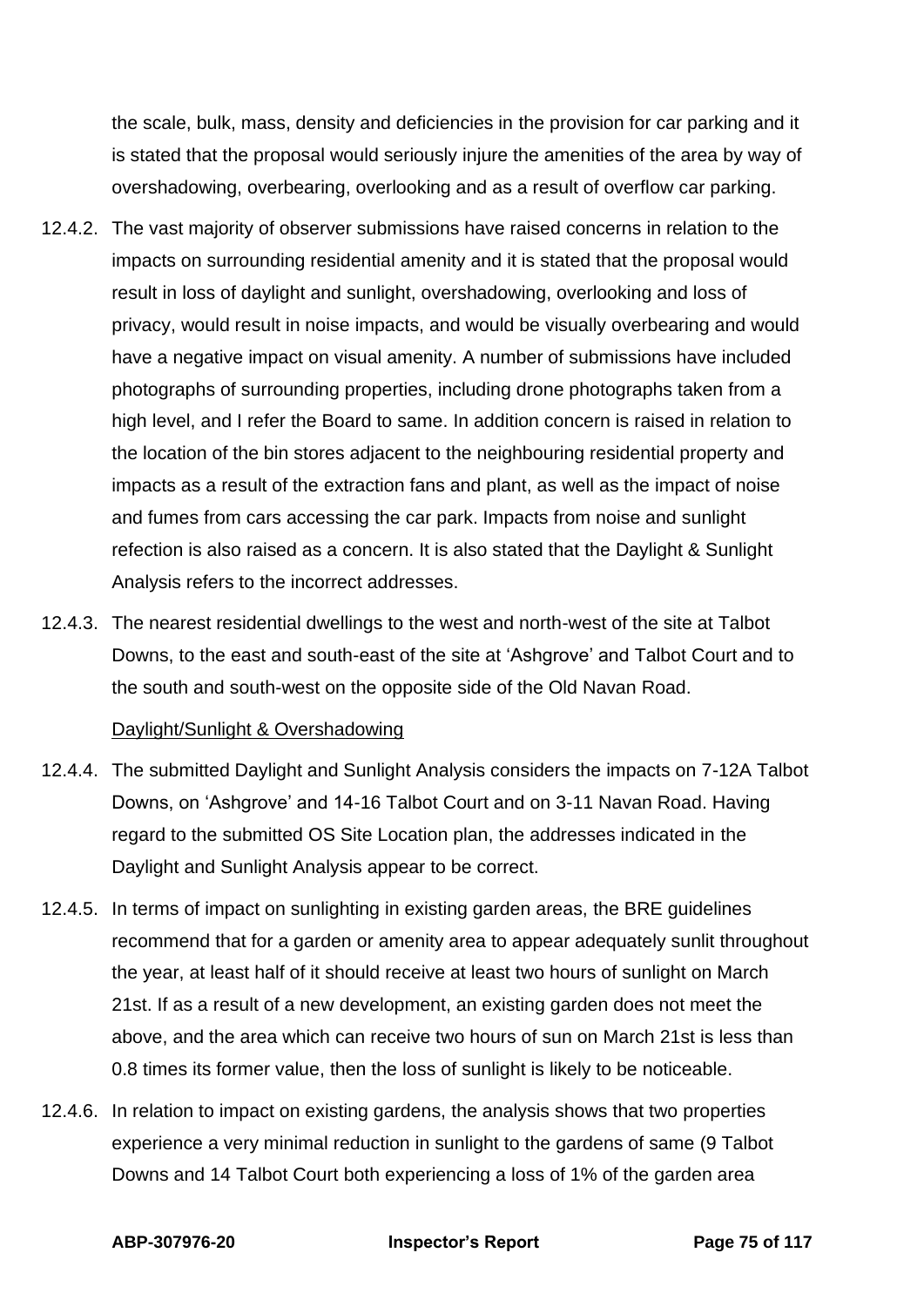the scale, bulk, mass, density and deficiencies in the provision for car parking and it is stated that the proposal would seriously injure the amenities of the area by way of overshadowing, overbearing, overlooking and as a result of overflow car parking.

12.4.2. The vast majority of observer submissions have raised concerns in relation to the impacts on surrounding residential amenity and it is stated that the proposal would result in loss of daylight and sunlight, overshadowing, overlooking and loss of privacy, would result in noise impacts, and would be visually overbearing and would have a negative impact on visual amenity. A number of submissions have included photographs of surrounding properties, including drone photographs taken from a high level, and I refer the Board to same. In addition concern is raised in relation to the location of the bin stores adjacent to the neighbouring residential property and impacts as a result of the extraction fans and plant, as well as the impact of noise and fumes from cars accessing the car park. Impacts from noise and sunlight refection is also raised as a concern. It is also stated that the Daylight & Sunlight Analysis refers to the incorrect addresses.

12.4.3. The nearest residential dwellings to the west and north-west of the site at Talbot Downs, to the east and south-east of the site at 'Ashgrove' and Talbot Court and to the south and south-west on the opposite side of the Old Navan Road.

Daylight/Sunlight & Overshadowing

12.4.4. The submitted Daylight and Sunlight Analysis considers the impacts on 7-12A Talbot Downs, on 'Ashgrove' and 14-16 Talbot Court and on 3-11 Navan Road. Having regard to the submitted OS Site Location plan, the addresses indicated in the Daylight and Sunlight Analysis appear to be correct.

12.4.5. In terms of impact on sunlighting in existing garden areas, the BRE guidelines recommend that for a garden or amenity area to appear adequately sunlit throughout the year, at least half of it should receive at least two hours of sunlight on March 21st. If as a result of a new development, an existing garden does not meet the above, and the area which can receive two hours of sun on March 21st is less than 0.8 times its former value, then the loss of sunlight is likely to be noticeable.

12.4.6. In relation to impact on existing gardens, the analysis shows that two properties experience a very minimal reduction in sunlight to the gardens of same (9 Talbot Downs and 14 Talbot Court both experiencing a loss of 1% of the garden area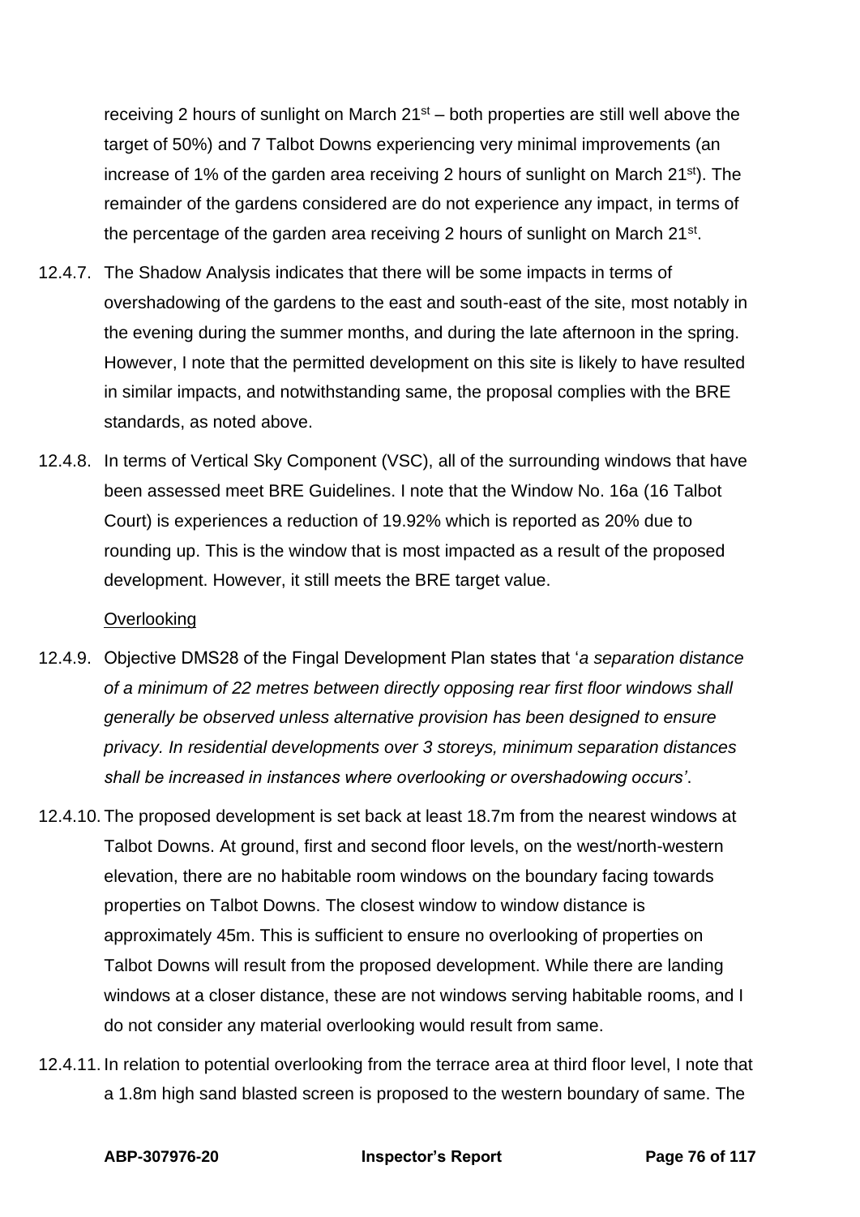receiving 2 hours of sunlight on March 21st – both properties are still well above the target of 50%) and 7 Talbot Downs experiencing very minimal improvements (an increase of 1% of the garden area receiving 2 hours of sunlight on March 21st). The remainder of the gardens considered are do not experience any impact, in terms of the percentage of the garden area receiving 2 hours of sunlight on March 21st.

12.4.7. The Shadow Analysis indicates that there will be some impacts in terms of overshadowing of the gardens to the east and south-east of the site, most notably in the evening during the summer months, and during the late afternoon in the spring. However, I note that the permitted development on this site is likely to have resulted in similar impacts, and notwithstanding same, the proposal complies with the BRE standards, as noted above.

12.4.8. In terms of Vertical Sky Component (VSC), all of the surrounding windows that have been assessed meet BRE Guidelines. I note that the Window No. 16a (16 Talbot Court) is experiences a reduction of 19.92% which is reported as 20% due to rounding up. This is the window that is most impacted as a result of the proposed development. However, it still meets the BRE target value.

Overlooking

12.4.9. Objective DMS28 of the Fingal Development Plan states that '*a separation distance of a minimum of 22 metres between directly opposing rear first floor windows shall generally be observed unless alternative provision has been designed to ensure privacy. In residential developments over 3 storeys, minimum separation distances shall be increased in instances where overlooking or overshadowing occurs*'.

12.4.10. The proposed development is set back at least 18.7m from the nearest windows at Talbot Downs. At ground, first and second floor levels, on the west/north-western elevation, there are no habitable room windows on the boundary facing towards properties on Talbot Downs. The closest window to window distance is approximately 45m. This is sufficient to ensure no overlooking of properties on Talbot Downs will result from the proposed development. While there are landing windows at a closer distance, these are not windows serving habitable rooms, and I do not consider any material overlooking would result from same.

12.4.11. In relation to potential overlooking from the terrace area at third floor level, I note that a 1.8m high sand blasted screen is proposed to the western boundary of same. The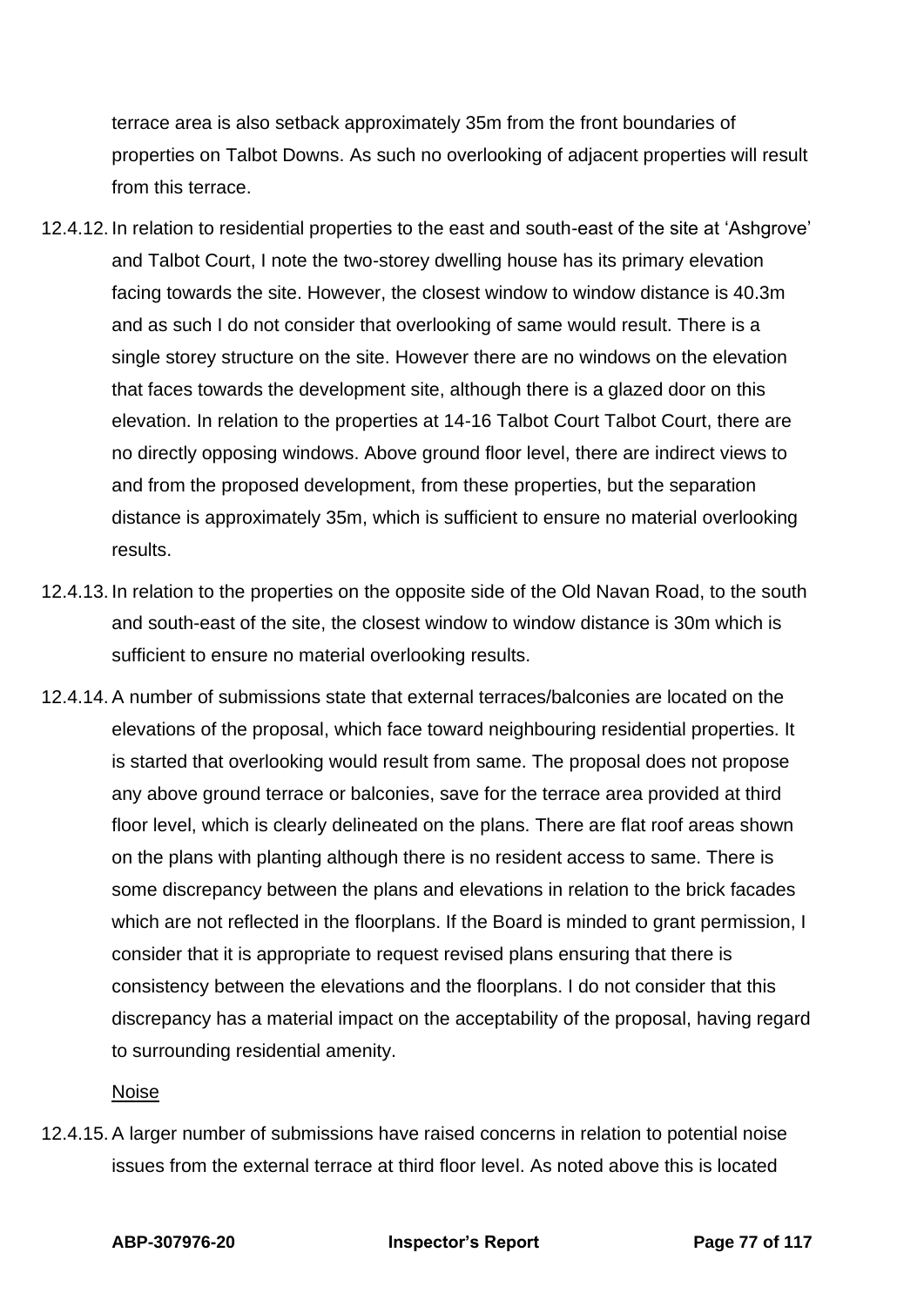terrace area is also setback approximately 35m from the front boundaries of properties on Talbot Downs. As such no overlooking of adjacent properties will result from this terrace.

12.4.12. In relation to residential properties to the east and south-east of the site at 'Ashgrove' and Talbot Court, I note the two-storey dwelling house has its primary elevation facing towards the site. However, the closest window to window distance is 40.3m and as such I do not consider that overlooking of same would result. There is a single storey structure on the site. However there are no windows on the elevation that faces towards the development site, although there is a glazed door on this elevation. In relation to the properties at 14-16 Talbot Court Talbot Court, there are no directly opposing windows. Above ground floor level, there are indirect views to and from the proposed development, from these properties, but the separation distance is approximately 35m, which is sufficient to ensure no material overlooking results.

12.4.13. In relation to the properties on the opposite side of the Old Navan Road, to the south and south-east of the site, the closest window to window distance is 30m which is sufficient to ensure no material overlooking results.

12.4.14. A number of submissions state that external terraces/balconies are located on the elevations of the proposal, which face toward neighbouring residential properties. It is started that overlooking would result from same. The proposal does not propose any above ground terrace or balconies, save for the terrace area provided at third floor level, which is clearly delineated on the plans. There are flat roof areas shown on the plans with planting although there is no resident access to same. There is some discrepancy between the plans and elevations in relation to the brick facades which are not reflected in the floorplans. If the Board is minded to grant permission, I consider that it is appropriate to request revised plans ensuring that there is consistency between the elevations and the floorplans. I do not consider that this discrepancy has a material impact on the acceptability of the proposal, having regard to surrounding residential amenity.

<u>Noise</u>

12.4.15. A larger number of submissions have raised concerns in relation to potential noise issues from the external terrace at third floor level. As noted above this is located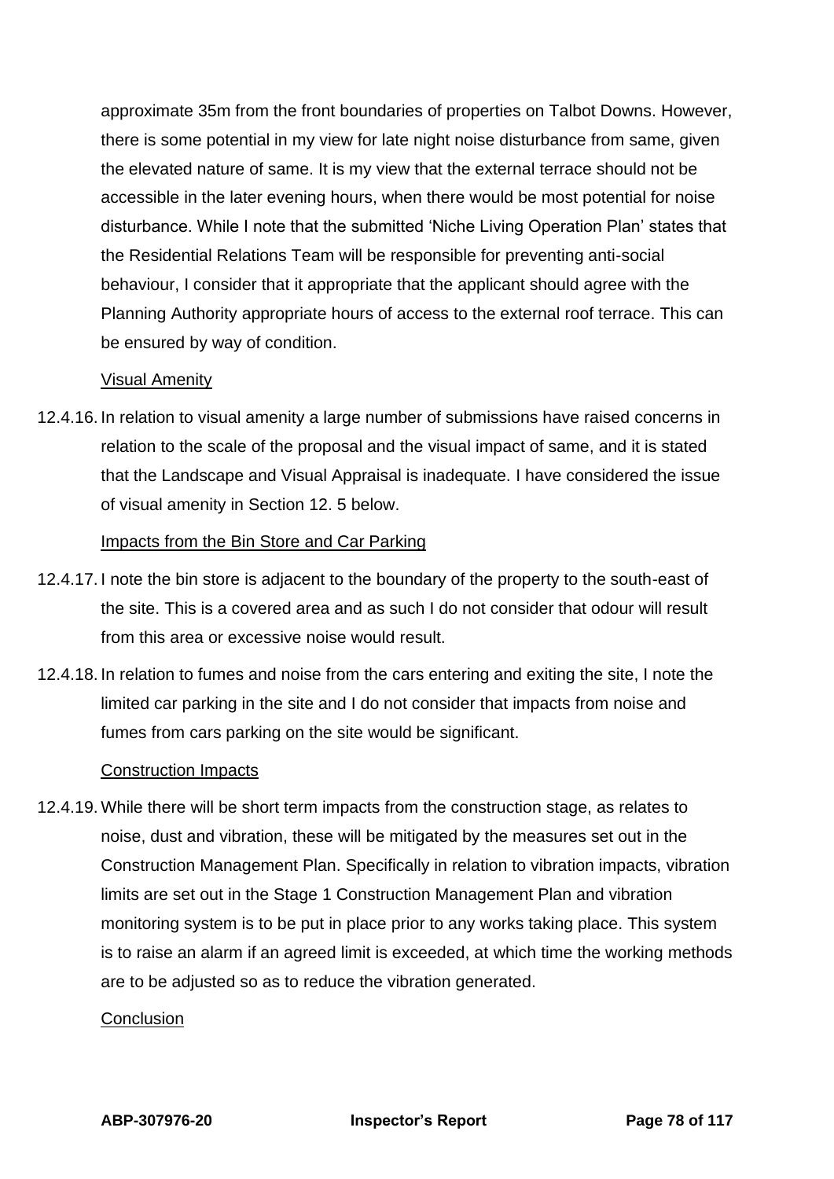approximate 35m from the front boundaries of properties on Talbot Downs. However, there is some potential in my view for late night noise disturbance from same, given the elevated nature of same. It is my view that the external terrace should not be accessible in the later evening hours, when there would be most potential for noise disturbance. While I note that the submitted 'Niche Living Operation Plan' states that the Residential Relations Team will be responsible for preventing anti-social behaviour, I consider that it appropriate that the applicant should agree with the Planning Authority appropriate hours of access to the external roof terrace. This can be ensured by way of condition.

Visual Amenity

12.4.16. In relation to visual amenity a large number of submissions have raised concerns in relation to the scale of the proposal and the visual impact of same, and it is stated that the Landscape and Visual Appraisal is inadequate. I have considered the issue of visual amenity in Section 12. 5 below.

Impacts from the Bin Store and Car Parking

12.4.17. I note the bin store is adjacent to the boundary of the property to the south-east of the site. This is a covered area and as such I do not consider that odour will result from this area or excessive noise would result.

12.4.18. In relation to fumes and noise from the cars entering and exiting the site, I note the limited car parking in the site and I do not consider that impacts from noise and fumes from cars parking on the site would be significant.

Construction Impacts

12.4.19. While there will be short term impacts from the construction stage, as relates to noise, dust and vibration, these will be mitigated by the measures set out in the Construction Management Plan. Specifically in relation to vibration impacts, vibration limits are set out in the Stage 1 Construction Management Plan and vibration monitoring system is to be put in place prior to any works taking place. This system is to raise an alarm if an agreed limit is exceeded, at which time the working methods are to be adjusted so as to reduce the vibration generated.

Conclusion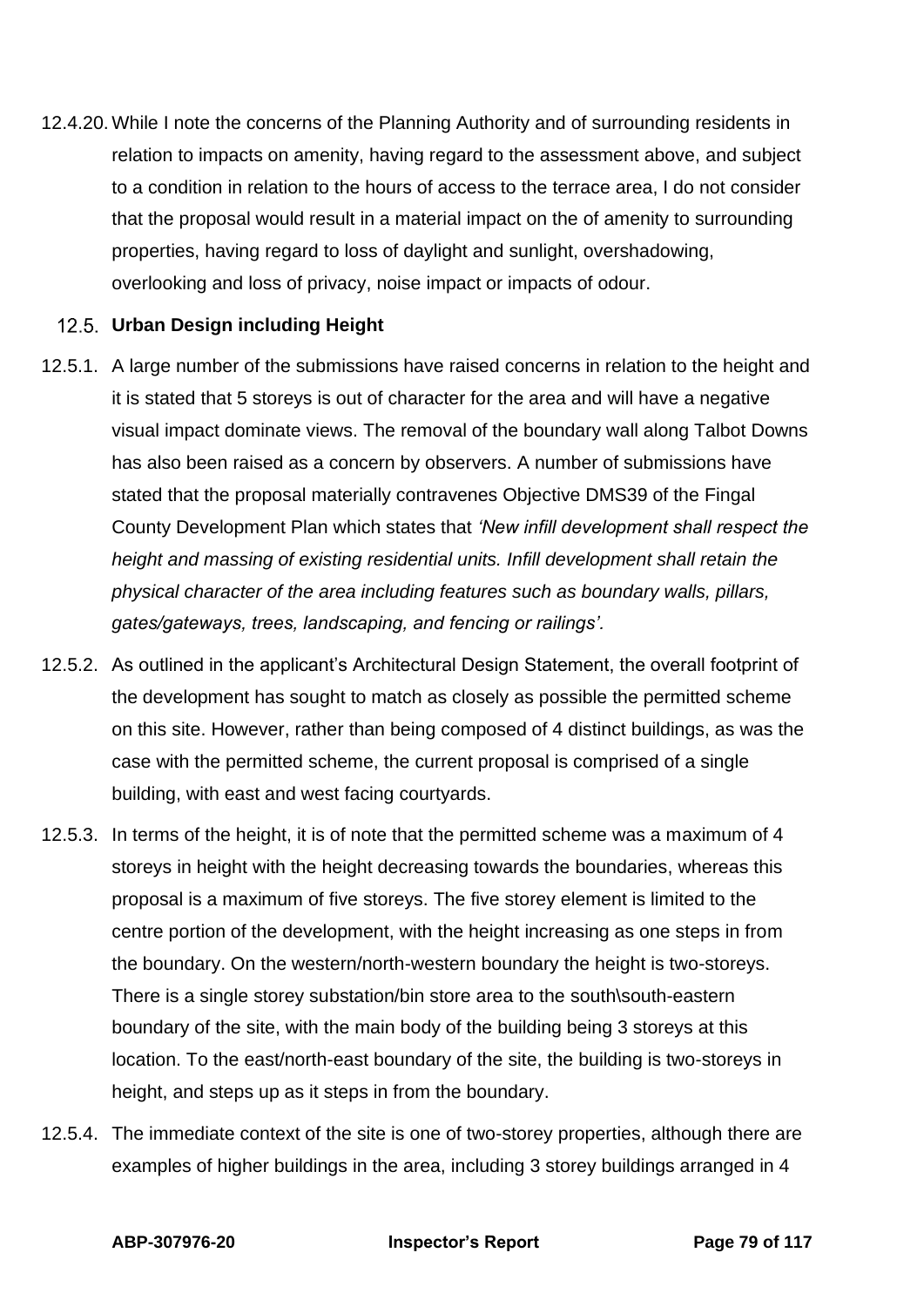12.4.20. While I note the concerns of the Planning Authority and of surrounding residents in relation to impacts on amenity, having regard to the assessment above, and subject to a condition in relation to the hours of access to the terrace area, I do not consider that the proposal would result in a material impact on the of amenity to surrounding properties, having regard to loss of daylight and sunlight, overshadowing, overlooking and loss of privacy, noise impact or impacts of odour.

### 12.5. Urban Design including Height

12.5.1. A large number of the submissions have raised concerns in relation to the height and it is stated that 5 storeys is out of character for the area and will have a negative visual impact dominate views. The removal of the boundary wall along Talbot Downs has also been raised as a concern by observers. A number of submissions have stated that the proposal materially contravenes Objective DMS39 of the Fingal County Development Plan which states that *'New infill development shall respect the height and massing of existing residential units. Infill development shall retain the physical character of the area including features such as boundary walls, pillars, gates/gateways, trees, landscaping, and fencing or railings'.*

12.5.2. As outlined in the applicant's Architectural Design Statement, the overall footprint of the development has sought to match as closely as possible the permitted scheme on this site. However, rather than being composed of 4 distinct buildings, as was the case with the permitted scheme, the current proposal is comprised of a single building, with east and west facing courtyards.

12.5.3. In terms of the height, it is of note that the permitted scheme was a maximum of 4 storeys in height with the height decreasing towards the boundaries, whereas this proposal is a maximum of five storeys. The five storey element is limited to the centre portion of the development, with the height increasing as one steps in from the boundary. On the western/north-western boundary the height is two-storeys. There is a single storey substation/bin store area to the south\south-eastern boundary of the site, with the main body of the building being 3 storeys at this location. To the east/north-east boundary of the site, the building is two-storeys in height, and steps up as it steps in from the boundary.

12.5.4. The immediate context of the site is one of two-storey properties, although there are examples of higher buildings in the area, including 3 storey buildings arranged in 4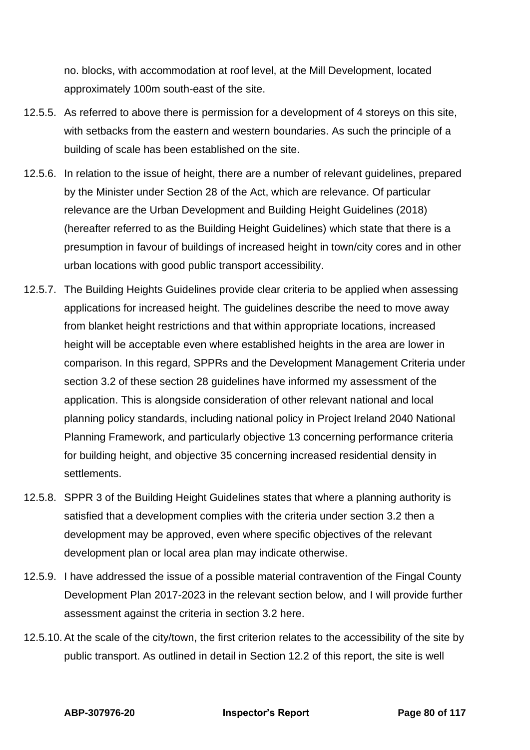no. blocks, with accommodation at roof level, at the Mill Development, located approximately 100m south-east of the site.

12.5.5. As referred to above there is permission for a development of 4 storeys on this site, with setbacks from the eastern and western boundaries. As such the principle of a building of scale has been established on the site.

12.5.6. In relation to the issue of height, there are a number of relevant guidelines, prepared by the Minister under Section 28 of the Act, which are relevance. Of particular relevance are the Urban Development and Building Height Guidelines (2018) (hereafter referred to as the Building Height Guidelines) which state that there is a presumption in favour of buildings of increased height in town/city cores and in other urban locations with good public transport accessibility.

12.5.7. The Building Heights Guidelines provide clear criteria to be applied when assessing applications for increased height. The guidelines describe the need to move away from blanket height restrictions and that within appropriate locations, increased height will be acceptable even where established heights in the area are lower in comparison. In this regard, SPPRs and the Development Management Criteria under section 3.2 of these section 28 guidelines have informed my assessment of the application. This is alongside consideration of other relevant national and local planning policy standards, including national policy in Project Ireland 2040 National Planning Framework, and particularly objective 13 concerning performance criteria for building height, and objective 35 concerning increased residential density in settlements.

12.5.8. SPPR 3 of the Building Height Guidelines states that where a planning authority is satisfied that a development complies with the criteria under section 3.2 then a development may be approved, even where specific objectives of the relevant development plan or local area plan may indicate otherwise.

12.5.9. I have addressed the issue of a possible material contravention of the Fingal County Development Plan 2017-2023 in the relevant section below, and I will provide further assessment against the criteria in section 3.2 here.

12.5.10. At the scale of the city/town, the first criterion relates to the accessibility of the site by public transport. As outlined in detail in Section 12.2 of this report, the site is well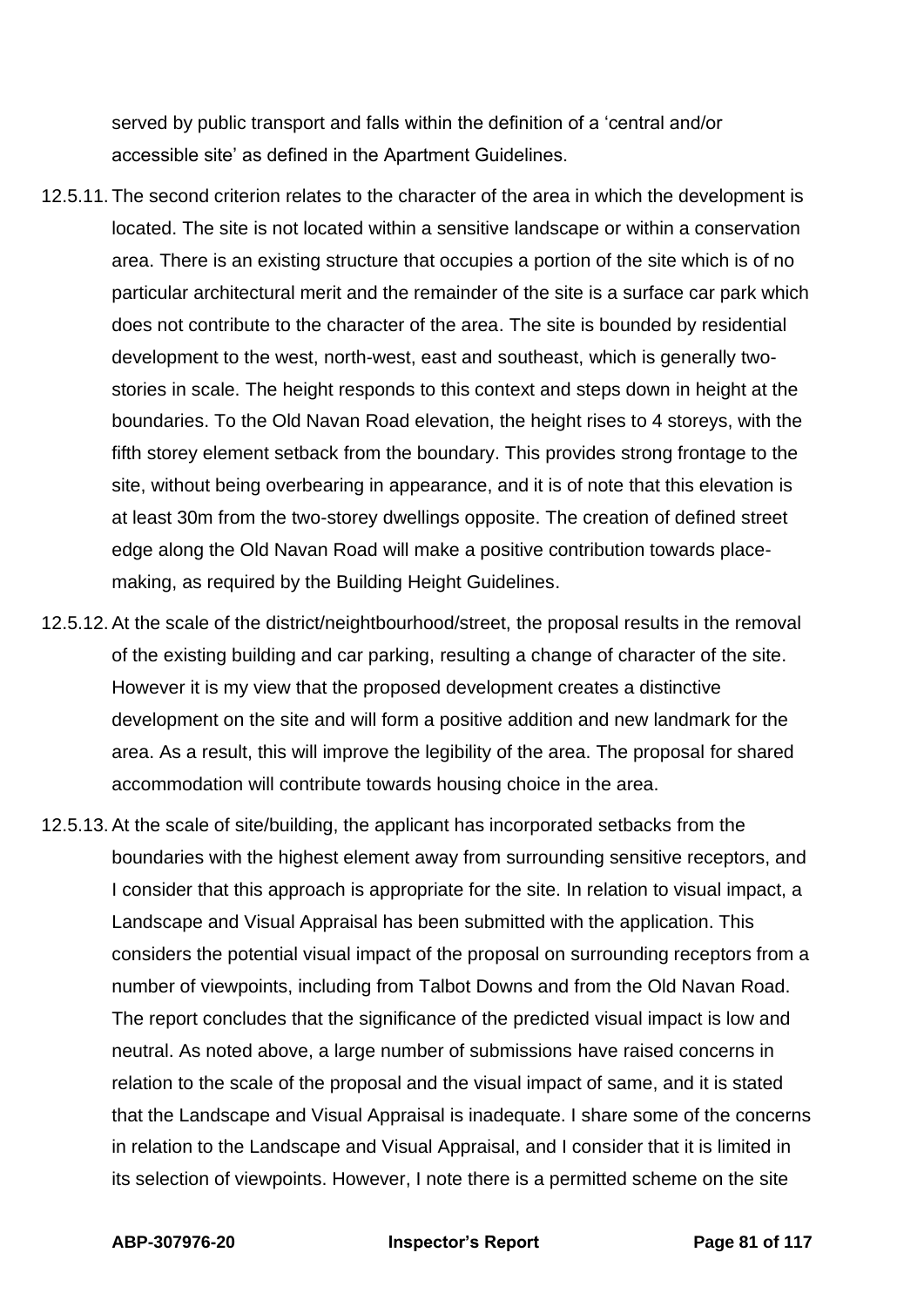served by public transport and falls within the definition of a 'central and/or accessible site' as defined in the Apartment Guidelines.

12.5.11. The second criterion relates to the character of the area in which the development is located. The site is not located within a sensitive landscape or within a conservation area. There is an existing structure that occupies a portion of the site which is of no particular architectural merit and the remainder of the site is a surface car park which does not contribute to the character of the area. The site is bounded by residential development to the west, north-west, east and southeast, which is generally two-stories in scale. The height responds to this context and steps down in height at the boundaries. To the Old Navan Road elevation, the height rises to 4 storeys, with the fifth storey element setback from the boundary. This provides strong frontage to the site, without being overbearing in appearance, and it is of note that this elevation is at least 30m from the two-storey dwellings opposite. The creation of defined street edge along the Old Navan Road will make a positive contribution towards place-making, as required by the Building Height Guidelines.

12.5.12. At the scale of the district/neightbourhood/street, the proposal results in the removal of the existing building and car parking, resulting a change of character of the site. However it is my view that the proposed development creates a distinctive development on the site and will form a positive addition and new landmark for the area. As a result, this will improve the legibility of the area. The proposal for shared accommodation will contribute towards housing choice in the area.

12.5.13. At the scale of site/building, the applicant has incorporated setbacks from the boundaries with the highest element away from surrounding sensitive receptors, and I consider that this approach is appropriate for the site. In relation to visual impact, a Landscape and Visual Appraisal has been submitted with the application. This considers the potential visual impact of the proposal on surrounding receptors from a number of viewpoints, including from Talbot Downs and from the Old Navan Road. The report concludes that the significance of the predicted visual impact is low and neutral. As noted above, a large number of submissions have raised concerns in relation to the scale of the proposal and the visual impact of same, and it is stated that the Landscape and Visual Appraisal is inadequate. I share some of the concerns in relation to the Landscape and Visual Appraisal, and I consider that it is limited in its selection of viewpoints. However, I note there is a permitted scheme on the site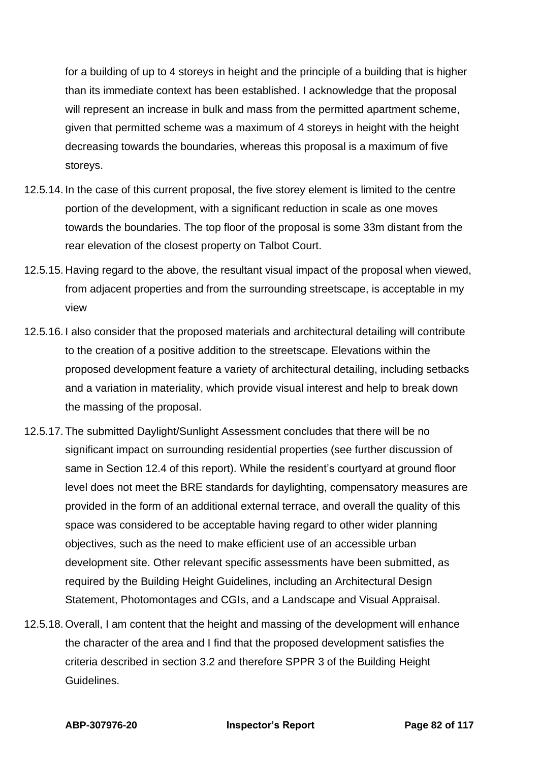for a building of up to 4 storeys in height and the principle of a building that is higher than its immediate context has been established. I acknowledge that the proposal will represent an increase in bulk and mass from the permitted apartment scheme, given that permitted scheme was a maximum of 4 storeys in height with the height decreasing towards the boundaries, whereas this proposal is a maximum of five storeys.

12.5.14. In the case of this current proposal, the five storey element is limited to the centre portion of the development, with a significant reduction in scale as one moves towards the boundaries. The top floor of the proposal is some 33m distant from the rear elevation of the closest property on Talbot Court.

12.5.15. Having regard to the above, the resultant visual impact of the proposal when viewed, from adjacent properties and from the surrounding streetscape, is acceptable in my view

12.5.16. I also consider that the proposed materials and architectural detailing will contribute to the creation of a positive addition to the streetscape. Elevations within the proposed development feature a variety of architectural detailing, including setbacks and a variation in materiality, which provide visual interest and help to break down the massing of the proposal.

12.5.17. The submitted Daylight/Sunlight Assessment concludes that there will be no significant impact on surrounding residential properties (see further discussion of same in Section 12.4 of this report). While the resident's courtyard at ground floor level does not meet the BRE standards for daylighting, compensatory measures are provided in the form of an additional external terrace, and overall the quality of this space was considered to be acceptable having regard to other wider planning objectives, such as the need to make efficient use of an accessible urban development site. Other relevant specific assessments have been submitted, as required by the Building Height Guidelines, including an Architectural Design Statement, Photomontages and CGIs, and a Landscape and Visual Appraisal.

12.5.18. Overall, I am content that the height and massing of the development will enhance the character of the area and I find that the proposed development satisfies the criteria described in section 3.2 and therefore SPPR 3 of the Building Height Guidelines.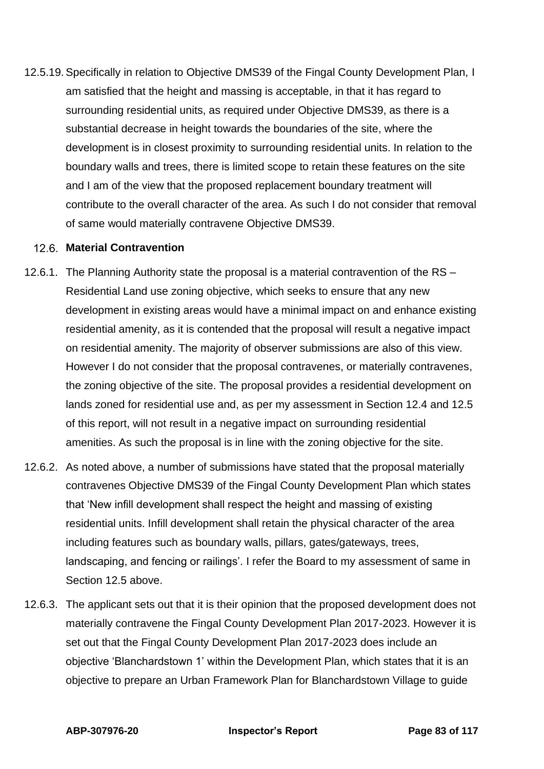12.5.19. Specifically in relation to Objective DMS39 of the Fingal County Development Plan, I am satisfied that the height and massing is acceptable, in that it has regard to surrounding residential units, as required under Objective DMS39, as there is a substantial decrease in height towards the boundaries of the site, where the development is in closest proximity to surrounding residential units. In relation to the boundary walls and trees, there is limited scope to retain these features on the site and I am of the view that the proposed replacement boundary treatment will contribute to the overall character of the area. As such I do not consider that removal of same would materially contravene Objective DMS39.

### 12.6. Material Contravention

12.6.1. The Planning Authority state the proposal is a material contravention of the RS – Residential Land use zoning objective, which seeks to ensure that any new development in existing areas would have a minimal impact on and enhance existing residential amenity, as it is contended that the proposal will result a negative impact on residential amenity. The majority of observer submissions are also of this view. However I do not consider that the proposal contravenes, or materially contravenes, the zoning objective of the site. The proposal provides a residential development on lands zoned for residential use and, as per my assessment in Section 12.4 and 12.5 of this report, will not result in a negative impact on surrounding residential amenities. As such the proposal is in line with the zoning objective for the site.

12.6.2. As noted above, a number of submissions have stated that the proposal materially contravenes Objective DMS39 of the Fingal County Development Plan which states that 'New infill development shall respect the height and massing of existing residential units. Infill development shall retain the physical character of the area including features such as boundary walls, pillars, gates/gateways, trees, landscaping, and fencing or railings'. I refer the Board to my assessment of same in Section 12.5 above.

12.6.3. The applicant sets out that it is their opinion that the proposed development does not materially contravene the Fingal County Development Plan 2017-2023. However it is set out that the Fingal County Development Plan 2017-2023 does include an objective 'Blanchardstown 1' within the Development Plan, which states that it is an objective to prepare an Urban Framework Plan for Blanchardstown Village to guide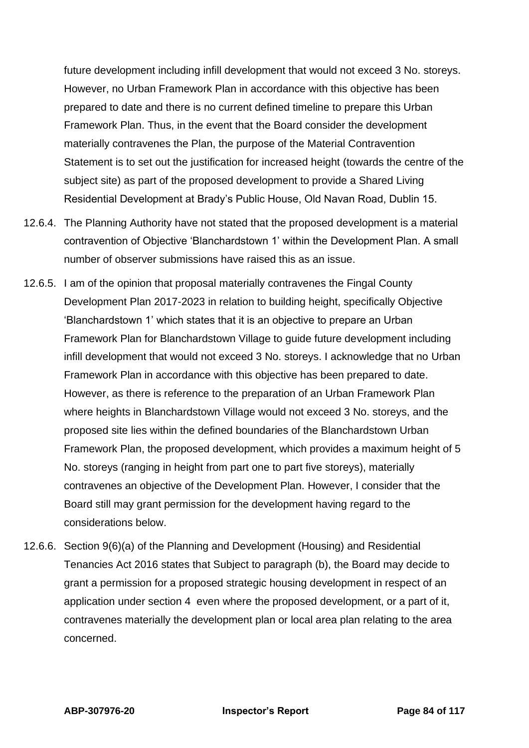future development including infill development that would not exceed 3 No. storeys. However, no Urban Framework Plan in accordance with this objective has been prepared to date and there is no current defined timeline to prepare this Urban Framework Plan. Thus, in the event that the Board consider the development materially contravenes the Plan, the purpose of the Material Contravention Statement is to set out the justification for increased height (towards the centre of the subject site) as part of the proposed development to provide a Shared Living Residential Development at Brady's Public House, Old Navan Road, Dublin 15.

12.6.4. The Planning Authority have not stated that the proposed development is a material contravention of Objective 'Blanchardstown 1' within the Development Plan. A small number of observer submissions have raised this as an issue.

12.6.5. I am of the opinion that proposal materially contravenes the Fingal County Development Plan 2017-2023 in relation to building height, specifically Objective 'Blanchardstown 1' which states that it is an objective to prepare an Urban Framework Plan for Blanchardstown Village to guide future development including infill development that would not exceed 3 No. storeys. I acknowledge that no Urban Framework Plan in accordance with this objective has been prepared to date. However, as there is reference to the preparation of an Urban Framework Plan where heights in Blanchardstown Village would not exceed 3 No. storeys, and the proposed site lies within the defined boundaries of the Blanchardstown Urban Framework Plan, the proposed development, which provides a maximum height of 5 No. storeys (ranging in height from part one to part five storeys), materially contravenes an objective of the Development Plan. However, I consider that the Board still may grant permission for the development having regard to the considerations below.

12.6.6. Section 9(6)(a) of the Planning and Development (Housing) and Residential Tenancies Act 2016 states that Subject to paragraph (b), the Board may decide to grant a permission for a proposed strategic housing development in respect of an application under section 4 even where the proposed development, or a part of it, contravenes materially the development plan or local area plan relating to the area concerned.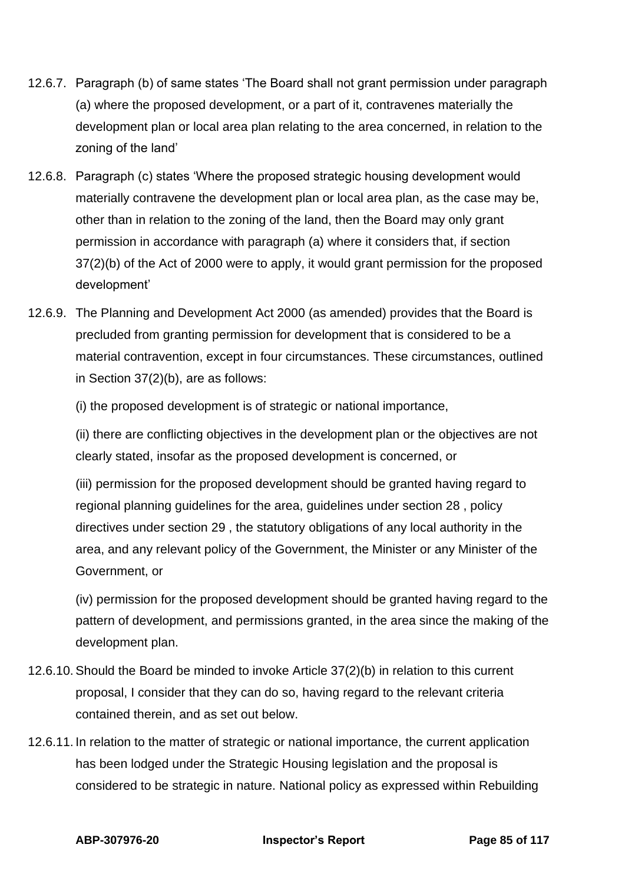12.6.7. Paragraph (b) of same states ‘The Board shall not grant permission under paragraph (a) where the proposed development, or a part of it, contravenes materially the development plan or local area plan relating to the area concerned, in relation to the zoning of the land’

12.6.8. Paragraph (c) states ‘Where the proposed strategic housing development would materially contravene the development plan or local area plan, as the case may be, other than in relation to the zoning of the land, then the Board may only grant permission in accordance with paragraph (a) where it considers that, if section 37(2)(b) of the Act of 2000 were to apply, it would grant permission for the proposed development’

12.6.9. The Planning and Development Act 2000 (as amended) provides that the Board is precluded from granting permission for development that is considered to be a material contravention, except in four circumstances. These circumstances, outlined in Section 37(2)(b), are as follows:

(i) the proposed development is of strategic or national importance,

(ii) there are conflicting objectives in the development plan or the objectives are not clearly stated, insofar as the proposed development is concerned, or

(iii) permission for the proposed development should be granted having regard to regional planning guidelines for the area, guidelines under section 28 , policy directives under section 29 , the statutory obligations of any local authority in the area, and any relevant policy of the Government, the Minister or any Minister of the Government, or

(iv) permission for the proposed development should be granted having regard to the pattern of development, and permissions granted, in the area since the making of the development plan.

12.6.10. Should the Board be minded to invoke Article 37(2)(b) in relation to this current proposal, I consider that they can do so, having regard to the relevant criteria contained therein, and as set out below.

12.6.11. In relation to the matter of strategic or national importance, the current application has been lodged under the Strategic Housing legislation and the proposal is considered to be strategic in nature. National policy as expressed within Rebuilding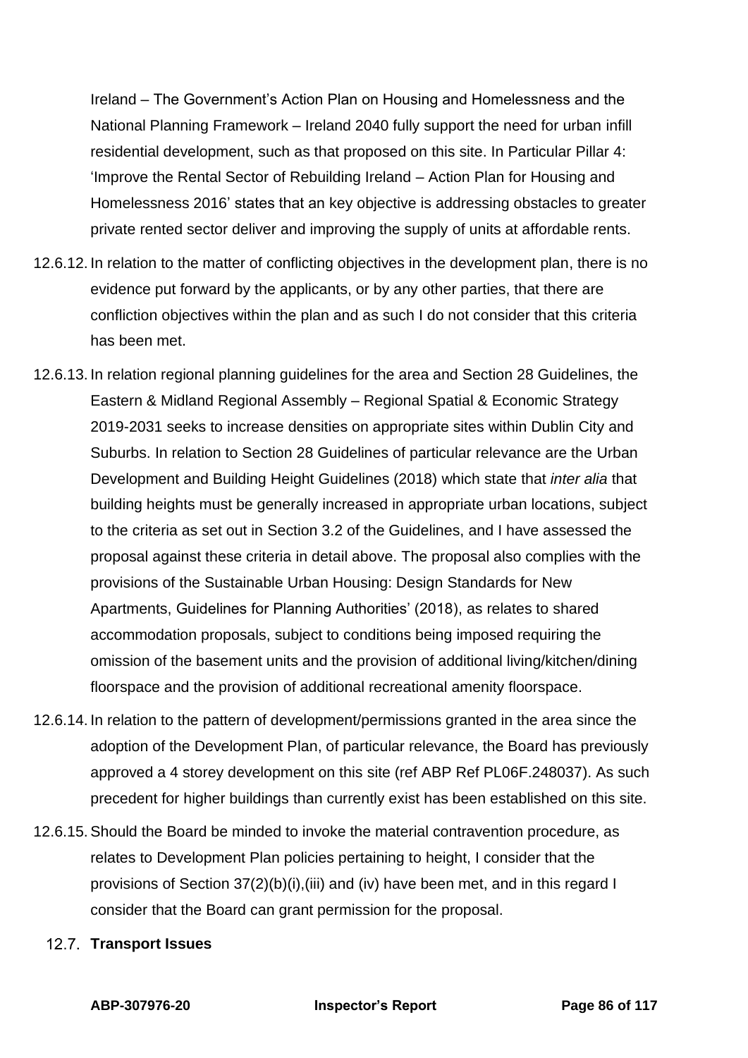Ireland – The Government's Action Plan on Housing and Homelessness and the National Planning Framework – Ireland 2040 fully support the need for urban infill residential development, such as that proposed on this site. In Particular Pillar 4: 'Improve the Rental Sector of Rebuilding Ireland – Action Plan for Housing and Homelessness 2016' states that an key objective is addressing obstacles to greater private rented sector deliver and improving the supply of units at affordable rents.

12.6.12. In relation to the matter of conflicting objectives in the development plan, there is no evidence put forward by the applicants, or by any other parties, that there are confliction objectives within the plan and as such I do not consider that this criteria has been met.

12.6.13. In relation regional planning guidelines for the area and Section 28 Guidelines, the Eastern & Midland Regional Assembly – Regional Spatial & Economic Strategy 2019-2031 seeks to increase densities on appropriate sites within Dublin City and Suburbs. In relation to Section 28 Guidelines of particular relevance are the Urban Development and Building Height Guidelines (2018) which state that *inter alia* that building heights must be generally increased in appropriate urban locations, subject to the criteria as set out in Section 3.2 of the Guidelines, and I have assessed the proposal against these criteria in detail above. The proposal also complies with the provisions of the Sustainable Urban Housing: Design Standards for New Apartments, Guidelines for Planning Authorities' (2018), as relates to shared accommodation proposals, subject to conditions being imposed requiring the omission of the basement units and the provision of additional living/kitchen/dining floorspace and the provision of additional recreational amenity floorspace.

12.6.14. In relation to the pattern of development/permissions granted in the area since the adoption of the Development Plan, of particular relevance, the Board has previously approved a 4 storey development on this site (ref ABP Ref PL06F.248037). As such precedent for higher buildings than currently exist has been established on this site.

12.6.15. Should the Board be minded to invoke the material contravention procedure, as relates to Development Plan policies pertaining to height, I consider that the provisions of Section 37(2)(b)(i),(iii) and (iv) have been met, and in this regard I consider that the Board can grant permission for the proposal.

### 12.7. Transport Issues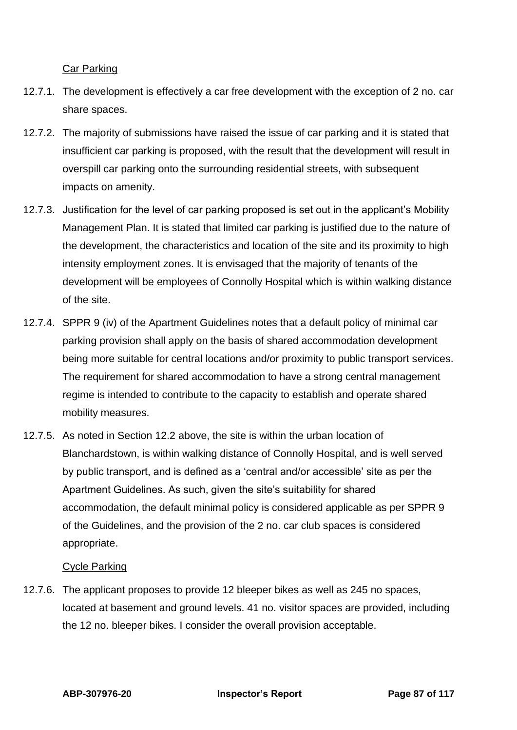Car Parking

12.7.1. The development is effectively a car free development with the exception of 2 no. car share spaces.

12.7.2. The majority of submissions have raised the issue of car parking and it is stated that insufficient car parking is proposed, with the result that the development will result in overspill car parking onto the surrounding residential streets, with subsequent impacts on amenity.

12.7.3. Justification for the level of car parking proposed is set out in the applicant's Mobility Management Plan. It is stated that limited car parking is justified due to the nature of the development, the characteristics and location of the site and its proximity to high intensity employment zones. It is envisaged that the majority of tenants of the development will be employees of Connolly Hospital which is within walking distance of the site.

12.7.4. SPPR 9 (iv) of the Apartment Guidelines notes that a default policy of minimal car parking provision shall apply on the basis of shared accommodation development being more suitable for central locations and/or proximity to public transport services. The requirement for shared accommodation to have a strong central management regime is intended to contribute to the capacity to establish and operate shared mobility measures.

12.7.5. As noted in Section 12.2 above, the site is within the urban location of Blanchardstown, is within walking distance of Connolly Hospital, and is well served by public transport, and is defined as a 'central and/or accessible' site as per the Apartment Guidelines. As such, given the site's suitability for shared accommodation, the default minimal policy is considered applicable as per SPPR 9 of the Guidelines, and the provision of the 2 no. car club spaces is considered appropriate.

Cycle Parking

12.7.6. The applicant proposes to provide 12 bleeper bikes as well as 245 no spaces, located at basement and ground levels. 41 no. visitor spaces are provided, including the 12 no. bleeper bikes. I consider the overall provision acceptable.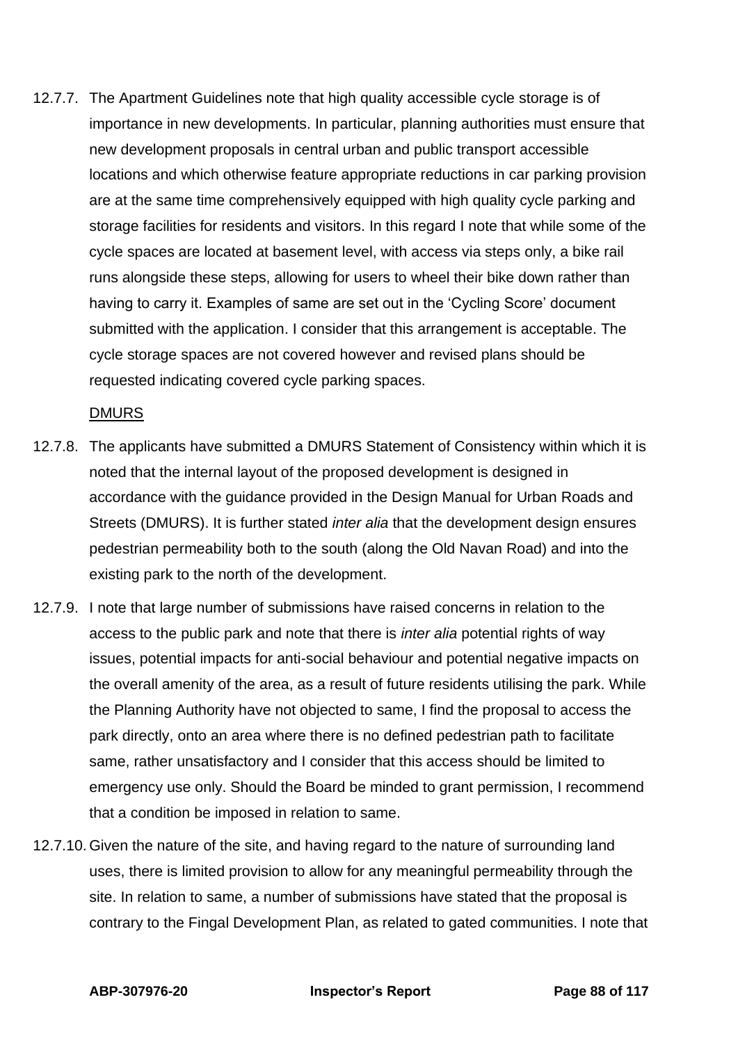12.7.7. The Apartment Guidelines note that high quality accessible cycle storage is of importance in new developments. In particular, planning authorities must ensure that new development proposals in central urban and public transport accessible locations and which otherwise feature appropriate reductions in car parking provision are at the same time comprehensively equipped with high quality cycle parking and storage facilities for residents and visitors. In this regard I note that while some of the cycle spaces are located at basement level, with access via steps only, a bike rail runs alongside these steps, allowing for users to wheel their bike down rather than having to carry it. Examples of same are set out in the 'Cycling Score' document submitted with the application. I consider that this arrangement is acceptable. The cycle storage spaces are not covered however and revised plans should be requested indicating covered cycle parking spaces.

<u>DMURS</u>

12.7.8. The applicants have submitted a DMURS Statement of Consistency within which it is noted that the internal layout of the proposed development is designed in accordance with the guidance provided in the Design Manual for Urban Roads and Streets (DMURS). It is further stated *inter alia* that the development design ensures pedestrian permeability both to the south (along the Old Navan Road) and into the existing park to the north of the development.

12.7.9. I note that large number of submissions have raised concerns in relation to the access to the public park and note that there is *inter alia* potential rights of way issues, potential impacts for anti-social behaviour and potential negative impacts on the overall amenity of the area, as a result of future residents utilising the park. While the Planning Authority have not objected to same, I find the proposal to access the park directly, onto an area where there is no defined pedestrian path to facilitate same, rather unsatisfactory and I consider that this access should be limited to emergency use only. Should the Board be minded to grant permission, I recommend that a condition be imposed in relation to same.

12.7.10. Given the nature of the site, and having regard to the nature of surrounding land uses, there is limited provision to allow for any meaningful permeability through the site. In relation to same, a number of submissions have stated that the proposal is contrary to the Fingal Development Plan, as related to gated communities. I note that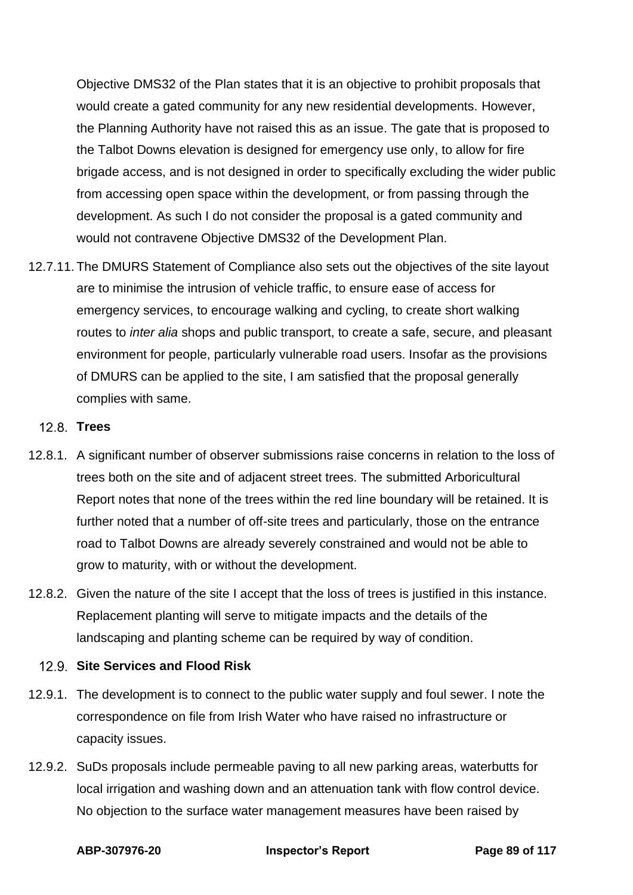Objective DMS32 of the Plan states that it is an objective to prohibit proposals that would create a gated community for any new residential developments. However, the Planning Authority have not raised this as an issue. The gate that is proposed to the Talbot Downs elevation is designed for emergency use only, to allow for fire brigade access, and is not designed in order to specifically excluding the wider public from accessing open space within the development, or from passing through the development. As such I do not consider the proposal is a gated community and would not contravene Objective DMS32 of the Development Plan.

12.7.11. The DMURS Statement of Compliance also sets out the objectives of the site layout are to minimise the intrusion of vehicle traffic, to ensure ease of access for emergency services, to encourage walking and cycling, to create short walking routes to *inter alia* shops and public transport, to create a safe, secure, and pleasant environment for people, particularly vulnerable road users. Insofar as the provisions of DMURS can be applied to the site, I am satisfied that the proposal generally complies with same.

### 12.8. Trees

12.8.1. A significant number of observer submissions raise concerns in relation to the loss of trees both on the site and of adjacent street trees. The submitted Arboricultural Report notes that none of the trees within the red line boundary will be retained. It is further noted that a number of off-site trees and particularly, those on the entrance road to Talbot Downs are already severely constrained and would not be able to grow to maturity, with or without the development.

12.8.2. Given the nature of the site I accept that the loss of trees is justified in this instance. Replacement planting will serve to mitigate impacts and the details of the landscaping and planting scheme can be required by way of condition.

### 12.9. Site Services and Flood Risk

12.9.1. The development is to connect to the public water supply and foul sewer. I note the correspondence on file from Irish Water who have raised no infrastructure or capacity issues.

12.9.2. SuDs proposals include permeable paving to all new parking areas, waterbutts for local irrigation and washing down and an attenuation tank with flow control device. No objection to the surface water management measures have been raised by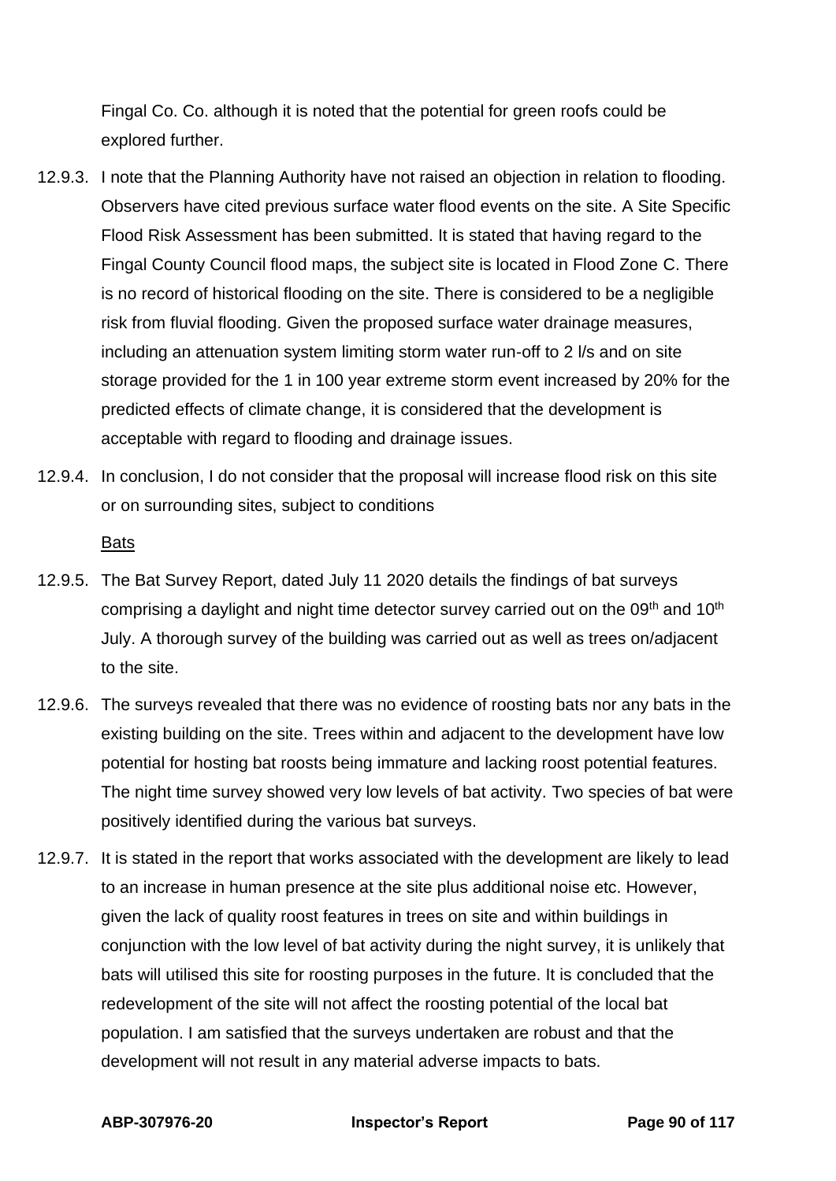Fingal Co. Co. although it is noted that the potential for green roofs could be explored further.

12.9.3. I note that the Planning Authority have not raised an objection in relation to flooding. Observers have cited previous surface water flood events on the site. A Site Specific Flood Risk Assessment has been submitted. It is stated that having regard to the Fingal County Council flood maps, the subject site is located in Flood Zone C. There is no record of historical flooding on the site. There is considered to be a negligible risk from fluvial flooding. Given the proposed surface water drainage measures, including an attenuation system limiting storm water run-off to 2 l/s and on site storage provided for the 1 in 100 year extreme storm event increased by 20% for the predicted effects of climate change, it is considered that the development is acceptable with regard to flooding and drainage issues.

12.9.4. In conclusion, I do not consider that the proposal will increase flood risk on this site or on surrounding sites, subject to conditions

Bats

12.9.5. The Bat Survey Report, dated July 11 2020 details the findings of bat surveys comprising a daylight and night time detector survey carried out on the 09th and 10th July. A thorough survey of the building was carried out as well as trees on/adjacent to the site.

12.9.6. The surveys revealed that there was no evidence of roosting bats nor any bats in the existing building on the site. Trees within and adjacent to the development have low potential for hosting bat roosts being immature and lacking roost potential features. The night time survey showed very low levels of bat activity. Two species of bat were positively identified during the various bat surveys.

12.9.7. It is stated in the report that works associated with the development are likely to lead to an increase in human presence at the site plus additional noise etc. However, given the lack of quality roost features in trees on site and within buildings in conjunction with the low level of bat activity during the night survey, it is unlikely that bats will utilised this site for roosting purposes in the future. It is concluded that the redevelopment of the site will not affect the roosting potential of the local bat population. I am satisfied that the surveys undertaken are robust and that the development will not result in any material adverse impacts to bats.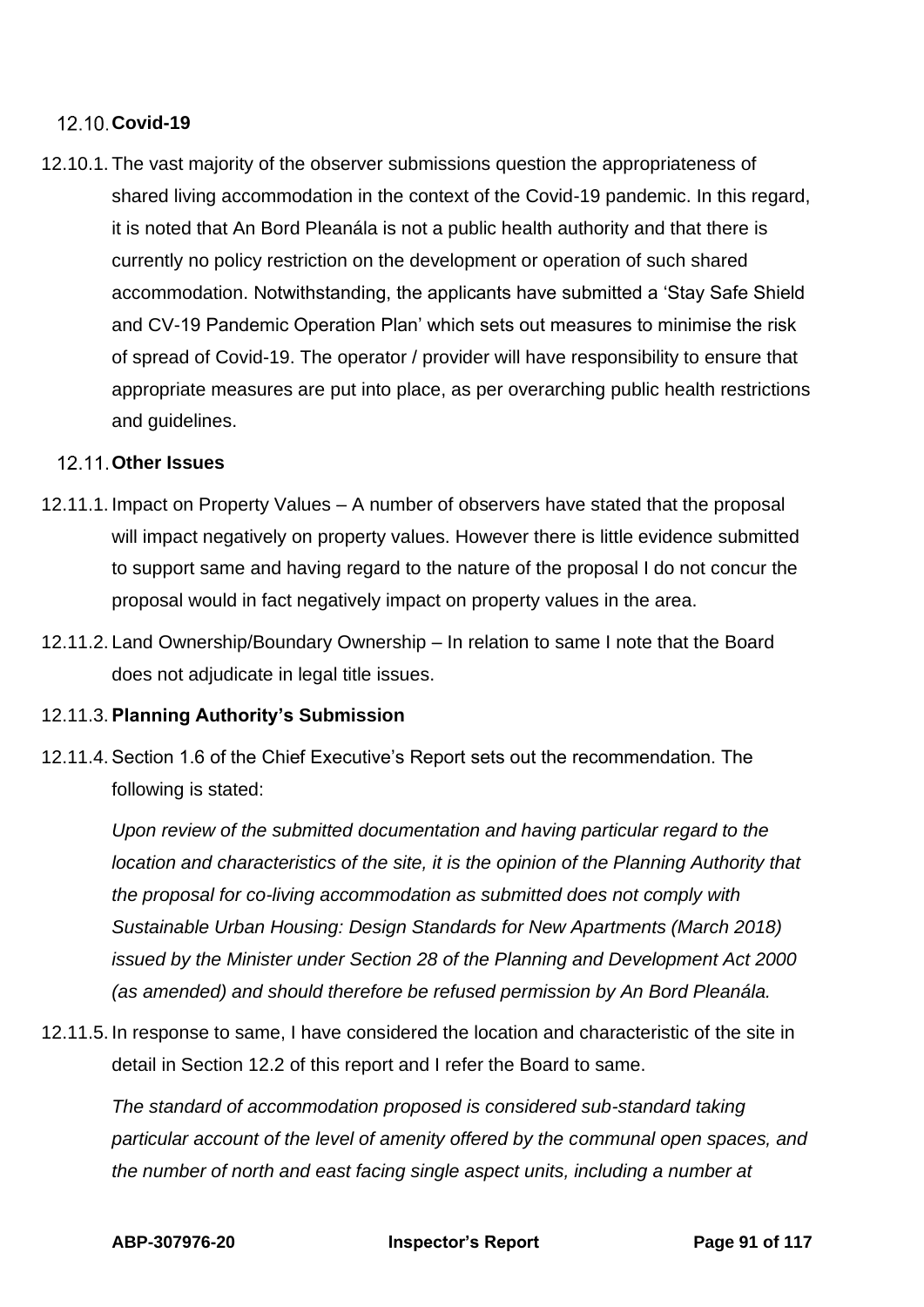### 12.10. Covid-19

12.10.1. The vast majority of the observer submissions question the appropriateness of shared living accommodation in the context of the Covid-19 pandemic. In this regard, it is noted that An Bord Pleanála is not a public health authority and that there is currently no policy restriction on the development or operation of such shared accommodation. Notwithstanding, the applicants have submitted a 'Stay Safe Shield and CV-19 Pandemic Operation Plan' which sets out measures to minimise the risk of spread of Covid-19. The operator / provider will have responsibility to ensure that appropriate measures are put into place, as per overarching public health restrictions and guidelines.

### 12.11. Other Issues

12.11.1. Impact on Property Values – A number of observers have stated that the proposal will impact negatively on property values. However there is little evidence submitted to support same and having regard to the nature of the proposal I do not concur the proposal would in fact negatively impact on property values in the area.

12.11.2. Land Ownership/Boundary Ownership – In relation to same I note that the Board does not adjudicate in legal title issues.

12.11.3. **Planning Authority's Submission**

12.11.4. Section 1.6 of the Chief Executive's Report sets out the recommendation. The following is stated:

*Upon review of the submitted documentation and having particular regard to the location and characteristics of the site, it is the opinion of the Planning Authority that the proposal for co-living accommodation as submitted does not comply with Sustainable Urban Housing: Design Standards for New Apartments (March 2018) issued by the Minister under Section 28 of the Planning and Development Act 2000 (as amended) and should therefore be refused permission by An Bord Pleanála.*

12.11.5. In response to same, I have considered the location and characteristic of the site in detail in Section 12.2 of this report and I refer the Board to same.

*The standard of accommodation proposed is considered sub-standard taking particular account of the level of amenity offered by the communal open spaces, and the number of north and east facing single aspect units, including a number at*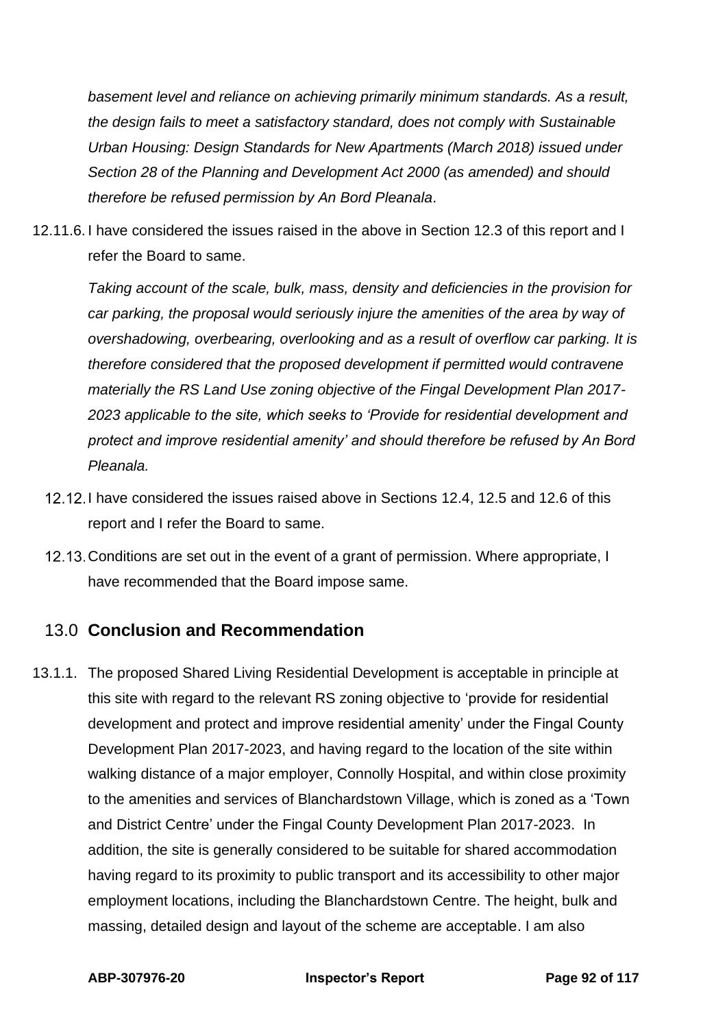*basement level and reliance on achieving primarily minimum standards. As a result, the design fails to meet a satisfactory standard, does not comply with Sustainable Urban Housing: Design Standards for New Apartments (March 2018) issued under Section 28 of the Planning and Development Act 2000 (as amended) and should therefore be refused permission by An Bord Pleanala*.

12.11.6. I have considered the issues raised in the above in Section 12.3 of this report and I refer the Board to same.

*Taking account of the scale, bulk, mass, density and deficiencies in the provision for car parking, the proposal would seriously injure the amenities of the area by way of overshadowing, overbearing, overlooking and as a result of overflow car parking. It is therefore considered that the proposed development if permitted would contravene materially the RS Land Use zoning objective of the Fingal Development Plan 2017-2023 applicable to the site, which seeks to 'Provide for residential development and protect and improve residential amenity' and should therefore be refused by An Bord Pleanala.*

12.12. I have considered the issues raised above in Sections 12.4, 12.5 and 12.6 of this report and I refer the Board to same.

12.13. Conditions are set out in the event of a grant of permission. Where appropriate, I have recommended that the Board impose same.

## 13.0 Conclusion and Recommendation

13.1.1. The proposed Shared Living Residential Development is acceptable in principle at this site with regard to the relevant RS zoning objective to 'provide for residential development and protect and improve residential amenity' under the Fingal County Development Plan 2017-2023, and having regard to the location of the site within walking distance of a major employer, Connolly Hospital, and within close proximity to the amenities and services of Blanchardstown Village, which is zoned as a 'Town and District Centre' under the Fingal County Development Plan 2017-2023. In addition, the site is generally considered to be suitable for shared accommodation having regard to its proximity to public transport and its accessibility to other major employment locations, including the Blanchardstown Centre. The height, bulk and massing, detailed design and layout of the scheme are acceptable. I am also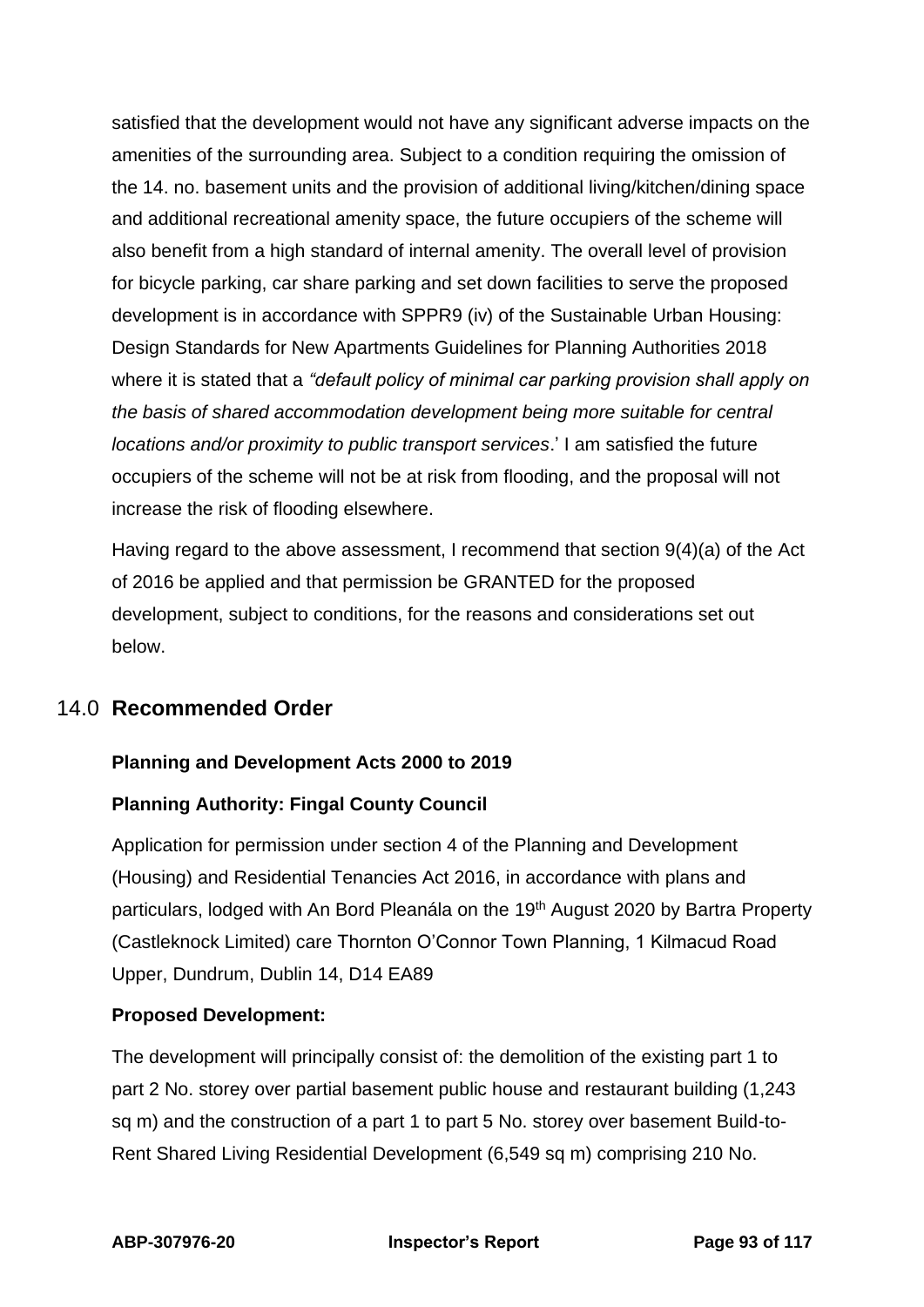satisfied that the development would not have any significant adverse impacts on the amenities of the surrounding area. Subject to a condition requiring the omission of the 14. no. basement units and the provision of additional living/kitchen/dining space and additional recreational amenity space, the future occupiers of the scheme will also benefit from a high standard of internal amenity. The overall level of provision for bicycle parking, car share parking and set down facilities to serve the proposed development is in accordance with SPPR9 (iv) of the Sustainable Urban Housing: Design Standards for New Apartments Guidelines for Planning Authorities 2018 where it is stated that a *"default policy of minimal car parking provision shall apply on the basis of shared accommodation development being more suitable for central locations and/or proximity to public transport services*.' I am satisfied the future occupiers of the scheme will not be at risk from flooding, and the proposal will not increase the risk of flooding elsewhere.

Having regard to the above assessment, I recommend that section 9(4)(a) of the Act of 2016 be applied and that permission be GRANTED for the proposed development, subject to conditions, for the reasons and considerations set out below.

## 14.0 Recommended Order

**Planning and Development Acts 2000 to 2019**

**Planning Authority: Fingal County Council**

Application for permission under section 4 of the Planning and Development (Housing) and Residential Tenancies Act 2016, in accordance with plans and particulars, lodged with An Bord Pleanála on the 19th August 2020 by Bartra Property (Castleknock Limited) care Thornton O'Connor Town Planning, 1 Kilmacud Road Upper, Dundrum, Dublin 14, D14 EA89

**Proposed Development:**

The development will principally consist of: the demolition of the existing part 1 to part 2 No. storey over partial basement public house and restaurant building (1,243 sq m) and the construction of a part 1 to part 5 No. storey over basement Build-to-Rent Shared Living Residential Development (6,549 sq m) comprising 210 No.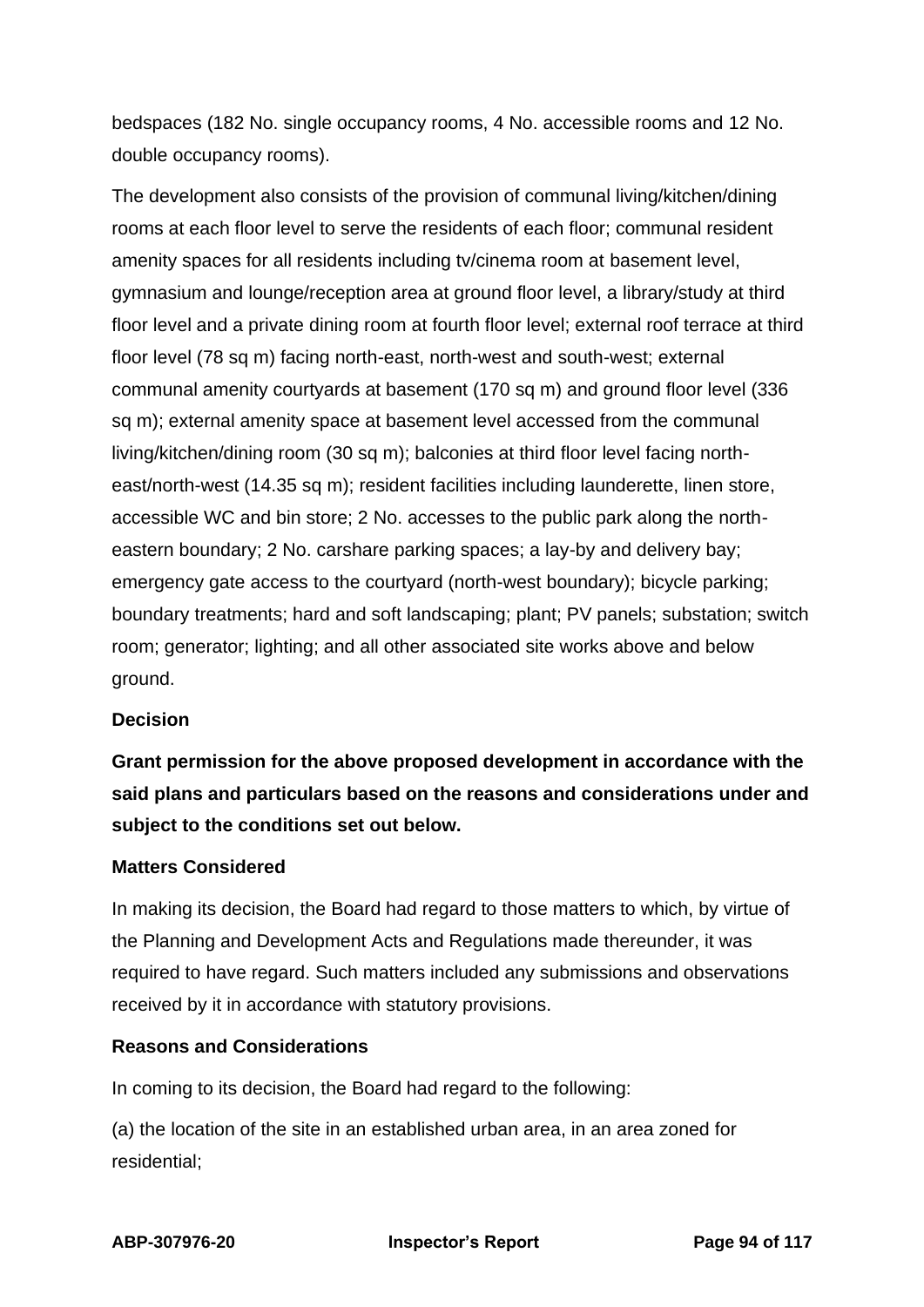bedspaces (182 No. single occupancy rooms, 4 No. accessible rooms and 12 No. double occupancy rooms).

The development also consists of the provision of communal living/kitchen/dining rooms at each floor level to serve the residents of each floor; communal resident amenity spaces for all residents including tv/cinema room at basement level, gymnasium and lounge/reception area at ground floor level, a library/study at third floor level and a private dining room at fourth floor level; external roof terrace at third floor level (78 sq m) facing north-east, north-west and south-west; external communal amenity courtyards at basement (170 sq m) and ground floor level (336 sq m); external amenity space at basement level accessed from the communal living/kitchen/dining room (30 sq m); balconies at third floor level facing north-east/north-west (14.35 sq m); resident facilities including launderette, linen store, accessible WC and bin store; 2 No. accesses to the public park along the north-eastern boundary; 2 No. carshare parking spaces; a lay-by and delivery bay; emergency gate access to the courtyard (north-west boundary); bicycle parking; boundary treatments; hard and soft landscaping; plant; PV panels; substation; switch room; generator; lighting; and all other associated site works above and below ground.

**Decision**

**Grant permission for the above proposed development in accordance with the said plans and particulars based on the reasons and considerations under and subject to the conditions set out below.**

**Matters Considered**

In making its decision, the Board had regard to those matters to which, by virtue of the Planning and Development Acts and Regulations made thereunder, it was required to have regard. Such matters included any submissions and observations received by it in accordance with statutory provisions.

**Reasons and Considerations**

In coming to its decision, the Board had regard to the following:

(a) the location of the site in an established urban area, in an area zoned for residential;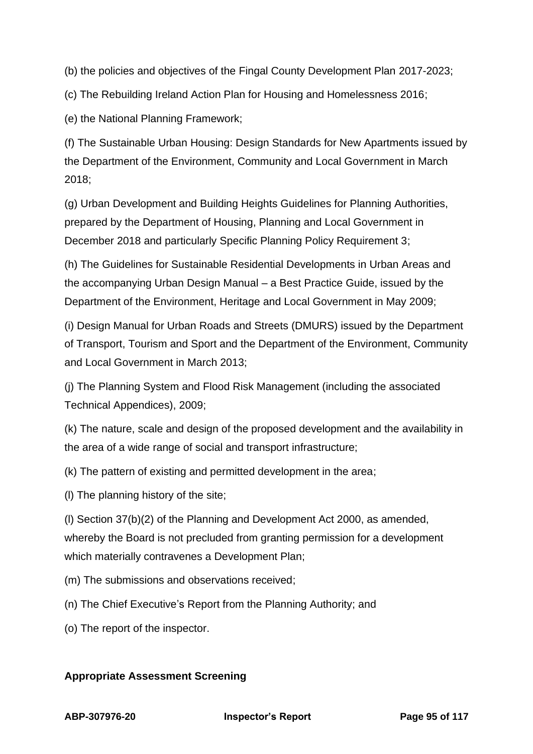(b) the policies and objectives of the Fingal County Development Plan 2017-2023;

(c) The Rebuilding Ireland Action Plan for Housing and Homelessness 2016;

(e) the National Planning Framework;

(f) The Sustainable Urban Housing: Design Standards for New Apartments issued by the Department of the Environment, Community and Local Government in March 2018;

(g) Urban Development and Building Heights Guidelines for Planning Authorities, prepared by the Department of Housing, Planning and Local Government in December 2018 and particularly Specific Planning Policy Requirement 3;

(h) The Guidelines for Sustainable Residential Developments in Urban Areas and the accompanying Urban Design Manual – a Best Practice Guide, issued by the Department of the Environment, Heritage and Local Government in May 2009;

(i) Design Manual for Urban Roads and Streets (DMURS) issued by the Department of Transport, Tourism and Sport and the Department of the Environment, Community and Local Government in March 2013;

(j) The Planning System and Flood Risk Management (including the associated Technical Appendices), 2009;

(k) The nature, scale and design of the proposed development and the availability in the area of a wide range of social and transport infrastructure;

(k) The pattern of existing and permitted development in the area;

(l) The planning history of the site;

(l) Section 37(b)(2) of the Planning and Development Act 2000, as amended, whereby the Board is not precluded from granting permission for a development which materially contravenes a Development Plan;

(m) The submissions and observations received;

(n) The Chief Executive's Report from the Planning Authority; and

(o) The report of the inspector.

**Appropriate Assessment Screening**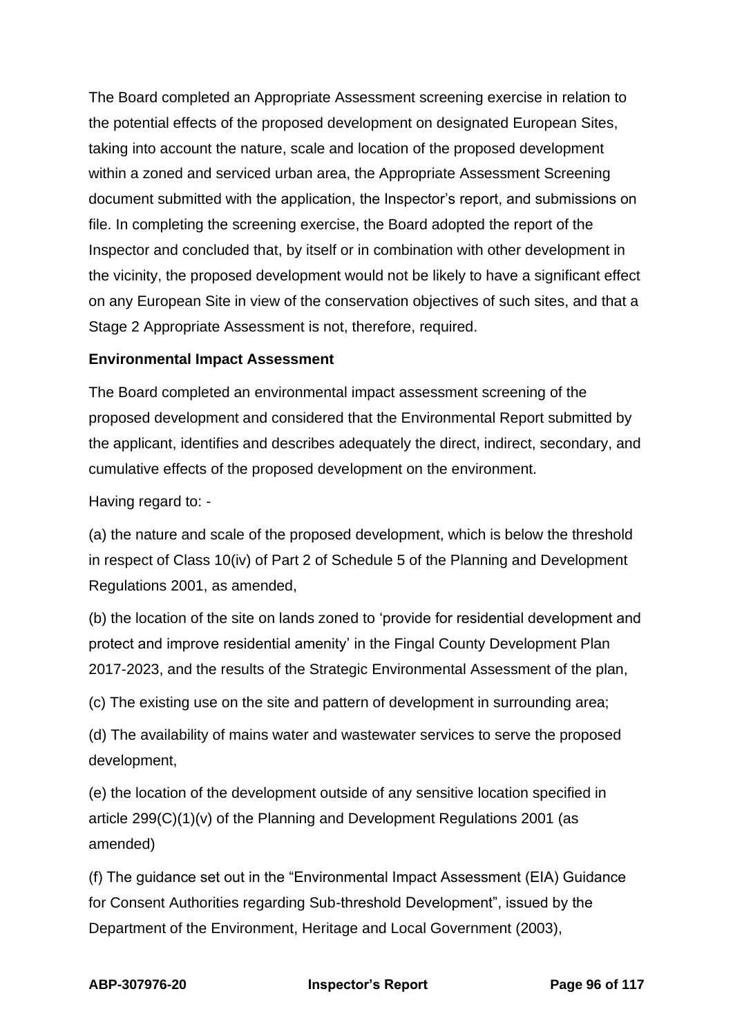The Board completed an Appropriate Assessment screening exercise in relation to the potential effects of the proposed development on designated European Sites, taking into account the nature, scale and location of the proposed development within a zoned and serviced urban area, the Appropriate Assessment Screening document submitted with the application, the Inspector's report, and submissions on file. In completing the screening exercise, the Board adopted the report of the Inspector and concluded that, by itself or in combination with other development in the vicinity, the proposed development would not be likely to have a significant effect on any European Site in view of the conservation objectives of such sites, and that a Stage 2 Appropriate Assessment is not, therefore, required.

**Environmental Impact Assessment**

The Board completed an environmental impact assessment screening of the proposed development and considered that the Environmental Report submitted by the applicant, identifies and describes adequately the direct, indirect, secondary, and cumulative effects of the proposed development on the environment.

Having regard to: -

(a) the nature and scale of the proposed development, which is below the threshold in respect of Class 10(iv) of Part 2 of Schedule 5 of the Planning and Development Regulations 2001, as amended,

(b) the location of the site on lands zoned to 'provide for residential development and protect and improve residential amenity' in the Fingal County Development Plan 2017-2023, and the results of the Strategic Environmental Assessment of the plan,

(c) The existing use on the site and pattern of development in surrounding area;

(d) The availability of mains water and wastewater services to serve the proposed development,

(e) the location of the development outside of any sensitive location specified in article 299(C)(1)(v) of the Planning and Development Regulations 2001 (as amended)

(f) The guidance set out in the "Environmental Impact Assessment (EIA) Guidance for Consent Authorities regarding Sub-threshold Development", issued by the Department of the Environment, Heritage and Local Government (2003),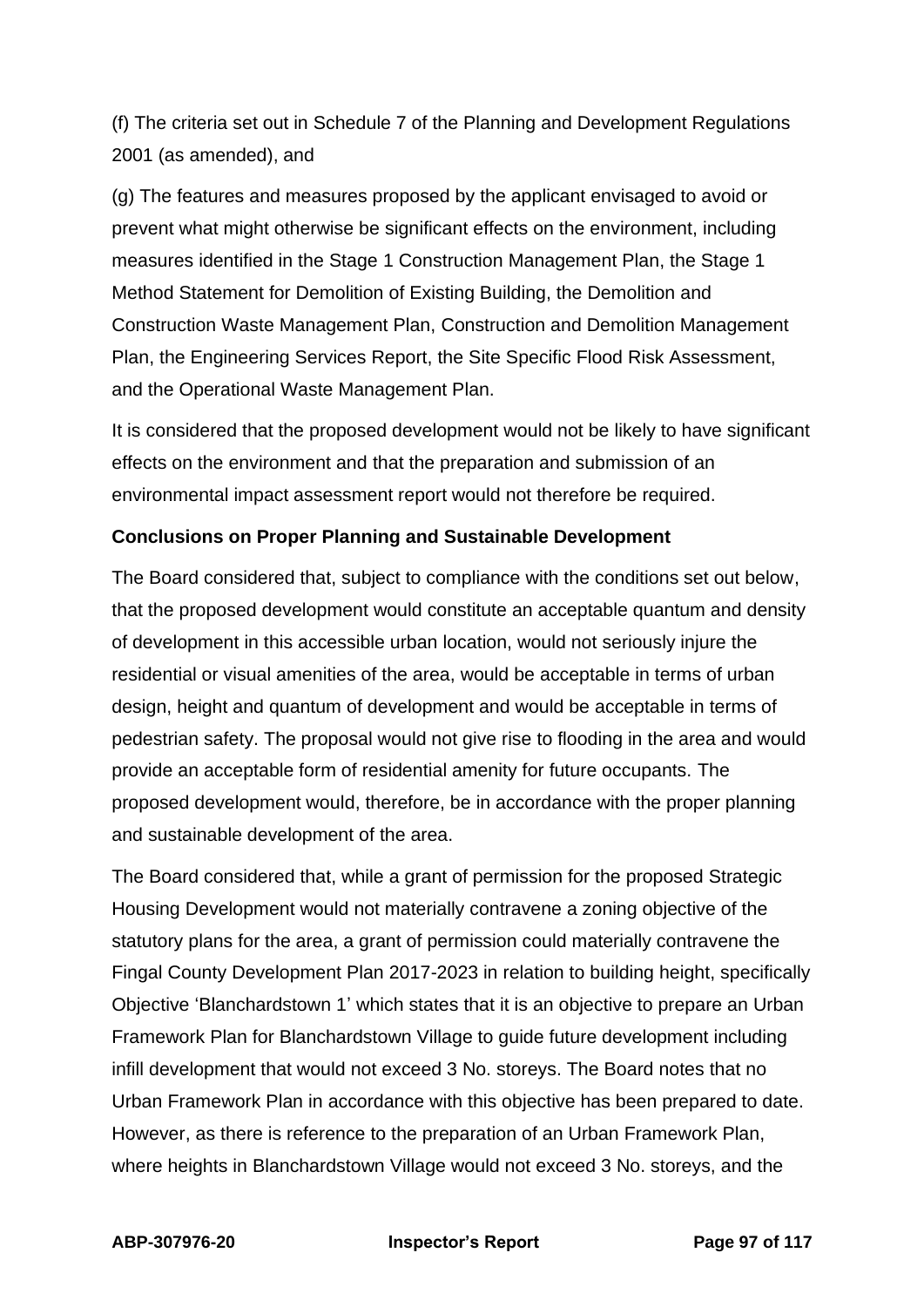(f) The criteria set out in Schedule 7 of the Planning and Development Regulations 2001 (as amended), and

(g) The features and measures proposed by the applicant envisaged to avoid or prevent what might otherwise be significant effects on the environment, including measures identified in the Stage 1 Construction Management Plan, the Stage 1 Method Statement for Demolition of Existing Building, the Demolition and Construction Waste Management Plan, Construction and Demolition Management Plan, the Engineering Services Report, the Site Specific Flood Risk Assessment, and the Operational Waste Management Plan.

It is considered that the proposed development would not be likely to have significant effects on the environment and that the preparation and submission of an environmental impact assessment report would not therefore be required.

**Conclusions on Proper Planning and Sustainable Development**

The Board considered that, subject to compliance with the conditions set out below, that the proposed development would constitute an acceptable quantum and density of development in this accessible urban location, would not seriously injure the residential or visual amenities of the area, would be acceptable in terms of urban design, height and quantum of development and would be acceptable in terms of pedestrian safety. The proposal would not give rise to flooding in the area and would provide an acceptable form of residential amenity for future occupants. The proposed development would, therefore, be in accordance with the proper planning and sustainable development of the area.

The Board considered that, while a grant of permission for the proposed Strategic Housing Development would not materially contravene a zoning objective of the statutory plans for the area, a grant of permission could materially contravene the Fingal County Development Plan 2017-2023 in relation to building height, specifically Objective 'Blanchardstown 1' which states that it is an objective to prepare an Urban Framework Plan for Blanchardstown Village to guide future development including infill development that would not exceed 3 No. storeys. The Board notes that no Urban Framework Plan in accordance with this objective has been prepared to date. However, as there is reference to the preparation of an Urban Framework Plan, where heights in Blanchardstown Village would not exceed 3 No. storeys, and the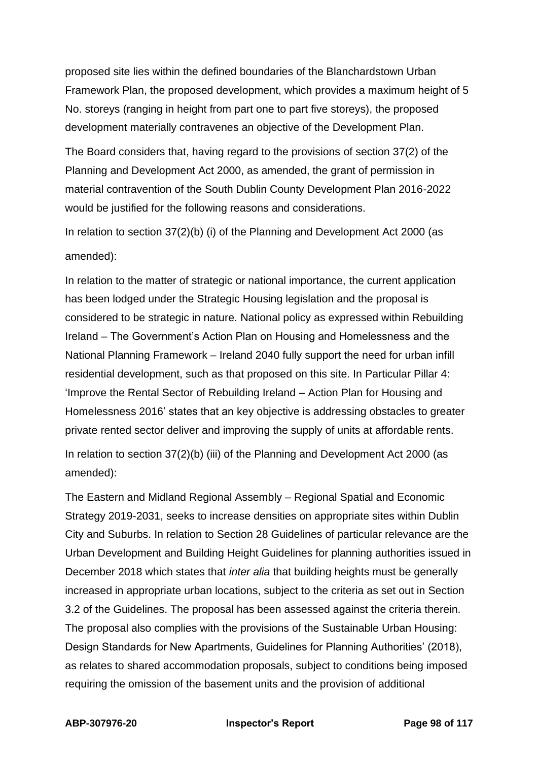proposed site lies within the defined boundaries of the Blanchardstown Urban Framework Plan, the proposed development, which provides a maximum height of 5 No. storeys (ranging in height from part one to part five storeys), the proposed development materially contravenes an objective of the Development Plan.

The Board considers that, having regard to the provisions of section 37(2) of the Planning and Development Act 2000, as amended, the grant of permission in material contravention of the South Dublin County Development Plan 2016-2022 would be justified for the following reasons and considerations.

In relation to section 37(2)(b) (i) of the Planning and Development Act 2000 (as amended):

In relation to the matter of strategic or national importance, the current application has been lodged under the Strategic Housing legislation and the proposal is considered to be strategic in nature. National policy as expressed within Rebuilding Ireland – The Government's Action Plan on Housing and Homelessness and the National Planning Framework – Ireland 2040 fully support the need for urban infill residential development, such as that proposed on this site. In Particular Pillar 4: 'Improve the Rental Sector of Rebuilding Ireland – Action Plan for Housing and Homelessness 2016' states that an key objective is addressing obstacles to greater private rented sector deliver and improving the supply of units at affordable rents.

In relation to section 37(2)(b) (iii) of the Planning and Development Act 2000 (as amended):

The Eastern and Midland Regional Assembly – Regional Spatial and Economic Strategy 2019-2031, seeks to increase densities on appropriate sites within Dublin City and Suburbs. In relation to Section 28 Guidelines of particular relevance are the Urban Development and Building Height Guidelines for planning authorities issued in December 2018 which states that *inter alia* that building heights must be generally increased in appropriate urban locations, subject to the criteria as set out in Section 3.2 of the Guidelines. The proposal has been assessed against the criteria therein. The proposal also complies with the provisions of the Sustainable Urban Housing: Design Standards for New Apartments, Guidelines for Planning Authorities' (2018), as relates to shared accommodation proposals, subject to conditions being imposed requiring the omission of the basement units and the provision of additional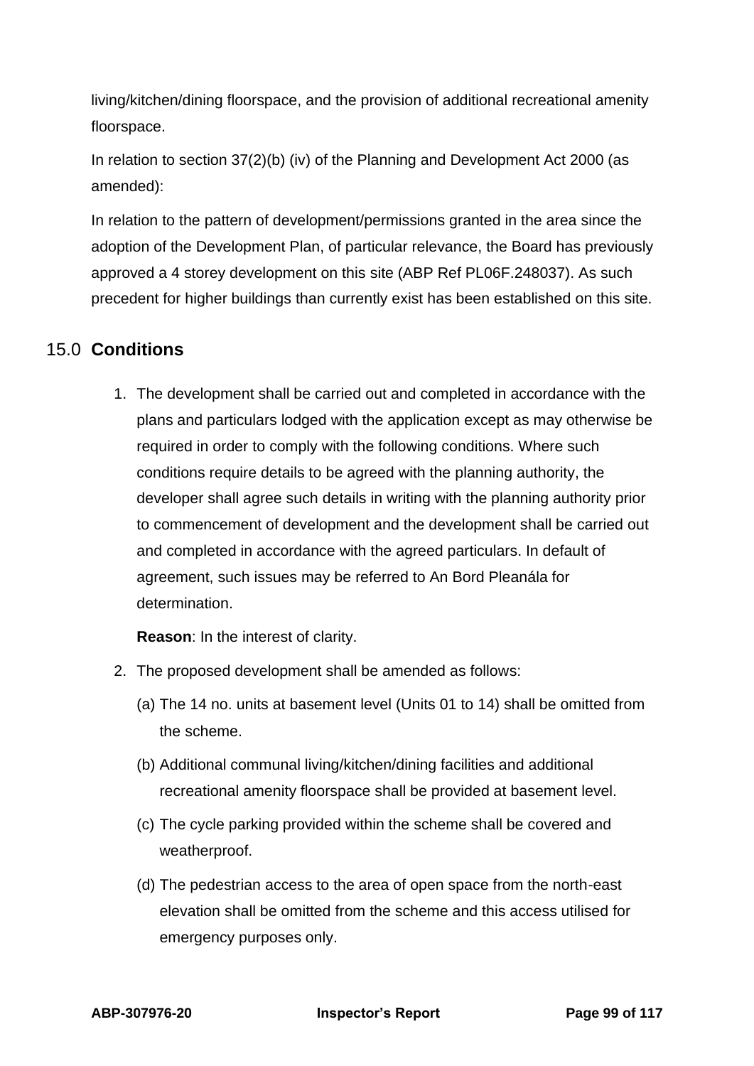living/kitchen/dining floorspace, and the provision of additional recreational amenity floorspace.

In relation to section 37(2)(b) (iv) of the Planning and Development Act 2000 (as amended):

In relation to the pattern of development/permissions granted in the area since the adoption of the Development Plan, of particular relevance, the Board has previously approved a 4 storey development on this site (ABP Ref PL06F.248037). As such precedent for higher buildings than currently exist has been established on this site.

## 15.0 Conditions

1. The development shall be carried out and completed in accordance with the plans and particulars lodged with the application except as may otherwise be required in order to comply with the following conditions. Where such conditions require details to be agreed with the planning authority, the developer shall agree such details in writing with the planning authority prior to commencement of development and the development shall be carried out and completed in accordance with the agreed particulars. In default of agreement, such issues may be referred to An Bord Pleanála for determination.

   **Reason**: In the interest of clarity.

2. The proposed development shall be amended as follows:

   (a) The 14 no. units at basement level (Units 01 to 14) shall be omitted from the scheme.

   (b) Additional communal living/kitchen/dining facilities and additional recreational amenity floorspace shall be provided at basement level.

   (c) The cycle parking provided within the scheme shall be covered and weatherproof.

   (d) The pedestrian access to the area of open space from the north-east elevation shall be omitted from the scheme and this access utilised for emergency purposes only.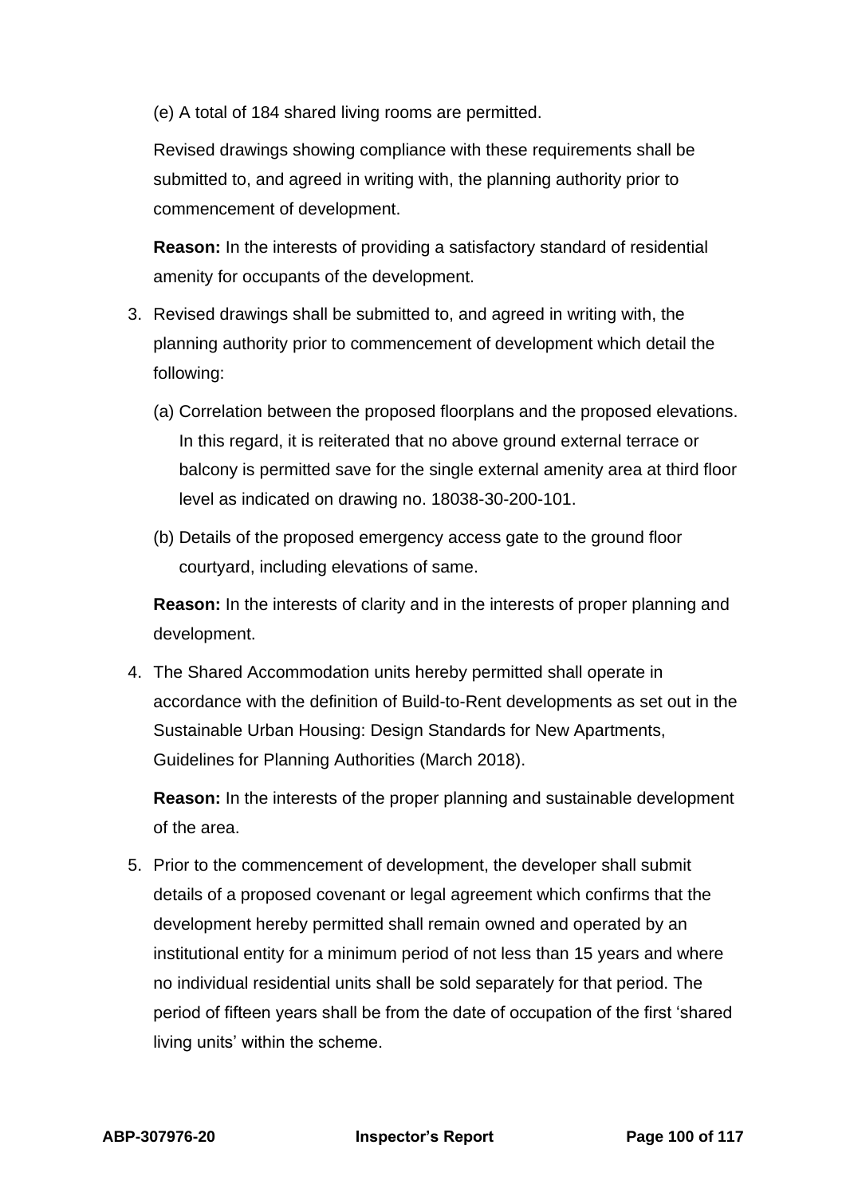(e) A total of 184 shared living rooms are permitted.

Revised drawings showing compliance with these requirements shall be submitted to, and agreed in writing with, the planning authority prior to commencement of development.

**Reason:** In the interests of providing a satisfactory standard of residential amenity for occupants of the development.

3. Revised drawings shall be submitted to, and agreed in writing with, the planning authority prior to commencement of development which detail the following:

   (a) Correlation between the proposed floorplans and the proposed elevations. In this regard, it is reiterated that no above ground external terrace or balcony is permitted save for the single external amenity area at third floor level as indicated on drawing no. 18038-30-200-101.

   (b) Details of the proposed emergency access gate to the ground floor courtyard, including elevations of same.

   **Reason:** In the interests of clarity and in the interests of proper planning and development.

4. The Shared Accommodation units hereby permitted shall operate in accordance with the definition of Build-to-Rent developments as set out in the Sustainable Urban Housing: Design Standards for New Apartments, Guidelines for Planning Authorities (March 2018).

   **Reason:** In the interests of the proper planning and sustainable development of the area.

5. Prior to the commencement of development, the developer shall submit details of a proposed covenant or legal agreement which confirms that the development hereby permitted shall remain owned and operated by an institutional entity for a minimum period of not less than 15 years and where no individual residential units shall be sold separately for that period. The period of fifteen years shall be from the date of occupation of the first 'shared living units' within the scheme.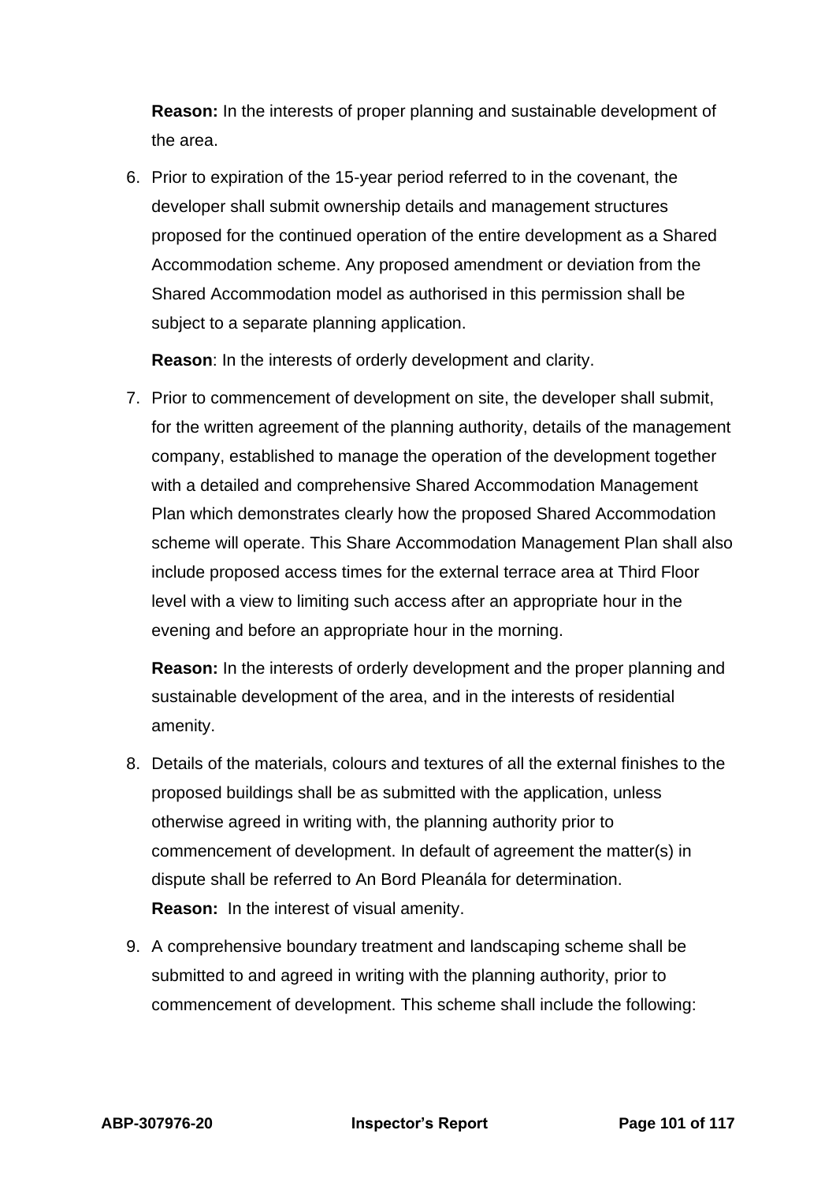**Reason:** In the interests of proper planning and sustainable development of the area.

6. Prior to expiration of the 15-year period referred to in the covenant, the developer shall submit ownership details and management structures proposed for the continued operation of the entire development as a Shared Accommodation scheme. Any proposed amendment or deviation from the Shared Accommodation model as authorised in this permission shall be subject to a separate planning application.

   **Reason**: In the interests of orderly development and clarity.

7. Prior to commencement of development on site, the developer shall submit, for the written agreement of the planning authority, details of the management company, established to manage the operation of the development together with a detailed and comprehensive Shared Accommodation Management Plan which demonstrates clearly how the proposed Shared Accommodation scheme will operate. This Share Accommodation Management Plan shall also include proposed access times for the external terrace area at Third Floor level with a view to limiting such access after an appropriate hour in the evening and before an appropriate hour in the morning.

   **Reason:** In the interests of orderly development and the proper planning and sustainable development of the area, and in the interests of residential amenity.

8. Details of the materials, colours and textures of all the external finishes to the proposed buildings shall be as submitted with the application, unless otherwise agreed in writing with, the planning authority prior to commencement of development. In default of agreement the matter(s) in dispute shall be referred to An Bord Pleanála for determination.
   **Reason:** In the interest of visual amenity.

9. A comprehensive boundary treatment and landscaping scheme shall be submitted to and agreed in writing with the planning authority, prior to commencement of development. This scheme shall include the following: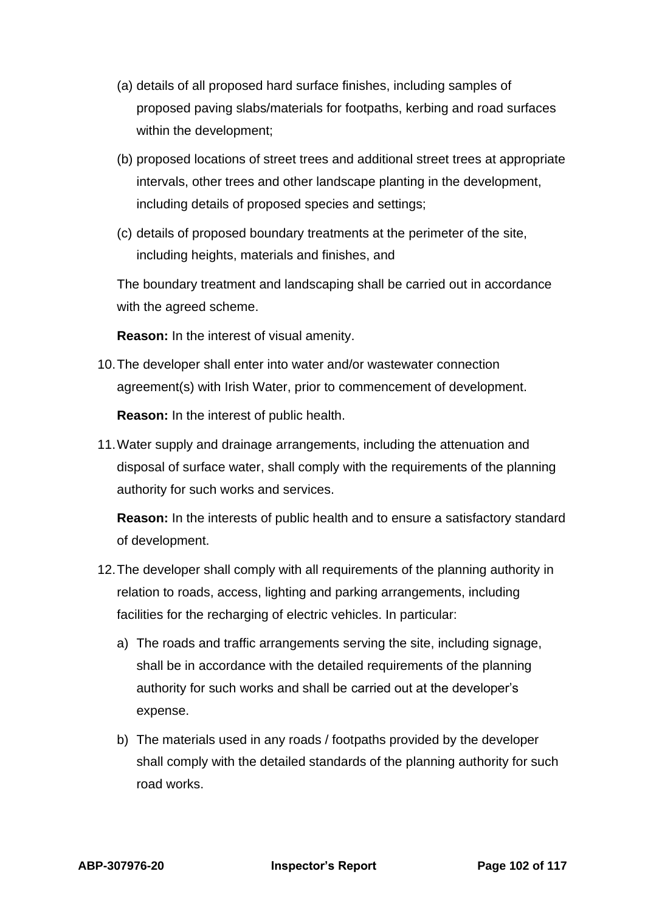(a) details of all proposed hard surface finishes, including samples of proposed paving slabs/materials for footpaths, kerbing and road surfaces within the development;

(b) proposed locations of street trees and additional street trees at appropriate intervals, other trees and other landscape planting in the development, including details of proposed species and settings;

(c) details of proposed boundary treatments at the perimeter of the site, including heights, materials and finishes, and

The boundary treatment and landscaping shall be carried out in accordance with the agreed scheme.

**Reason:** In the interest of visual amenity.

10. The developer shall enter into water and/or wastewater connection agreement(s) with Irish Water, prior to commencement of development.

    **Reason:** In the interest of public health.

11. Water supply and drainage arrangements, including the attenuation and disposal of surface water, shall comply with the requirements of the planning authority for such works and services.

    **Reason:** In the interests of public health and to ensure a satisfactory standard of development.

12. The developer shall comply with all requirements of the planning authority in relation to roads, access, lighting and parking arrangements, including facilities for the recharging of electric vehicles. In particular:

    a) The roads and traffic arrangements serving the site, including signage, shall be in accordance with the detailed requirements of the planning authority for such works and shall be carried out at the developer's expense.

    b) The materials used in any roads / footpaths provided by the developer shall comply with the detailed standards of the planning authority for such road works.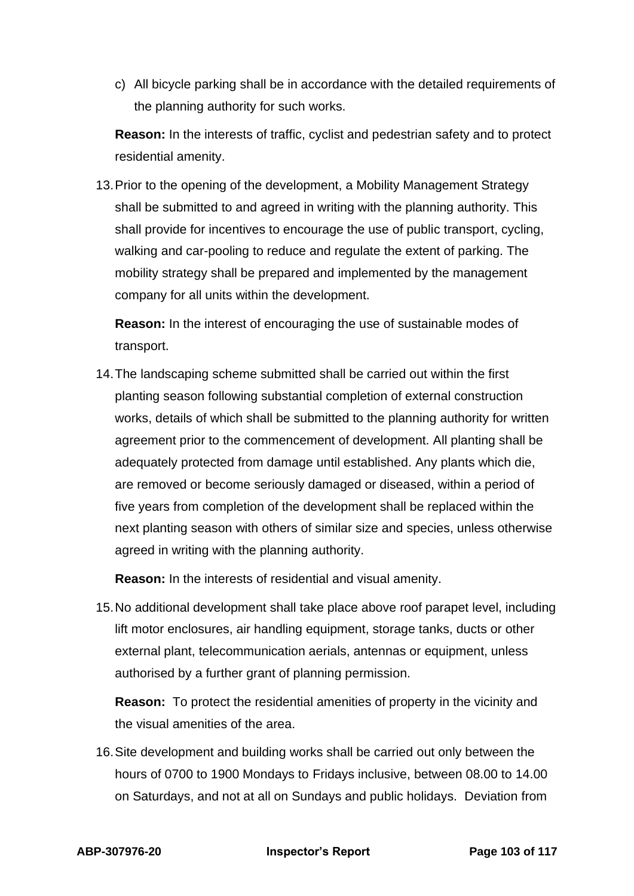c) All bicycle parking shall be in accordance with the detailed requirements of the planning authority for such works.

**Reason:** In the interests of traffic, cyclist and pedestrian safety and to protect residential amenity.

13. Prior to the opening of the development, a Mobility Management Strategy shall be submitted to and agreed in writing with the planning authority. This shall provide for incentives to encourage the use of public transport, cycling, walking and car-pooling to reduce and regulate the extent of parking. The mobility strategy shall be prepared and implemented by the management company for all units within the development.

    **Reason:** In the interest of encouraging the use of sustainable modes of transport.

14. The landscaping scheme submitted shall be carried out within the first planting season following substantial completion of external construction works, details of which shall be submitted to the planning authority for written agreement prior to the commencement of development. All planting shall be adequately protected from damage until established. Any plants which die, are removed or become seriously damaged or diseased, within a period of five years from completion of the development shall be replaced within the next planting season with others of similar size and species, unless otherwise agreed in writing with the planning authority.

    **Reason:** In the interests of residential and visual amenity.

15. No additional development shall take place above roof parapet level, including lift motor enclosures, air handling equipment, storage tanks, ducts or other external plant, telecommunication aerials, antennas or equipment, unless authorised by a further grant of planning permission.

    **Reason:** To protect the residential amenities of property in the vicinity and the visual amenities of the area.

16. Site development and building works shall be carried out only between the hours of 0700 to 1900 Mondays to Fridays inclusive, between 08.00 to 14.00 on Saturdays, and not at all on Sundays and public holidays. Deviation from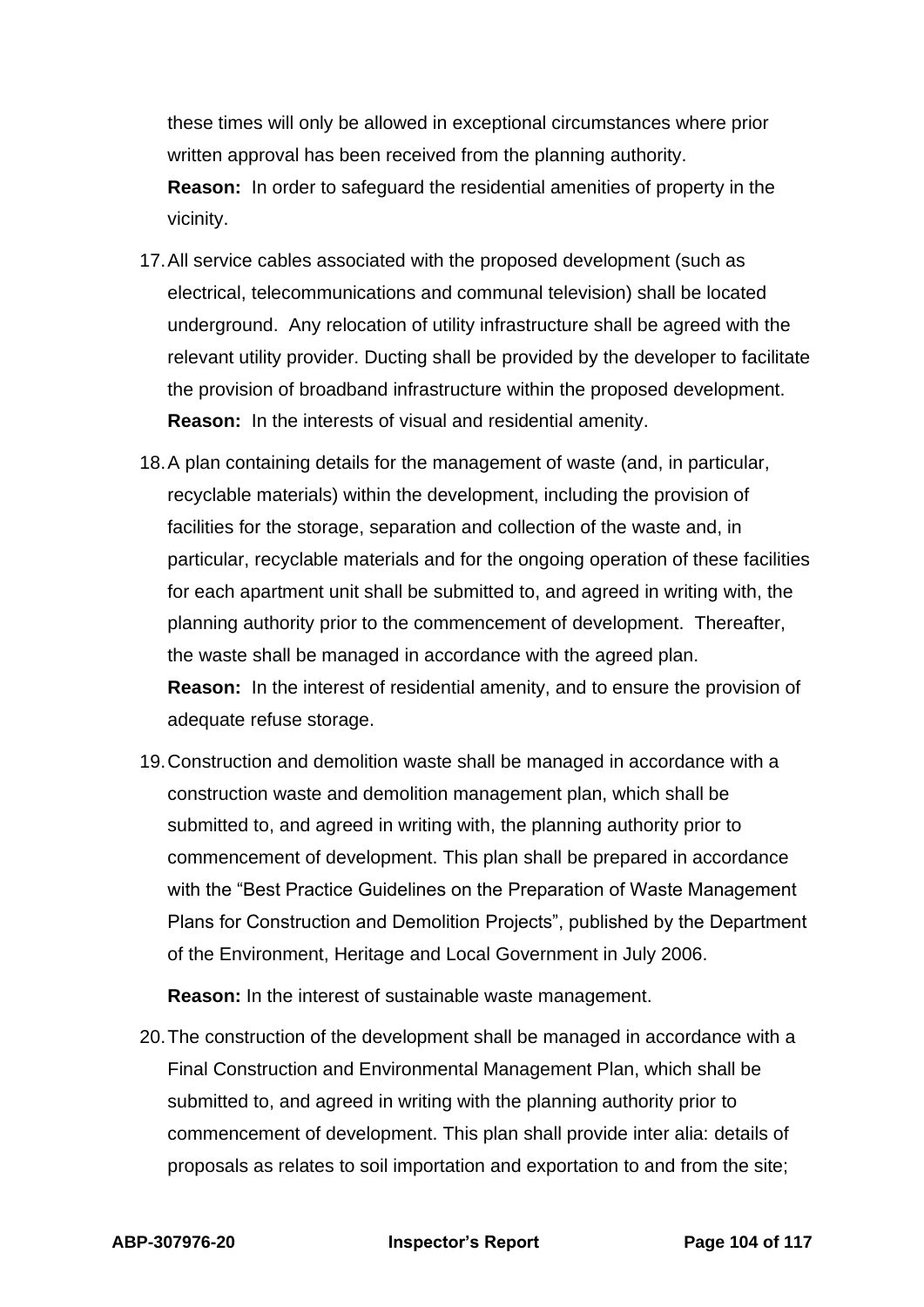these times will only be allowed in exceptional circumstances where prior written approval has been received from the planning authority.

**Reason:** In order to safeguard the residential amenities of property in the vicinity.

17. All service cables associated with the proposed development (such as electrical, telecommunications and communal television) shall be located underground. Any relocation of utility infrastructure shall be agreed with the relevant utility provider. Ducting shall be provided by the developer to facilitate the provision of broadband infrastructure within the proposed development.

    **Reason:** In the interests of visual and residential amenity.

18. A plan containing details for the management of waste (and, in particular, recyclable materials) within the development, including the provision of facilities for the storage, separation and collection of the waste and, in particular, recyclable materials and for the ongoing operation of these facilities for each apartment unit shall be submitted to, and agreed in writing with, the planning authority prior to the commencement of development. Thereafter, the waste shall be managed in accordance with the agreed plan.

    **Reason:** In the interest of residential amenity, and to ensure the provision of adequate refuse storage.

19. Construction and demolition waste shall be managed in accordance with a construction waste and demolition management plan, which shall be submitted to, and agreed in writing with, the planning authority prior to commencement of development. This plan shall be prepared in accordance with the "Best Practice Guidelines on the Preparation of Waste Management Plans for Construction and Demolition Projects", published by the Department of the Environment, Heritage and Local Government in July 2006.

    **Reason:** In the interest of sustainable waste management.

20. The construction of the development shall be managed in accordance with a Final Construction and Environmental Management Plan, which shall be submitted to, and agreed in writing with the planning authority prior to commencement of development. This plan shall provide inter alia: details of proposals as relates to soil importation and exportation to and from the site;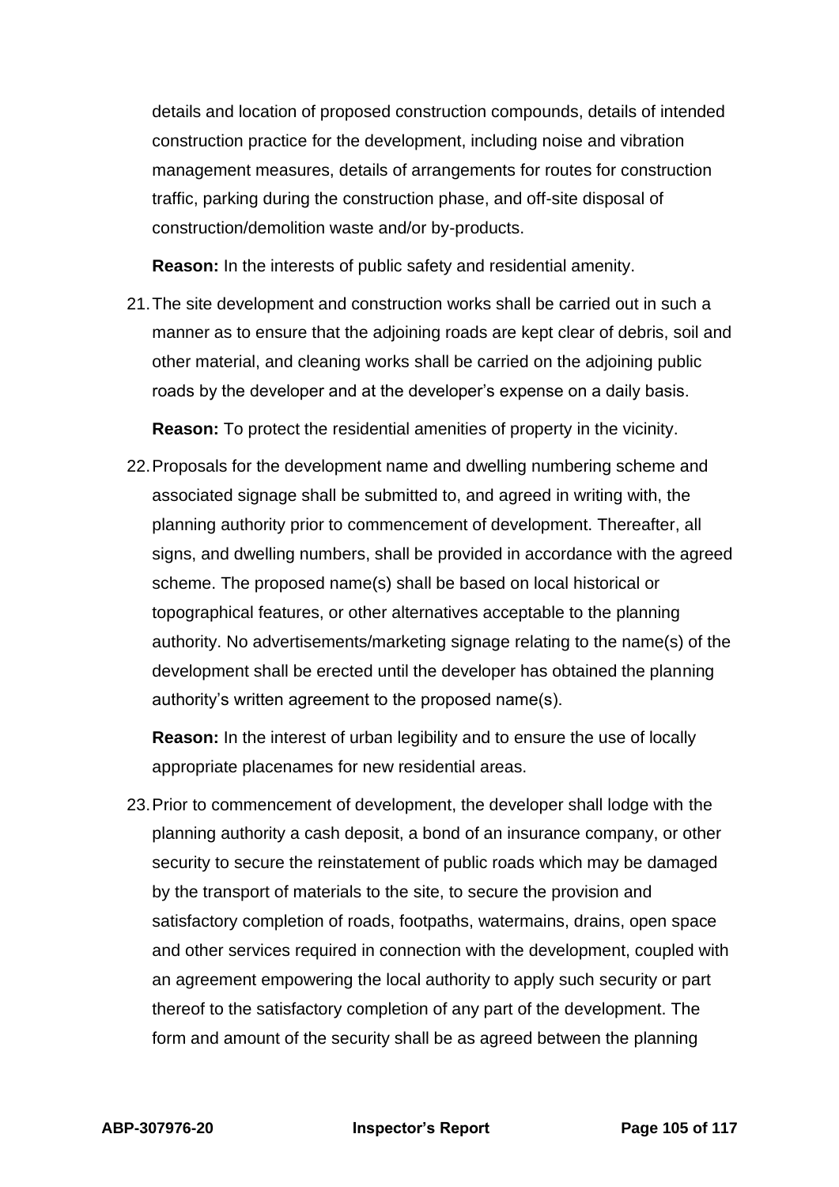details and location of proposed construction compounds, details of intended construction practice for the development, including noise and vibration management measures, details of arrangements for routes for construction traffic, parking during the construction phase, and off-site disposal of construction/demolition waste and/or by-products.

**Reason:** In the interests of public safety and residential amenity.

21. The site development and construction works shall be carried out in such a manner as to ensure that the adjoining roads are kept clear of debris, soil and other material, and cleaning works shall be carried on the adjoining public roads by the developer and at the developer's expense on a daily basis.

    **Reason:** To protect the residential amenities of property in the vicinity.

22. Proposals for the development name and dwelling numbering scheme and associated signage shall be submitted to, and agreed in writing with, the planning authority prior to commencement of development. Thereafter, all signs, and dwelling numbers, shall be provided in accordance with the agreed scheme. The proposed name(s) shall be based on local historical or topographical features, or other alternatives acceptable to the planning authority. No advertisements/marketing signage relating to the name(s) of the development shall be erected until the developer has obtained the planning authority's written agreement to the proposed name(s).

    **Reason:** In the interest of urban legibility and to ensure the use of locally appropriate placenames for new residential areas.

23. Prior to commencement of development, the developer shall lodge with the planning authority a cash deposit, a bond of an insurance company, or other security to secure the reinstatement of public roads which may be damaged by the transport of materials to the site, to secure the provision and satisfactory completion of roads, footpaths, watermains, drains, open space and other services required in connection with the development, coupled with an agreement empowering the local authority to apply such security or part thereof to the satisfactory completion of any part of the development. The form and amount of the security shall be as agreed between the planning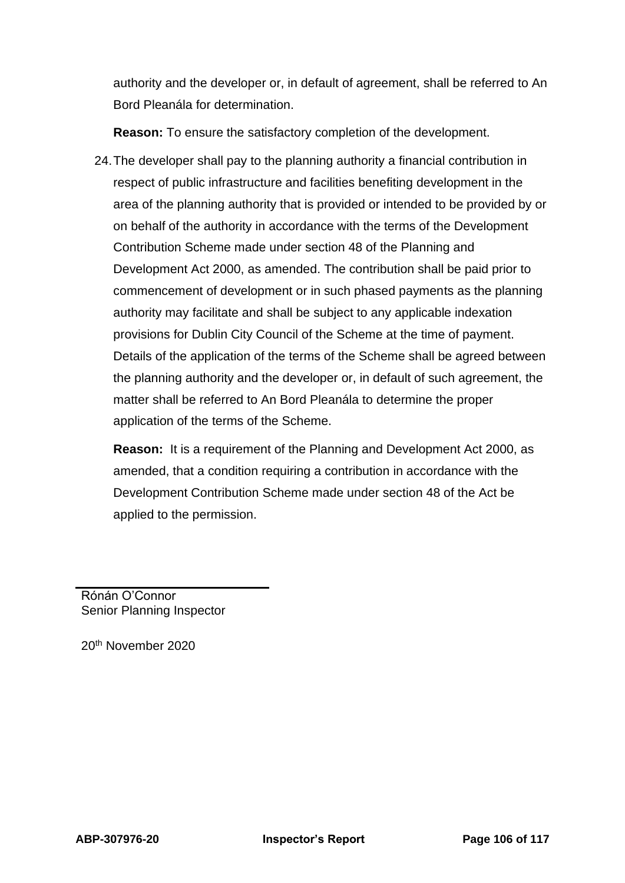authority and the developer or, in default of agreement, shall be referred to An Bord Pleanála for determination.

**Reason:** To ensure the satisfactory completion of the development.

24. The developer shall pay to the planning authority a financial contribution in respect of public infrastructure and facilities benefiting development in the area of the planning authority that is provided or intended to be provided by or on behalf of the authority in accordance with the terms of the Development Contribution Scheme made under section 48 of the Planning and Development Act 2000, as amended. The contribution shall be paid prior to commencement of development or in such phased payments as the planning authority may facilitate and shall be subject to any applicable indexation provisions for Dublin City Council of the Scheme at the time of payment. Details of the application of the terms of the Scheme shall be agreed between the planning authority and the developer or, in default of such agreement, the matter shall be referred to An Bord Pleanála to determine the proper application of the terms of the Scheme.

    **Reason:** It is a requirement of the Planning and Development Act 2000, as amended, that a condition requiring a contribution in accordance with the Development Contribution Scheme made under section 48 of the Act be applied to the permission.

---

Rónán O'Connor
Senior Planning Inspector

20th November 2020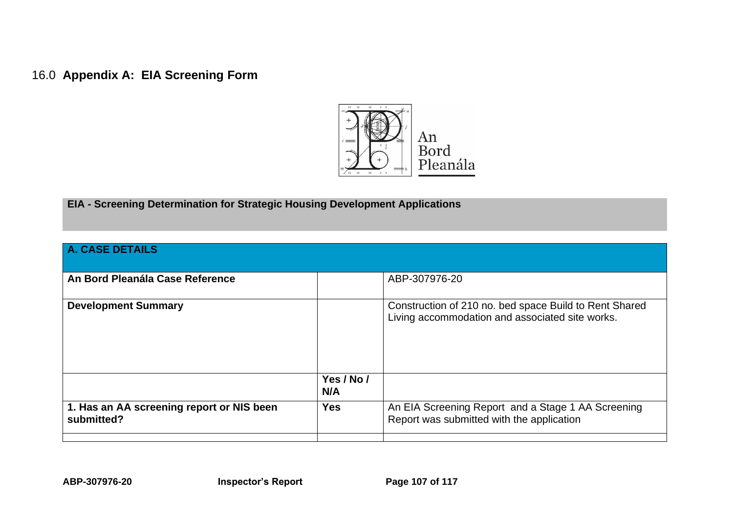## 16.0 **Appendix A: EIA Screening Form**

An Bord Pleanála

**EIA - Screening Determination for Strategic Housing Development Applications**

| **A. CASE DETAILS** | | |
|---|---|---|
| **An Bord Pleanála Case Reference** | | ABP-307976-20 |
| **Development Summary** | | Construction of 210 no. bed space Build to Rent Shared Living accommodation and associated site works. |
| | **Yes / No / N/A** | |
| **1. Has an AA screening report or NIS been submitted?** | **Yes** | An EIA Screening Report and a Stage 1 AA Screening Report was submitted with the application |
| | | |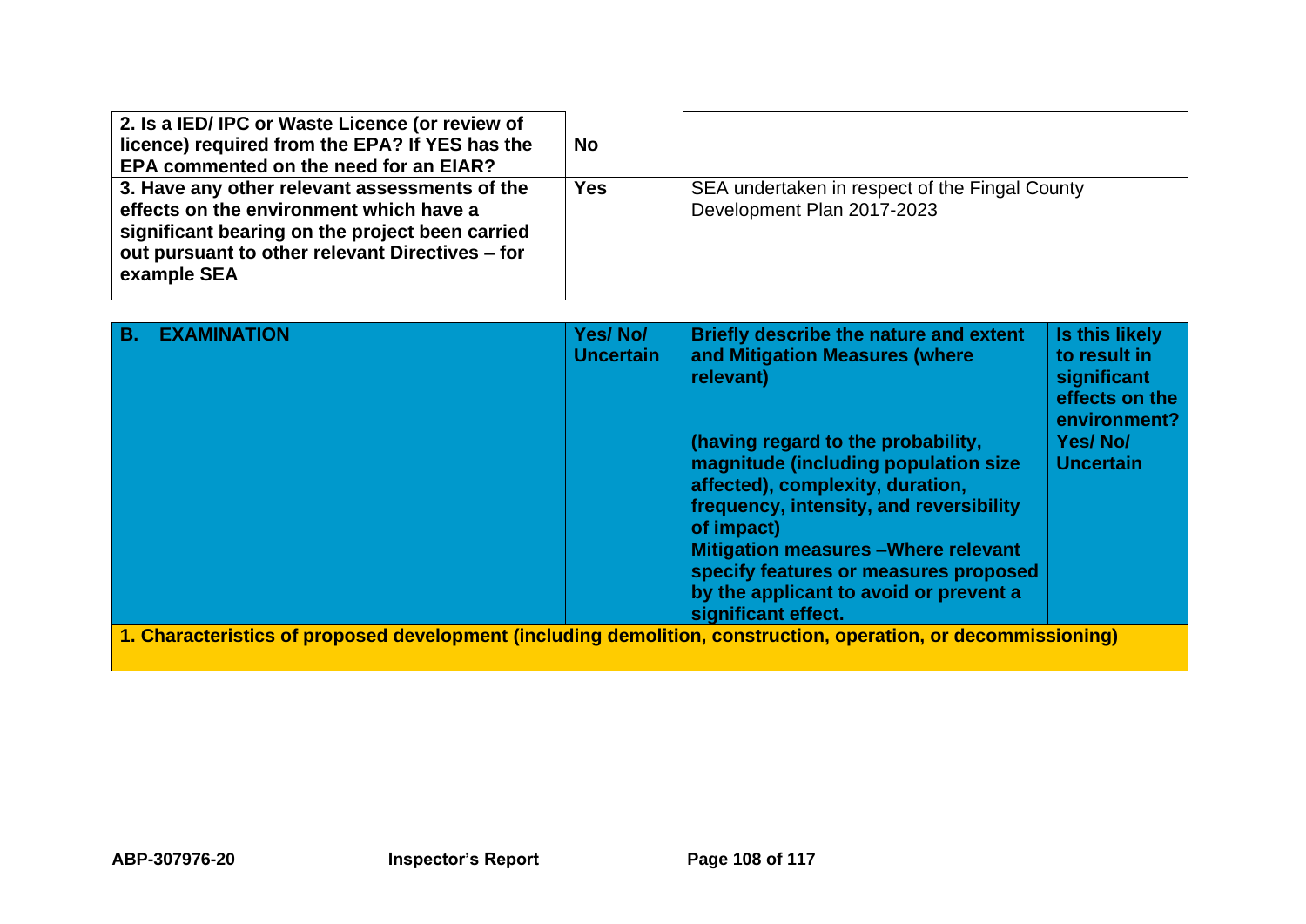| | | |
|---|---|---|
| **2. Is a IED/ IPC or Waste Licence (or review of licence) required from the EPA? If YES has the EPA commented on the need for an EIAR?** | **No** | |
| **3. Have any other relevant assessments of the effects on the environment which have a significant bearing on the project been carried out pursuant to other relevant Directives – for example SEA** | **Yes** | SEA undertaken in respect of the Fingal County Development Plan 2017-2023 |

| **B. EXAMINATION** | **Yes/ No/ Uncertain** | **Briefly describe the nature and extent and Mitigation Measures (where relevant)**<br><br>**(having regard to the probability, magnitude (including population size affected), complexity, duration, frequency, intensity, and reversibility of impact)**<br>**Mitigation measures –Where relevant specify features or measures proposed by the applicant to avoid or prevent a significant effect.** | **Is this likely to result in significant effects on the environment? Yes/ No/ Uncertain** |
|---|---|---|---|
| **1. Characteristics of proposed development (including demolition, construction, operation, or decommissioning)** | | | |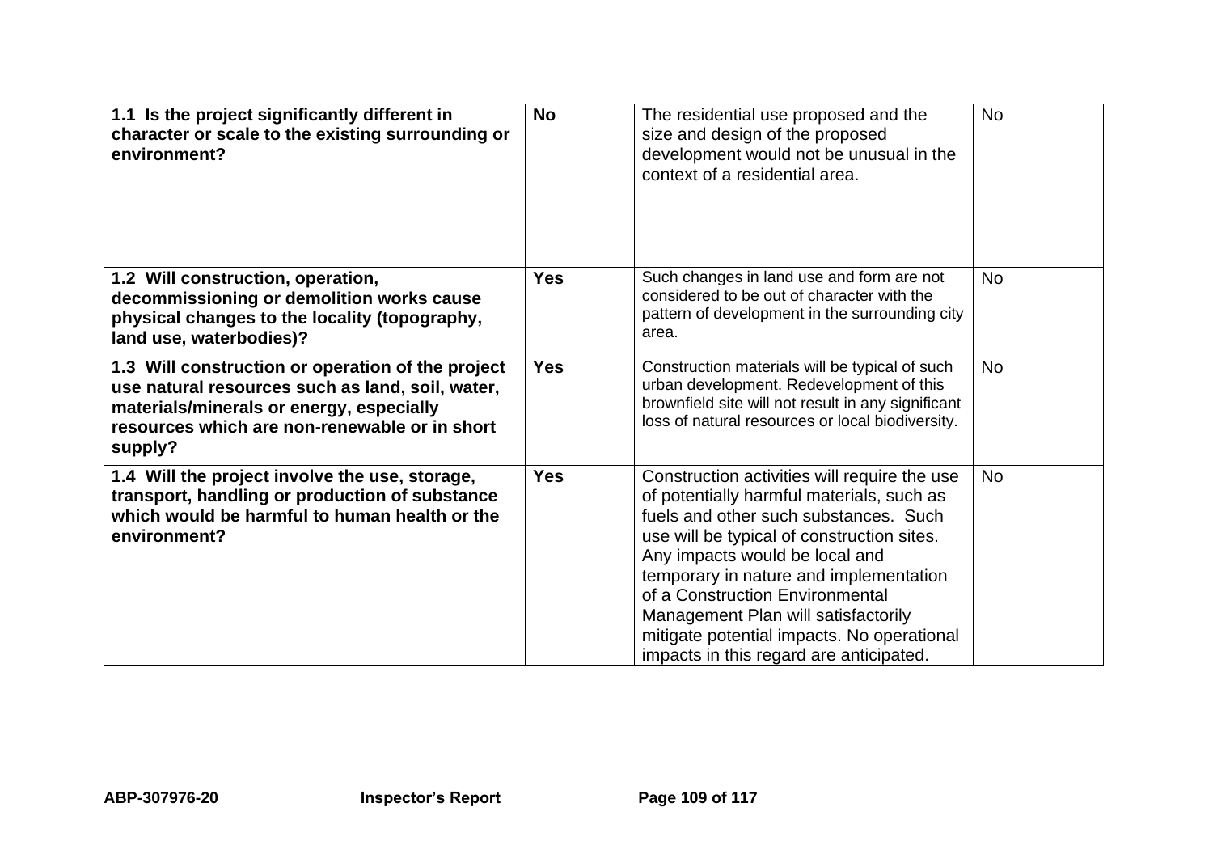| **1.1 Is the project significantly different in character or scale to the existing surrounding or environment?** | **No** | The residential use proposed and the size and design of the proposed development would not be unusual in the context of a residential area. | No |
|---|---|---|---|
| **1.2 Will construction, operation, decommissioning or demolition works cause physical changes to the locality (topography, land use, waterbodies)?** | **Yes** | Such changes in land use and form are not considered to be out of character with the pattern of development in the surrounding city area. | No |
| **1.3 Will construction or operation of the project use natural resources such as land, soil, water, materials/minerals or energy, especially resources which are non-renewable or in short supply?** | **Yes** | Construction materials will be typical of such urban development. Redevelopment of this brownfield site will not result in any significant loss of natural resources or local biodiversity. | No |
| **1.4 Will the project involve the use, storage, transport, handling or production of substance which would be harmful to human health or the environment?** | **Yes** | Construction activities will require the use of potentially harmful materials, such as fuels and other such substances. Such use will be typical of construction sites. Any impacts would be local and temporary in nature and implementation of a Construction Environmental Management Plan will satisfactorily mitigate potential impacts. No operational impacts in this regard are anticipated. | No |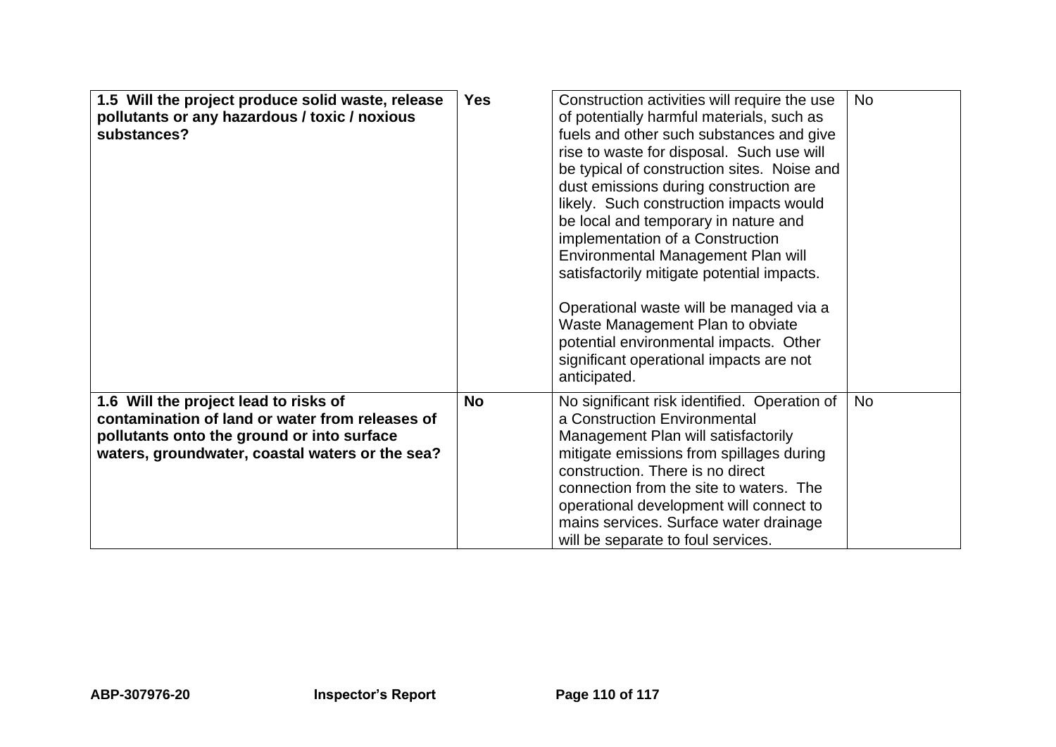| **1.5 Will the project produce solid waste, release pollutants or any hazardous / toxic / noxious substances?** | **Yes** | Construction activities will require the use of potentially harmful materials, such as fuels and other such substances and give rise to waste for disposal. Such use will be typical of construction sites. Noise and dust emissions during construction are likely. Such construction impacts would be local and temporary in nature and implementation of a Construction Environmental Management Plan will satisfactorily mitigate potential impacts.<br><br>Operational waste will be managed via a Waste Management Plan to obviate potential environmental impacts. Other significant operational impacts are not anticipated. | No |
|---|---|---|---|
| **1.6 Will the project lead to risks of contamination of land or water from releases of pollutants onto the ground or into surface waters, groundwater, coastal waters or the sea?** | **No** | No significant risk identified. Operation of a Construction Environmental Management Plan will satisfactorily mitigate emissions from spillages during construction. There is no direct connection from the site to waters. The operational development will connect to mains services. Surface water drainage will be separate to foul services. | No |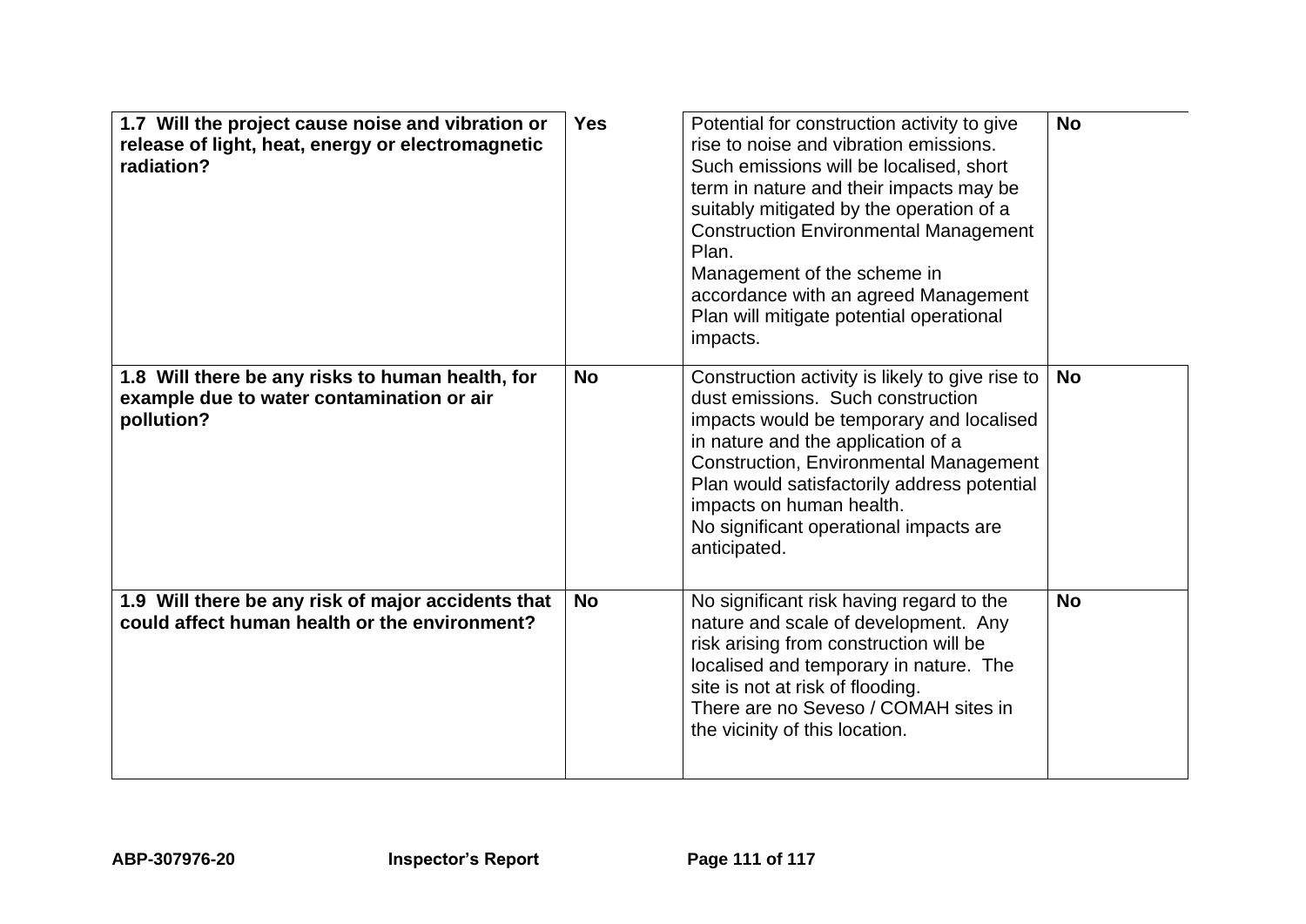| | | | |
|---|---|---|---|
| **1.7 Will the project cause noise and vibration or release of light, heat, energy or electromagnetic radiation?** | **Yes** | Potential for construction activity to give rise to noise and vibration emissions. Such emissions will be localised, short term in nature and their impacts may be suitably mitigated by the operation of a Construction Environmental Management Plan.<br>Management of the scheme in accordance with an agreed Management Plan will mitigate potential operational impacts. | **No** |
| **1.8 Will there be any risks to human health, for example due to water contamination or air pollution?** | **No** | Construction activity is likely to give rise to dust emissions. Such construction impacts would be temporary and localised in nature and the application of a Construction, Environmental Management Plan would satisfactorily address potential impacts on human health.<br>No significant operational impacts are anticipated. | **No** |
| **1.9 Will there be any risk of major accidents that could affect human health or the environment?** | **No** | No significant risk having regard to the nature and scale of development. Any risk arising from construction will be localised and temporary in nature. The site is not at risk of flooding.<br>There are no Seveso / COMAH sites in the vicinity of this location. | **No** |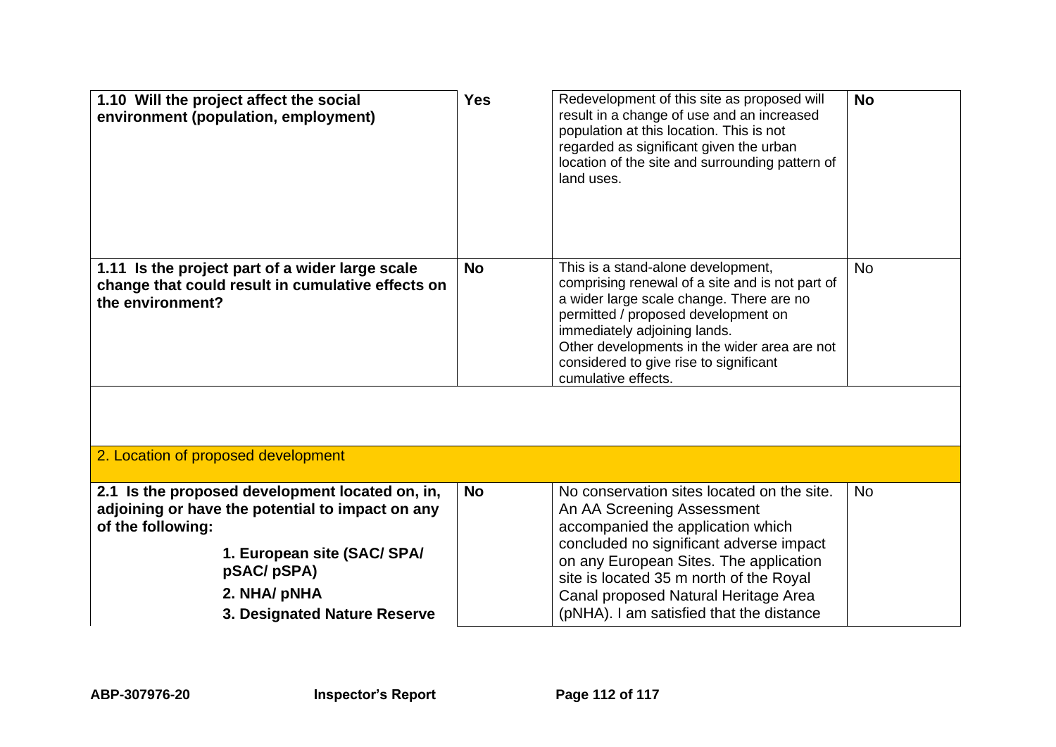| | | | |
|---|---|---|---|
| **1.10 Will the project affect the social environment (population, employment)** | **Yes** | Redevelopment of this site as proposed will result in a change of use and an increased population at this location. This is not regarded as significant given the urban location of the site and surrounding pattern of land uses. | **No** |
| **1.11 Is the project part of a wider large scale change that could result in cumulative effects on the environment?** | **No** | This is a stand-alone development, comprising renewal of a site and is not part of a wider large scale change. There are no permitted / proposed development on immediately adjoining lands. Other developments in the wider area are not considered to give rise to significant cumulative effects. | No |
| 2. Location of proposed development | | | |
| **2.1 Is the proposed development located on, in, adjoining or have the potential to impact on any of the following:** **1. European site (SAC/ SPA/ pSAC/ pSPA)** **2. NHA/ pNHA** **3. Designated Nature Reserve** | **No** | No conservation sites located on the site. An AA Screening Assessment accompanied the application which concluded no significant adverse impact on any European Sites. The application site is located 35 m north of the Royal Canal proposed Natural Heritage Area (pNHA). I am satisfied that the distance | No |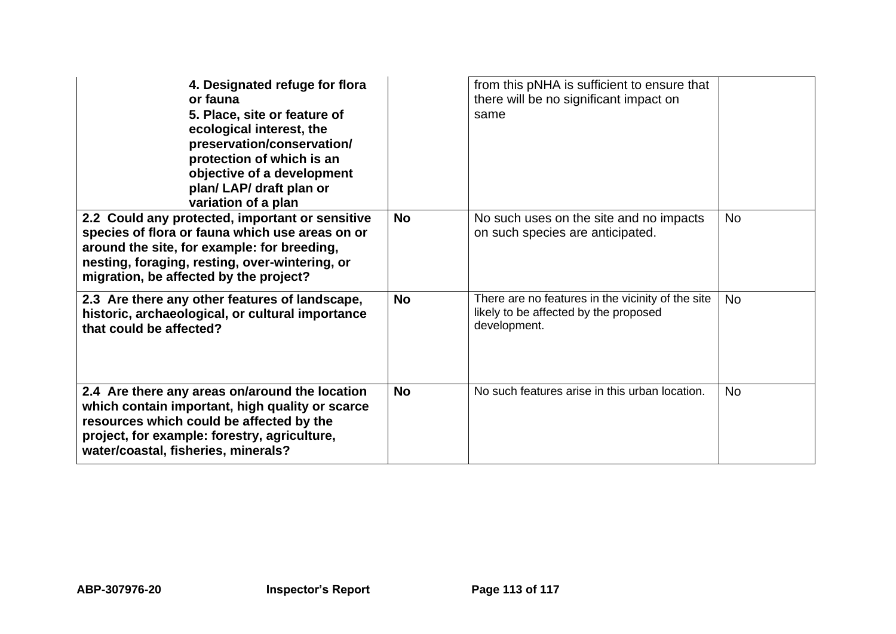| | | | |
|---|---|---|---|
| **4. Designated refuge for flora or fauna**<br>**5. Place, site or feature of ecological interest, the preservation/conservation/ protection of which is an objective of a development plan/ LAP/ draft plan or variation of a plan** | | from this pNHA is sufficient to ensure that there will be no significant impact on same | |
| **2.2 Could any protected, important or sensitive species of flora or fauna which use areas on or around the site, for example: for breeding, nesting, foraging, resting, over-wintering, or migration, be affected by the project?** | **No** | No such uses on the site and no impacts on such species are anticipated. | No |
| **2.3 Are there any other features of landscape, historic, archaeological, or cultural importance that could be affected?** | **No** | There are no features in the vicinity of the site likely to be affected by the proposed development. | No |
| **2.4 Are there any areas on/around the location which contain important, high quality or scarce resources which could be affected by the project, for example: forestry, agriculture, water/coastal, fisheries, minerals?** | **No** | No such features arise in this urban location. | No |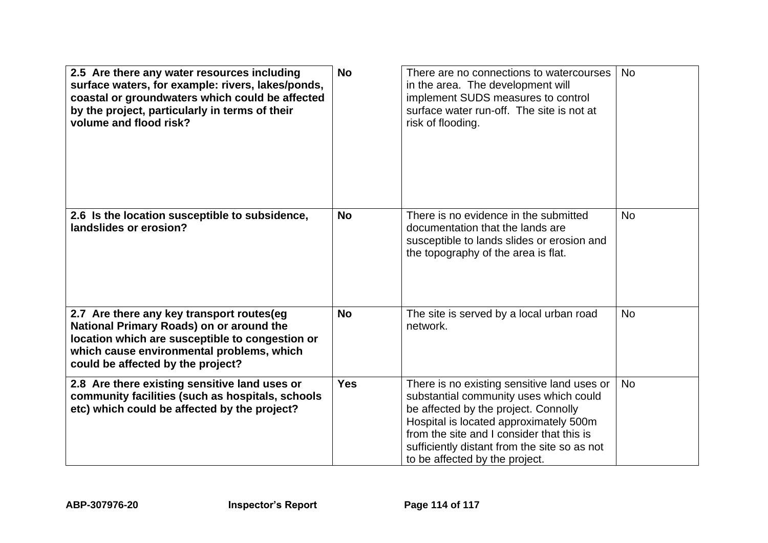| | | | |
|---|---|---|---|
| **2.5 Are there any water resources including surface waters, for example: rivers, lakes/ponds, coastal or groundwaters which could be affected by the project, particularly in terms of their volume and flood risk?** | **No** | There are no connections to watercourses in the area. The development will implement SUDS measures to control surface water run-off. The site is not at risk of flooding. | No |
| **2.6 Is the location susceptible to subsidence, landslides or erosion?** | **No** | There is no evidence in the submitted documentation that the lands are susceptible to lands slides or erosion and the topography of the area is flat. | No |
| **2.7 Are there any key transport routes(eg National Primary Roads) on or around the location which are susceptible to congestion or which cause environmental problems, which could be affected by the project?** | **No** | The site is served by a local urban road network. | No |
| **2.8 Are there existing sensitive land uses or community facilities (such as hospitals, schools etc) which could be affected by the project?** | **Yes** | There is no existing sensitive land uses or substantial community uses which could be affected by the project. Connolly Hospital is located approximately 500m from the site and I consider that this is sufficiently distant from the site so as not to be affected by the project. | No |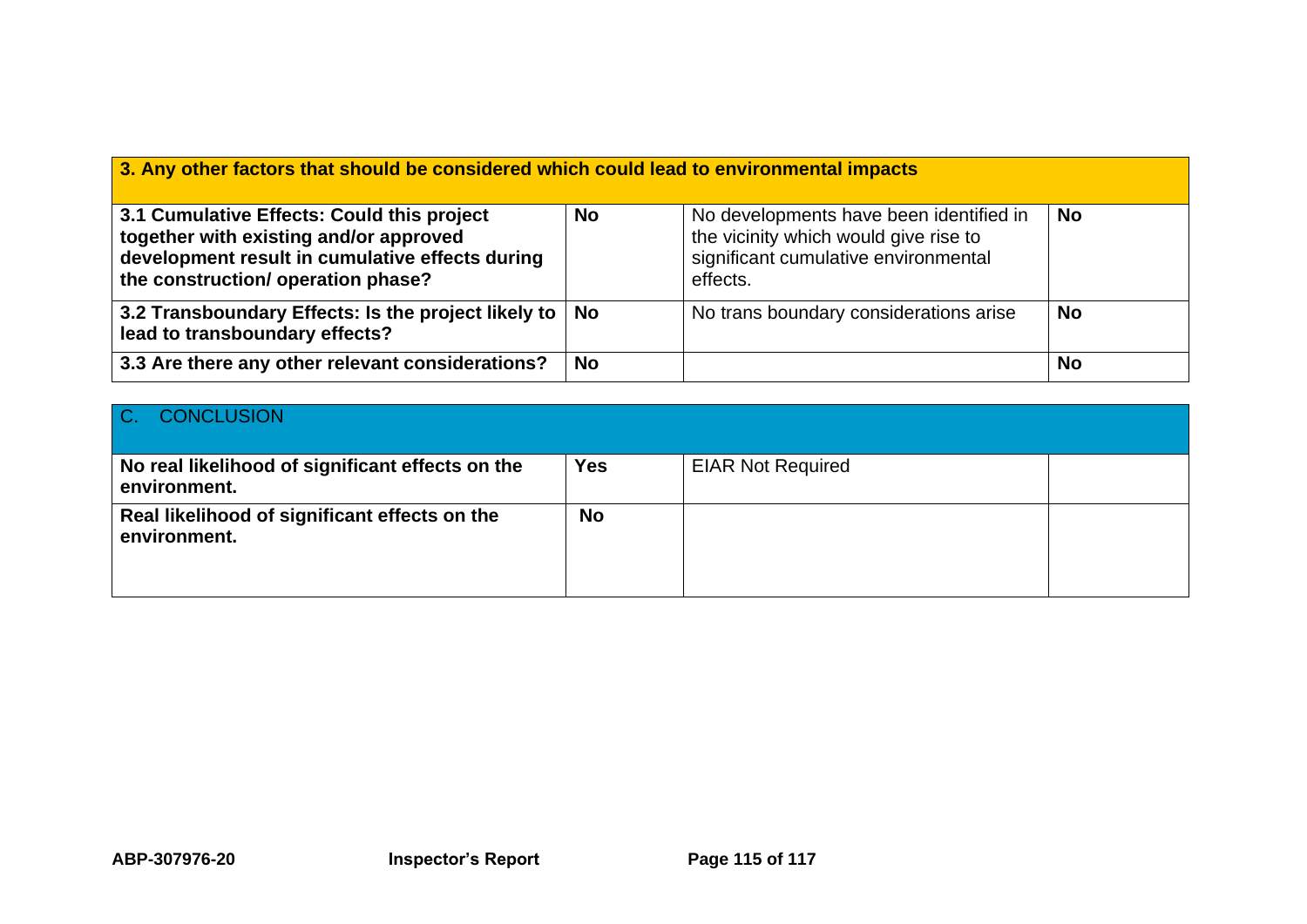| **3. Any other factors that should be considered which could lead to environmental impacts** | | | |
|---|---|---|---|
| **3.1 Cumulative Effects: Could this project together with existing and/or approved development result in cumulative effects during the construction/ operation phase?** | **No** | No developments have been identified in the vicinity which would give rise to significant cumulative environmental effects. | **No** |
| **3.2 Transboundary Effects: Is the project likely to lead to transboundary effects?** | **No** | No trans boundary considerations arise | **No** |
| **3.3 Are there any other relevant considerations?** | **No** | | **No** |

| C. CONCLUSION | | | |
|---|---|---|---|
| **No real likelihood of significant effects on the environment.** | **Yes** | EIAR Not Required | |
| **Real likelihood of significant effects on the environment.** | **No** | | |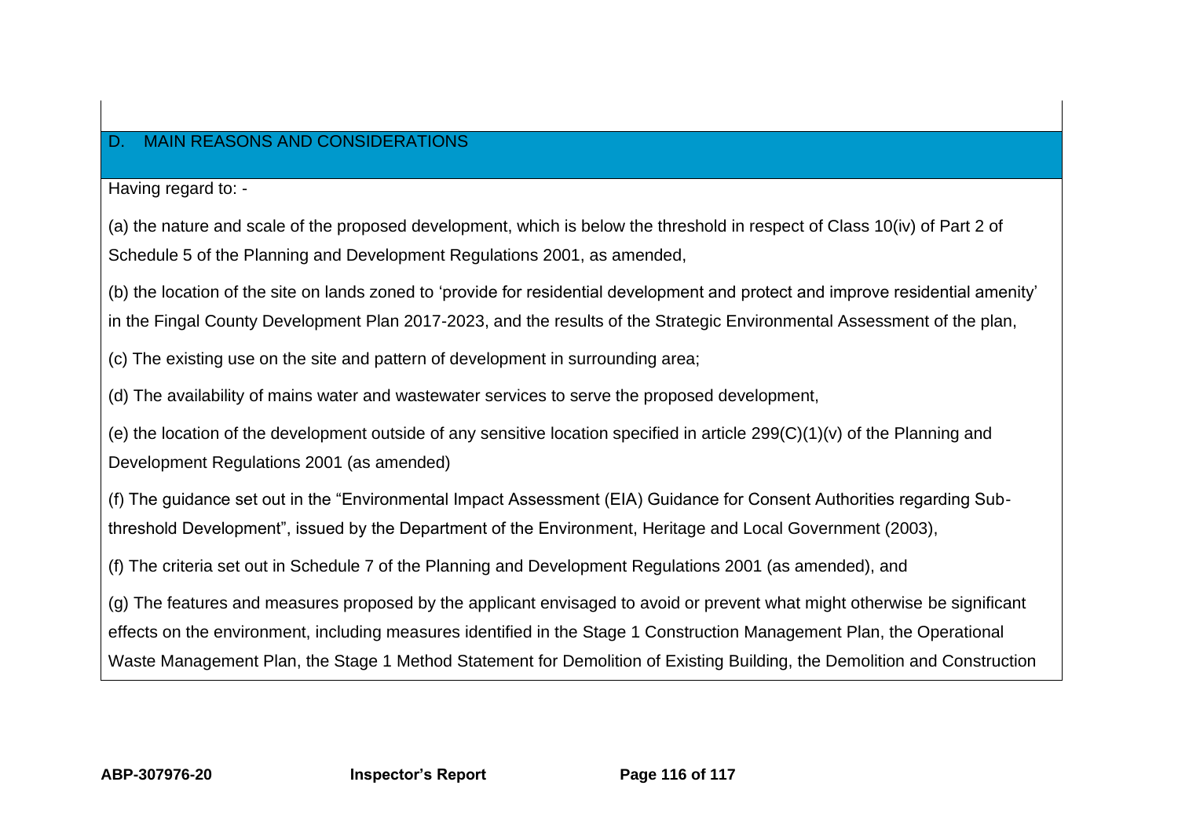## D. MAIN REASONS AND CONSIDERATIONS

Having regard to: -

(a) the nature and scale of the proposed development, which is below the threshold in respect of Class 10(iv) of Part 2 of Schedule 5 of the Planning and Development Regulations 2001, as amended,

(b) the location of the site on lands zoned to 'provide for residential development and protect and improve residential amenity' in the Fingal County Development Plan 2017-2023, and the results of the Strategic Environmental Assessment of the plan,

(c) The existing use on the site and pattern of development in surrounding area;

(d) The availability of mains water and wastewater services to serve the proposed development,

(e) the location of the development outside of any sensitive location specified in article 299(C)(1)(v) of the Planning and Development Regulations 2001 (as amended)

(f) The guidance set out in the "Environmental Impact Assessment (EIA) Guidance for Consent Authorities regarding Sub-threshold Development", issued by the Department of the Environment, Heritage and Local Government (2003),

(f) The criteria set out in Schedule 7 of the Planning and Development Regulations 2001 (as amended), and

(g) The features and measures proposed by the applicant envisaged to avoid or prevent what might otherwise be significant effects on the environment, including measures identified in the Stage 1 Construction Management Plan, the Operational Waste Management Plan, the Stage 1 Method Statement for Demolition of Existing Building, the Demolition and Construction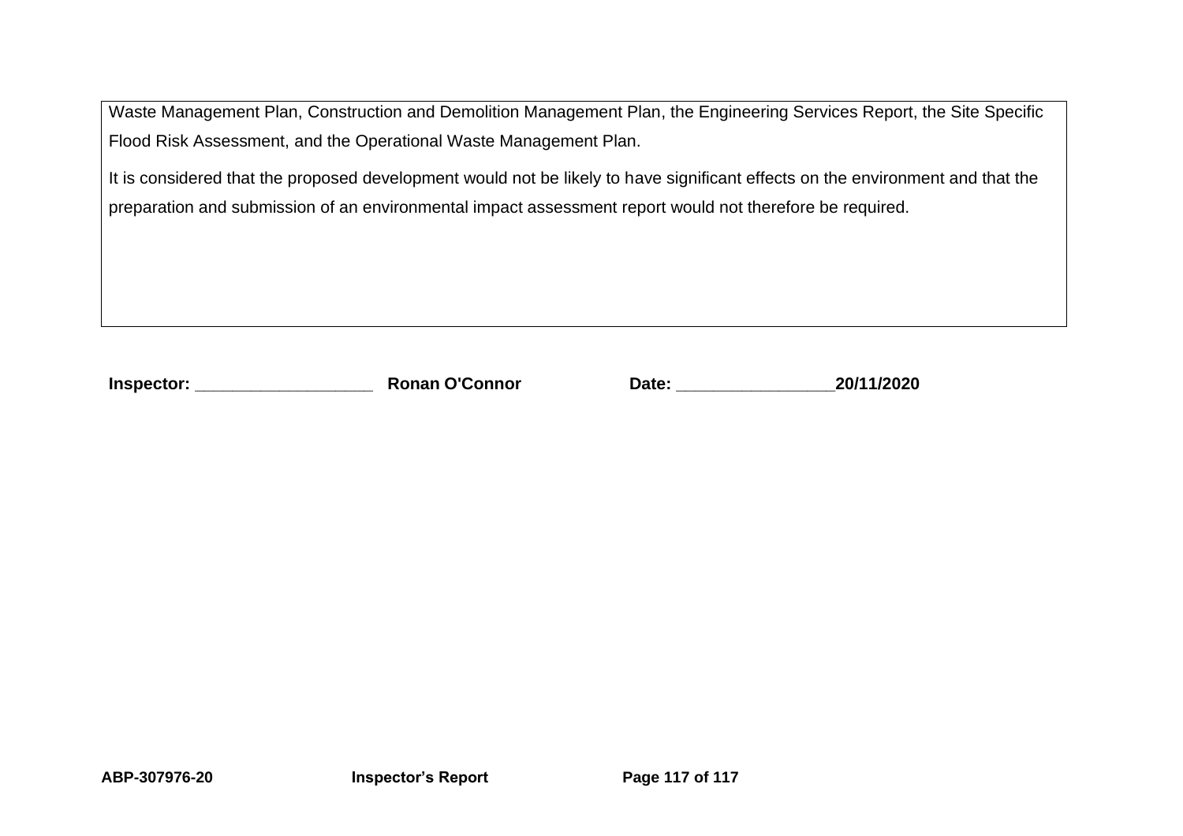Waste Management Plan, Construction and Demolition Management Plan, the Engineering Services Report, the Site Specific Flood Risk Assessment, and the Operational Waste Management Plan.

It is considered that the proposed development would not be likely to have significant effects on the environment and that the preparation and submission of an environmental impact assessment report would not therefore be required.

**Inspector: ___________________ Ronan O'Connor** **Date: _________________20/11/2020**